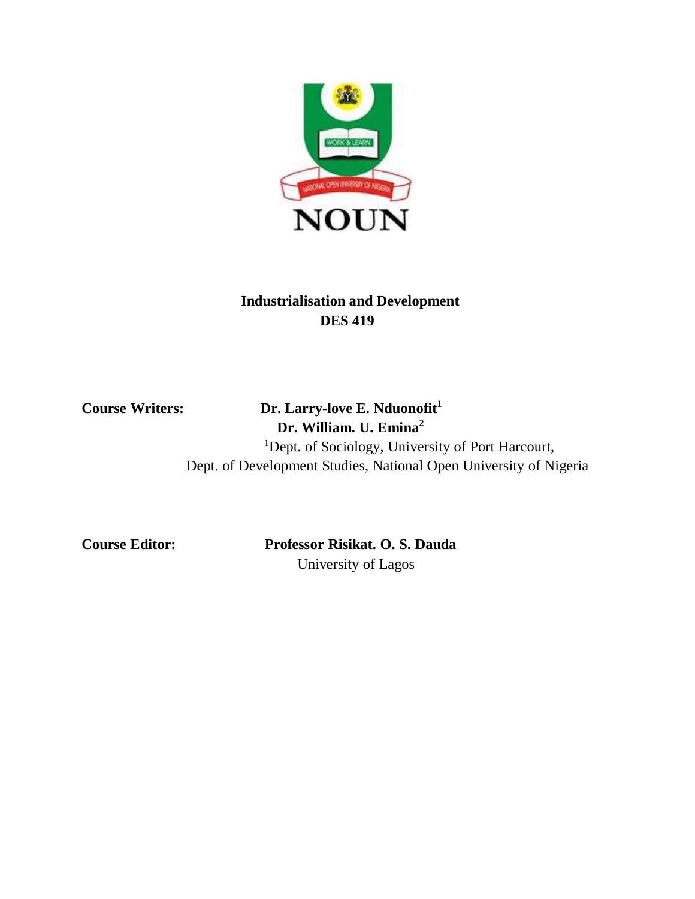# Industrialisation and Development

## DES 419

**Course Writers:** **Dr. Larry-love E. Nduonofit[1]**
**Dr. William. U. Emina[2]**

[1]Dept. of Sociology, University of Port Harcourt,
Dept. of Development Studies, National Open University of Nigeria

**Course Editor:** **Professor Risikat. O. S. Dauda**
University of Lagos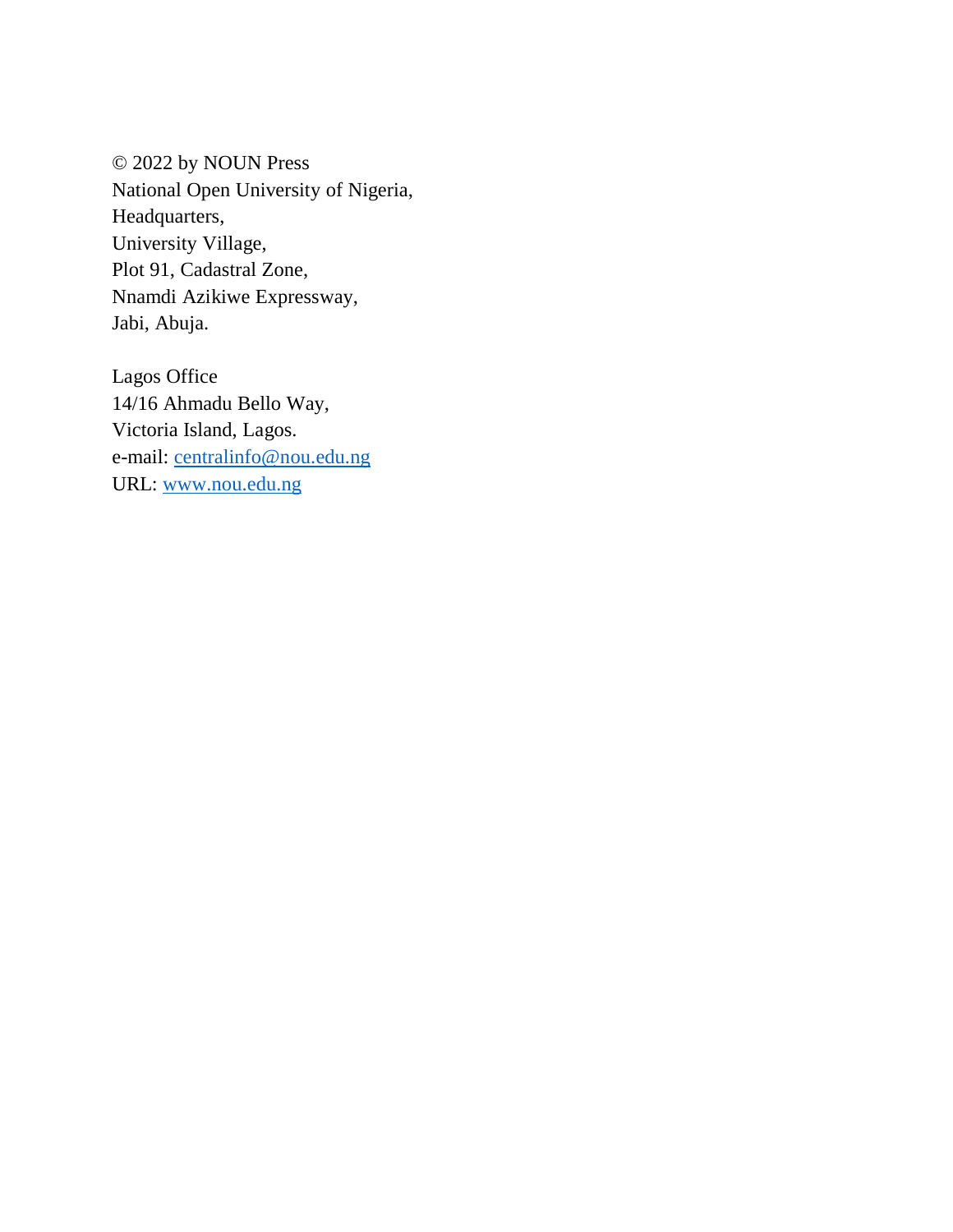© 2022 by NOUN Press
National Open University of Nigeria,
Headquarters,
University Village,
Plot 91, Cadastral Zone,
Nnamdi Azikiwe Expressway,
Jabi, Abuja.

Lagos Office
14/16 Ahmadu Bello Way,
Victoria Island, Lagos.
e-mail: centralinfo@nou.edu.ng
URL: www.nou.edu.ng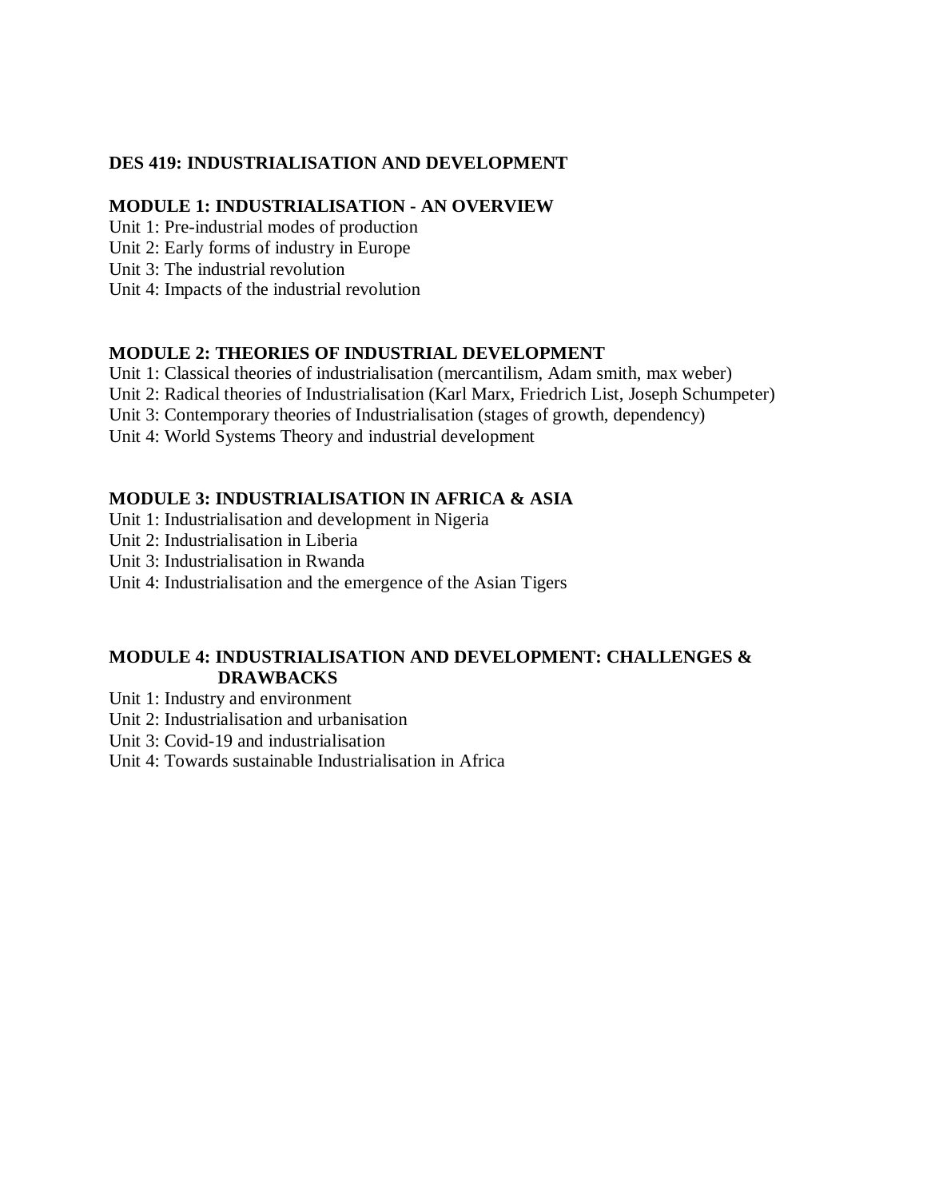# DES 419: INDUSTRIALISATION AND DEVELOPMENT

## MODULE 1: INDUSTRIALISATION - AN OVERVIEW

Unit 1: Pre-industrial modes of production
Unit 2: Early forms of industry in Europe
Unit 3: The industrial revolution
Unit 4: Impacts of the industrial revolution

## MODULE 2: THEORIES OF INDUSTRIAL DEVELOPMENT

Unit 1: Classical theories of industrialisation (mercantilism, Adam smith, max weber)
Unit 2: Radical theories of Industrialisation (Karl Marx, Friedrich List, Joseph Schumpeter)
Unit 3: Contemporary theories of Industrialisation (stages of growth, dependency)
Unit 4: World Systems Theory and industrial development

## MODULE 3: INDUSTRIALISATION IN AFRICA & ASIA

Unit 1: Industrialisation and development in Nigeria
Unit 2: Industrialisation in Liberia
Unit 3: Industrialisation in Rwanda
Unit 4: Industrialisation and the emergence of the Asian Tigers

## MODULE 4: INDUSTRIALISATION AND DEVELOPMENT: CHALLENGES & DRAWBACKS

Unit 1: Industry and environment
Unit 2: Industrialisation and urbanisation
Unit 3: Covid-19 and industrialisation
Unit 4: Towards sustainable Industrialisation in Africa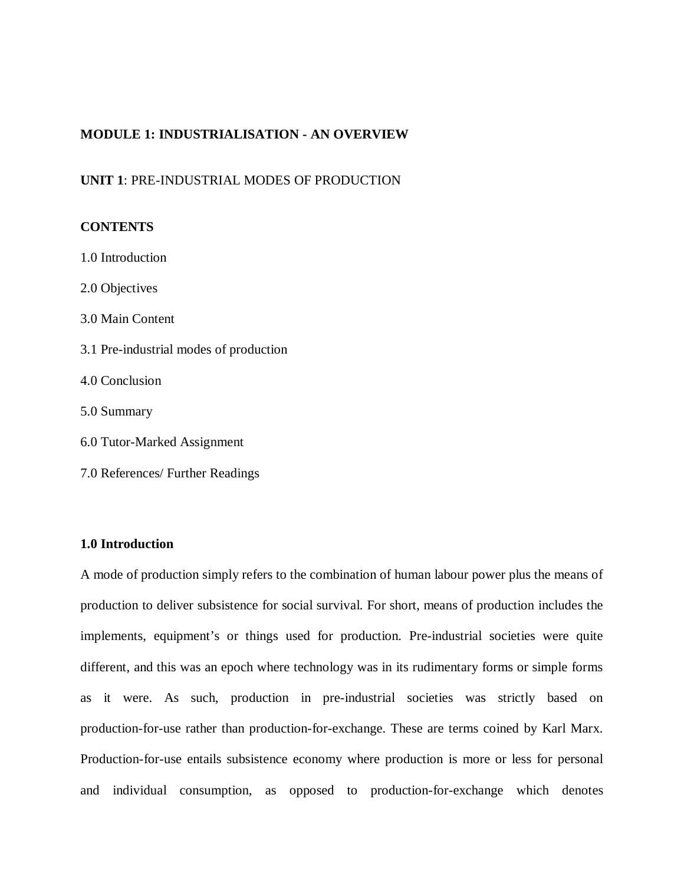**MODULE 1: INDUSTRIALISATION - AN OVERVIEW**

**UNIT 1**: PRE-INDUSTRIAL MODES OF PRODUCTION

**CONTENTS**

1.0 Introduction

2.0 Objectives

3.0 Main Content

3.1 Pre-industrial modes of production

4.0 Conclusion

5.0 Summary

6.0 Tutor-Marked Assignment

7.0 References/ Further Readings

**1.0 Introduction**

A mode of production simply refers to the combination of human labour power plus the means of production to deliver subsistence for social survival. For short, means of production includes the implements, equipment's or things used for production. Pre-industrial societies were quite different, and this was an epoch where technology was in its rudimentary forms or simple forms as it were. As such, production in pre-industrial societies was strictly based on production-for-use rather than production-for-exchange. These are terms coined by Karl Marx. Production-for-use entails subsistence economy where production is more or less for personal and individual consumption, as opposed to production-for-exchange which denotes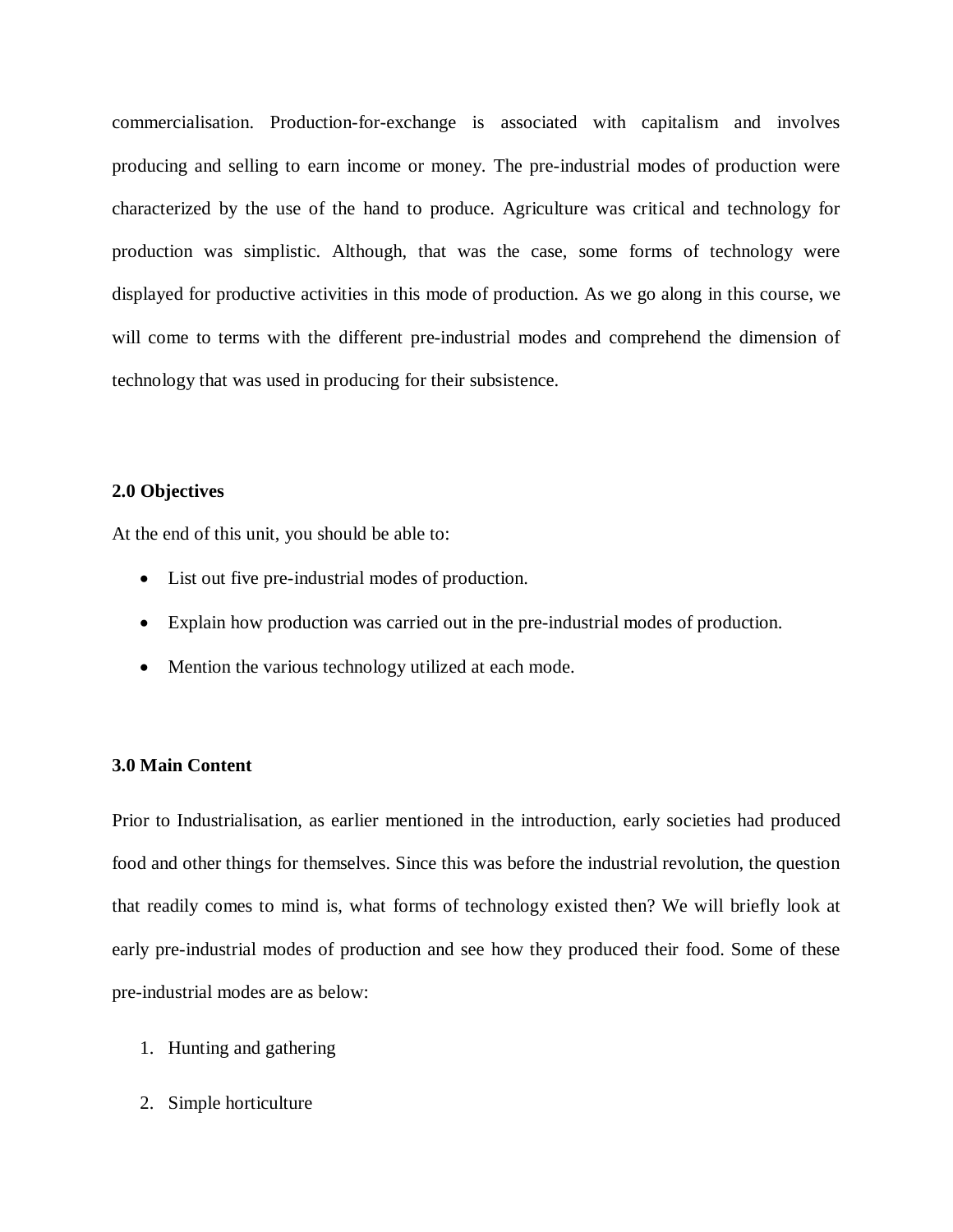commercialisation. Production-for-exchange is associated with capitalism and involves producing and selling to earn income or money. The pre-industrial modes of production were characterized by the use of the hand to produce. Agriculture was critical and technology for production was simplistic. Although, that was the case, some forms of technology were displayed for productive activities in this mode of production. As we go along in this course, we will come to terms with the different pre-industrial modes and comprehend the dimension of technology that was used in producing for their subsistence.

## 2.0 Objectives

At the end of this unit, you should be able to:

- List out five pre-industrial modes of production.
- Explain how production was carried out in the pre-industrial modes of production.
- Mention the various technology utilized at each mode.

## 3.0 Main Content

Prior to Industrialisation, as earlier mentioned in the introduction, early societies had produced food and other things for themselves. Since this was before the industrial revolution, the question that readily comes to mind is, what forms of technology existed then? We will briefly look at early pre-industrial modes of production and see how they produced their food. Some of these pre-industrial modes are as below:

1. Hunting and gathering
2. Simple horticulture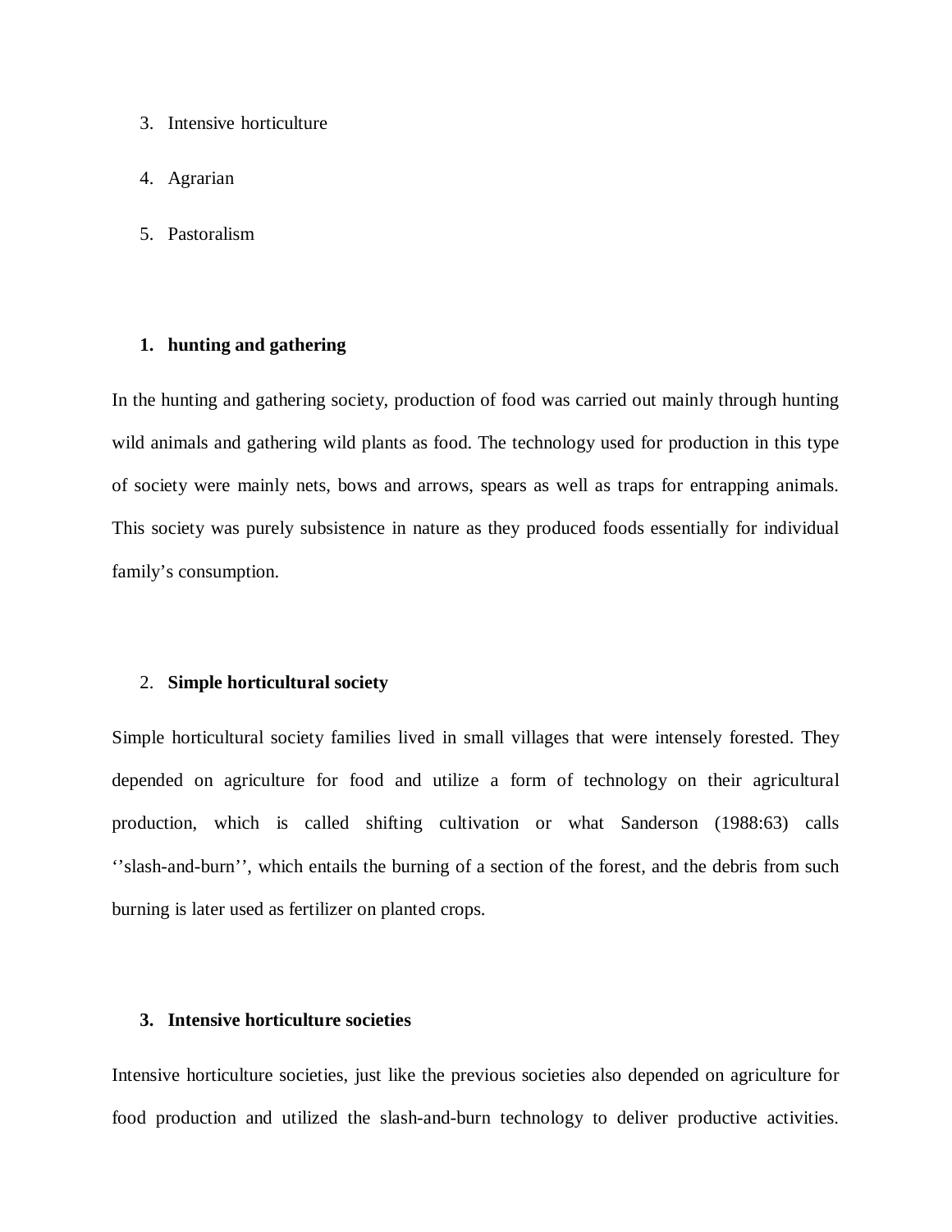3. Intensive horticulture
4. Agrarian
5. Pastoralism

**1. hunting and gathering**

In the hunting and gathering society, production of food was carried out mainly through hunting wild animals and gathering wild plants as food. The technology used for production in this type of society were mainly nets, bows and arrows, spears as well as traps for entrapping animals. This society was purely subsistence in nature as they produced foods essentially for individual family's consumption.

2. **Simple horticultural society**

Simple horticultural society families lived in small villages that were intensely forested. They depended on agriculture for food and utilize a form of technology on their agricultural production, which is called shifting cultivation or what Sanderson (1988:63) calls ''slash-and-burn'', which entails the burning of a section of the forest, and the debris from such burning is later used as fertilizer on planted crops.

**3. Intensive horticulture societies**

Intensive horticulture societies, just like the previous societies also depended on agriculture for food production and utilized the slash-and-burn technology to deliver productive activities.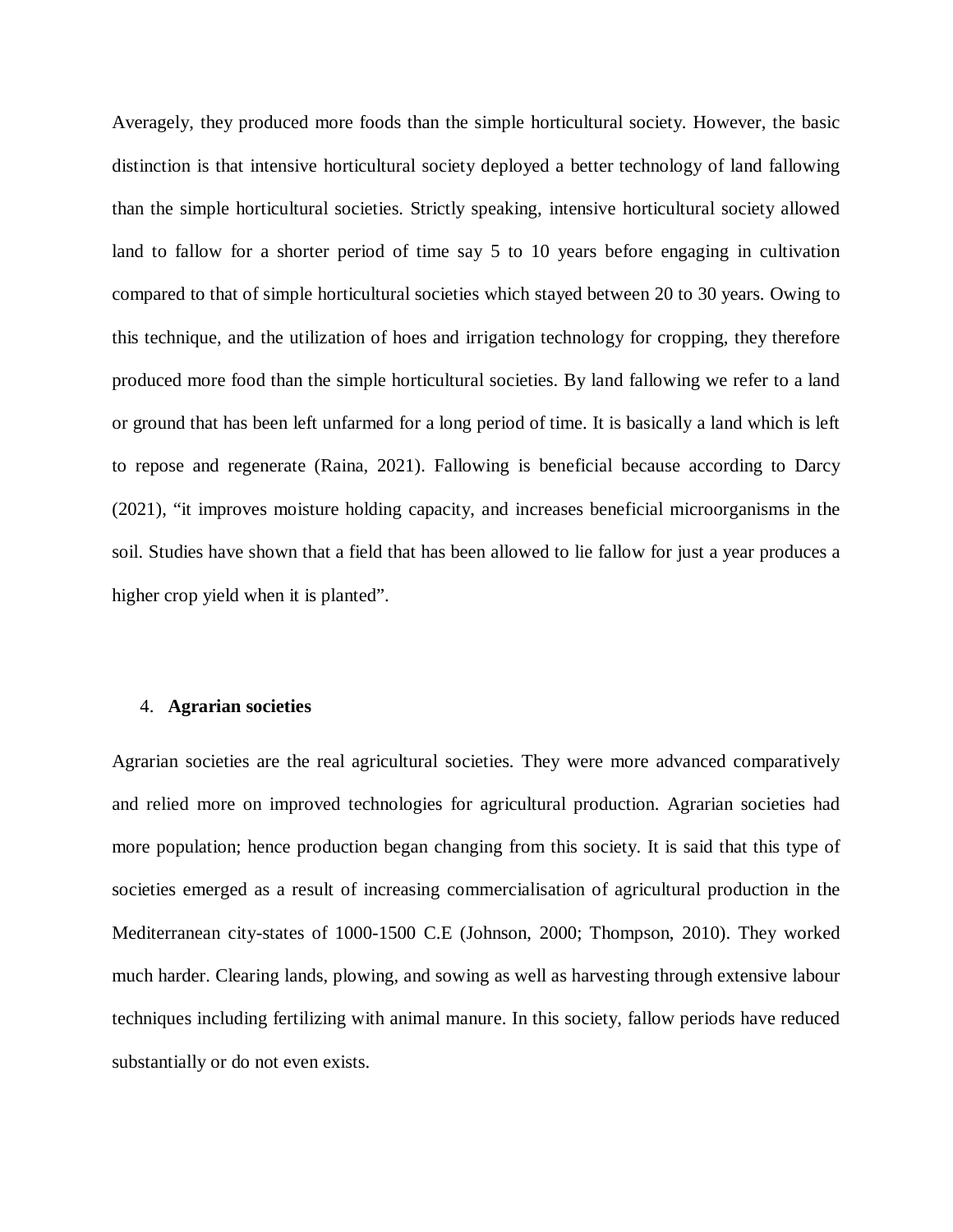Averagely, they produced more foods than the simple horticultural society. However, the basic distinction is that intensive horticultural society deployed a better technology of land fallowing than the simple horticultural societies. Strictly speaking, intensive horticultural society allowed land to fallow for a shorter period of time say 5 to 10 years before engaging in cultivation compared to that of simple horticultural societies which stayed between 20 to 30 years. Owing to this technique, and the utilization of hoes and irrigation technology for cropping, they therefore produced more food than the simple horticultural societies. By land fallowing we refer to a land or ground that has been left unfarmed for a long period of time. It is basically a land which is left to repose and regenerate (Raina, 2021). Fallowing is beneficial because according to Darcy (2021), "it improves moisture holding capacity, and increases beneficial microorganisms in the soil. Studies have shown that a field that has been allowed to lie fallow for just a year produces a higher crop yield when it is planted".

4. **Agrarian societies**

Agrarian societies are the real agricultural societies. They were more advanced comparatively and relied more on improved technologies for agricultural production. Agrarian societies had more population; hence production began changing from this society. It is said that this type of societies emerged as a result of increasing commercialisation of agricultural production in the Mediterranean city-states of 1000-1500 C.E (Johnson, 2000; Thompson, 2010). They worked much harder. Clearing lands, plowing, and sowing as well as harvesting through extensive labour techniques including fertilizing with animal manure. In this society, fallow periods have reduced substantially or do not even exists.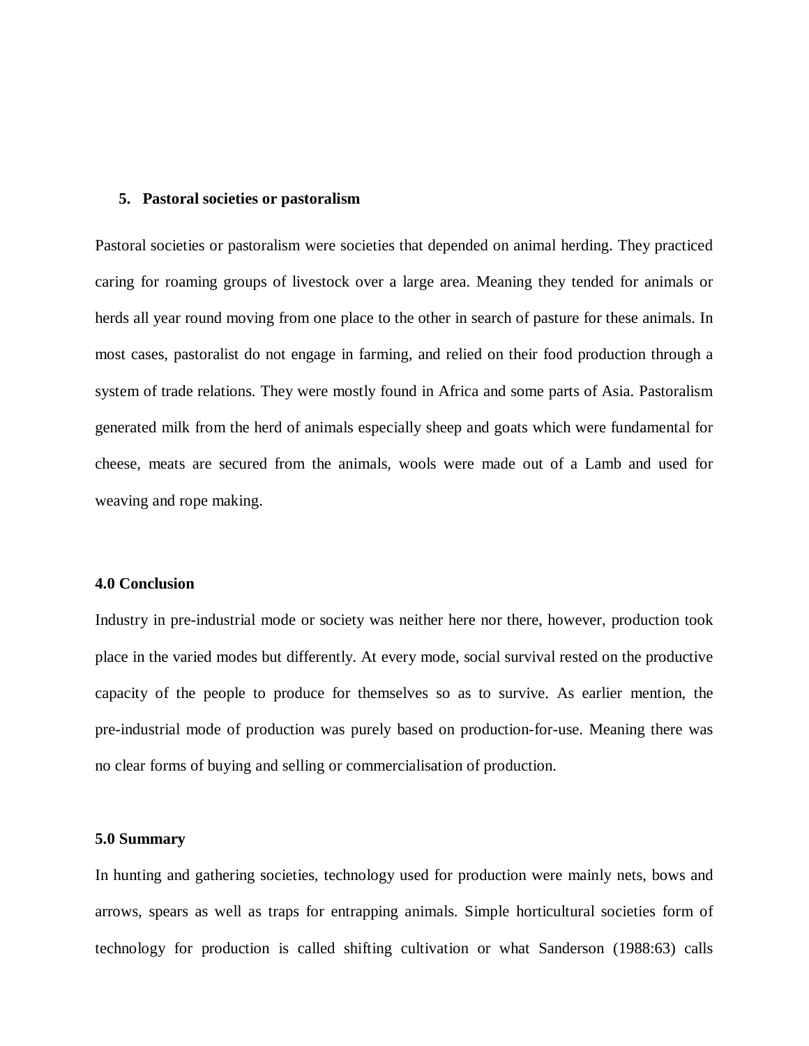5. **Pastoral societies or pastoralism**

Pastoral societies or pastoralism were societies that depended on animal herding. They practiced caring for roaming groups of livestock over a large area. Meaning they tended for animals or herds all year round moving from one place to the other in search of pasture for these animals. In most cases, pastoralist do not engage in farming, and relied on their food production through a system of trade relations. They were mostly found in Africa and some parts of Asia. Pastoralism generated milk from the herd of animals especially sheep and goats which were fundamental for cheese, meats are secured from the animals, wools were made out of a Lamb and used for weaving and rope making.

**4.0 Conclusion**

Industry in pre-industrial mode or society was neither here nor there, however, production took place in the varied modes but differently. At every mode, social survival rested on the productive capacity of the people to produce for themselves so as to survive. As earlier mention, the pre-industrial mode of production was purely based on production-for-use. Meaning there was no clear forms of buying and selling or commercialisation of production.

**5.0 Summary**

In hunting and gathering societies, technology used for production were mainly nets, bows and arrows, spears as well as traps for entrapping animals. Simple horticultural societies form of technology for production is called shifting cultivation or what Sanderson (1988:63) calls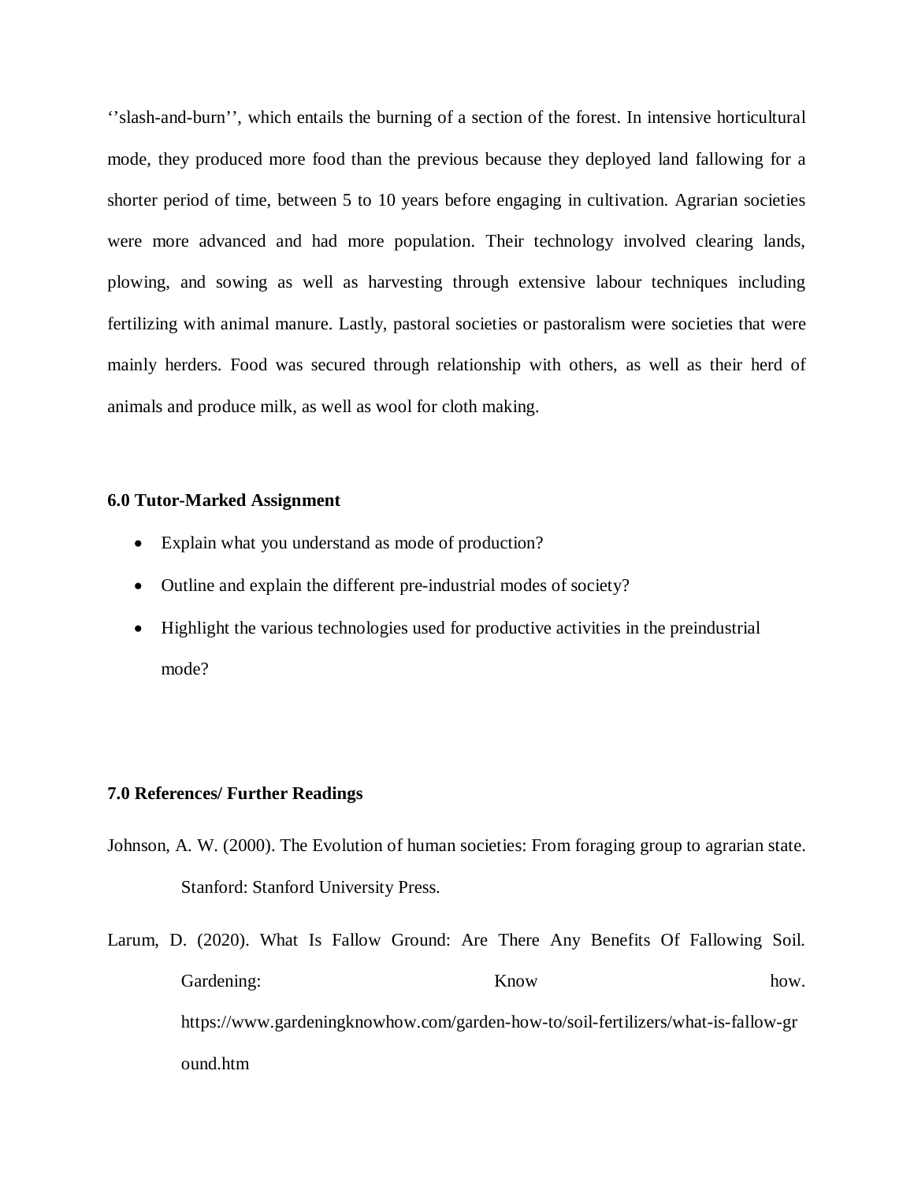''slash-and-burn'', which entails the burning of a section of the forest. In intensive horticultural mode, they produced more food than the previous because they deployed land fallowing for a shorter period of time, between 5 to 10 years before engaging in cultivation. Agrarian societies were more advanced and had more population. Their technology involved clearing lands, plowing, and sowing as well as harvesting through extensive labour techniques including fertilizing with animal manure. Lastly, pastoral societies or pastoralism were societies that were mainly herders. Food was secured through relationship with others, as well as their herd of animals and produce milk, as well as wool for cloth making.

## 6.0 Tutor-Marked Assignment

- Explain what you understand as mode of production?
- Outline and explain the different pre-industrial modes of society?
- Highlight the various technologies used for productive activities in the preindustrial mode?

## 7.0 References/ Further Readings

Johnson, A. W. (2000). The Evolution of human societies: From foraging group to agrarian state. Stanford: Stanford University Press.

Larum, D. (2020). What Is Fallow Ground: Are There Any Benefits Of Fallowing Soil. Gardening: Know how. https://www.gardeningknowhow.com/garden-how-to/soil-fertilizers/what-is-fallow-ground.htm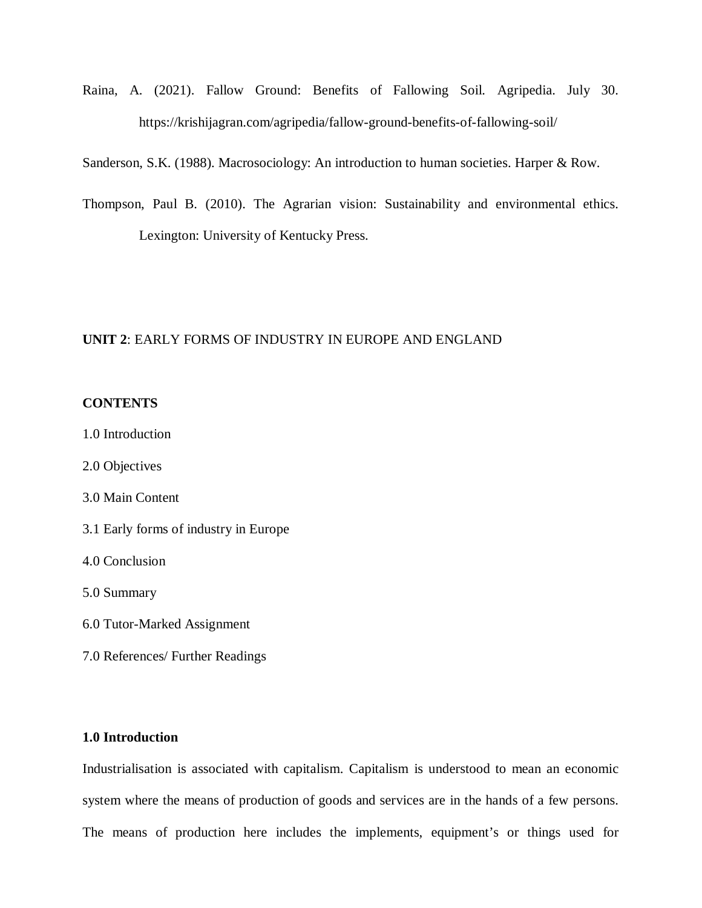Raina, A. (2021). Fallow Ground: Benefits of Fallowing Soil. Agripedia. July 30. https://krishijagran.com/agripedia/fallow-ground-benefits-of-fallowing-soil/

Sanderson, S.K. (1988). Macrosociology: An introduction to human societies. Harper & Row.

Thompson, Paul B. (2010). The Agrarian vision: Sustainability and environmental ethics. Lexington: University of Kentucky Press.

## **UNIT 2**: EARLY FORMS OF INDUSTRY IN EUROPE AND ENGLAND

**CONTENTS**

1.0 Introduction

2.0 Objectives

3.0 Main Content

3.1 Early forms of industry in Europe

4.0 Conclusion

5.0 Summary

6.0 Tutor-Marked Assignment

7.0 References/ Further Readings

### 1.0 Introduction

Industrialisation is associated with capitalism. Capitalism is understood to mean an economic system where the means of production of goods and services are in the hands of a few persons. The means of production here includes the implements, equipment's or things used for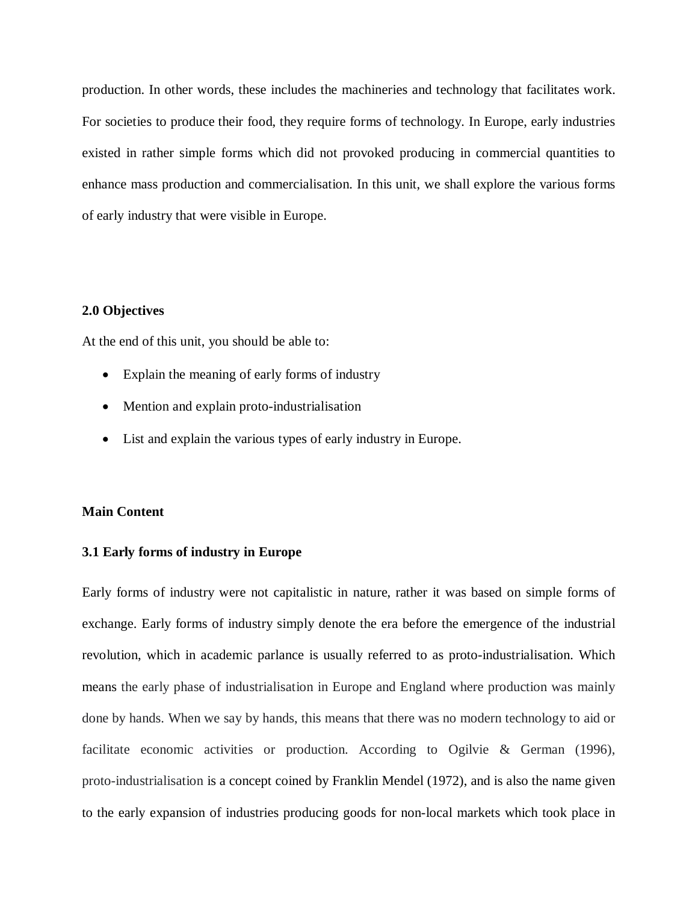production. In other words, these includes the machineries and technology that facilitates work. For societies to produce their food, they require forms of technology. In Europe, early industries existed in rather simple forms which did not provoked producing in commercial quantities to enhance mass production and commercialisation. In this unit, we shall explore the various forms of early industry that were visible in Europe.

**2.0 Objectives**

At the end of this unit, you should be able to:

- Explain the meaning of early forms of industry
- Mention and explain proto-industrialisation
- List and explain the various types of early industry in Europe.

**Main Content**

**3.1 Early forms of industry in Europe**

Early forms of industry were not capitalistic in nature, rather it was based on simple forms of exchange. Early forms of industry simply denote the era before the emergence of the industrial revolution, which in academic parlance is usually referred to as proto-industrialisation. Which means the early phase of industrialisation in Europe and England where production was mainly done by hands. When we say by hands, this means that there was no modern technology to aid or facilitate economic activities or production. According to Ogilvie & German (1996), proto-industrialisation is a concept coined by Franklin Mendel (1972), and is also the name given to the early expansion of industries producing goods for non-local markets which took place in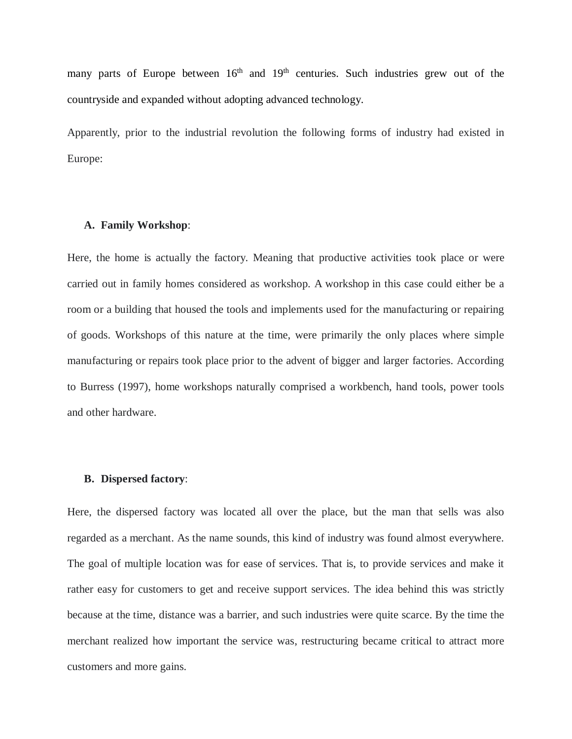many parts of Europe between 16th and 19th centuries. Such industries grew out of the countryside and expanded without adopting advanced technology.

Apparently, prior to the industrial revolution the following forms of industry had existed in Europe:

A. **Family Workshop**:

Here, the home is actually the factory. Meaning that productive activities took place or were carried out in family homes considered as workshop. A workshop in this case could either be a room or a building that housed the tools and implements used for the manufacturing or repairing of goods. Workshops of this nature at the time, were primarily the only places where simple manufacturing or repairs took place prior to the advent of bigger and larger factories. According to Burress (1997), home workshops naturally comprised a workbench, hand tools, power tools and other hardware.

B. **Dispersed factory**:

Here, the dispersed factory was located all over the place, but the man that sells was also regarded as a merchant. As the name sounds, this kind of industry was found almost everywhere. The goal of multiple location was for ease of services. That is, to provide services and make it rather easy for customers to get and receive support services. The idea behind this was strictly because at the time, distance was a barrier, and such industries were quite scarce. By the time the merchant realized how important the service was, restructuring became critical to attract more customers and more gains.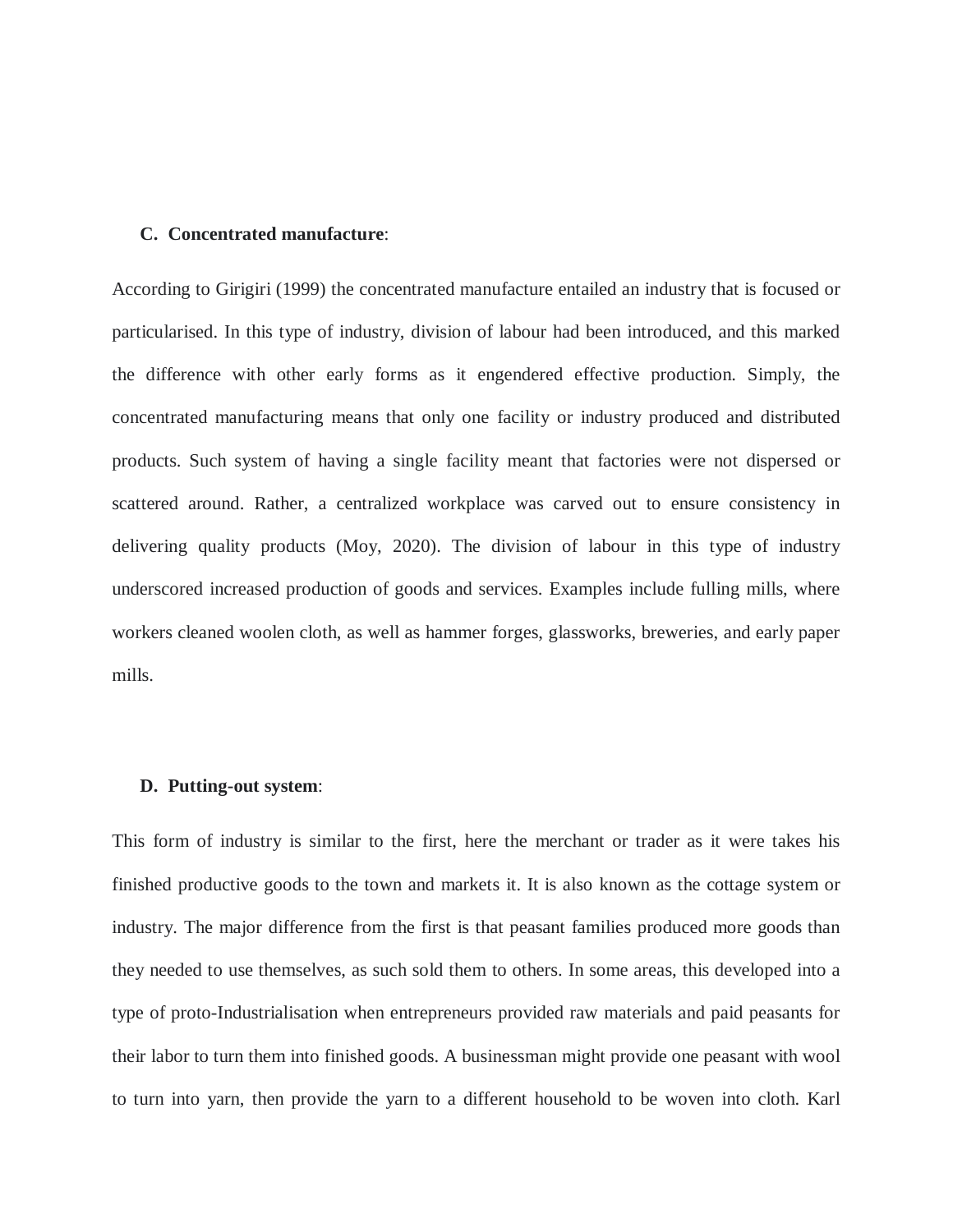**C. Concentrated manufacture**:

According to Girigiri (1999) the concentrated manufacture entailed an industry that is focused or particularised. In this type of industry, division of labour had been introduced, and this marked the difference with other early forms as it engendered effective production. Simply, the concentrated manufacturing means that only one facility or industry produced and distributed products. Such system of having a single facility meant that factories were not dispersed or scattered around. Rather, a centralized workplace was carved out to ensure consistency in delivering quality products (Moy, 2020). The division of labour in this type of industry underscored increased production of goods and services. Examples include fulling mills, where workers cleaned woolen cloth, as well as hammer forges, glassworks, breweries, and early paper mills.

**D. Putting-out system**:

This form of industry is similar to the first, here the merchant or trader as it were takes his finished productive goods to the town and markets it. It is also known as the cottage system or industry. The major difference from the first is that peasant families produced more goods than they needed to use themselves, as such sold them to others. In some areas, this developed into a type of proto-Industrialisation when entrepreneurs provided raw materials and paid peasants for their labor to turn them into finished goods. A businessman might provide one peasant with wool to turn into yarn, then provide the yarn to a different household to be woven into cloth. Karl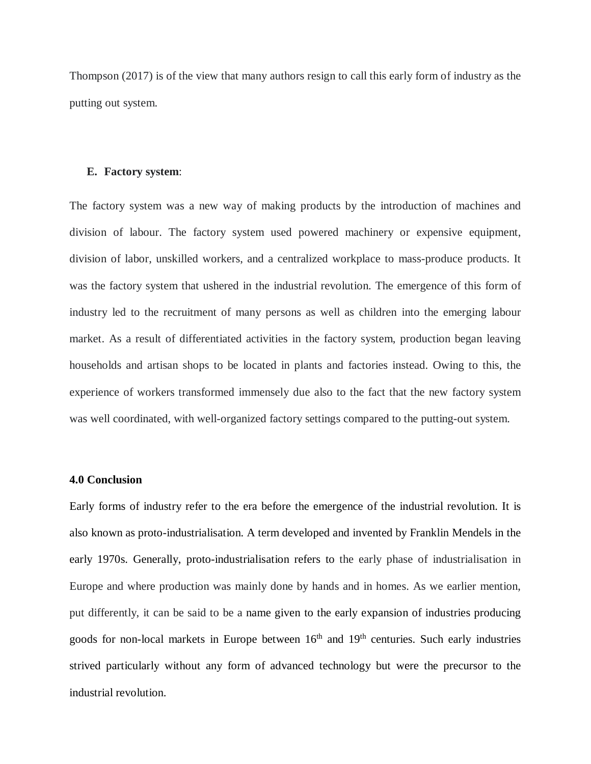Thompson (2017) is of the view that many authors resign to call this early form of industry as the putting out system.

**E. Factory system**:

The factory system was a new way of making products by the introduction of machines and division of labour. The factory system used powered machinery or expensive equipment, division of labor, unskilled workers, and a centralized workplace to mass-produce products. It was the factory system that ushered in the industrial revolution. The emergence of this form of industry led to the recruitment of many persons as well as children into the emerging labour market. As a result of differentiated activities in the factory system, production began leaving households and artisan shops to be located in plants and factories instead. Owing to this, the experience of workers transformed immensely due also to the fact that the new factory system was well coordinated, with well-organized factory settings compared to the putting-out system.

## 4.0 Conclusion

Early forms of industry refer to the era before the emergence of the industrial revolution. It is also known as proto-industrialisation. A term developed and invented by Franklin Mendels in the early 1970s. Generally, proto-industrialisation refers to the early phase of industrialisation in Europe and where production was mainly done by hands and in homes. As we earlier mention, put differently, it can be said to be a name given to the early expansion of industries producing goods for non-local markets in Europe between 16th and 19th centuries. Such early industries strived particularly without any form of advanced technology but were the precursor to the industrial revolution.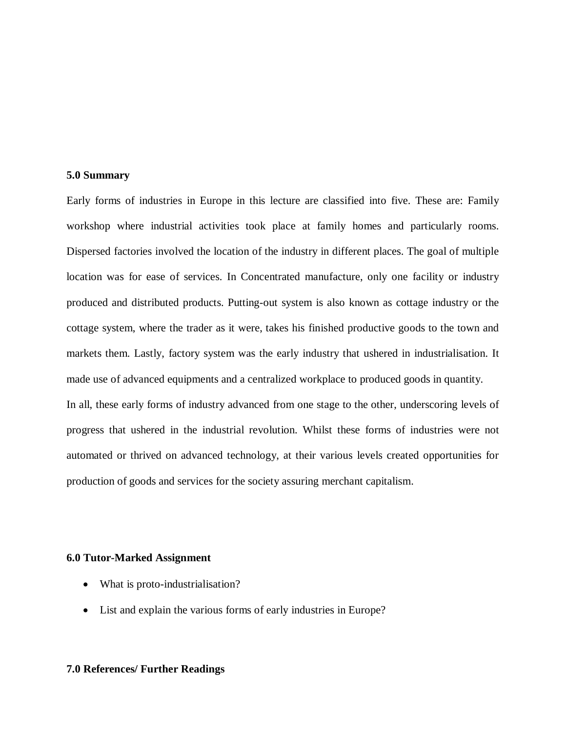## 5.0 Summary

Early forms of industries in Europe in this lecture are classified into five. These are: Family workshop where industrial activities took place at family homes and particularly rooms. Dispersed factories involved the location of the industry in different places. The goal of multiple location was for ease of services. In Concentrated manufacture, only one facility or industry produced and distributed products. Putting-out system is also known as cottage industry or the cottage system, where the trader as it were, takes his finished productive goods to the town and markets them. Lastly, factory system was the early industry that ushered in industrialisation. It made use of advanced equipments and a centralized workplace to produced goods in quantity.

In all, these early forms of industry advanced from one stage to the other, underscoring levels of progress that ushered in the industrial revolution. Whilst these forms of industries were not automated or thrived on advanced technology, at their various levels created opportunities for production of goods and services for the society assuring merchant capitalism.

## 6.0 Tutor-Marked Assignment

- What is proto-industrialisation?
- List and explain the various forms of early industries in Europe?

## 7.0 References/ Further Readings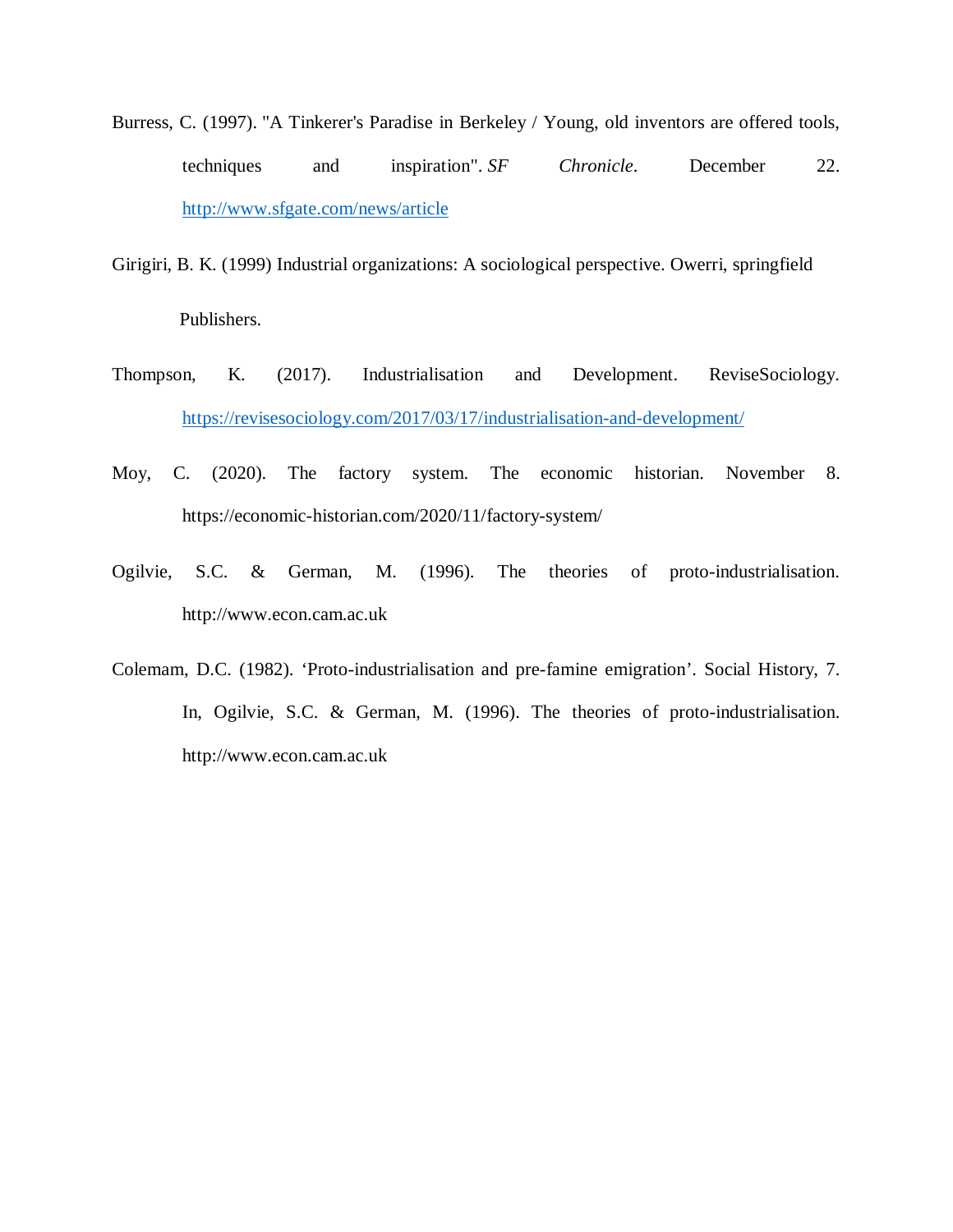Burress, C. (1997). "A Tinkerer's Paradise in Berkeley / Young, old inventors are offered tools, techniques and inspiration". *SF Chronicle*. December 22. http://www.sfgate.com/news/article

Girigiri, B. K. (1999) Industrial organizations: A sociological perspective. Owerri, springfield Publishers.

Thompson, K. (2017). Industrialisation and Development. ReviseSociology. https://revisesociology.com/2017/03/17/industrialisation-and-development/

Moy, C. (2020). The factory system. The economic historian. November 8. https://economic-historian.com/2020/11/factory-system/

Ogilvie, S.C. & German, M. (1996). The theories of proto-industrialisation. http://www.econ.cam.ac.uk

Colemam, D.C. (1982). 'Proto-industrialisation and pre-famine emigration'. Social History, 7. In, Ogilvie, S.C. & German, M. (1996). The theories of proto-industrialisation. http://www.econ.cam.ac.uk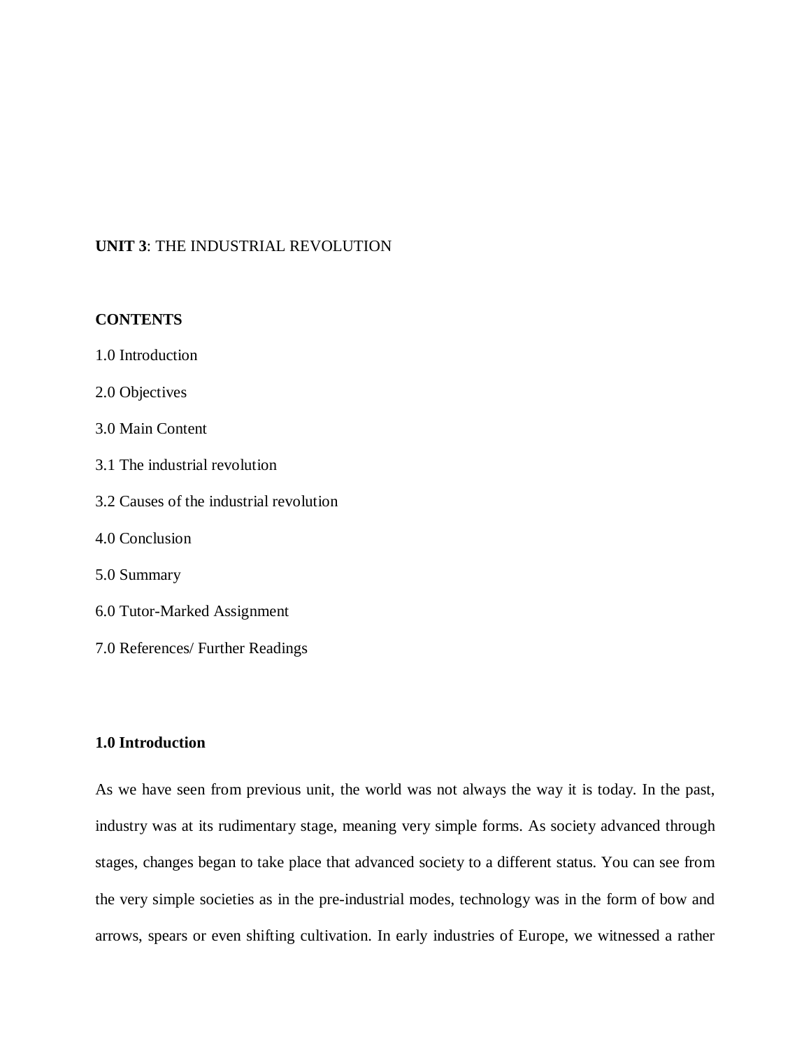**UNIT 3**: THE INDUSTRIAL REVOLUTION

**CONTENTS**

1.0 Introduction

2.0 Objectives

3.0 Main Content

3.1 The industrial revolution

3.2 Causes of the industrial revolution

4.0 Conclusion

5.0 Summary

6.0 Tutor-Marked Assignment

7.0 References/ Further Readings

## 1.0 Introduction

As we have seen from previous unit, the world was not always the way it is today. In the past, industry was at its rudimentary stage, meaning very simple forms. As society advanced through stages, changes began to take place that advanced society to a different status. You can see from the very simple societies as in the pre-industrial modes, technology was in the form of bow and arrows, spears or even shifting cultivation. In early industries of Europe, we witnessed a rather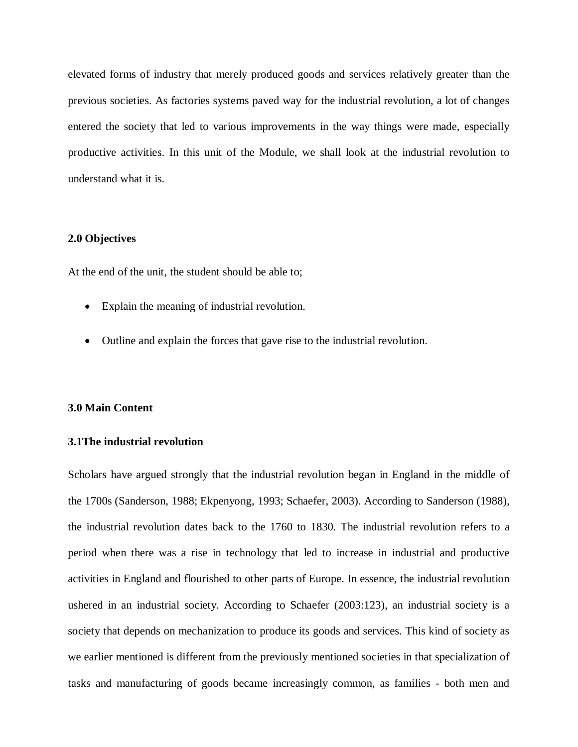elevated forms of industry that merely produced goods and services relatively greater than the previous societies. As factories systems paved way for the industrial revolution, a lot of changes entered the society that led to various improvements in the way things were made, especially productive activities. In this unit of the Module, we shall look at the industrial revolution to understand what it is.

## 2.0 Objectives

At the end of the unit, the student should be able to;

- Explain the meaning of industrial revolution.
- Outline and explain the forces that gave rise to the industrial revolution.

## 3.0 Main Content

### 3.1The industrial revolution

Scholars have argued strongly that the industrial revolution began in England in the middle of the 1700s (Sanderson, 1988; Ekpenyong, 1993; Schaefer, 2003). According to Sanderson (1988), the industrial revolution dates back to the 1760 to 1830. The industrial revolution refers to a period when there was a rise in technology that led to increase in industrial and productive activities in England and flourished to other parts of Europe. In essence, the industrial revolution ushered in an industrial society. According to Schaefer (2003:123), an industrial society is a society that depends on mechanization to produce its goods and services. This kind of society as we earlier mentioned is different from the previously mentioned societies in that specialization of tasks and manufacturing of goods became increasingly common, as families - both men and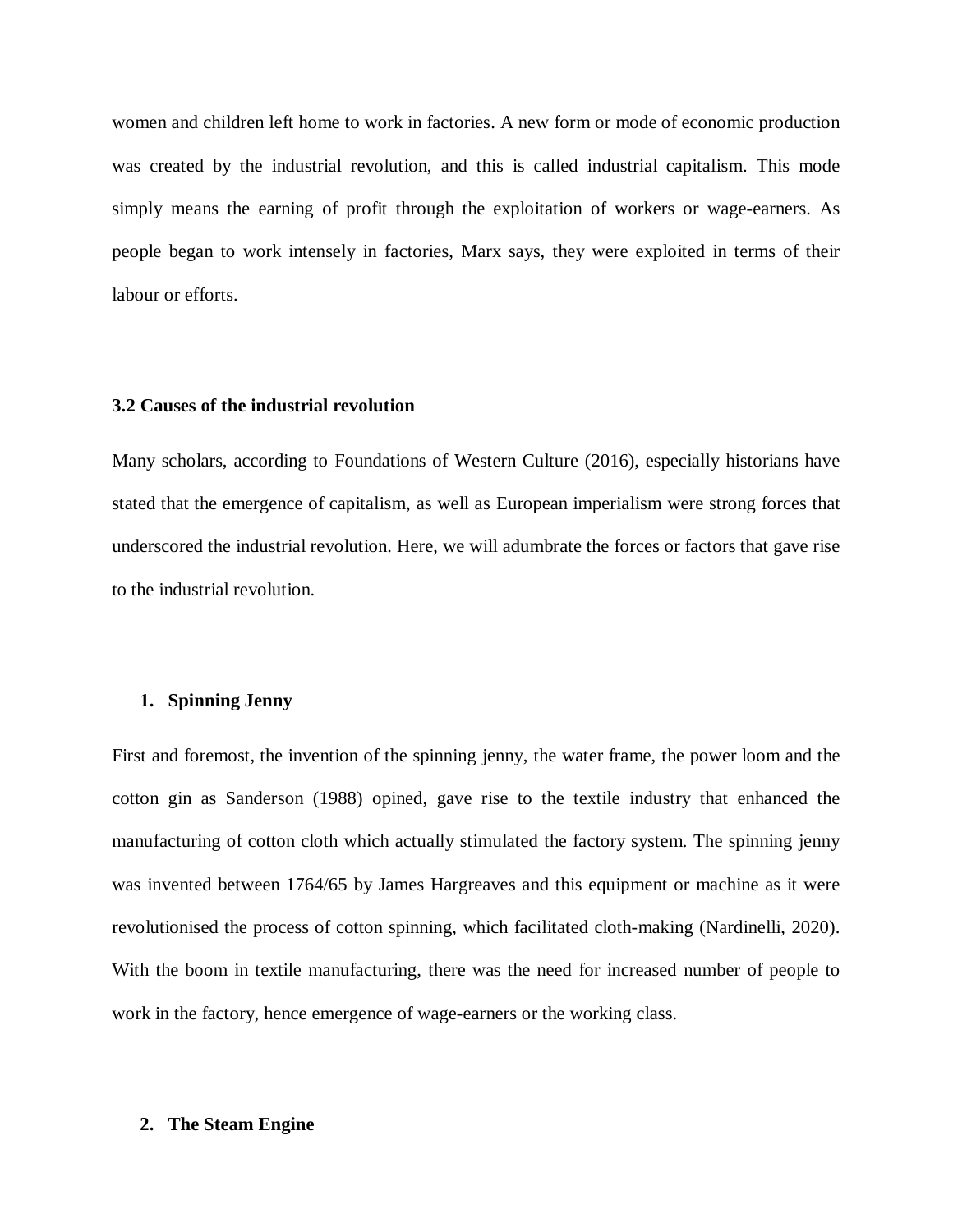women and children left home to work in factories. A new form or mode of economic production was created by the industrial revolution, and this is called industrial capitalism. This mode simply means the earning of profit through the exploitation of workers or wage-earners. As people began to work intensely in factories, Marx says, they were exploited in terms of their labour or efforts.

### 3.2 Causes of the industrial revolution

Many scholars, according to Foundations of Western Culture (2016), especially historians have stated that the emergence of capitalism, as well as European imperialism were strong forces that underscored the industrial revolution. Here, we will adumbrate the forces or factors that gave rise to the industrial revolution.

1. **Spinning Jenny**

First and foremost, the invention of the spinning jenny, the water frame, the power loom and the cotton gin as Sanderson (1988) opined, gave rise to the textile industry that enhanced the manufacturing of cotton cloth which actually stimulated the factory system. The spinning jenny was invented between 1764/65 by James Hargreaves and this equipment or machine as it were revolutionised the process of cotton spinning, which facilitated cloth-making (Nardinelli, 2020). With the boom in textile manufacturing, there was the need for increased number of people to work in the factory, hence emergence of wage-earners or the working class.

2. **The Steam Engine**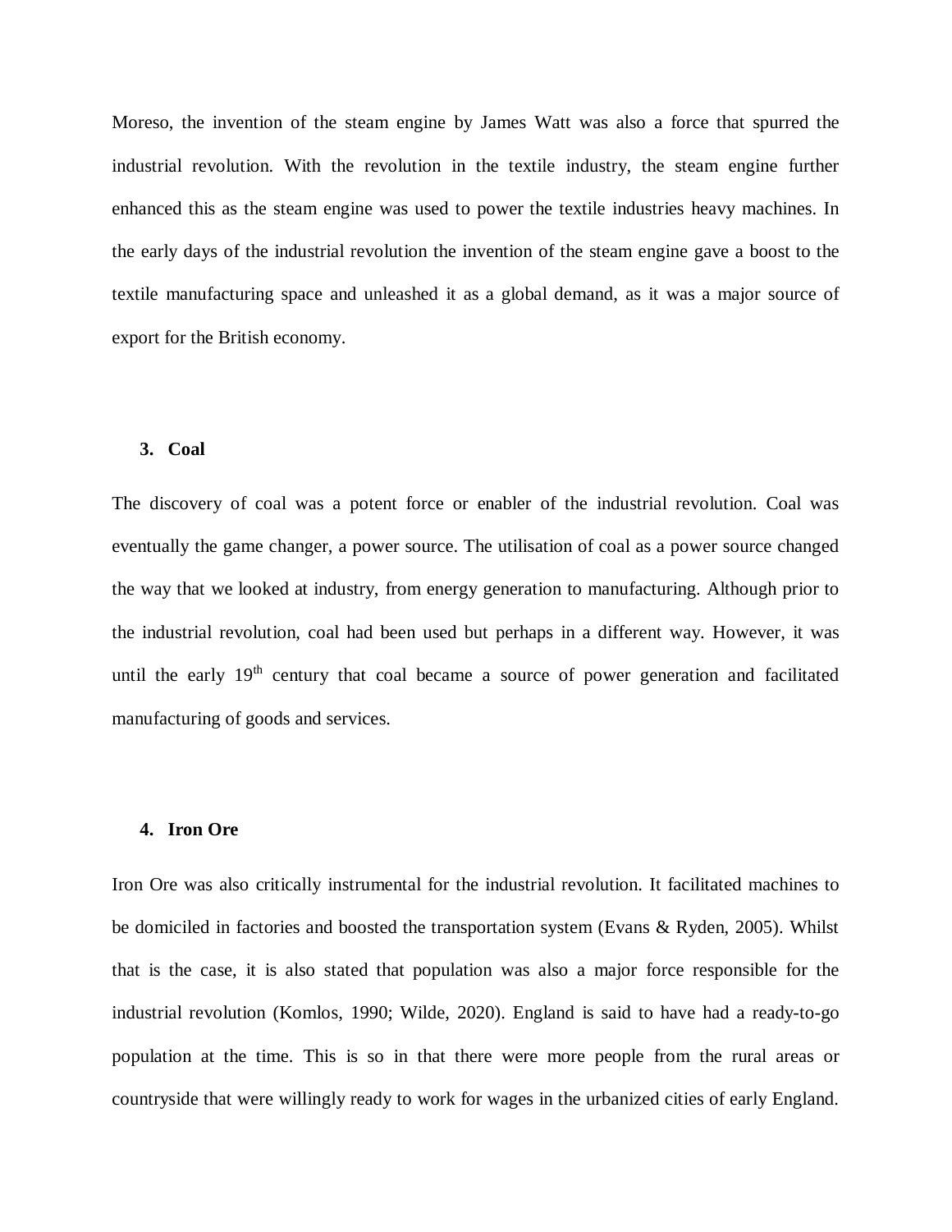Moreso, the invention of the steam engine by James Watt was also a force that spurred the industrial revolution. With the revolution in the textile industry, the steam engine further enhanced this as the steam engine was used to power the textile industries heavy machines. In the early days of the industrial revolution the invention of the steam engine gave a boost to the textile manufacturing space and unleashed it as a global demand, as it was a major source of export for the British economy.

### 3. Coal

The discovery of coal was a potent force or enabler of the industrial revolution. Coal was eventually the game changer, a power source. The utilisation of coal as a power source changed the way that we looked at industry, from energy generation to manufacturing. Although prior to the industrial revolution, coal had been used but perhaps in a different way. However, it was until the early 19th century that coal became a source of power generation and facilitated manufacturing of goods and services.

### 4. Iron Ore

Iron Ore was also critically instrumental for the industrial revolution. It facilitated machines to be domiciled in factories and boosted the transportation system (Evans & Ryden, 2005). Whilst that is the case, it is also stated that population was also a major force responsible for the industrial revolution (Komlos, 1990; Wilde, 2020). England is said to have had a ready-to-go population at the time. This is so in that there were more people from the rural areas or countryside that were willingly ready to work for wages in the urbanized cities of early England.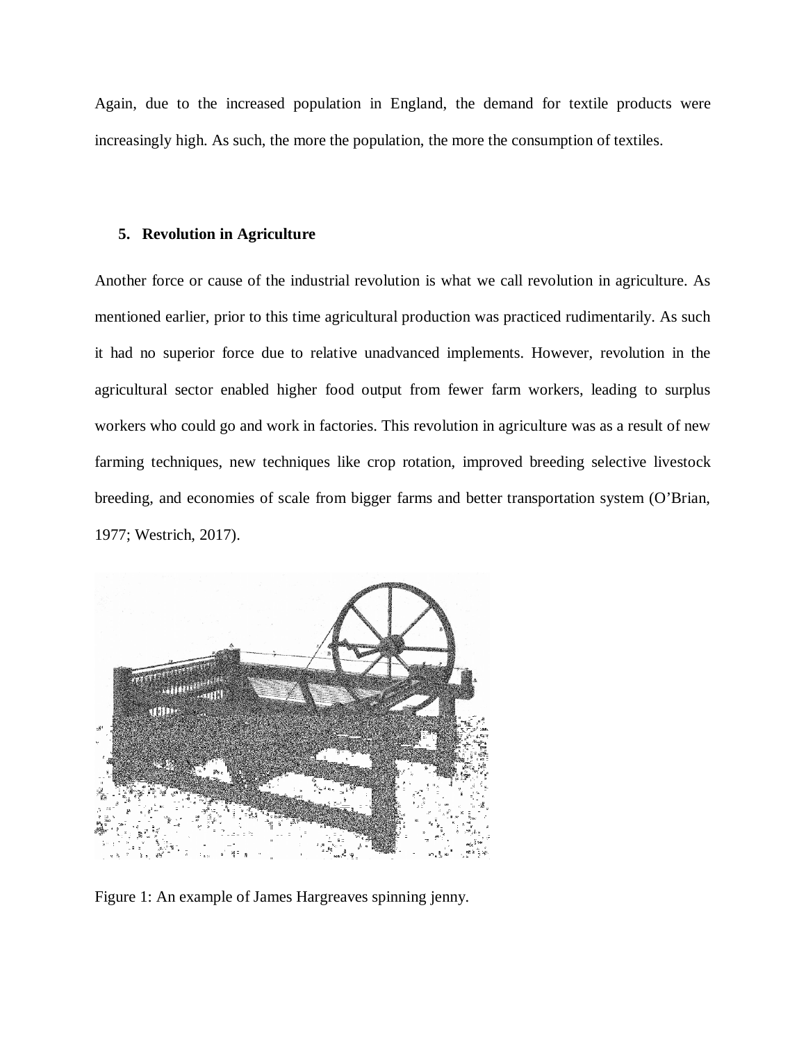Again, due to the increased population in England, the demand for textile products were increasingly high. As such, the more the population, the more the consumption of textiles.

5. **Revolution in Agriculture**

Another force or cause of the industrial revolution is what we call revolution in agriculture. As mentioned earlier, prior to this time agricultural production was practiced rudimentarily. As such it had no superior force due to relative unadvanced implements. However, revolution in the agricultural sector enabled higher food output from fewer farm workers, leading to surplus workers who could go and work in factories. This revolution in agriculture was as a result of new farming techniques, new techniques like crop rotation, improved breeding selective livestock breeding, and economies of scale from bigger farms and better transportation system (O'Brian, 1977; Westrich, 2017).

Figure 1: An example of James Hargreaves spinning jenny.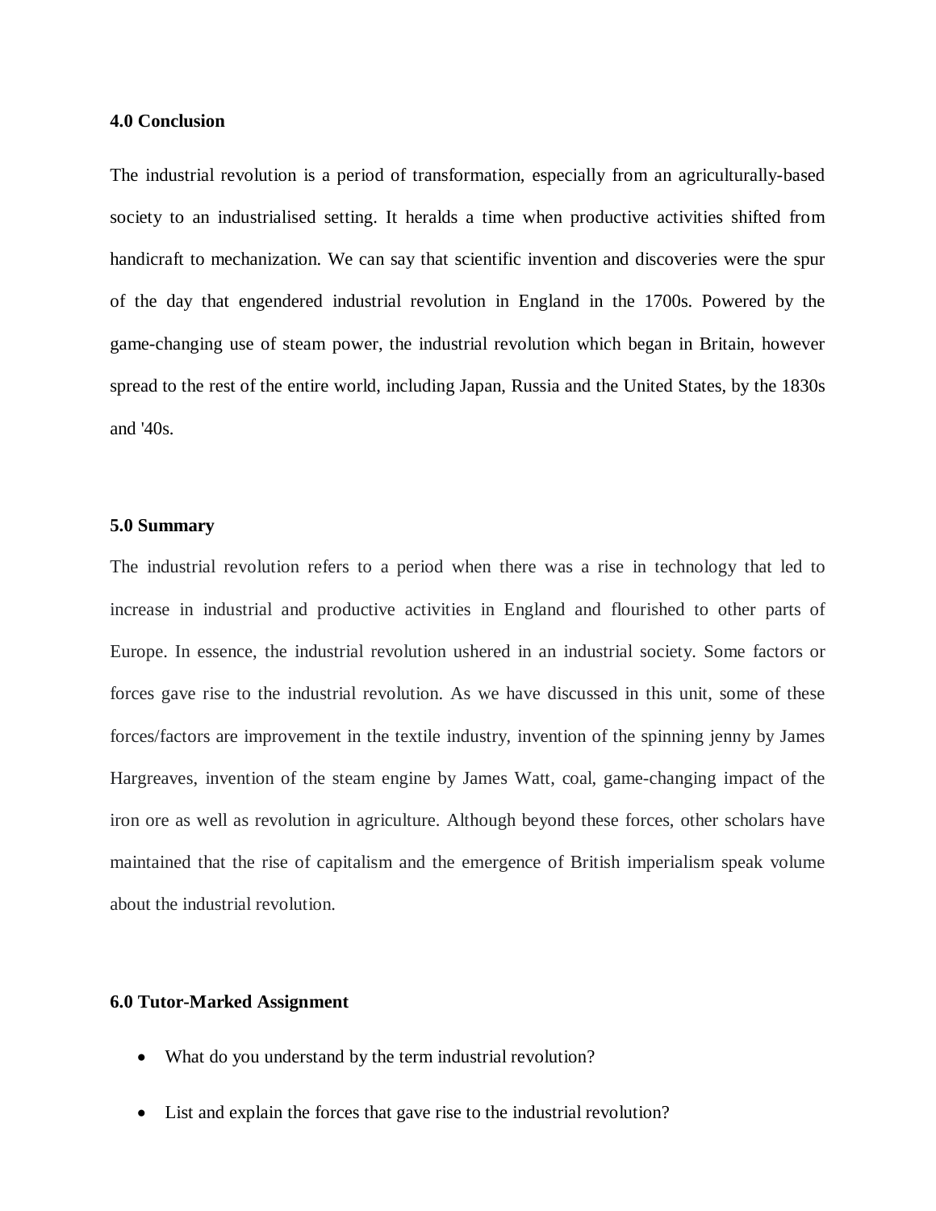### 4.0 Conclusion

The industrial revolution is a period of transformation, especially from an agriculturally-based society to an industrialised setting. It heralds a time when productive activities shifted from handicraft to mechanization. We can say that scientific invention and discoveries were the spur of the day that engendered industrial revolution in England in the 1700s. Powered by the game-changing use of steam power, the industrial revolution which began in Britain, however spread to the rest of the entire world, including Japan, Russia and the United States, by the 1830s and '40s.

### 5.0 Summary

The industrial revolution refers to a period when there was a rise in technology that led to increase in industrial and productive activities in England and flourished to other parts of Europe. In essence, the industrial revolution ushered in an industrial society. Some factors or forces gave rise to the industrial revolution. As we have discussed in this unit, some of these forces/factors are improvement in the textile industry, invention of the spinning jenny by James Hargreaves, invention of the steam engine by James Watt, coal, game-changing impact of the iron ore as well as revolution in agriculture. Although beyond these forces, other scholars have maintained that the rise of capitalism and the emergence of British imperialism speak volume about the industrial revolution.

### 6.0 Tutor-Marked Assignment

- What do you understand by the term industrial revolution?
- List and explain the forces that gave rise to the industrial revolution?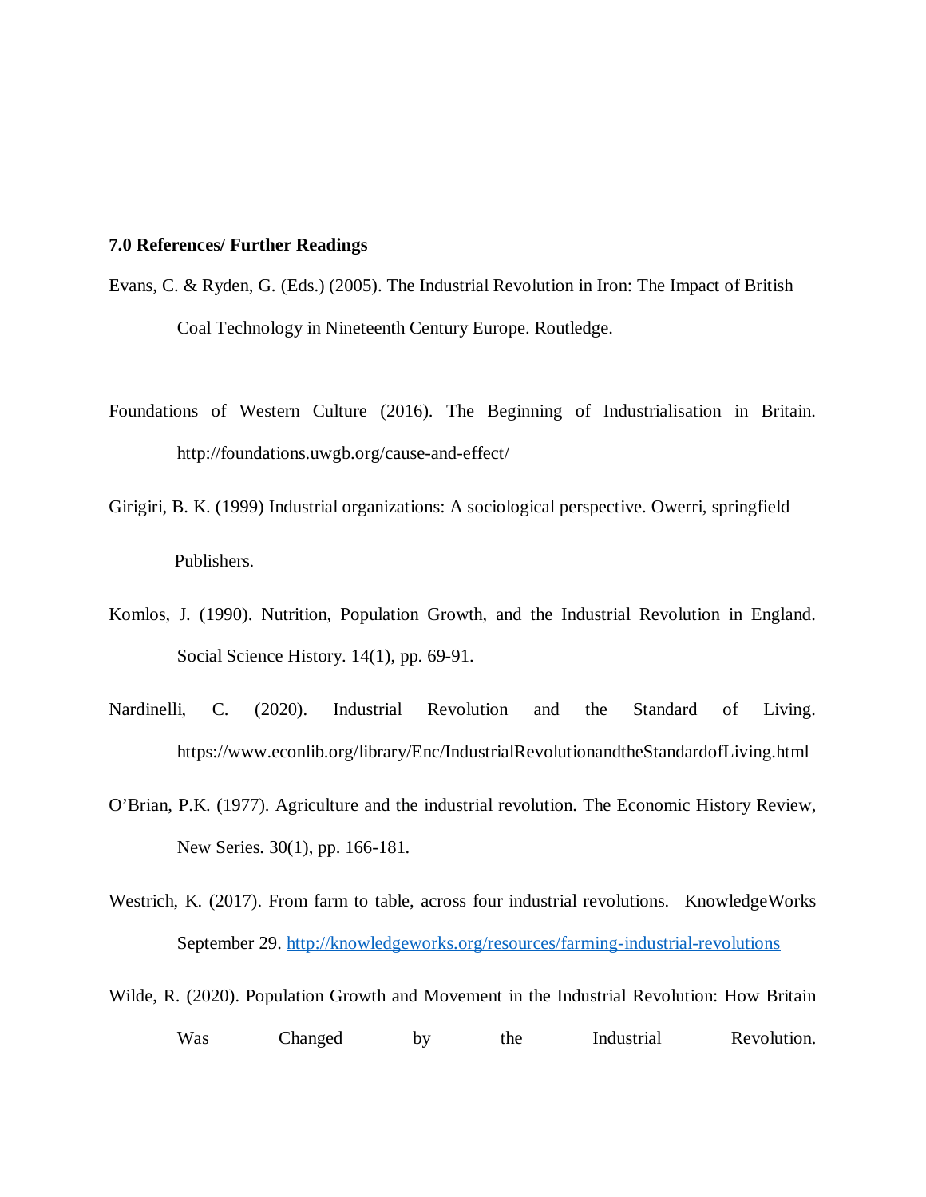**7.0 References/ Further Readings**

Evans, C. & Ryden, G. (Eds.) (2005). The Industrial Revolution in Iron: The Impact of British Coal Technology in Nineteenth Century Europe. Routledge.

Foundations of Western Culture (2016). The Beginning of Industrialisation in Britain. http://foundations.uwgb.org/cause-and-effect/

Girigiri, B. K. (1999) Industrial organizations: A sociological perspective. Owerri, springfield Publishers.

Komlos, J. (1990). Nutrition, Population Growth, and the Industrial Revolution in England. Social Science History. 14(1), pp. 69-91.

Nardinelli, C. (2020). Industrial Revolution and the Standard of Living. https://www.econlib.org/library/Enc/IndustrialRevolutionandtheStandardofLiving.html

O'Brian, P.K. (1977). Agriculture and the industrial revolution. The Economic History Review, New Series. 30(1), pp. 166-181.

Westrich, K. (2017). From farm to table, across four industrial revolutions. KnowledgeWorks September 29. http://knowledgeworks.org/resources/farming-industrial-revolutions

Wilde, R. (2020). Population Growth and Movement in the Industrial Revolution: How Britain Was Changed by the Industrial Revolution.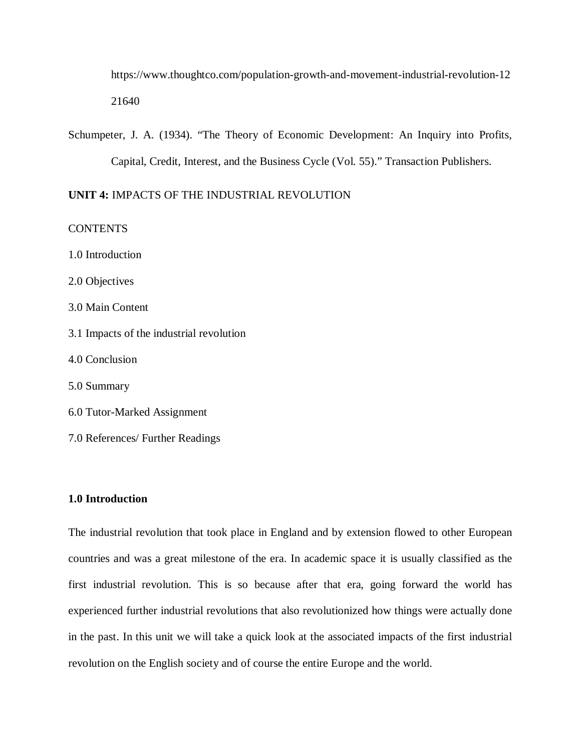https://www.thoughtco.com/population-growth-and-movement-industrial-revolution-1221640

Schumpeter, J. A. (1934). “The Theory of Economic Development: An Inquiry into Profits, Capital, Credit, Interest, and the Business Cycle (Vol. 55).” Transaction Publishers.

## **UNIT 4:** IMPACTS OF THE INDUSTRIAL REVOLUTION

CONTENTS

1.0 Introduction

2.0 Objectives

3.0 Main Content

3.1 Impacts of the industrial revolution

4.0 Conclusion

5.0 Summary

6.0 Tutor-Marked Assignment

7.0 References/ Further Readings

### **1.0 Introduction**

The industrial revolution that took place in England and by extension flowed to other European countries and was a great milestone of the era. In academic space it is usually classified as the first industrial revolution. This is so because after that era, going forward the world has experienced further industrial revolutions that also revolutionized how things were actually done in the past. In this unit we will take a quick look at the associated impacts of the first industrial revolution on the English society and of course the entire Europe and the world.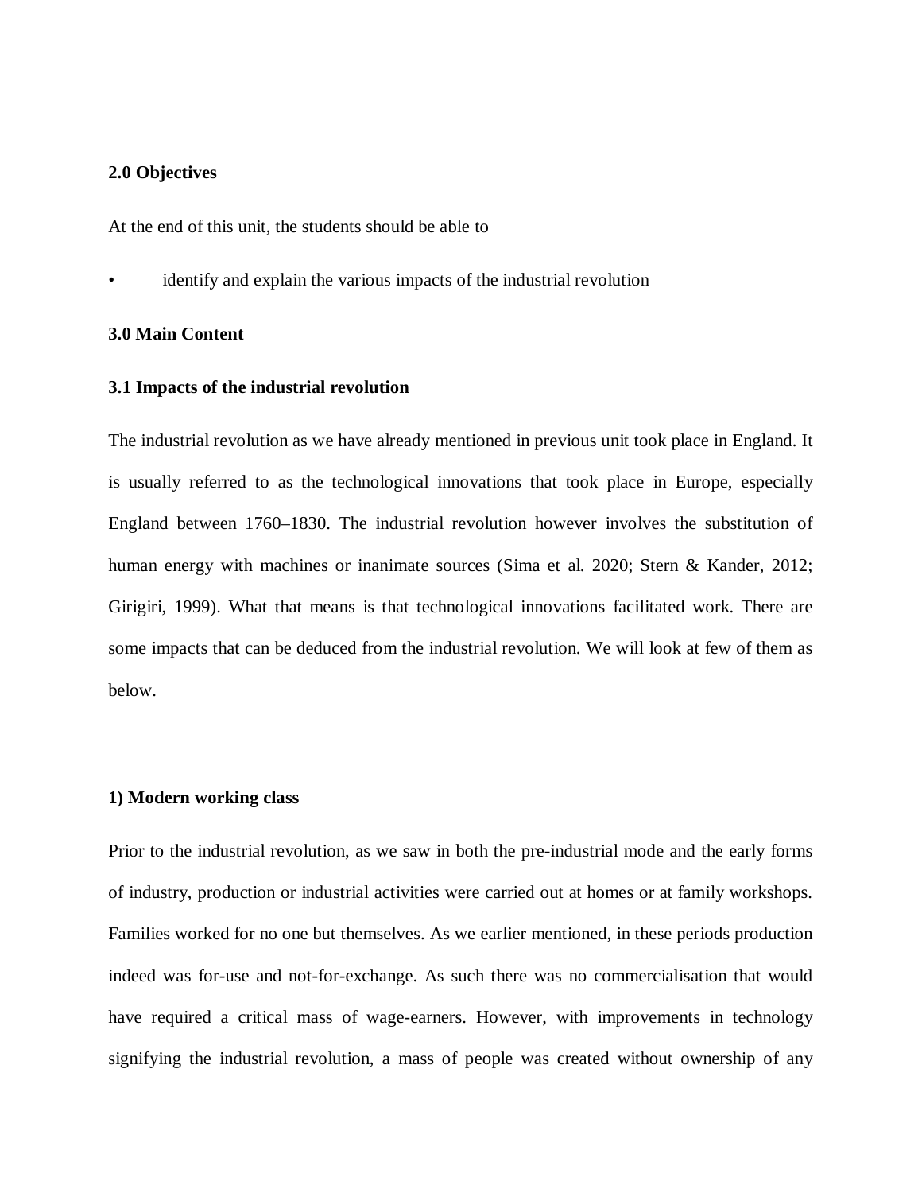**2.0 Objectives**

At the end of this unit, the students should be able to

- identify and explain the various impacts of the industrial revolution

**3.0 Main Content**

**3.1 Impacts of the industrial revolution**

The industrial revolution as we have already mentioned in previous unit took place in England. It is usually referred to as the technological innovations that took place in Europe, especially England between 1760–1830. The industrial revolution however involves the substitution of human energy with machines or inanimate sources (Sima et al. 2020; Stern & Kander, 2012; Girigiri, 1999). What that means is that technological innovations facilitated work. There are some impacts that can be deduced from the industrial revolution. We will look at few of them as below.

**1) Modern working class**

Prior to the industrial revolution, as we saw in both the pre-industrial mode and the early forms of industry, production or industrial activities were carried out at homes or at family workshops. Families worked for no one but themselves. As we earlier mentioned, in these periods production indeed was for-use and not-for-exchange. As such there was no commercialisation that would have required a critical mass of wage-earners. However, with improvements in technology signifying the industrial revolution, a mass of people was created without ownership of any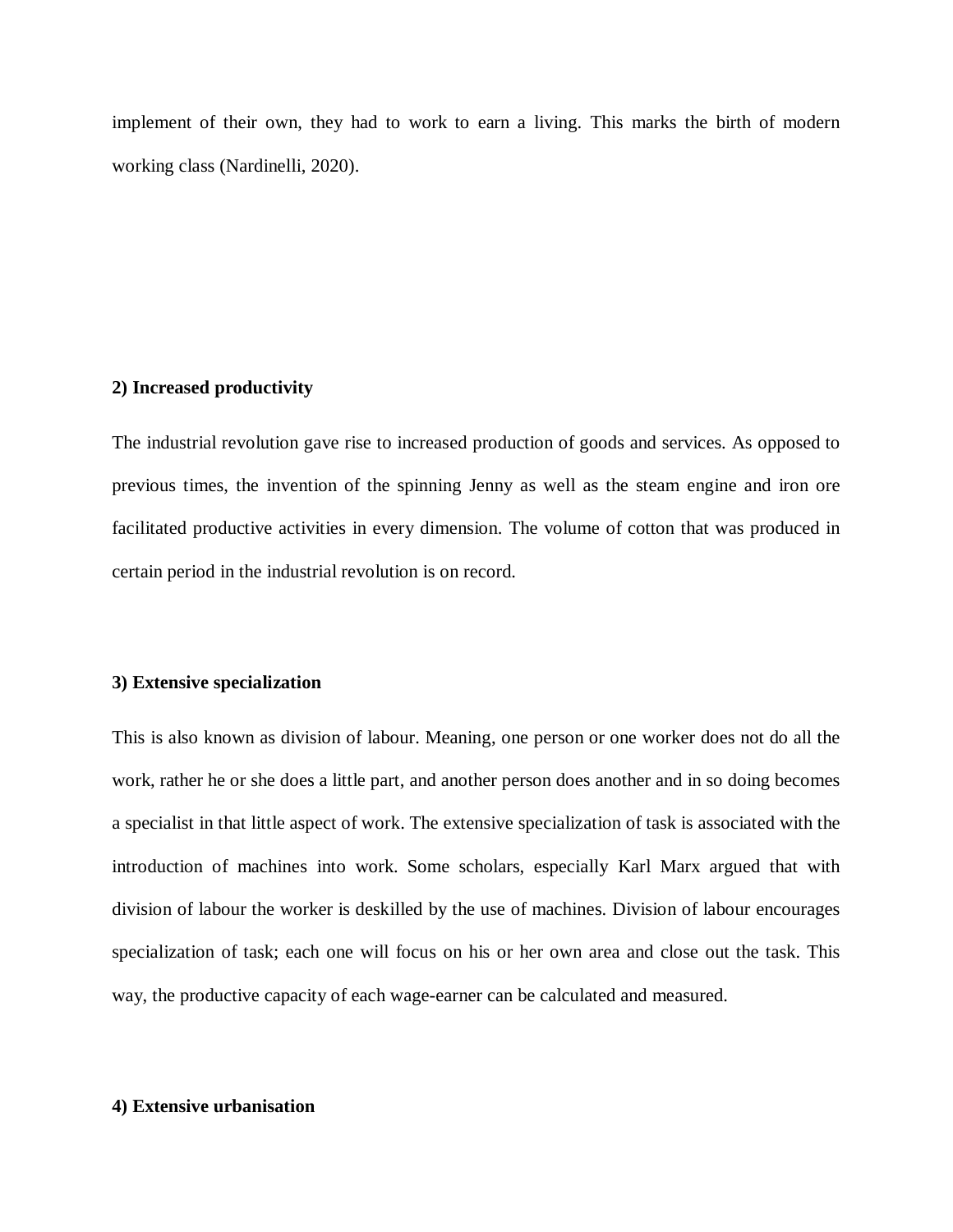implement of their own, they had to work to earn a living. This marks the birth of modern working class (Nardinelli, 2020).

**2) Increased productivity**

The industrial revolution gave rise to increased production of goods and services. As opposed to previous times, the invention of the spinning Jenny as well as the steam engine and iron ore facilitated productive activities in every dimension. The volume of cotton that was produced in certain period in the industrial revolution is on record.

**3) Extensive specialization**

This is also known as division of labour. Meaning, one person or one worker does not do all the work, rather he or she does a little part, and another person does another and in so doing becomes a specialist in that little aspect of work. The extensive specialization of task is associated with the introduction of machines into work. Some scholars, especially Karl Marx argued that with division of labour the worker is deskilled by the use of machines. Division of labour encourages specialization of task; each one will focus on his or her own area and close out the task. This way, the productive capacity of each wage-earner can be calculated and measured.

**4) Extensive urbanisation**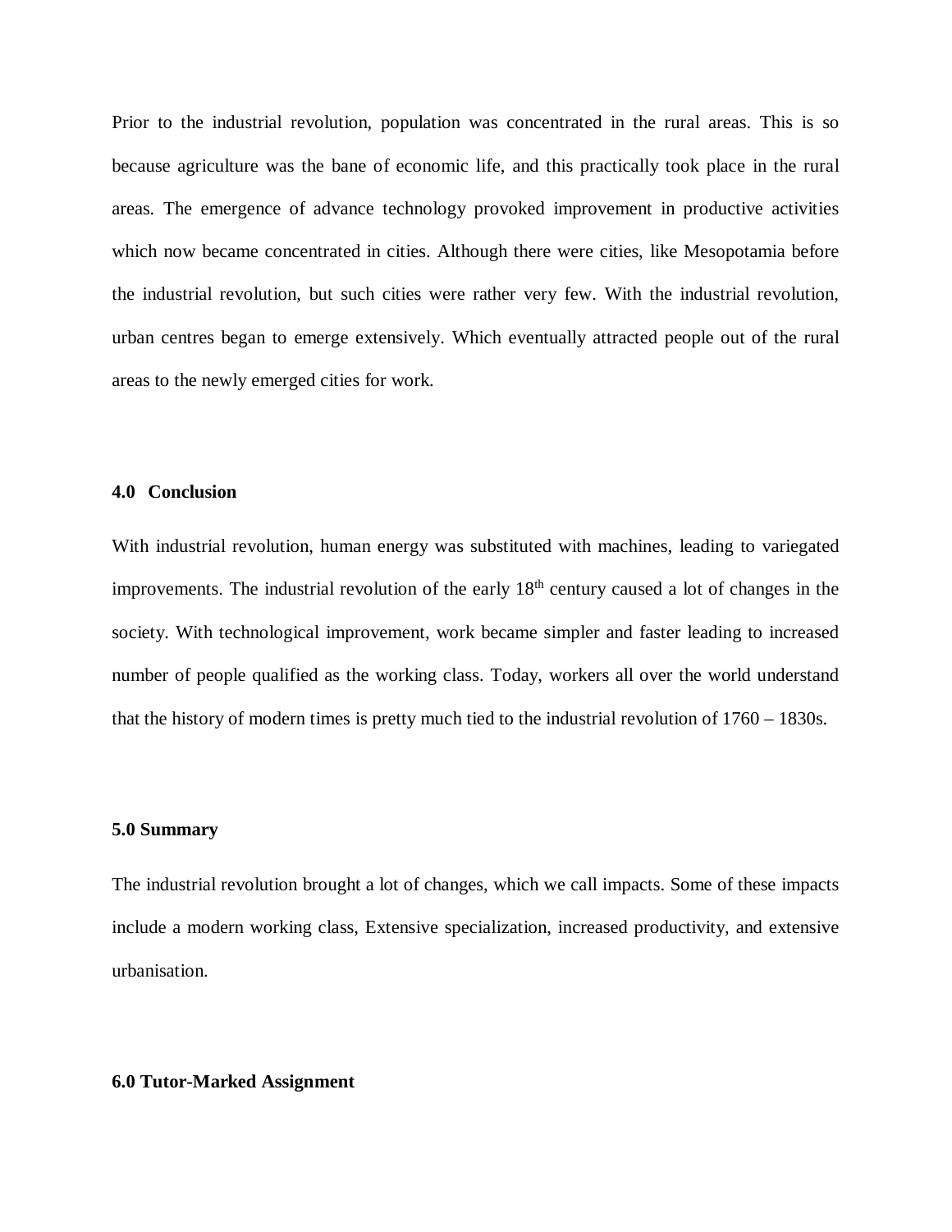Prior to the industrial revolution, population was concentrated in the rural areas. This is so because agriculture was the bane of economic life, and this practically took place in the rural areas. The emergence of advance technology provoked improvement in productive activities which now became concentrated in cities. Although there were cities, like Mesopotamia before the industrial revolution, but such cities were rather very few. With the industrial revolution, urban centres began to emerge extensively. Which eventually attracted people out of the rural areas to the newly emerged cities for work.

## 4.0 Conclusion

With industrial revolution, human energy was substituted with machines, leading to variegated improvements. The industrial revolution of the early 18th century caused a lot of changes in the society. With technological improvement, work became simpler and faster leading to increased number of people qualified as the working class. Today, workers all over the world understand that the history of modern times is pretty much tied to the industrial revolution of 1760 – 1830s.

## 5.0 Summary

The industrial revolution brought a lot of changes, which we call impacts. Some of these impacts include a modern working class, Extensive specialization, increased productivity, and extensive urbanisation.

## 6.0 Tutor-Marked Assignment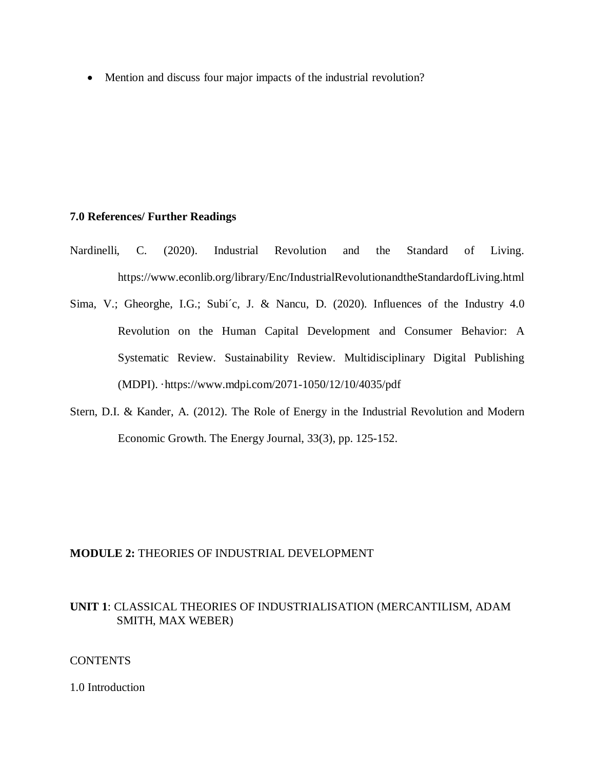- Mention and discuss four major impacts of the industrial revolution?

**7.0 References/ Further Readings**

Nardinelli, C. (2020). Industrial Revolution and the Standard of Living. https://www.econlib.org/library/Enc/IndustrialRevolutionandtheStandardofLiving.html

Sima, V.; Gheorghe, I.G.; Subi´c, J. & Nancu, D. (2020). Influences of the Industry 4.0 Revolution on the Human Capital Development and Consumer Behavior: A Systematic Review. Sustainability Review. Multidisciplinary Digital Publishing (MDPI). ·https://www.mdpi.com/2071-1050/12/10/4035/pdf

Stern, D.I. & Kander, A. (2012). The Role of Energy in the Industrial Revolution and Modern Economic Growth. The Energy Journal, 33(3), pp. 125-152.

**MODULE 2:** THEORIES OF INDUSTRIAL DEVELOPMENT

**UNIT 1**: CLASSICAL THEORIES OF INDUSTRIALISATION (MERCANTILISM, ADAM SMITH, MAX WEBER)

CONTENTS

1.0 Introduction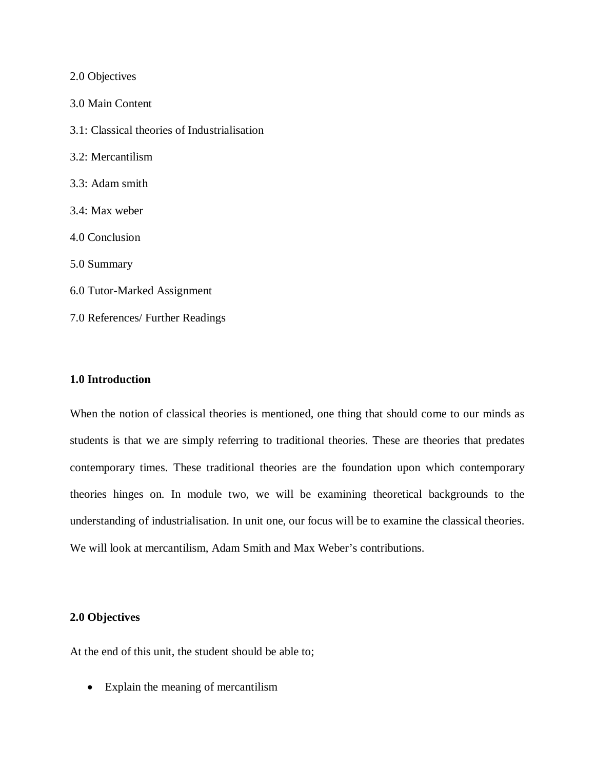2.0 Objectives

3.0 Main Content

3.1: Classical theories of Industrialisation

3.2: Mercantilism

3.3: Adam smith

3.4: Max weber

4.0 Conclusion

5.0 Summary

6.0 Tutor-Marked Assignment

7.0 References/ Further Readings

**1.0 Introduction**

When the notion of classical theories is mentioned, one thing that should come to our minds as students is that we are simply referring to traditional theories. These are theories that predates contemporary times. These traditional theories are the foundation upon which contemporary theories hinges on. In module two, we will be examining theoretical backgrounds to the understanding of industrialisation. In unit one, our focus will be to examine the classical theories. We will look at mercantilism, Adam Smith and Max Weber's contributions.

**2.0 Objectives**

At the end of this unit, the student should be able to;

- Explain the meaning of mercantilism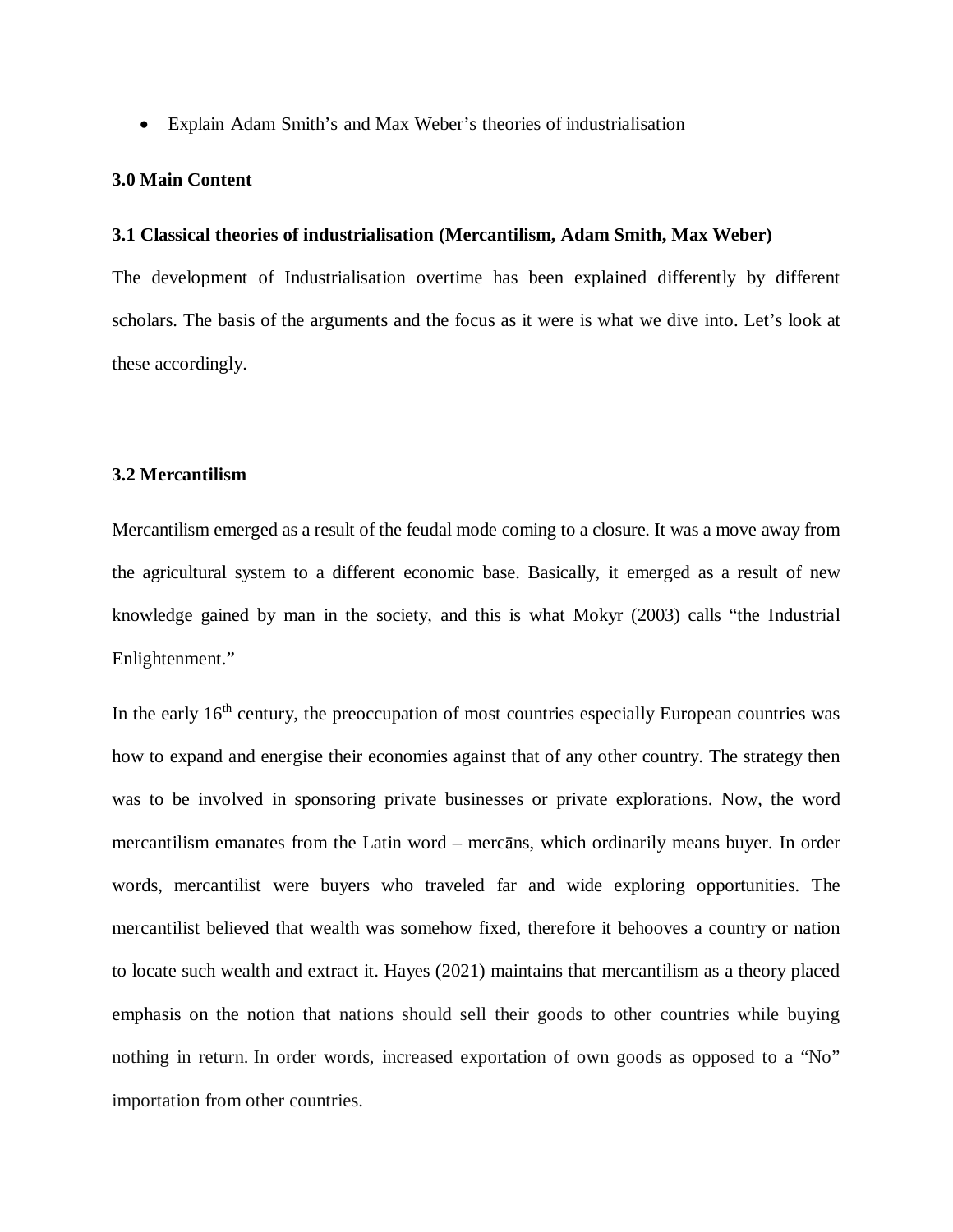- Explain Adam Smith's and Max Weber's theories of industrialisation

### 3.0 Main Content

### 3.1 Classical theories of industrialisation (Mercantilism, Adam Smith, Max Weber)

The development of Industrialisation overtime has been explained differently by different scholars. The basis of the arguments and the focus as it were is what we dive into. Let's look at these accordingly.

### 3.2 Mercantilism

Mercantilism emerged as a result of the feudal mode coming to a closure. It was a move away from the agricultural system to a different economic base. Basically, it emerged as a result of new knowledge gained by man in the society, and this is what Mokyr (2003) calls "the Industrial Enlightenment."

In the early 16th century, the preoccupation of most countries especially European countries was how to expand and energise their economies against that of any other country. The strategy then was to be involved in sponsoring private businesses or private explorations. Now, the word mercantilism emanates from the Latin word – mercāns, which ordinarily means buyer. In order words, mercantilist were buyers who traveled far and wide exploring opportunities. The mercantilist believed that wealth was somehow fixed, therefore it behooves a country or nation to locate such wealth and extract it. Hayes (2021) maintains that mercantilism as a theory placed emphasis on the notion that nations should sell their goods to other countries while buying nothing in return. In order words, increased exportation of own goods as opposed to a "No" importation from other countries.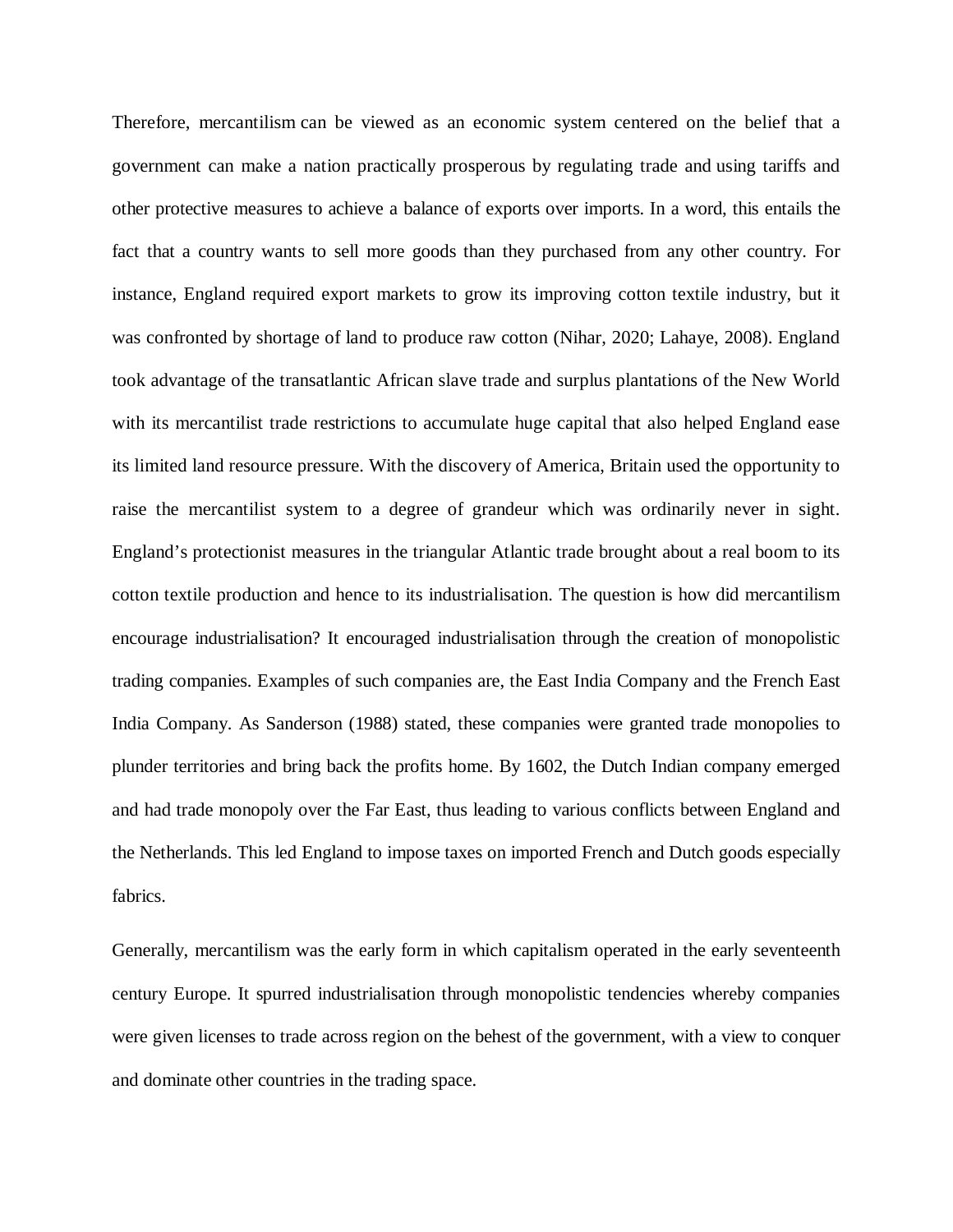Therefore, mercantilism can be viewed as an economic system centered on the belief that a government can make a nation practically prosperous by regulating trade and using tariffs and other protective measures to achieve a balance of exports over imports. In a word, this entails the fact that a country wants to sell more goods than they purchased from any other country. For instance, England required export markets to grow its improving cotton textile industry, but it was confronted by shortage of land to produce raw cotton (Nihar, 2020; Lahaye, 2008). England took advantage of the transatlantic African slave trade and surplus plantations of the New World with its mercantilist trade restrictions to accumulate huge capital that also helped England ease its limited land resource pressure. With the discovery of America, Britain used the opportunity to raise the mercantilist system to a degree of grandeur which was ordinarily never in sight. England's protectionist measures in the triangular Atlantic trade brought about a real boom to its cotton textile production and hence to its industrialisation. The question is how did mercantilism encourage industrialisation? It encouraged industrialisation through the creation of monopolistic trading companies. Examples of such companies are, the East India Company and the French East India Company. As Sanderson (1988) stated, these companies were granted trade monopolies to plunder territories and bring back the profits home. By 1602, the Dutch Indian company emerged and had trade monopoly over the Far East, thus leading to various conflicts between England and the Netherlands. This led England to impose taxes on imported French and Dutch goods especially fabrics.

Generally, mercantilism was the early form in which capitalism operated in the early seventeenth century Europe. It spurred industrialisation through monopolistic tendencies whereby companies were given licenses to trade across region on the behest of the government, with a view to conquer and dominate other countries in the trading space.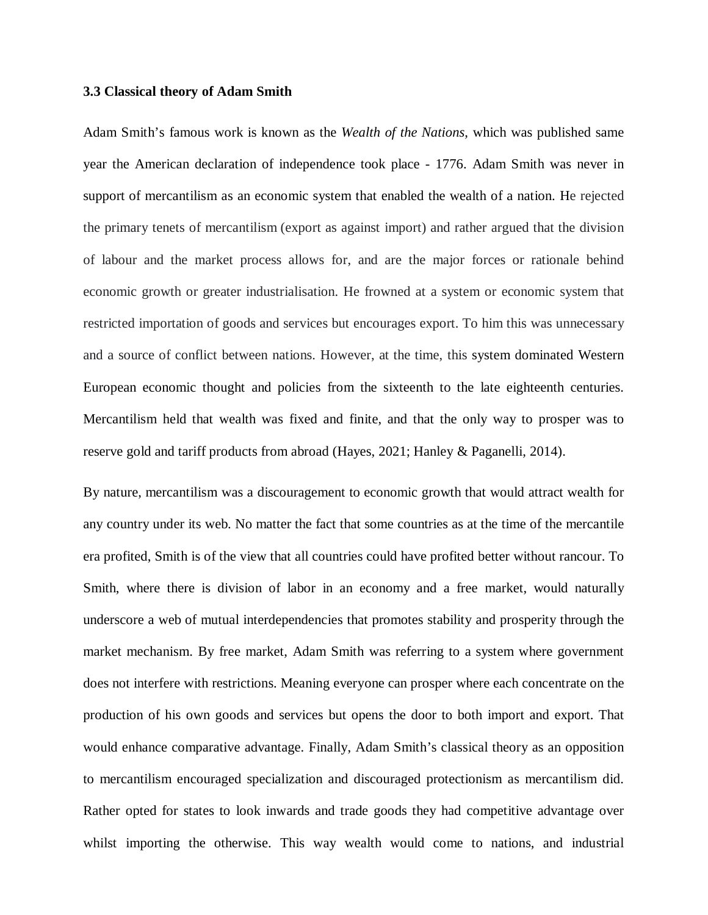### 3.3 Classical theory of Adam Smith

Adam Smith's famous work is known as the *Wealth of the Nations*, which was published same year the American declaration of independence took place - 1776. Adam Smith was never in support of mercantilism as an economic system that enabled the wealth of a nation. He rejected the primary tenets of mercantilism (export as against import) and rather argued that the division of labour and the market process allows for, and are the major forces or rationale behind economic growth or greater industrialisation. He frowned at a system or economic system that restricted importation of goods and services but encourages export. To him this was unnecessary and a source of conflict between nations. However, at the time, this system dominated Western European economic thought and policies from the sixteenth to the late eighteenth centuries. Mercantilism held that wealth was fixed and finite, and that the only way to prosper was to reserve gold and tariff products from abroad (Hayes, 2021; Hanley & Paganelli, 2014).

By nature, mercantilism was a discouragement to economic growth that would attract wealth for any country under its web. No matter the fact that some countries as at the time of the mercantile era profited, Smith is of the view that all countries could have profited better without rancour. To Smith, where there is division of labor in an economy and a free market, would naturally underscore a web of mutual interdependencies that promotes stability and prosperity through the market mechanism. By free market, Adam Smith was referring to a system where government does not interfere with restrictions. Meaning everyone can prosper where each concentrate on the production of his own goods and services but opens the door to both import and export. That would enhance comparative advantage. Finally, Adam Smith's classical theory as an opposition to mercantilism encouraged specialization and discouraged protectionism as mercantilism did. Rather opted for states to look inwards and trade goods they had competitive advantage over whilst importing the otherwise. This way wealth would come to nations, and industrial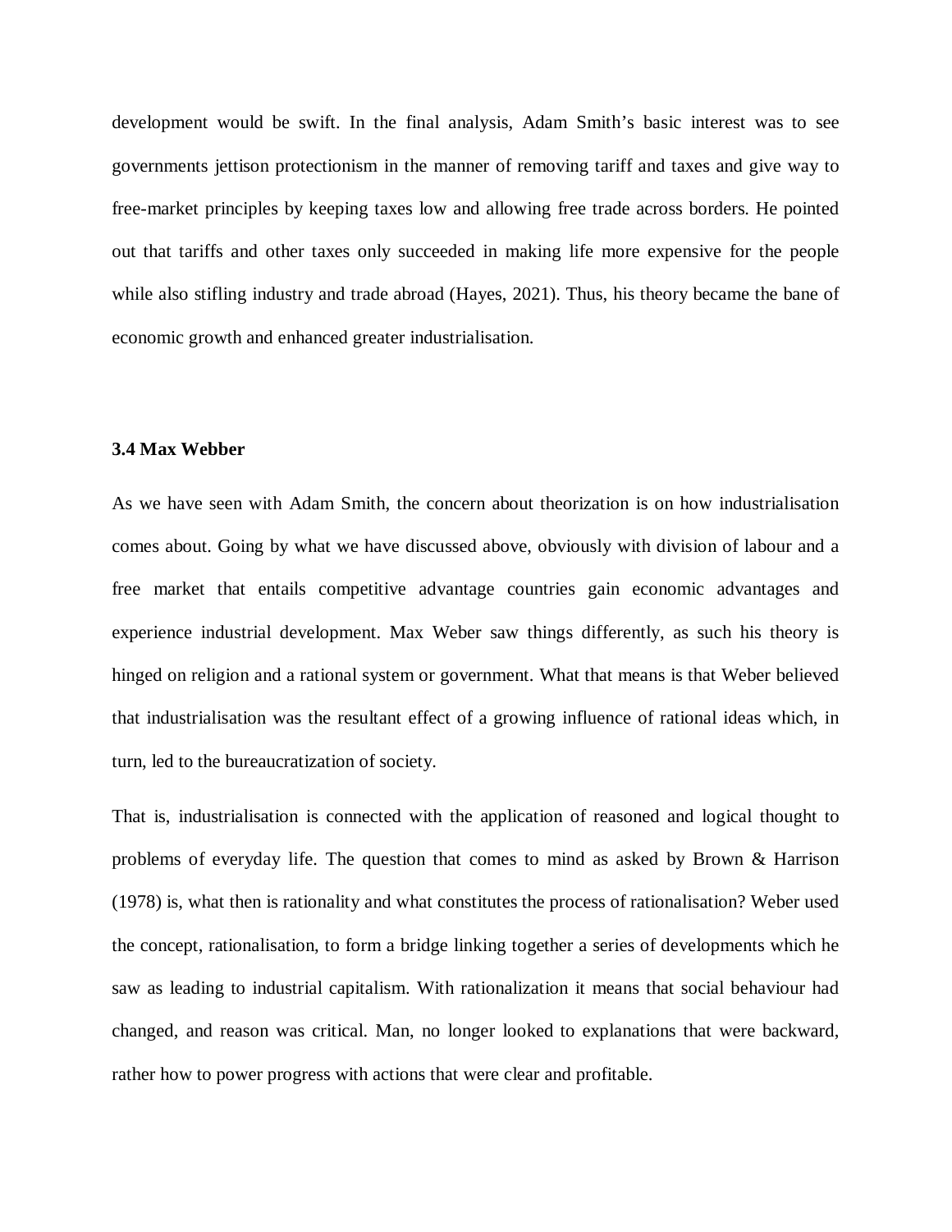development would be swift. In the final analysis, Adam Smith's basic interest was to see governments jettison protectionism in the manner of removing tariff and taxes and give way to free-market principles by keeping taxes low and allowing free trade across borders. He pointed out that tariffs and other taxes only succeeded in making life more expensive for the people while also stifling industry and trade abroad (Hayes, 2021). Thus, his theory became the bane of economic growth and enhanced greater industrialisation.

### 3.4 Max Webber

As we have seen with Adam Smith, the concern about theorization is on how industrialisation comes about. Going by what we have discussed above, obviously with division of labour and a free market that entails competitive advantage countries gain economic advantages and experience industrial development. Max Weber saw things differently, as such his theory is hinged on religion and a rational system or government. What that means is that Weber believed that industrialisation was the resultant effect of a growing influence of rational ideas which, in turn, led to the bureaucratization of society.

That is, industrialisation is connected with the application of reasoned and logical thought to problems of everyday life. The question that comes to mind as asked by Brown & Harrison (1978) is, what then is rationality and what constitutes the process of rationalisation? Weber used the concept, rationalisation, to form a bridge linking together a series of developments which he saw as leading to industrial capitalism. With rationalization it means that social behaviour had changed, and reason was critical. Man, no longer looked to explanations that were backward, rather how to power progress with actions that were clear and profitable.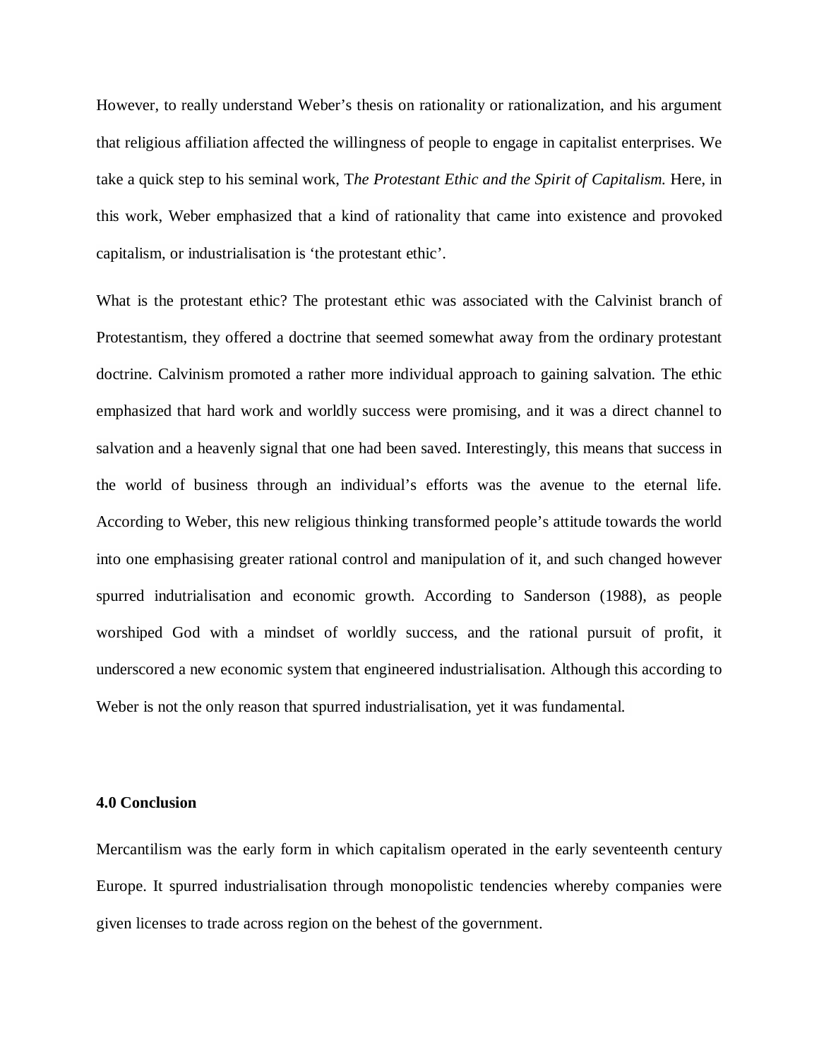However, to really understand Weber's thesis on rationality or rationalization, and his argument that religious affiliation affected the willingness of people to engage in capitalist enterprises. We take a quick step to his seminal work, T*he Protestant Ethic and the Spirit of Capitalism.* Here, in this work, Weber emphasized that a kind of rationality that came into existence and provoked capitalism, or industrialisation is 'the protestant ethic'.

What is the protestant ethic? The protestant ethic was associated with the Calvinist branch of Protestantism, they offered a doctrine that seemed somewhat away from the ordinary protestant doctrine. Calvinism promoted a rather more individual approach to gaining salvation. The ethic emphasized that hard work and worldly success were promising, and it was a direct channel to salvation and a heavenly signal that one had been saved. Interestingly, this means that success in the world of business through an individual's efforts was the avenue to the eternal life. According to Weber, this new religious thinking transformed people's attitude towards the world into one emphasising greater rational control and manipulation of it, and such changed however spurred indutrialisation and economic growth. According to Sanderson (1988), as people worshiped God with a mindset of worldly success, and the rational pursuit of profit, it underscored a new economic system that engineered industrialisation. Although this according to Weber is not the only reason that spurred industrialisation, yet it was fundamental.

**4.0 Conclusion**

Mercantilism was the early form in which capitalism operated in the early seventeenth century Europe. It spurred industrialisation through monopolistic tendencies whereby companies were given licenses to trade across region on the behest of the government.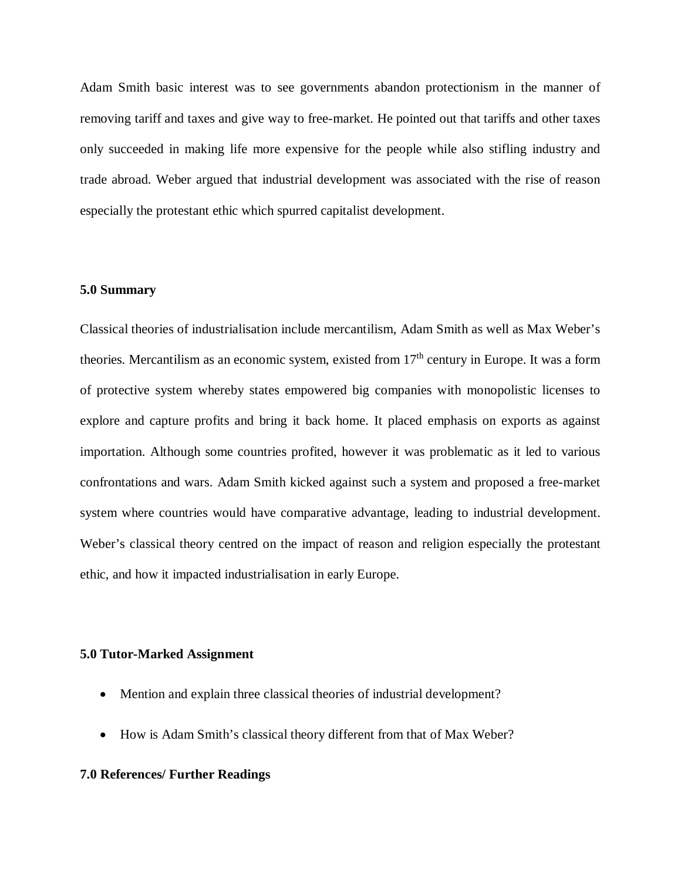Adam Smith basic interest was to see governments abandon protectionism in the manner of removing tariff and taxes and give way to free-market. He pointed out that tariffs and other taxes only succeeded in making life more expensive for the people while also stifling industry and trade abroad. Weber argued that industrial development was associated with the rise of reason especially the protestant ethic which spurred capitalist development.

**5.0 Summary**

Classical theories of industrialisation include mercantilism, Adam Smith as well as Max Weber's theories. Mercantilism as an economic system, existed from 17th century in Europe. It was a form of protective system whereby states empowered big companies with monopolistic licenses to explore and capture profits and bring it back home. It placed emphasis on exports as against importation. Although some countries profited, however it was problematic as it led to various confrontations and wars. Adam Smith kicked against such a system and proposed a free-market system where countries would have comparative advantage, leading to industrial development. Weber's classical theory centred on the impact of reason and religion especially the protestant ethic, and how it impacted industrialisation in early Europe.

**5.0 Tutor-Marked Assignment**

- Mention and explain three classical theories of industrial development?
- How is Adam Smith's classical theory different from that of Max Weber?

**7.0 References/ Further Readings**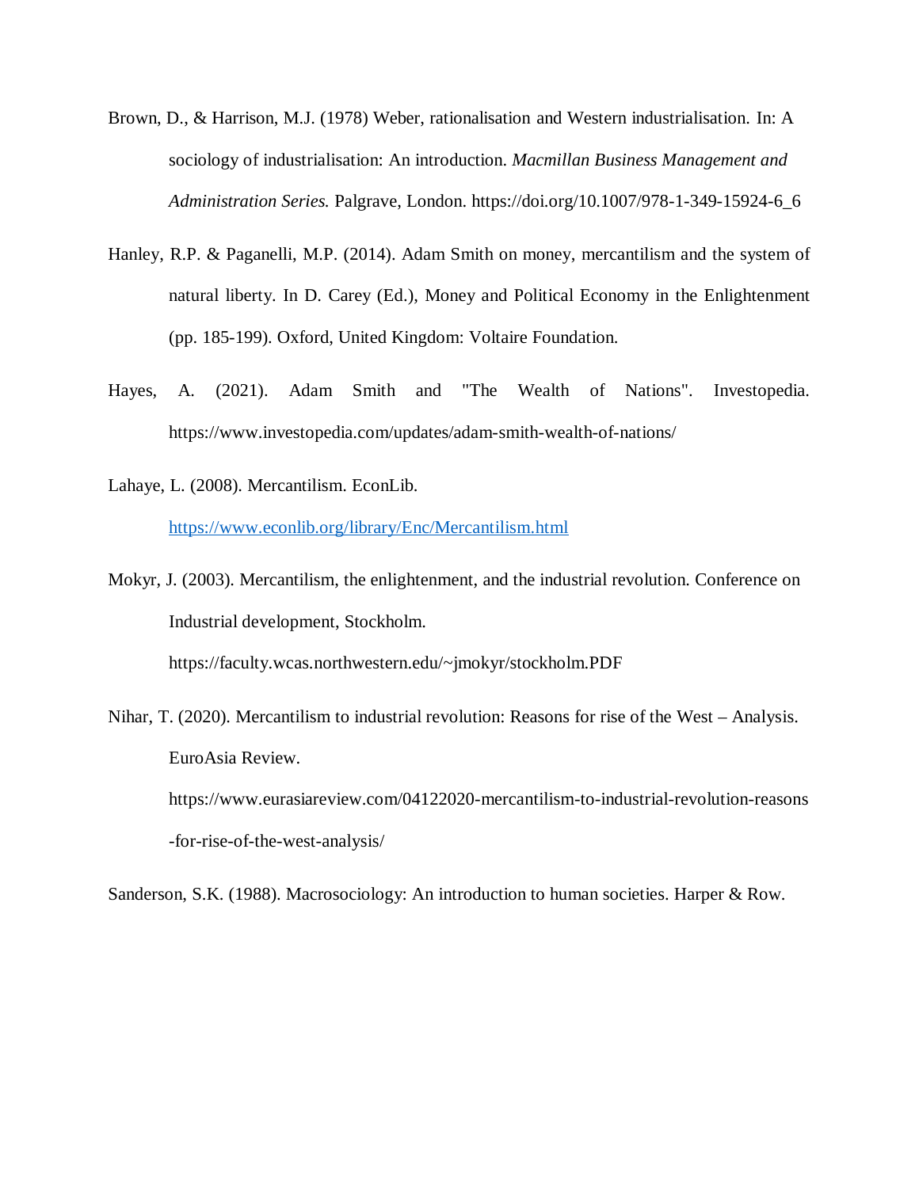Brown, D., & Harrison, M.J. (1978) Weber, rationalisation and Western industrialisation. In: A sociology of industrialisation: An introduction. *Macmillan Business Management and Administration Series.* Palgrave, London. https://doi.org/10.1007/978-1-349-15924-6_6

Hanley, R.P. & Paganelli, M.P. (2014). Adam Smith on money, mercantilism and the system of natural liberty. In D. Carey (Ed.), Money and Political Economy in the Enlightenment (pp. 185-199). Oxford, United Kingdom: Voltaire Foundation.

Hayes, A. (2021). Adam Smith and "The Wealth of Nations". Investopedia. https://www.investopedia.com/updates/adam-smith-wealth-of-nations/

Lahaye, L. (2008). Mercantilism. EconLib. https://www.econlib.org/library/Enc/Mercantilism.html

Mokyr, J. (2003). Mercantilism, the enlightenment, and the industrial revolution. Conference on Industrial development, Stockholm. https://faculty.wcas.northwestern.edu/~jmokyr/stockholm.PDF

Nihar, T. (2020). Mercantilism to industrial revolution: Reasons for rise of the West – Analysis. EuroAsia Review. https://www.eurasiareview.com/04122020-mercantilism-to-industrial-revolution-reasons-for-rise-of-the-west-analysis/

Sanderson, S.K. (1988). Macrosociology: An introduction to human societies. Harper & Row.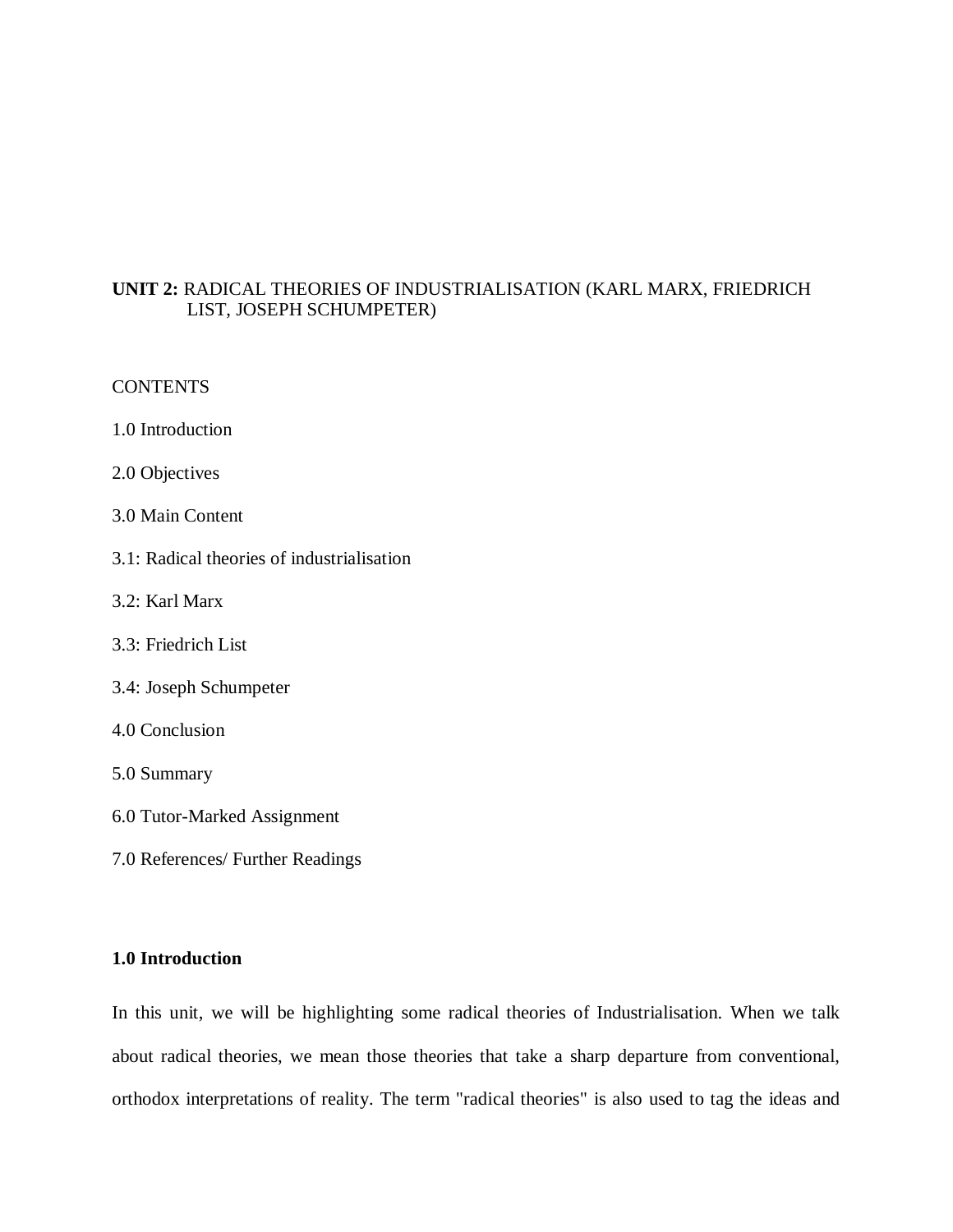## UNIT 2: RADICAL THEORIES OF INDUSTRIALISATION (KARL MARX, FRIEDRICH LIST, JOSEPH SCHUMPETER)

CONTENTS

1.0 Introduction

2.0 Objectives

3.0 Main Content

3.1: Radical theories of industrialisation

3.2: Karl Marx

3.3: Friedrich List

3.4: Joseph Schumpeter

4.0 Conclusion

5.0 Summary

6.0 Tutor-Marked Assignment

7.0 References/ Further Readings

### 1.0 Introduction

In this unit, we will be highlighting some radical theories of Industrialisation. When we talk about radical theories, we mean those theories that take a sharp departure from conventional, orthodox interpretations of reality. The term "radical theories" is also used to tag the ideas and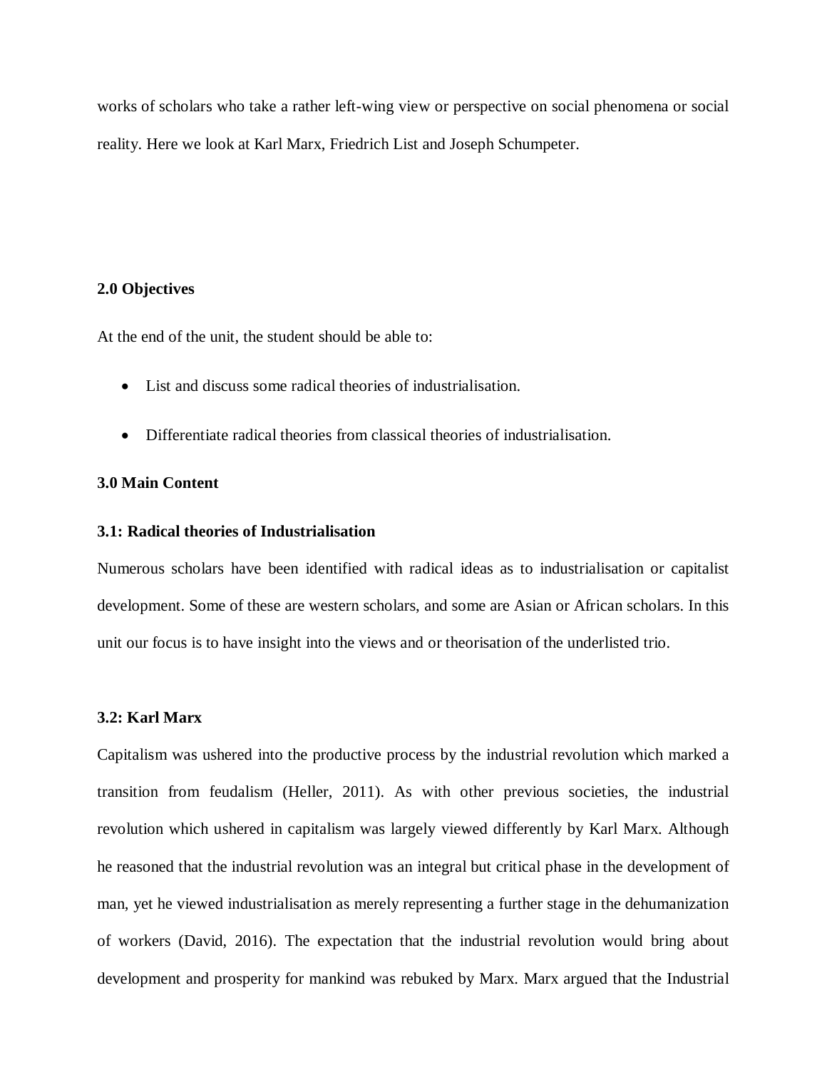works of scholars who take a rather left-wing view or perspective on social phenomena or social reality. Here we look at Karl Marx, Friedrich List and Joseph Schumpeter.

**2.0 Objectives**

At the end of the unit, the student should be able to:

- List and discuss some radical theories of industrialisation.
- Differentiate radical theories from classical theories of industrialisation.

**3.0 Main Content**

**3.1: Radical theories of Industrialisation**

Numerous scholars have been identified with radical ideas as to industrialisation or capitalist development. Some of these are western scholars, and some are Asian or African scholars. In this unit our focus is to have insight into the views and or theorisation of the underlisted trio.

**3.2: Karl Marx**

Capitalism was ushered into the productive process by the industrial revolution which marked a transition from feudalism (Heller, 2011). As with other previous societies, the industrial revolution which ushered in capitalism was largely viewed differently by Karl Marx. Although he reasoned that the industrial revolution was an integral but critical phase in the development of man, yet he viewed industrialisation as merely representing a further stage in the dehumanization of workers (David, 2016). The expectation that the industrial revolution would bring about development and prosperity for mankind was rebuked by Marx. Marx argued that the Industrial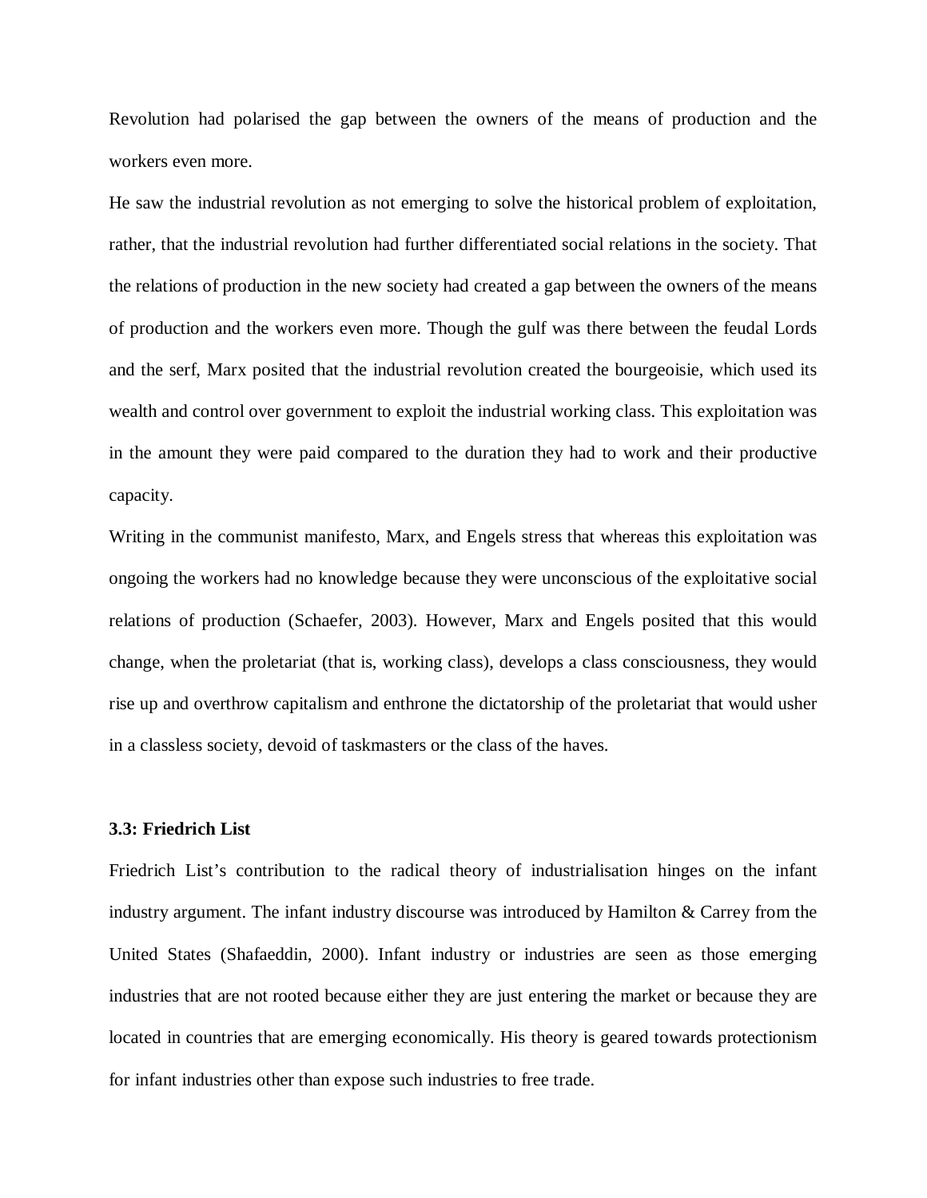Revolution had polarised the gap between the owners of the means of production and the workers even more.

He saw the industrial revolution as not emerging to solve the historical problem of exploitation, rather, that the industrial revolution had further differentiated social relations in the society. That the relations of production in the new society had created a gap between the owners of the means of production and the workers even more. Though the gulf was there between the feudal Lords and the serf, Marx posited that the industrial revolution created the bourgeoisie, which used its wealth and control over government to exploit the industrial working class. This exploitation was in the amount they were paid compared to the duration they had to work and their productive capacity.

Writing in the communist manifesto, Marx, and Engels stress that whereas this exploitation was ongoing the workers had no knowledge because they were unconscious of the exploitative social relations of production (Schaefer, 2003). However, Marx and Engels posited that this would change, when the proletariat (that is, working class), develops a class consciousness, they would rise up and overthrow capitalism and enthrone the dictatorship of the proletariat that would usher in a classless society, devoid of taskmasters or the class of the haves.

### 3.3: Friedrich List

Friedrich List's contribution to the radical theory of industrialisation hinges on the infant industry argument. The infant industry discourse was introduced by Hamilton & Carrey from the United States (Shafaeddin, 2000). Infant industry or industries are seen as those emerging industries that are not rooted because either they are just entering the market or because they are located in countries that are emerging economically. His theory is geared towards protectionism for infant industries other than expose such industries to free trade.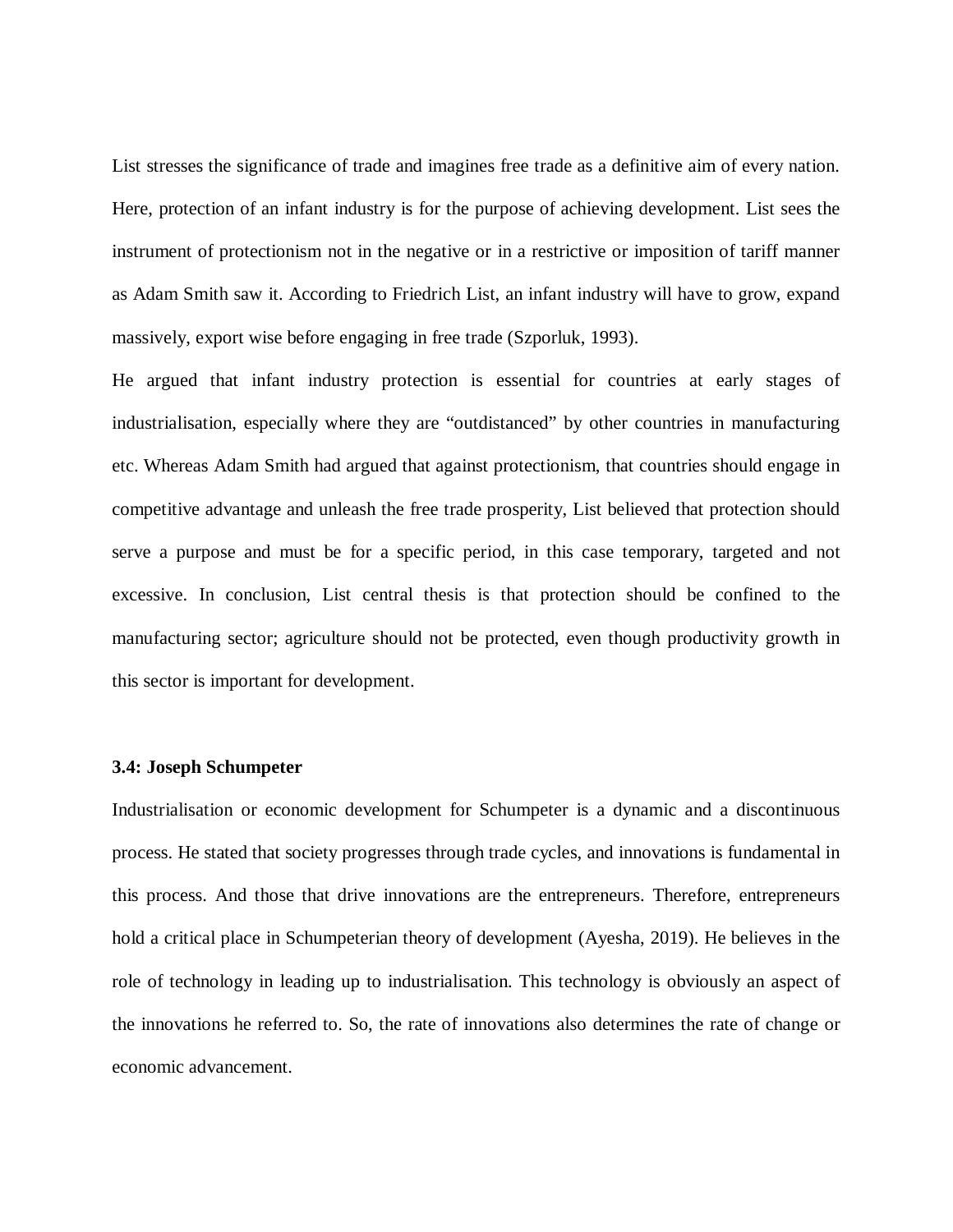List stresses the significance of trade and imagines free trade as a definitive aim of every nation. Here, protection of an infant industry is for the purpose of achieving development. List sees the instrument of protectionism not in the negative or in a restrictive or imposition of tariff manner as Adam Smith saw it. According to Friedrich List, an infant industry will have to grow, expand massively, export wise before engaging in free trade (Szporluk, 1993).

He argued that infant industry protection is essential for countries at early stages of industrialisation, especially where they are "outdistanced" by other countries in manufacturing etc. Whereas Adam Smith had argued that against protectionism, that countries should engage in competitive advantage and unleash the free trade prosperity, List believed that protection should serve a purpose and must be for a specific period, in this case temporary, targeted and not excessive. In conclusion, List central thesis is that protection should be confined to the manufacturing sector; agriculture should not be protected, even though productivity growth in this sector is important for development.

### 3.4: Joseph Schumpeter

Industrialisation or economic development for Schumpeter is a dynamic and a discontinuous process. He stated that society progresses through trade cycles, and innovations is fundamental in this process. And those that drive innovations are the entrepreneurs. Therefore, entrepreneurs hold a critical place in Schumpeterian theory of development (Ayesha, 2019). He believes in the role of technology in leading up to industrialisation. This technology is obviously an aspect of the innovations he referred to. So, the rate of innovations also determines the rate of change or economic advancement.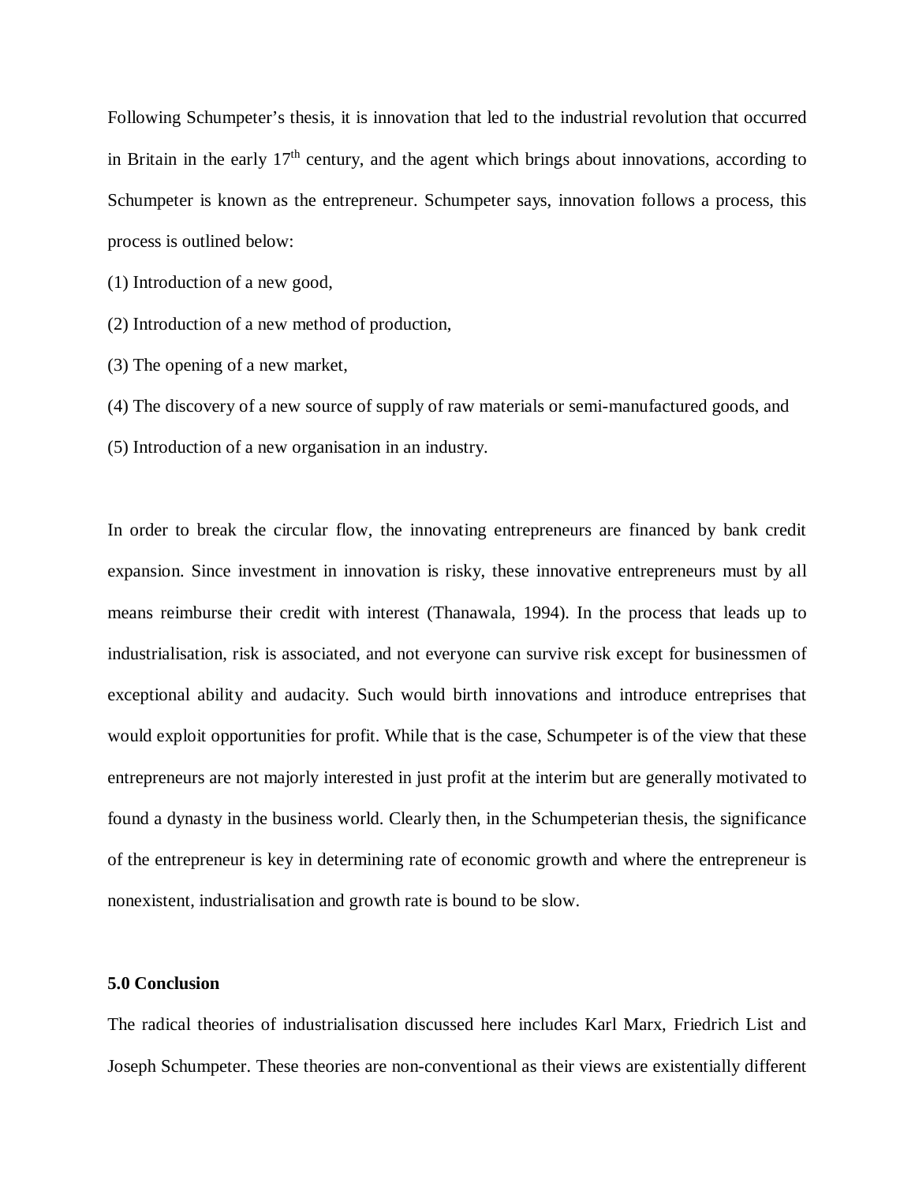Following Schumpeter's thesis, it is innovation that led to the industrial revolution that occurred in Britain in the early $17^{th}$ century, and the agent which brings about innovations, according to Schumpeter is known as the entrepreneur. Schumpeter says, innovation follows a process, this process is outlined below:

(1) Introduction of a new good,

(2) Introduction of a new method of production,

(3) The opening of a new market,

(4) The discovery of a new source of supply of raw materials or semi-manufactured goods, and

(5) Introduction of a new organisation in an industry.

In order to break the circular flow, the innovating entrepreneurs are financed by bank credit expansion. Since investment in innovation is risky, these innovative entrepreneurs must by all means reimburse their credit with interest (Thanawala, 1994). In the process that leads up to industrialisation, risk is associated, and not everyone can survive risk except for businessmen of exceptional ability and audacity. Such would birth innovations and introduce entreprises that would exploit opportunities for profit. While that is the case, Schumpeter is of the view that these entrepreneurs are not majorly interested in just profit at the interim but are generally motivated to found a dynasty in the business world. Clearly then, in the Schumpeterian thesis, the significance of the entrepreneur is key in determining rate of economic growth and where the entrepreneur is nonexistent, industrialisation and growth rate is bound to be slow.

**5.0 Conclusion**

The radical theories of industrialisation discussed here includes Karl Marx, Friedrich List and Joseph Schumpeter. These theories are non-conventional as their views are existentially different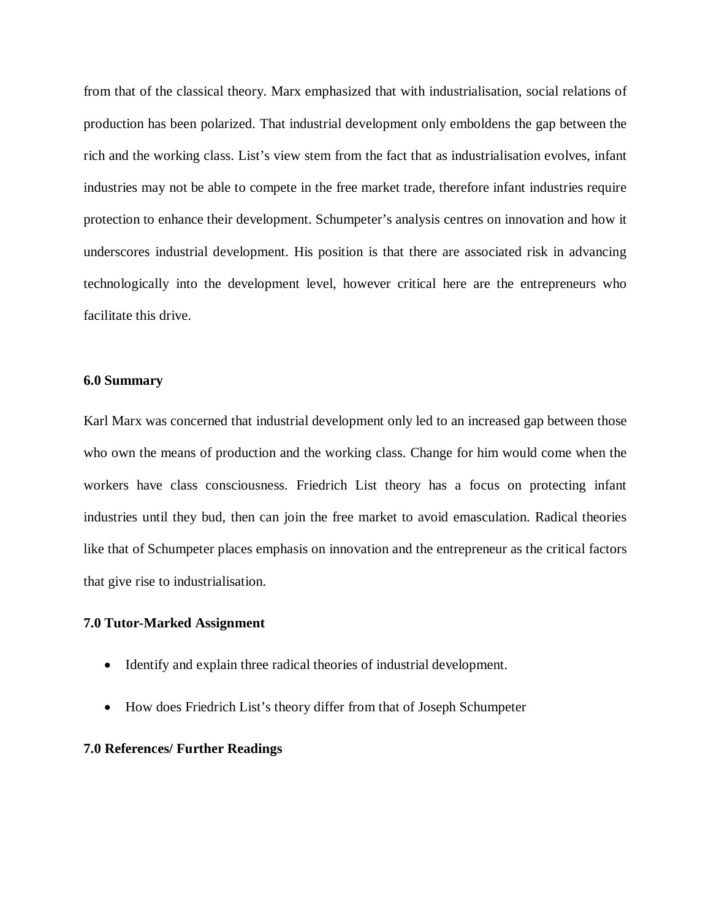from that of the classical theory. Marx emphasized that with industrialisation, social relations of production has been polarized. That industrial development only emboldens the gap between the rich and the working class. List's view stem from the fact that as industrialisation evolves, infant industries may not be able to compete in the free market trade, therefore infant industries require protection to enhance their development. Schumpeter's analysis centres on innovation and how it underscores industrial development. His position is that there are associated risk in advancing technologically into the development level, however critical here are the entrepreneurs who facilitate this drive.

**6.0 Summary**

Karl Marx was concerned that industrial development only led to an increased gap between those who own the means of production and the working class. Change for him would come when the workers have class consciousness. Friedrich List theory has a focus on protecting infant industries until they bud, then can join the free market to avoid emasculation. Radical theories like that of Schumpeter places emphasis on innovation and the entrepreneur as the critical factors that give rise to industrialisation.

**7.0 Tutor-Marked Assignment**

- Identify and explain three radical theories of industrial development.
- How does Friedrich List's theory differ from that of Joseph Schumpeter

**7.0 References/ Further Readings**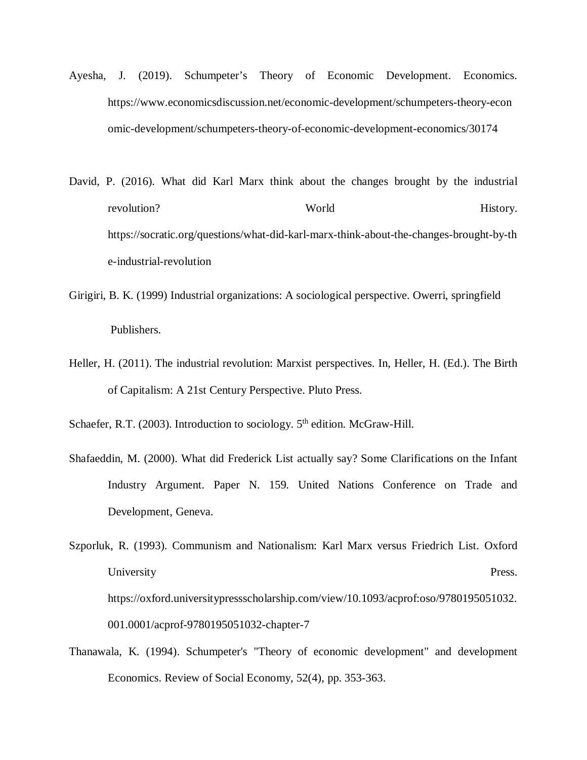Ayesha, J. (2019). Schumpeter's Theory of Economic Development. Economics. https://www.economicsdiscussion.net/economic-development/schumpeters-theory-economic-development/schumpeters-theory-of-economic-development-economics/30174

David, P. (2016). What did Karl Marx think about the changes brought by the industrial revolution? World History. https://socratic.org/questions/what-did-karl-marx-think-about-the-changes-brought-by-the-industrial-revolution

Girigiri, B. K. (1999) Industrial organizations: A sociological perspective. Owerri, springfield Publishers.

Heller, H. (2011). The industrial revolution: Marxist perspectives. In, Heller, H. (Ed.). The Birth of Capitalism: A 21st Century Perspective. Pluto Press.

Schaefer, R.T. (2003). Introduction to sociology. 5th edition. McGraw-Hill.

Shafaeddin, M. (2000). What did Frederick List actually say? Some Clarifications on the Infant Industry Argument. Paper N. 159. United Nations Conference on Trade and Development, Geneva.

Szporluk, R. (1993). Communism and Nationalism: Karl Marx versus Friedrich List. Oxford University Press. https://oxford.universitypressscholarship.com/view/10.1093/acprof:oso/9780195051032.001.0001/acprof-9780195051032-chapter-7

Thanawala, K. (1994). Schumpeter's "Theory of economic development" and development Economics. Review of Social Economy, 52(4), pp. 353-363.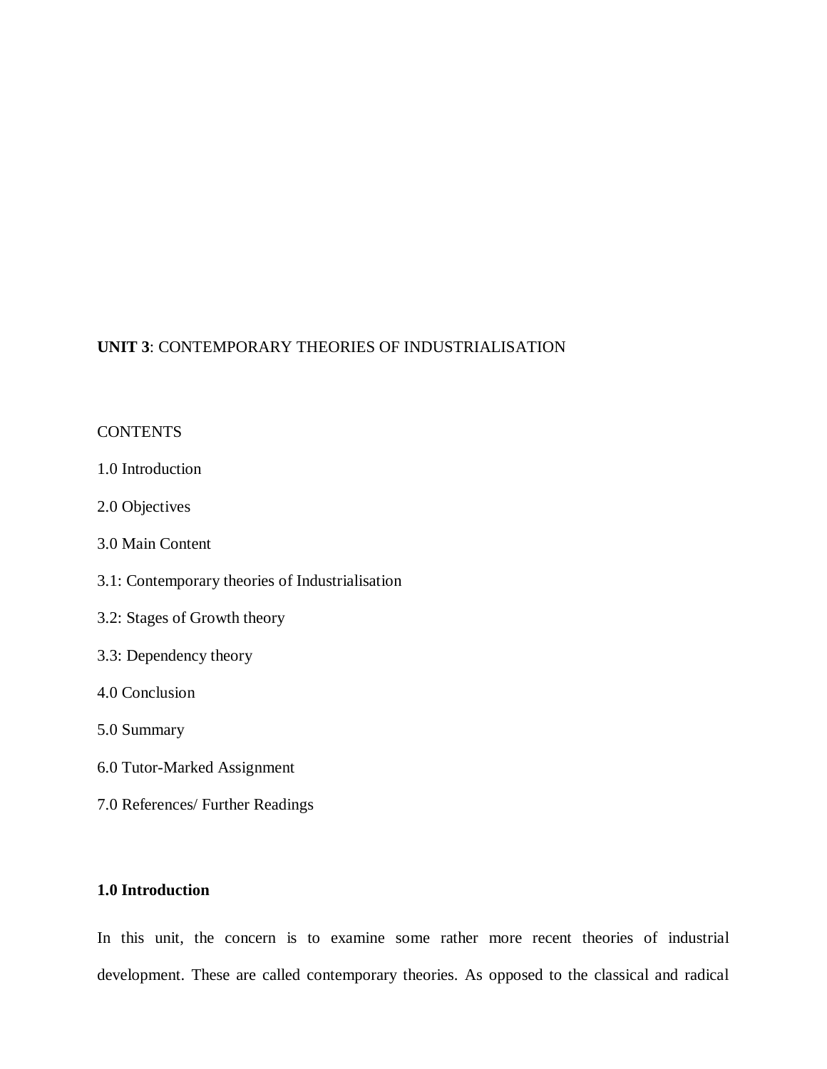**UNIT 3**: CONTEMPORARY THEORIES OF INDUSTRIALISATION

CONTENTS

1.0 Introduction

2.0 Objectives

3.0 Main Content

3.1: Contemporary theories of Industrialisation

3.2: Stages of Growth theory

3.3: Dependency theory

4.0 Conclusion

5.0 Summary

6.0 Tutor-Marked Assignment

7.0 References/ Further Readings

**1.0 Introduction**

In this unit, the concern is to examine some rather more recent theories of industrial development. These are called contemporary theories. As opposed to the classical and radical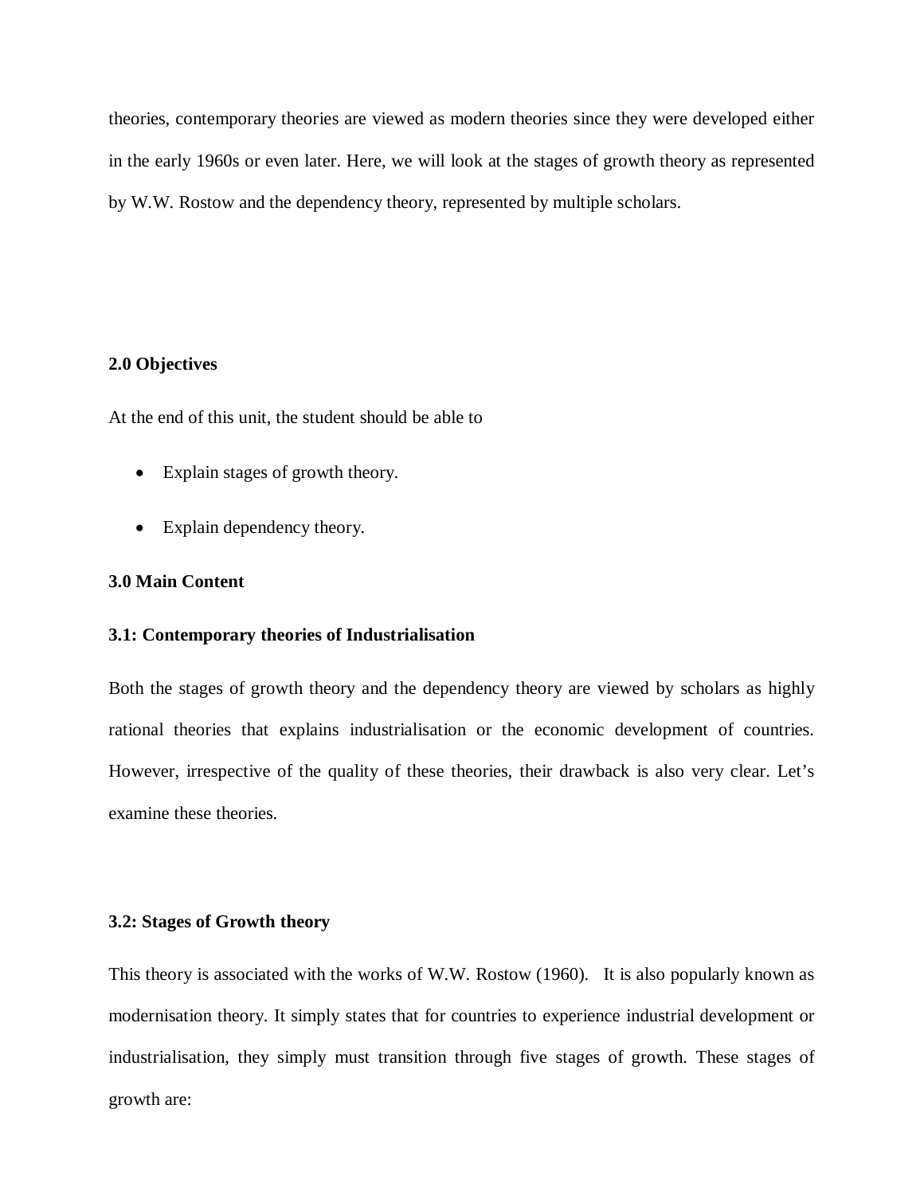theories, contemporary theories are viewed as modern theories since they were developed either in the early 1960s or even later. Here, we will look at the stages of growth theory as represented by W.W. Rostow and the dependency theory, represented by multiple scholars.

**2.0 Objectives**

At the end of this unit, the student should be able to

- Explain stages of growth theory.
- Explain dependency theory.

**3.0 Main Content**

**3.1: Contemporary theories of Industrialisation**

Both the stages of growth theory and the dependency theory are viewed by scholars as highly rational theories that explains industrialisation or the economic development of countries. However, irrespective of the quality of these theories, their drawback is also very clear. Let's examine these theories.

**3.2: Stages of Growth theory**

This theory is associated with the works of W.W. Rostow (1960). It is also popularly known as modernisation theory. It simply states that for countries to experience industrial development or industrialisation, they simply must transition through five stages of growth. These stages of growth are: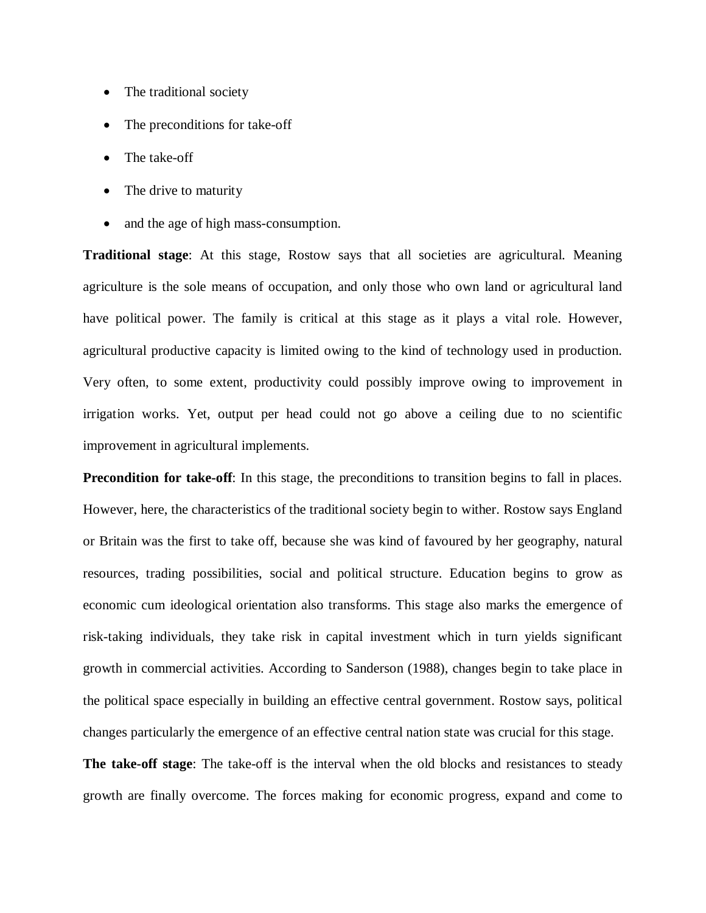- The traditional society
- The preconditions for take-off
- The take-off
- The drive to maturity
- and the age of high mass-consumption.

**Traditional stage**: At this stage, Rostow says that all societies are agricultural. Meaning agriculture is the sole means of occupation, and only those who own land or agricultural land have political power. The family is critical at this stage as it plays a vital role. However, agricultural productive capacity is limited owing to the kind of technology used in production. Very often, to some extent, productivity could possibly improve owing to improvement in irrigation works. Yet, output per head could not go above a ceiling due to no scientific improvement in agricultural implements.

**Precondition for take-off**: In this stage, the preconditions to transition begins to fall in places. However, here, the characteristics of the traditional society begin to wither. Rostow says England or Britain was the first to take off, because she was kind of favoured by her geography, natural resources, trading possibilities, social and political structure. Education begins to grow as economic cum ideological orientation also transforms. This stage also marks the emergence of risk-taking individuals, they take risk in capital investment which in turn yields significant growth in commercial activities. According to Sanderson (1988), changes begin to take place in the political space especially in building an effective central government. Rostow says, political changes particularly the emergence of an effective central nation state was crucial for this stage.

**The take-off stage**: The take-off is the interval when the old blocks and resistances to steady growth are finally overcome. The forces making for economic progress, expand and come to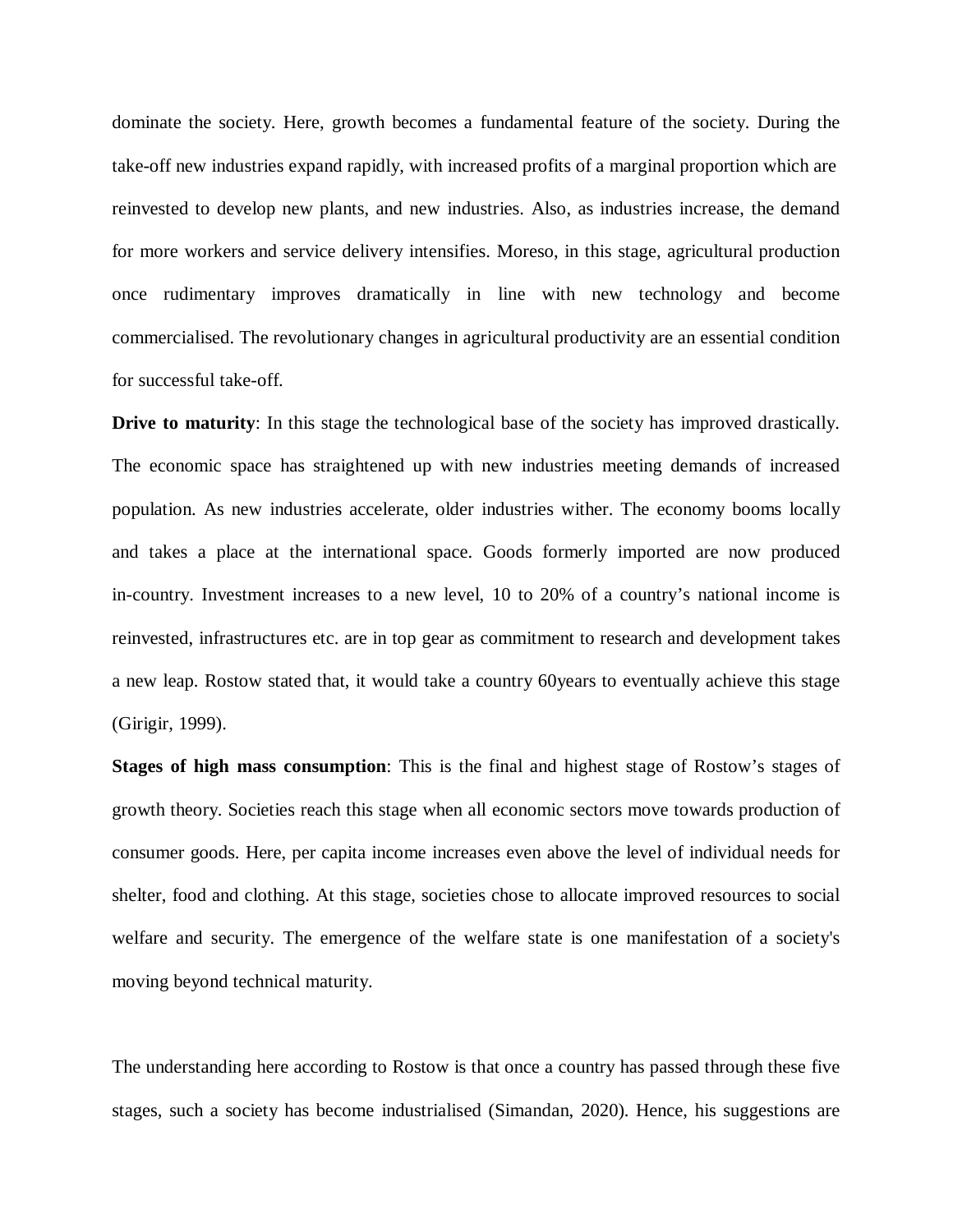dominate the society. Here, growth becomes a fundamental feature of the society. During the take-off new industries expand rapidly, with increased profits of a marginal proportion which are reinvested to develop new plants, and new industries. Also, as industries increase, the demand for more workers and service delivery intensifies. Moreso, in this stage, agricultural production once rudimentary improves dramatically in line with new technology and become commercialised. The revolutionary changes in agricultural productivity are an essential condition for successful take-off.

**Drive to maturity**: In this stage the technological base of the society has improved drastically. The economic space has straightened up with new industries meeting demands of increased population. As new industries accelerate, older industries wither. The economy booms locally and takes a place at the international space. Goods formerly imported are now produced in-country. Investment increases to a new level, 10 to 20% of a country's national income is reinvested, infrastructures etc. are in top gear as commitment to research and development takes a new leap. Rostow stated that, it would take a country 60years to eventually achieve this stage (Girigir, 1999).

**Stages of high mass consumption**: This is the final and highest stage of Rostow's stages of growth theory. Societies reach this stage when all economic sectors move towards production of consumer goods. Here, per capita income increases even above the level of individual needs for shelter, food and clothing. At this stage, societies chose to allocate improved resources to social welfare and security. The emergence of the welfare state is one manifestation of a society's moving beyond technical maturity.

The understanding here according to Rostow is that once a country has passed through these five stages, such a society has become industrialised (Simandan, 2020). Hence, his suggestions are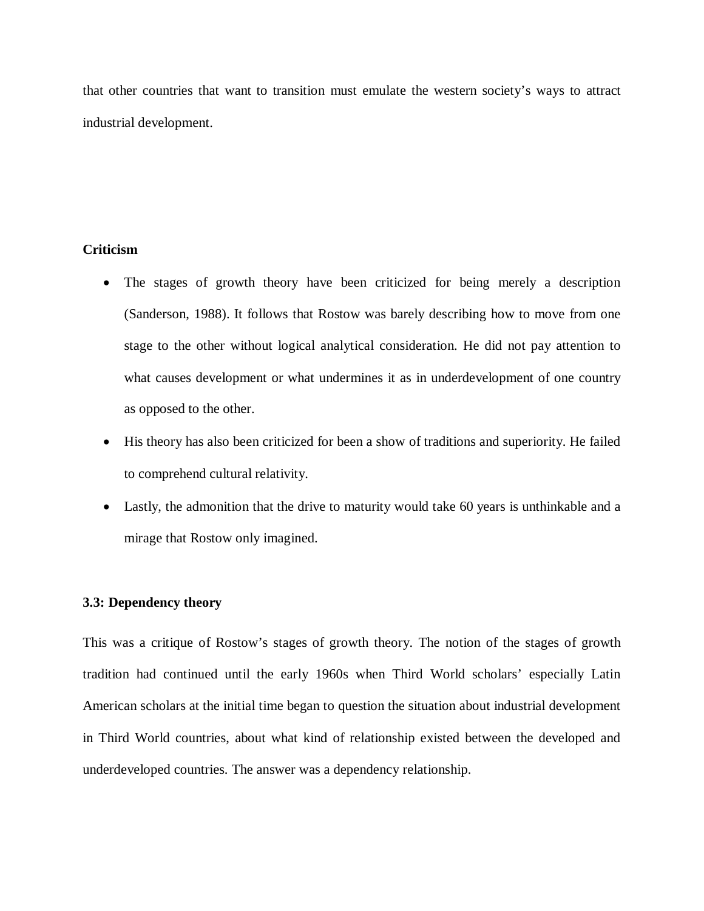that other countries that want to transition must emulate the western society's ways to attract industrial development.

**Criticism**

- The stages of growth theory have been criticized for being merely a description (Sanderson, 1988). It follows that Rostow was barely describing how to move from one stage to the other without logical analytical consideration. He did not pay attention to what causes development or what undermines it as in underdevelopment of one country as opposed to the other.
- His theory has also been criticized for been a show of traditions and superiority. He failed to comprehend cultural relativity.
- Lastly, the admonition that the drive to maturity would take 60 years is unthinkable and a mirage that Rostow only imagined.

**3.3: Dependency theory**

This was a critique of Rostow's stages of growth theory. The notion of the stages of growth tradition had continued until the early 1960s when Third World scholars' especially Latin American scholars at the initial time began to question the situation about industrial development in Third World countries, about what kind of relationship existed between the developed and underdeveloped countries. The answer was a dependency relationship.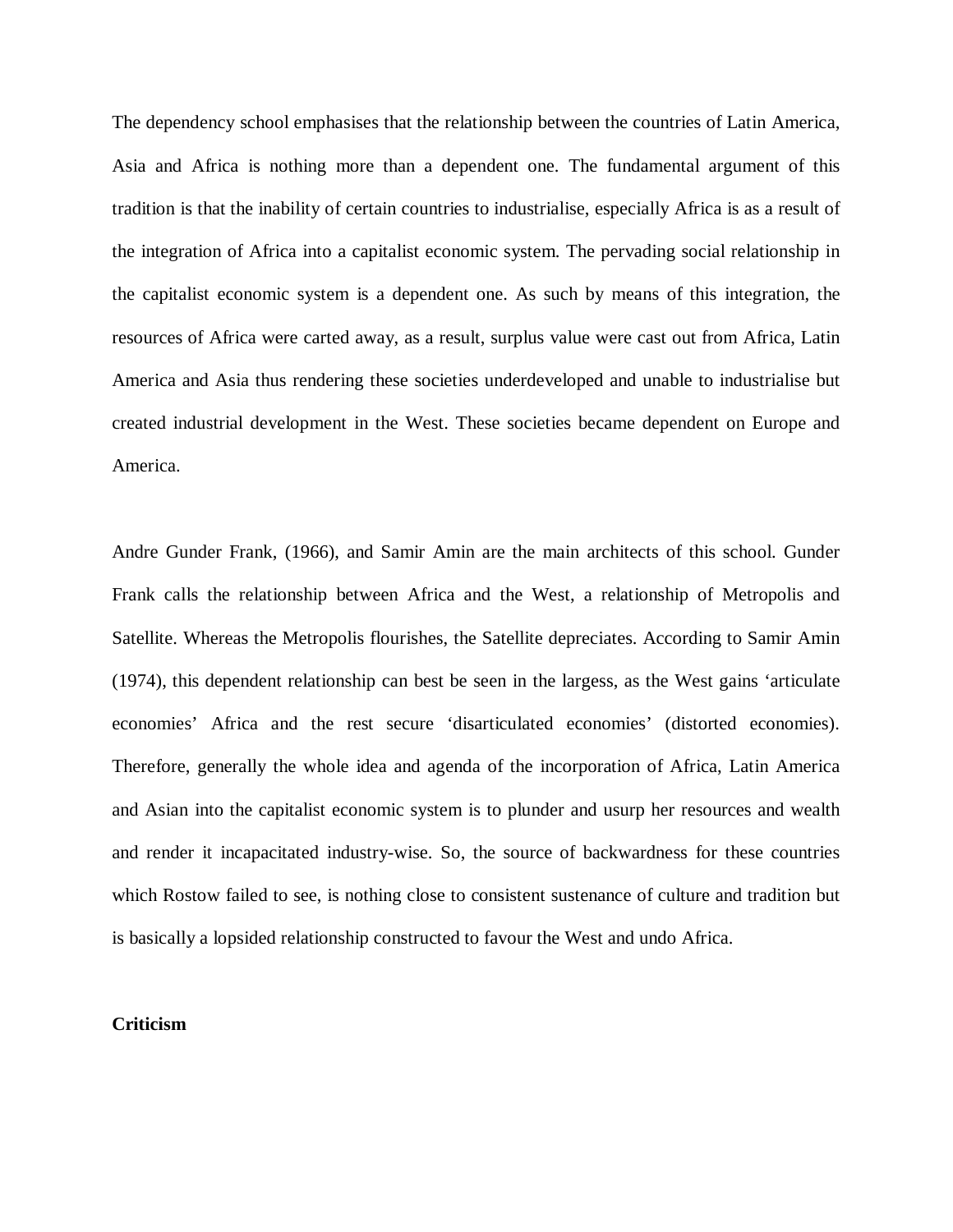The dependency school emphasises that the relationship between the countries of Latin America, Asia and Africa is nothing more than a dependent one. The fundamental argument of this tradition is that the inability of certain countries to industrialise, especially Africa is as a result of the integration of Africa into a capitalist economic system. The pervading social relationship in the capitalist economic system is a dependent one. As such by means of this integration, the resources of Africa were carted away, as a result, surplus value were cast out from Africa, Latin America and Asia thus rendering these societies underdeveloped and unable to industrialise but created industrial development in the West. These societies became dependent on Europe and America.

Andre Gunder Frank, (1966), and Samir Amin are the main architects of this school. Gunder Frank calls the relationship between Africa and the West, a relationship of Metropolis and Satellite. Whereas the Metropolis flourishes, the Satellite depreciates. According to Samir Amin (1974), this dependent relationship can best be seen in the largess, as the West gains 'articulate economies' Africa and the rest secure 'disarticulated economies' (distorted economies). Therefore, generally the whole idea and agenda of the incorporation of Africa, Latin America and Asian into the capitalist economic system is to plunder and usurp her resources and wealth and render it incapacitated industry-wise. So, the source of backwardness for these countries which Rostow failed to see, is nothing close to consistent sustenance of culture and tradition but is basically a lopsided relationship constructed to favour the West and undo Africa.

**Criticism**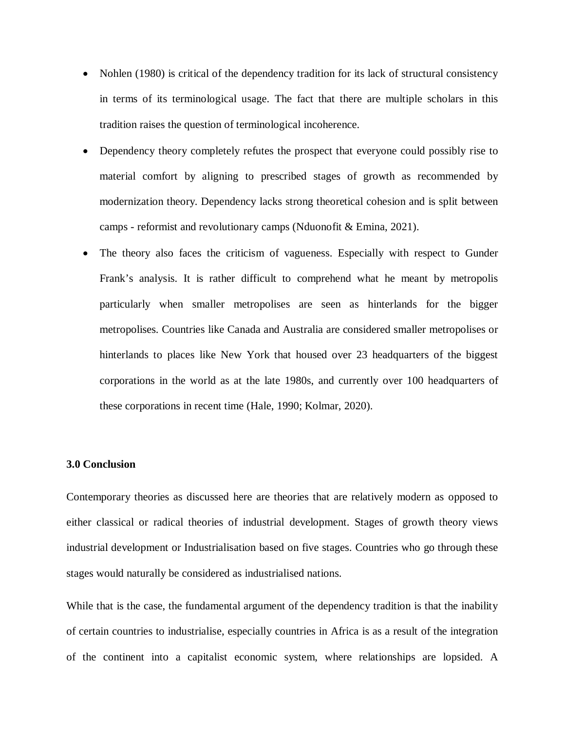- Nohlen (1980) is critical of the dependency tradition for its lack of structural consistency in terms of its terminological usage. The fact that there are multiple scholars in this tradition raises the question of terminological incoherence.
- Dependency theory completely refutes the prospect that everyone could possibly rise to material comfort by aligning to prescribed stages of growth as recommended by modernization theory. Dependency lacks strong theoretical cohesion and is split between camps - reformist and revolutionary camps (Nduonofit & Emina, 2021).
- The theory also faces the criticism of vagueness. Especially with respect to Gunder Frank's analysis. It is rather difficult to comprehend what he meant by metropolis particularly when smaller metropolises are seen as hinterlands for the bigger metropolises. Countries like Canada and Australia are considered smaller metropolises or hinterlands to places like New York that housed over 23 headquarters of the biggest corporations in the world as at the late 1980s, and currently over 100 headquarters of these corporations in recent time (Hale, 1990; Kolmar, 2020).

### 3.0 Conclusion

Contemporary theories as discussed here are theories that are relatively modern as opposed to either classical or radical theories of industrial development. Stages of growth theory views industrial development or Industrialisation based on five stages. Countries who go through these stages would naturally be considered as industrialised nations.

While that is the case, the fundamental argument of the dependency tradition is that the inability of certain countries to industrialise, especially countries in Africa is as a result of the integration of the continent into a capitalist economic system, where relationships are lopsided. A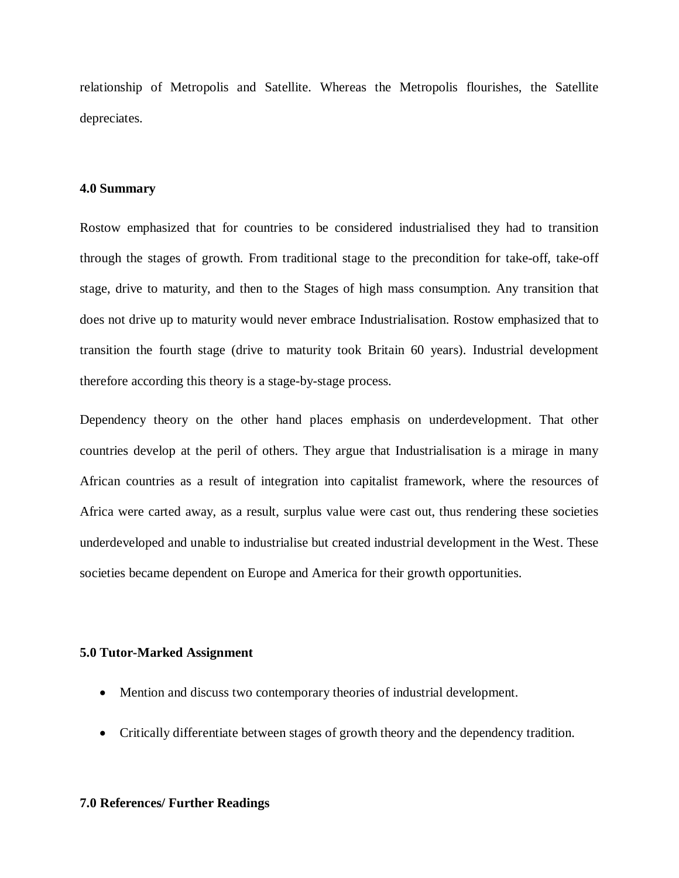relationship of Metropolis and Satellite. Whereas the Metropolis flourishes, the Satellite depreciates.

### 4.0 Summary

Rostow emphasized that for countries to be considered industrialised they had to transition through the stages of growth. From traditional stage to the precondition for take-off, take-off stage, drive to maturity, and then to the Stages of high mass consumption. Any transition that does not drive up to maturity would never embrace Industrialisation. Rostow emphasized that to transition the fourth stage (drive to maturity took Britain 60 years). Industrial development therefore according this theory is a stage-by-stage process.

Dependency theory on the other hand places emphasis on underdevelopment. That other countries develop at the peril of others. They argue that Industrialisation is a mirage in many African countries as a result of integration into capitalist framework, where the resources of Africa were carted away, as a result, surplus value were cast out, thus rendering these societies underdeveloped and unable to industrialise but created industrial development in the West. These societies became dependent on Europe and America for their growth opportunities.

### 5.0 Tutor-Marked Assignment

- Mention and discuss two contemporary theories of industrial development.
- Critically differentiate between stages of growth theory and the dependency tradition.

### 7.0 References/ Further Readings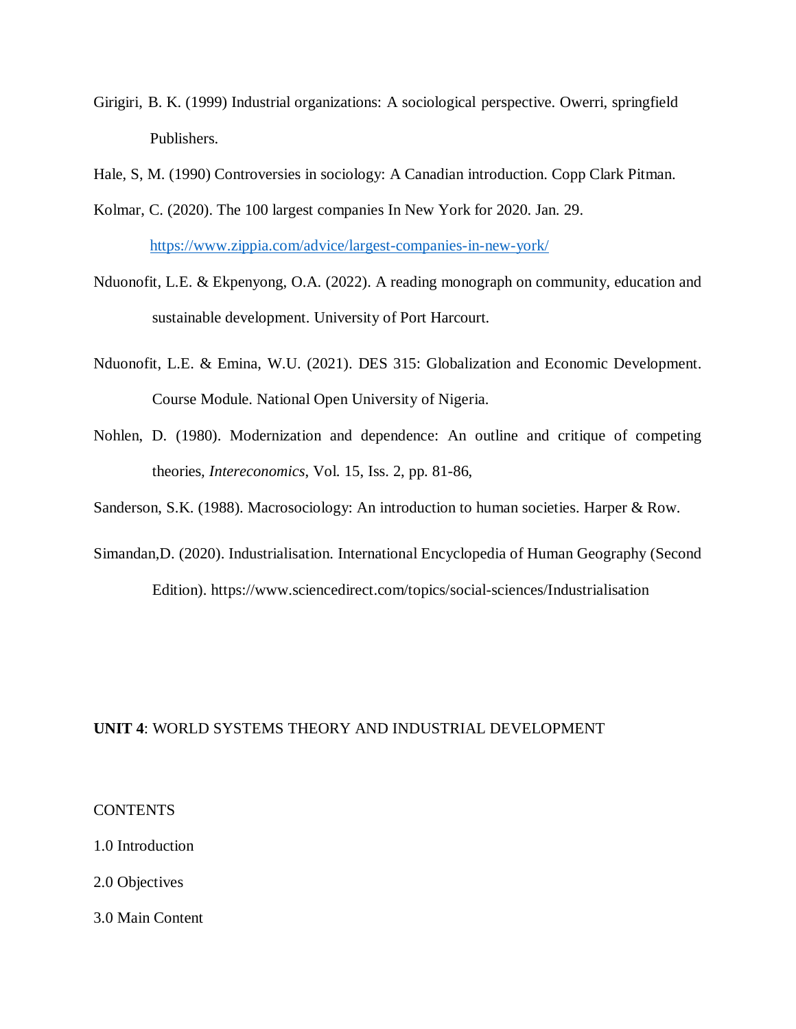Girigiri, B. K. (1999) Industrial organizations: A sociological perspective. Owerri, springfield Publishers.

Hale, S, M. (1990) Controversies in sociology: A Canadian introduction. Copp Clark Pitman.

Kolmar, C. (2020). The 100 largest companies In New York for 2020. Jan. 29. https://www.zippia.com/advice/largest-companies-in-new-york/

Nduonofit, L.E. & Ekpenyong, O.A. (2022). A reading monograph on community, education and sustainable development. University of Port Harcourt.

Nduonofit, L.E. & Emina, W.U. (2021). DES 315: Globalization and Economic Development. Course Module. National Open University of Nigeria.

Nohlen, D. (1980). Modernization and dependence: An outline and critique of competing theories, *Intereconomics*, Vol. 15, Iss. 2, pp. 81-86,

Sanderson, S.K. (1988). Macrosociology: An introduction to human societies. Harper & Row.

Simandan,D. (2020). Industrialisation. International Encyclopedia of Human Geography (Second Edition). https://www.sciencedirect.com/topics/social-sciences/Industrialisation

## **UNIT 4**: WORLD SYSTEMS THEORY AND INDUSTRIAL DEVELOPMENT

CONTENTS

1.0 Introduction

2.0 Objectives

3.0 Main Content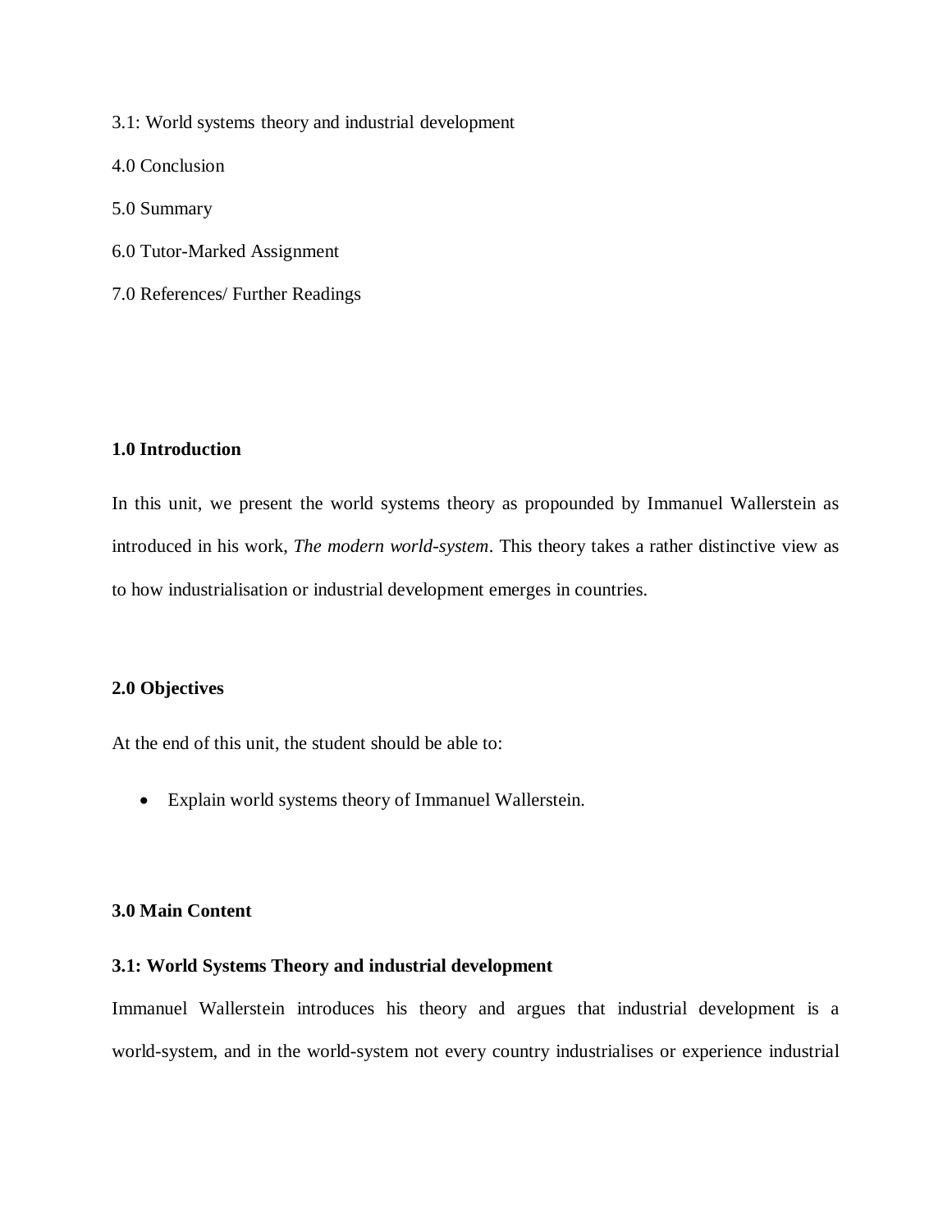3.1: World systems theory and industrial development

4.0 Conclusion

5.0 Summary

6.0 Tutor-Marked Assignment

7.0 References/ Further Readings

**1.0 Introduction**

In this unit, we present the world systems theory as propounded by Immanuel Wallerstein as introduced in his work, *The modern world-system*. This theory takes a rather distinctive view as to how industrialisation or industrial development emerges in countries.

**2.0 Objectives**

At the end of this unit, the student should be able to:

- Explain world systems theory of Immanuel Wallerstein.

**3.0 Main Content**

**3.1: World Systems Theory and industrial development**

Immanuel Wallerstein introduces his theory and argues that industrial development is a world-system, and in the world-system not every country industrialises or experience industrial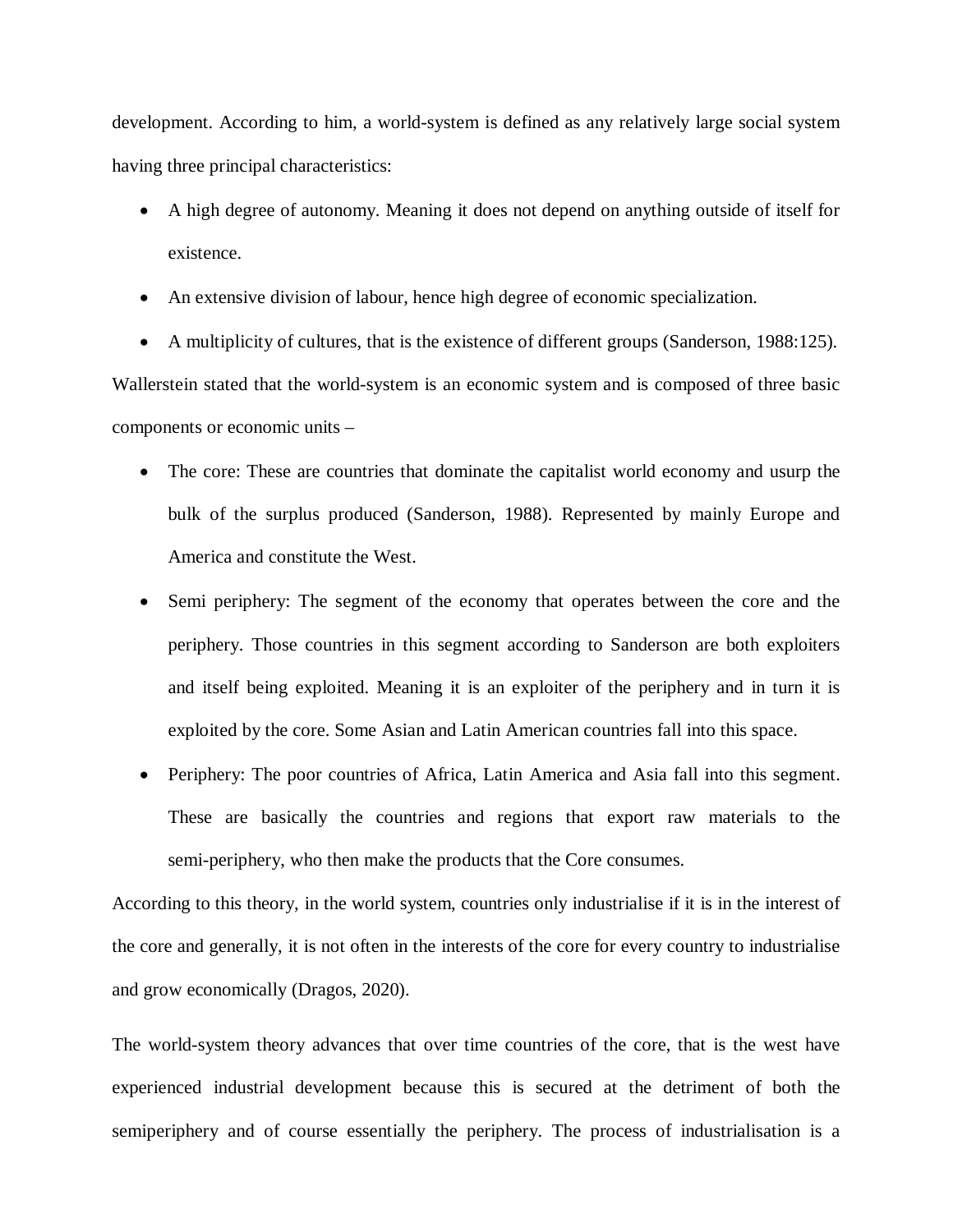development. According to him, a world-system is defined as any relatively large social system having three principal characteristics:

- A high degree of autonomy. Meaning it does not depend on anything outside of itself for existence.
- An extensive division of labour, hence high degree of economic specialization.
- A multiplicity of cultures, that is the existence of different groups (Sanderson, 1988:125).

Wallerstein stated that the world-system is an economic system and is composed of three basic components or economic units –

- The core: These are countries that dominate the capitalist world economy and usurp the bulk of the surplus produced (Sanderson, 1988). Represented by mainly Europe and America and constitute the West.
- Semi periphery: The segment of the economy that operates between the core and the periphery. Those countries in this segment according to Sanderson are both exploiters and itself being exploited. Meaning it is an exploiter of the periphery and in turn it is exploited by the core. Some Asian and Latin American countries fall into this space.
- Periphery: The poor countries of Africa, Latin America and Asia fall into this segment. These are basically the countries and regions that export raw materials to the semi-periphery, who then make the products that the Core consumes.

According to this theory, in the world system, countries only industrialise if it is in the interest of the core and generally, it is not often in the interests of the core for every country to industrialise and grow economically (Dragos, 2020).

The world-system theory advances that over time countries of the core, that is the west have experienced industrial development because this is secured at the detriment of both the semiperiphery and of course essentially the periphery. The process of industrialisation is a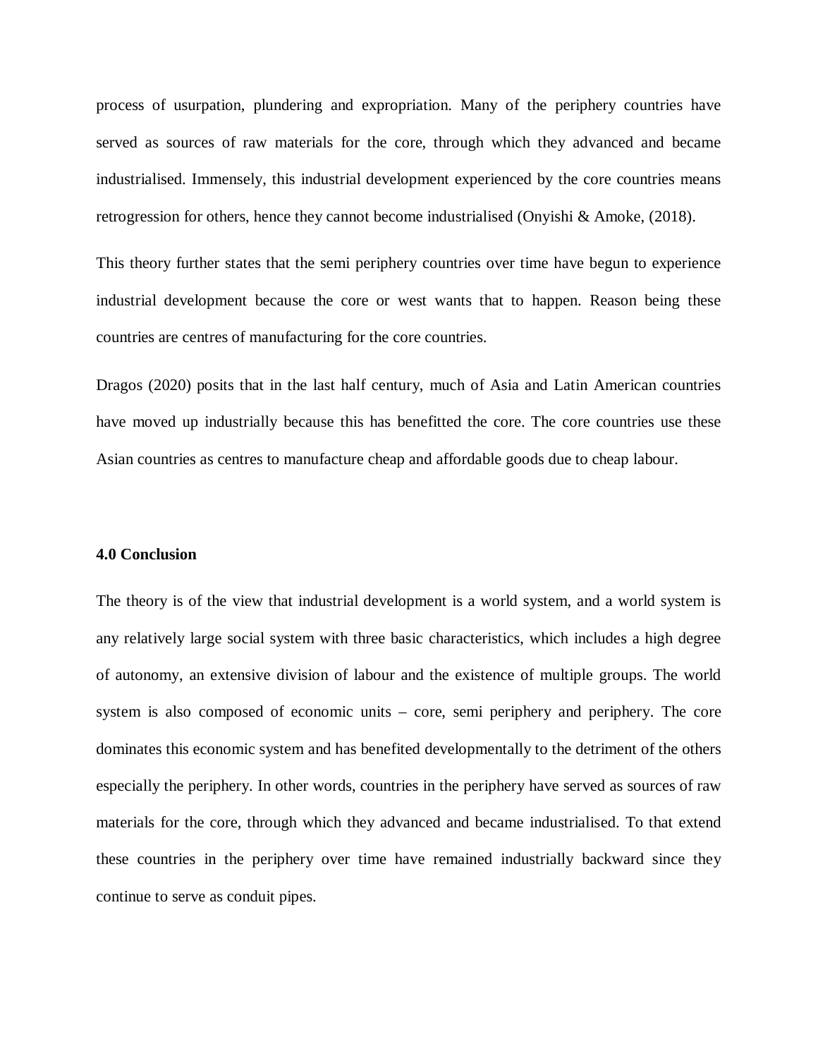process of usurpation, plundering and expropriation. Many of the periphery countries have served as sources of raw materials for the core, through which they advanced and became industrialised. Immensely, this industrial development experienced by the core countries means retrogression for others, hence they cannot become industrialised (Onyishi & Amoke, (2018).

This theory further states that the semi periphery countries over time have begun to experience industrial development because the core or west wants that to happen. Reason being these countries are centres of manufacturing for the core countries.

Dragos (2020) posits that in the last half century, much of Asia and Latin American countries have moved up industrially because this has benefitted the core. The core countries use these Asian countries as centres to manufacture cheap and affordable goods due to cheap labour.

**4.0 Conclusion**

The theory is of the view that industrial development is a world system, and a world system is any relatively large social system with three basic characteristics, which includes a high degree of autonomy, an extensive division of labour and the existence of multiple groups. The world system is also composed of economic units – core, semi periphery and periphery. The core dominates this economic system and has benefited developmentally to the detriment of the others especially the periphery. In other words, countries in the periphery have served as sources of raw materials for the core, through which they advanced and became industrialised. To that extend these countries in the periphery over time have remained industrially backward since they continue to serve as conduit pipes.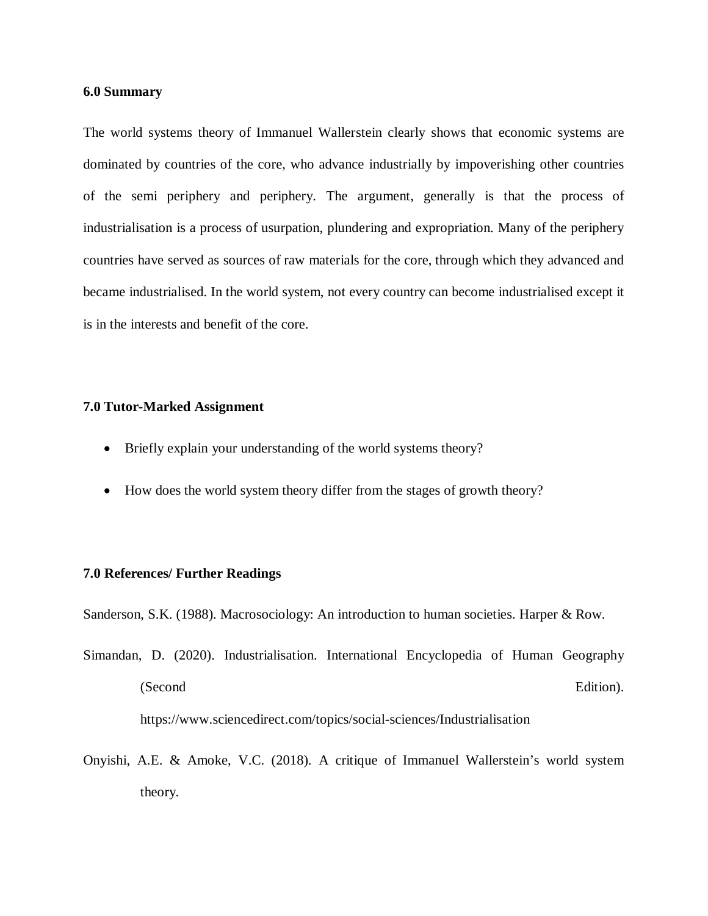**6.0 Summary**

The world systems theory of Immanuel Wallerstein clearly shows that economic systems are dominated by countries of the core, who advance industrially by impoverishing other countries of the semi periphery and periphery. The argument, generally is that the process of industrialisation is a process of usurpation, plundering and expropriation. Many of the periphery countries have served as sources of raw materials for the core, through which they advanced and became industrialised. In the world system, not every country can become industrialised except it is in the interests and benefit of the core.

**7.0 Tutor-Marked Assignment**

- Briefly explain your understanding of the world systems theory?
- How does the world system theory differ from the stages of growth theory?

**7.0 References/ Further Readings**

Sanderson, S.K. (1988). Macrosociology: An introduction to human societies. Harper & Row.

Simandan, D. (2020). Industrialisation. International Encyclopedia of Human Geography (Second Edition). https://www.sciencedirect.com/topics/social-sciences/Industrialisation

Onyishi, A.E. & Amoke, V.C. (2018). A critique of Immanuel Wallerstein's world system theory.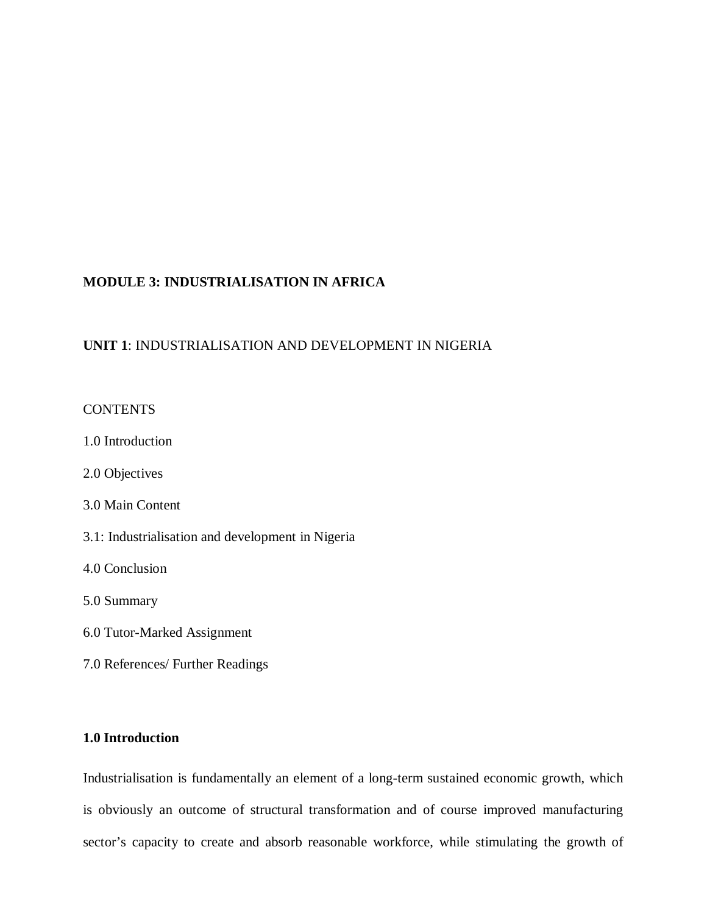# MODULE 3: INDUSTRIALISATION IN AFRICA

## UNIT 1: INDUSTRIALISATION AND DEVELOPMENT IN NIGERIA

CONTENTS

1.0 Introduction

2.0 Objectives

3.0 Main Content

3.1: Industrialisation and development in Nigeria

4.0 Conclusion

5.0 Summary

6.0 Tutor-Marked Assignment

7.0 References/ Further Readings

### 1.0 Introduction

Industrialisation is fundamentally an element of a long-term sustained economic growth, which is obviously an outcome of structural transformation and of course improved manufacturing sector's capacity to create and absorb reasonable workforce, while stimulating the growth of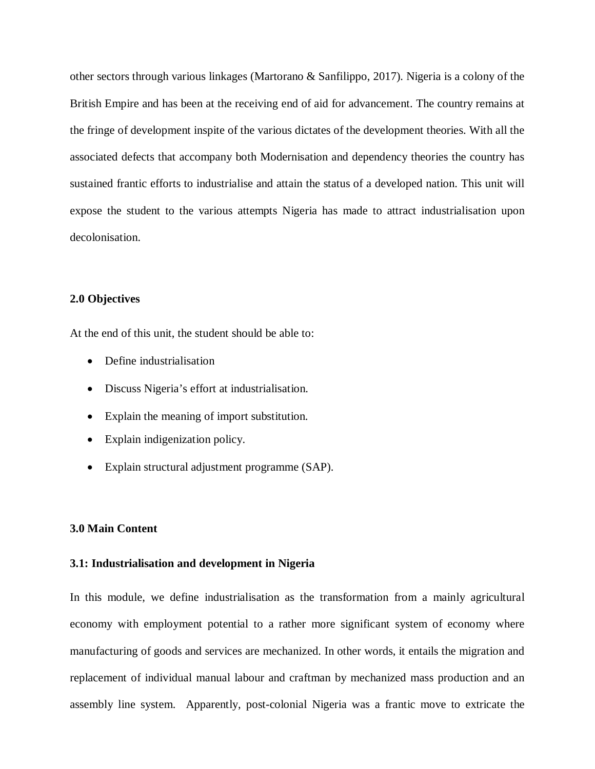other sectors through various linkages (Martorano & Sanfilippo, 2017). Nigeria is a colony of the British Empire and has been at the receiving end of aid for advancement. The country remains at the fringe of development inspite of the various dictates of the development theories. With all the associated defects that accompany both Modernisation and dependency theories the country has sustained frantic efforts to industrialise and attain the status of a developed nation. This unit will expose the student to the various attempts Nigeria has made to attract industrialisation upon decolonisation.

**2.0 Objectives**

At the end of this unit, the student should be able to:

- Define industrialisation
- Discuss Nigeria's effort at industrialisation.
- Explain the meaning of import substitution.
- Explain indigenization policy.
- Explain structural adjustment programme (SAP).

**3.0 Main Content**

**3.1: Industrialisation and development in Nigeria**

In this module, we define industrialisation as the transformation from a mainly agricultural economy with employment potential to a rather more significant system of economy where manufacturing of goods and services are mechanized. In other words, it entails the migration and replacement of individual manual labour and craftman by mechanized mass production and an assembly line system. Apparently, post-colonial Nigeria was a frantic move to extricate the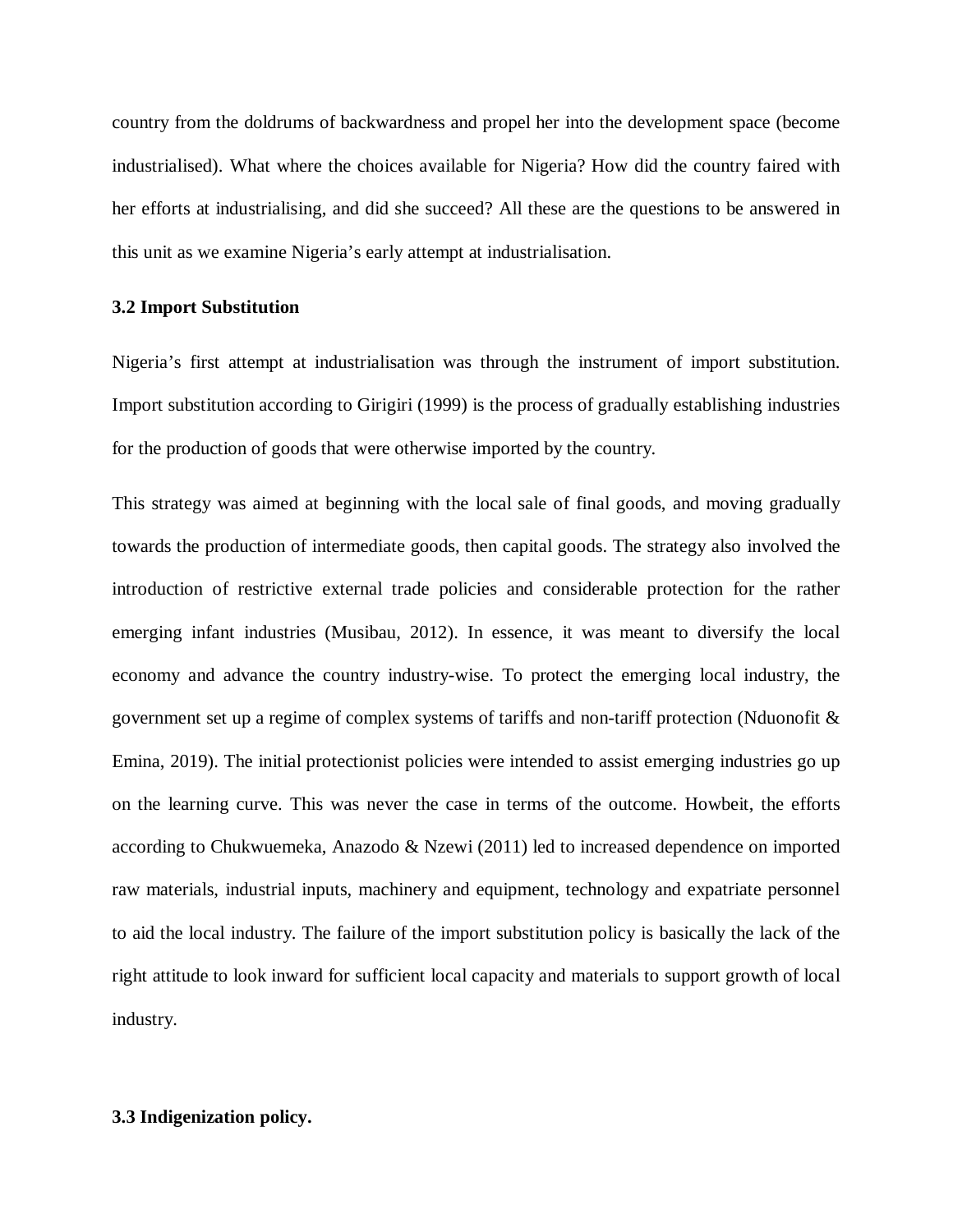country from the doldrums of backwardness and propel her into the development space (become industrialised). What where the choices available for Nigeria? How did the country faired with her efforts at industrialising, and did she succeed? All these are the questions to be answered in this unit as we examine Nigeria's early attempt at industrialisation.

### 3.2 Import Substitution

Nigeria's first attempt at industrialisation was through the instrument of import substitution. Import substitution according to Girigiri (1999) is the process of gradually establishing industries for the production of goods that were otherwise imported by the country.

This strategy was aimed at beginning with the local sale of final goods, and moving gradually towards the production of intermediate goods, then capital goods. The strategy also involved the introduction of restrictive external trade policies and considerable protection for the rather emerging infant industries (Musibau, 2012). In essence, it was meant to diversify the local economy and advance the country industry-wise. To protect the emerging local industry, the government set up a regime of complex systems of tariffs and non-tariff protection (Nduonofit & Emina, 2019). The initial protectionist policies were intended to assist emerging industries go up on the learning curve. This was never the case in terms of the outcome. Howbeit, the efforts according to Chukwuemeka, Anazodo & Nzewi (2011) led to increased dependence on imported raw materials, industrial inputs, machinery and equipment, technology and expatriate personnel to aid the local industry. The failure of the import substitution policy is basically the lack of the right attitude to look inward for sufficient local capacity and materials to support growth of local industry.

### 3.3 Indigenization policy.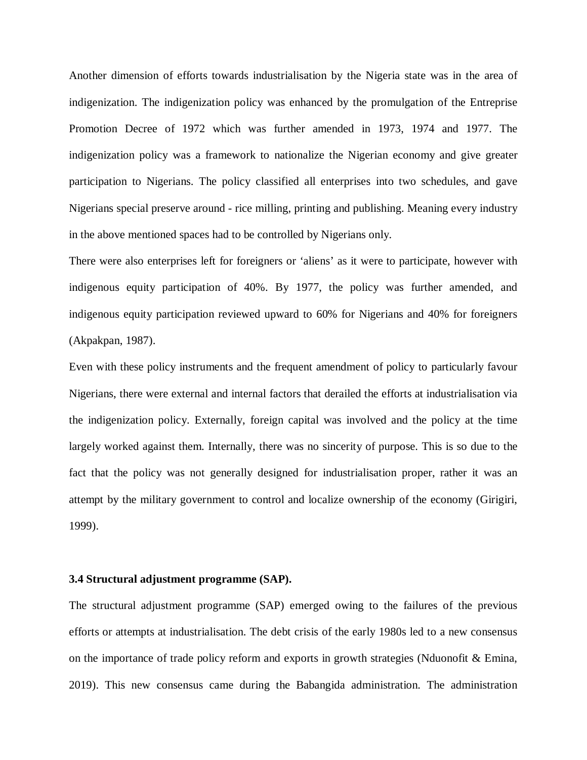Another dimension of efforts towards industrialisation by the Nigeria state was in the area of indigenization. The indigenization policy was enhanced by the promulgation of the Entreprise Promotion Decree of 1972 which was further amended in 1973, 1974 and 1977. The indigenization policy was a framework to nationalize the Nigerian economy and give greater participation to Nigerians. The policy classified all enterprises into two schedules, and gave Nigerians special preserve around - rice milling, printing and publishing. Meaning every industry in the above mentioned spaces had to be controlled by Nigerians only.

There were also enterprises left for foreigners or 'aliens' as it were to participate, however with indigenous equity participation of 40%. By 1977, the policy was further amended, and indigenous equity participation reviewed upward to 60% for Nigerians and 40% for foreigners (Akpakpan, 1987).

Even with these policy instruments and the frequent amendment of policy to particularly favour Nigerians, there were external and internal factors that derailed the efforts at industrialisation via the indigenization policy. Externally, foreign capital was involved and the policy at the time largely worked against them. Internally, there was no sincerity of purpose. This is so due to the fact that the policy was not generally designed for industrialisation proper, rather it was an attempt by the military government to control and localize ownership of the economy (Girigiri, 1999).

### 3.4 Structural adjustment programme (SAP).

The structural adjustment programme (SAP) emerged owing to the failures of the previous efforts or attempts at industrialisation. The debt crisis of the early 1980s led to a new consensus on the importance of trade policy reform and exports in growth strategies (Nduonofit & Emina, 2019). This new consensus came during the Babangida administration. The administration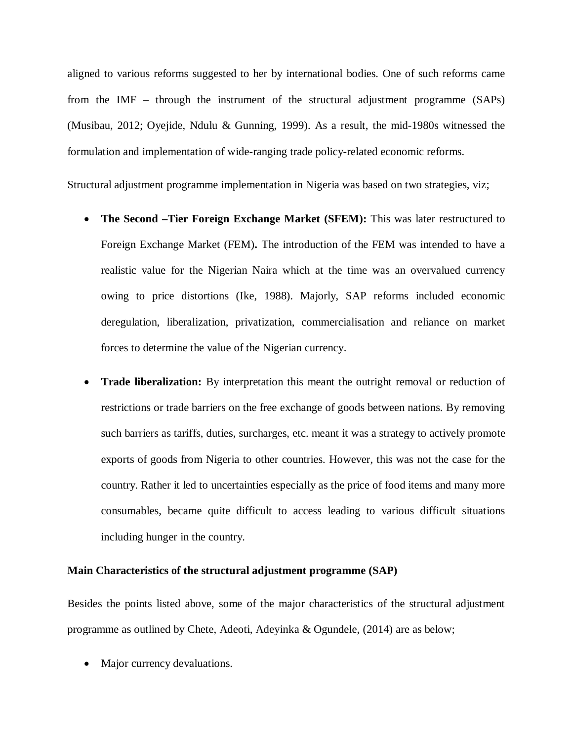aligned to various reforms suggested to her by international bodies. One of such reforms came from the IMF – through the instrument of the structural adjustment programme (SAPs) (Musibau, 2012; Oyejide, Ndulu & Gunning, 1999). As a result, the mid-1980s witnessed the formulation and implementation of wide-ranging trade policy-related economic reforms.

Structural adjustment programme implementation in Nigeria was based on two strategies, viz;

- **The Second –Tier Foreign Exchange Market (SFEM):** This was later restructured to Foreign Exchange Market (FEM)**.** The introduction of the FEM was intended to have a realistic value for the Nigerian Naira which at the time was an overvalued currency owing to price distortions (Ike, 1988). Majorly, SAP reforms included economic deregulation, liberalization, privatization, commercialisation and reliance on market forces to determine the value of the Nigerian currency.
- **Trade liberalization:** By interpretation this meant the outright removal or reduction of restrictions or trade barriers on the free exchange of goods between nations. By removing such barriers as tariffs, duties, surcharges, etc. meant it was a strategy to actively promote exports of goods from Nigeria to other countries. However, this was not the case for the country. Rather it led to uncertainties especially as the price of food items and many more consumables, became quite difficult to access leading to various difficult situations including hunger in the country.

**Main Characteristics of the structural adjustment programme (SAP)**

Besides the points listed above, some of the major characteristics of the structural adjustment programme as outlined by Chete, Adeoti, Adeyinka & Ogundele, (2014) are as below;

- Major currency devaluations.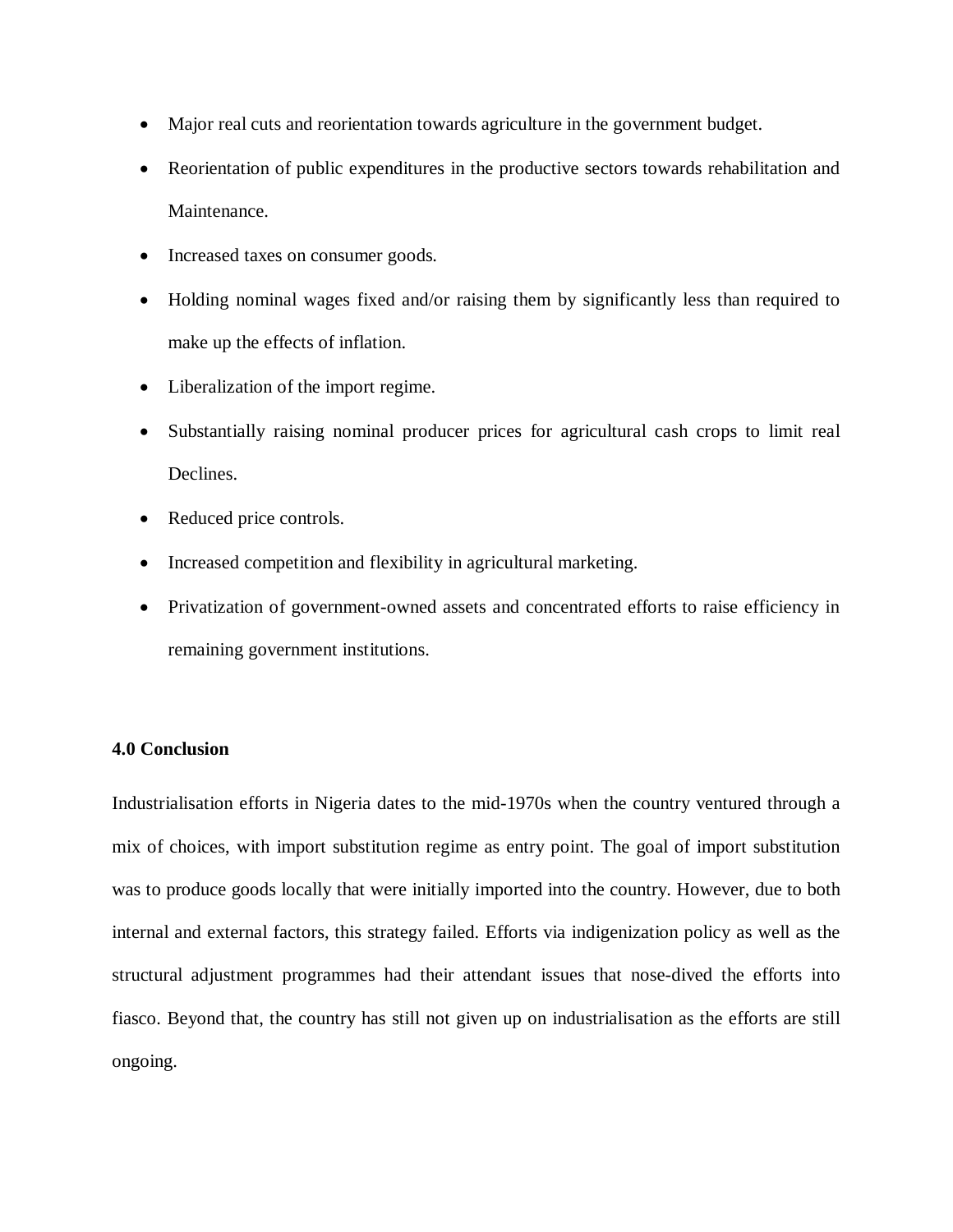- Major real cuts and reorientation towards agriculture in the government budget.
- Reorientation of public expenditures in the productive sectors towards rehabilitation and Maintenance.
- Increased taxes on consumer goods.
- Holding nominal wages fixed and/or raising them by significantly less than required to make up the effects of inflation.
- Liberalization of the import regime.
- Substantially raising nominal producer prices for agricultural cash crops to limit real Declines.
- Reduced price controls.
- Increased competition and flexibility in agricultural marketing.
- Privatization of government-owned assets and concentrated efforts to raise efficiency in remaining government institutions.

**4.0 Conclusion**

Industrialisation efforts in Nigeria dates to the mid-1970s when the country ventured through a mix of choices, with import substitution regime as entry point. The goal of import substitution was to produce goods locally that were initially imported into the country. However, due to both internal and external factors, this strategy failed. Efforts via indigenization policy as well as the structural adjustment programmes had their attendant issues that nose-dived the efforts into fiasco. Beyond that, the country has still not given up on industrialisation as the efforts are still ongoing.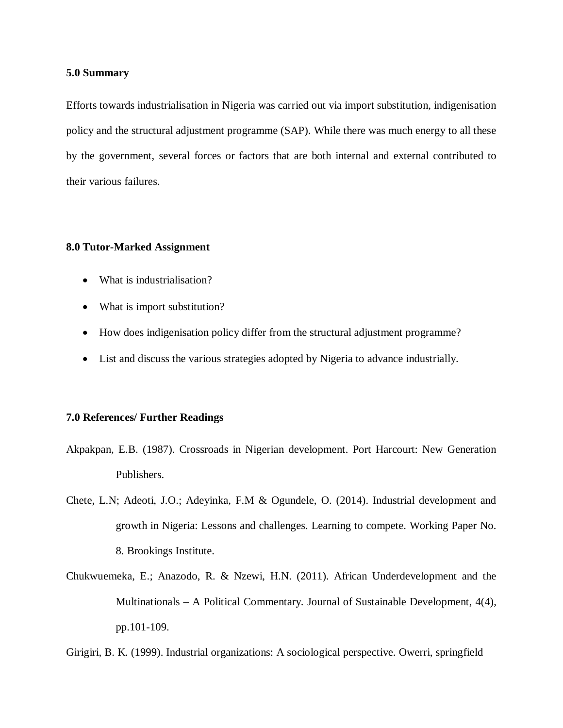## 5.0 Summary

Efforts towards industrialisation in Nigeria was carried out via import substitution, indigenisation policy and the structural adjustment programme (SAP). While there was much energy to all these by the government, several forces or factors that are both internal and external contributed to their various failures.

## 8.0 Tutor-Marked Assignment

- What is industrialisation?
- What is import substitution?
- How does indigenisation policy differ from the structural adjustment programme?
- List and discuss the various strategies adopted by Nigeria to advance industrially.

## 7.0 References/ Further Readings

Akpakpan, E.B. (1987). Crossroads in Nigerian development. Port Harcourt: New Generation Publishers.

Chete, L.N; Adeoti, J.O.; Adeyinka, F.M & Ogundele, O. (2014). Industrial development and growth in Nigeria: Lessons and challenges. Learning to compete. Working Paper No. 8. Brookings Institute.

Chukwuemeka, E.; Anazodo, R. & Nzewi, H.N. (2011). African Underdevelopment and the Multinationals – A Political Commentary. Journal of Sustainable Development, 4(4), pp.101-109.

Girigiri, B. K. (1999). Industrial organizations: A sociological perspective. Owerri, springfield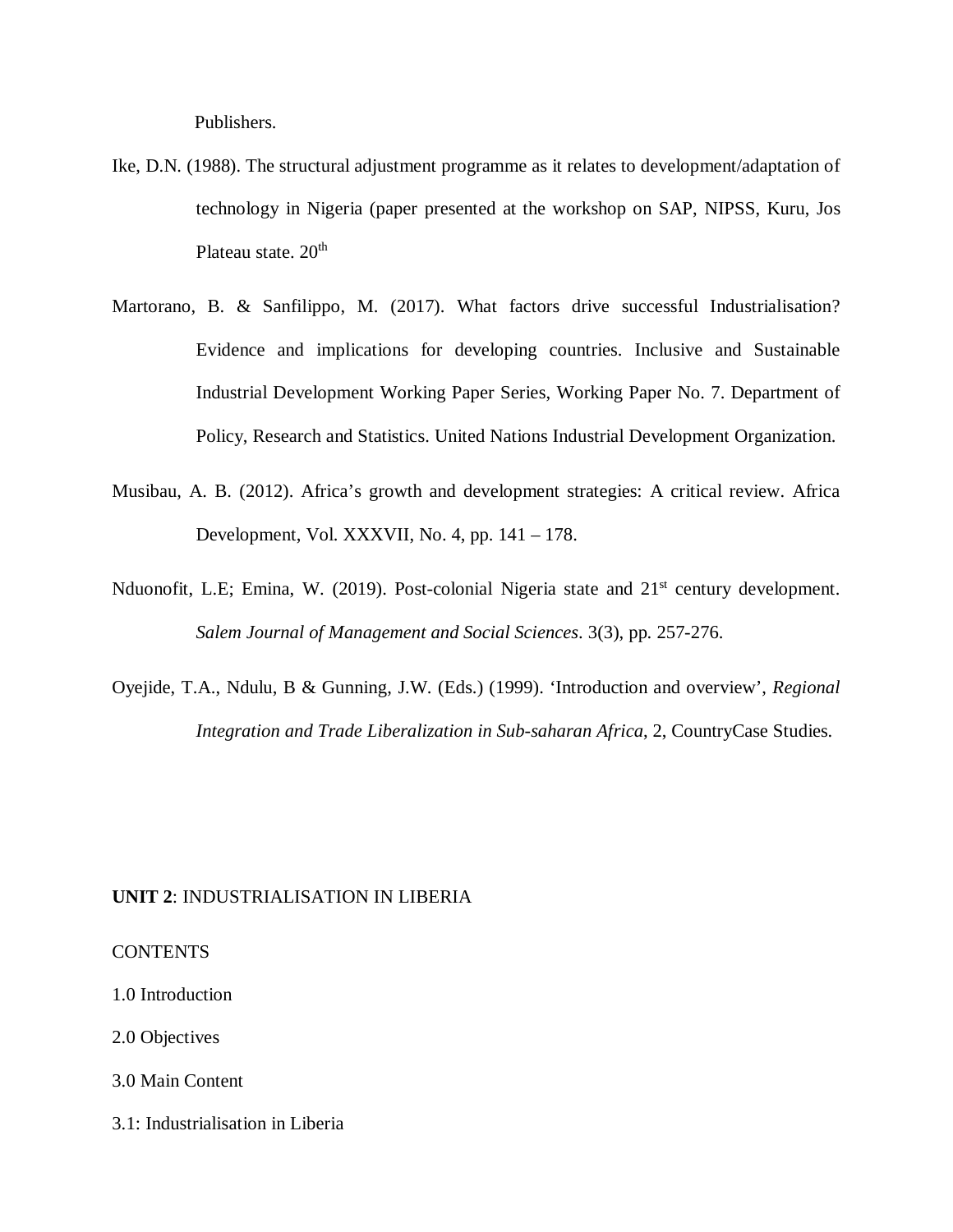Publishers.

Ike, D.N. (1988). The structural adjustment programme as it relates to development/adaptation of technology in Nigeria (paper presented at the workshop on SAP, NIPSS, Kuru, Jos Plateau state. 20[th]

Martorano, B. & Sanfilippo, M. (2017). What factors drive successful Industrialisation? Evidence and implications for developing countries. Inclusive and Sustainable Industrial Development Working Paper Series, Working Paper No. 7. Department of Policy, Research and Statistics. United Nations Industrial Development Organization.

Musibau, A. B. (2012). Africa's growth and development strategies: A critical review. Africa Development, Vol. XXXVII, No. 4, pp. 141 – 178.

Nduonofit, L.E; Emina, W. (2019). Post-colonial Nigeria state and 21[st] century development. *Salem Journal of Management and Social Sciences*. 3(3), pp. 257-276.

Oyejide, T.A., Ndulu, B & Gunning, J.W. (Eds.) (1999). 'Introduction and overview', *Regional Integration and Trade Liberalization in Sub-saharan Africa*, 2, CountryCase Studies.

**UNIT 2**: INDUSTRIALISATION IN LIBERIA

CONTENTS

1.0 Introduction

2.0 Objectives

3.0 Main Content

3.1: Industrialisation in Liberia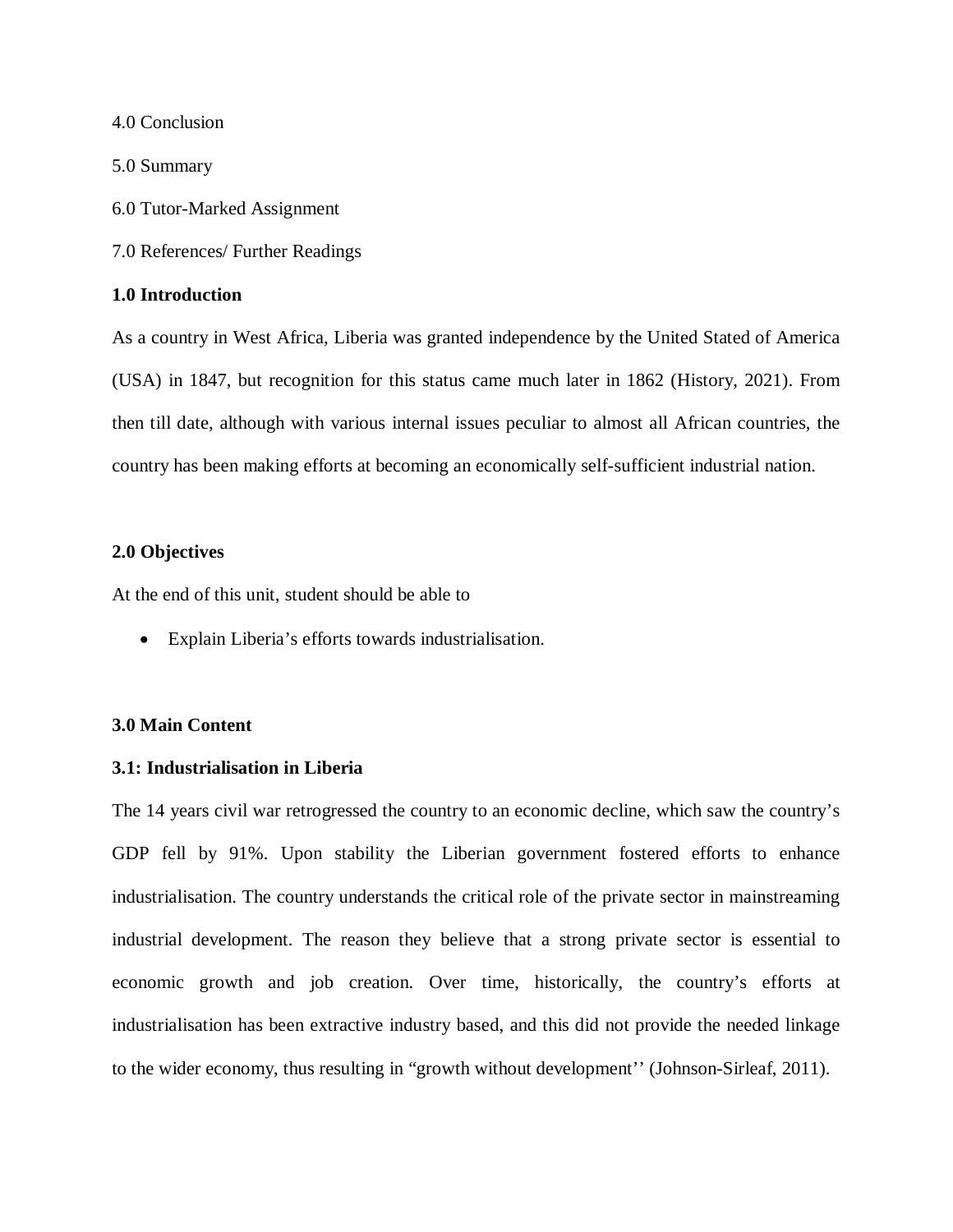4.0 Conclusion

5.0 Summary

6.0 Tutor-Marked Assignment

7.0 References/ Further Readings

**1.0 Introduction**

As a country in West Africa, Liberia was granted independence by the United Stated of America (USA) in 1847, but recognition for this status came much later in 1862 (History, 2021). From then till date, although with various internal issues peculiar to almost all African countries, the country has been making efforts at becoming an economically self-sufficient industrial nation.

**2.0 Objectives**

At the end of this unit, student should be able to

- Explain Liberia's efforts towards industrialisation.

**3.0 Main Content**

**3.1: Industrialisation in Liberia**

The 14 years civil war retrogressed the country to an economic decline, which saw the country's GDP fell by 91%. Upon stability the Liberian government fostered efforts to enhance industrialisation. The country understands the critical role of the private sector in mainstreaming industrial development. The reason they believe that a strong private sector is essential to economic growth and job creation. Over time, historically, the country's efforts at industrialisation has been extractive industry based, and this did not provide the needed linkage to the wider economy, thus resulting in "growth without development'' (Johnson-Sirleaf, 2011).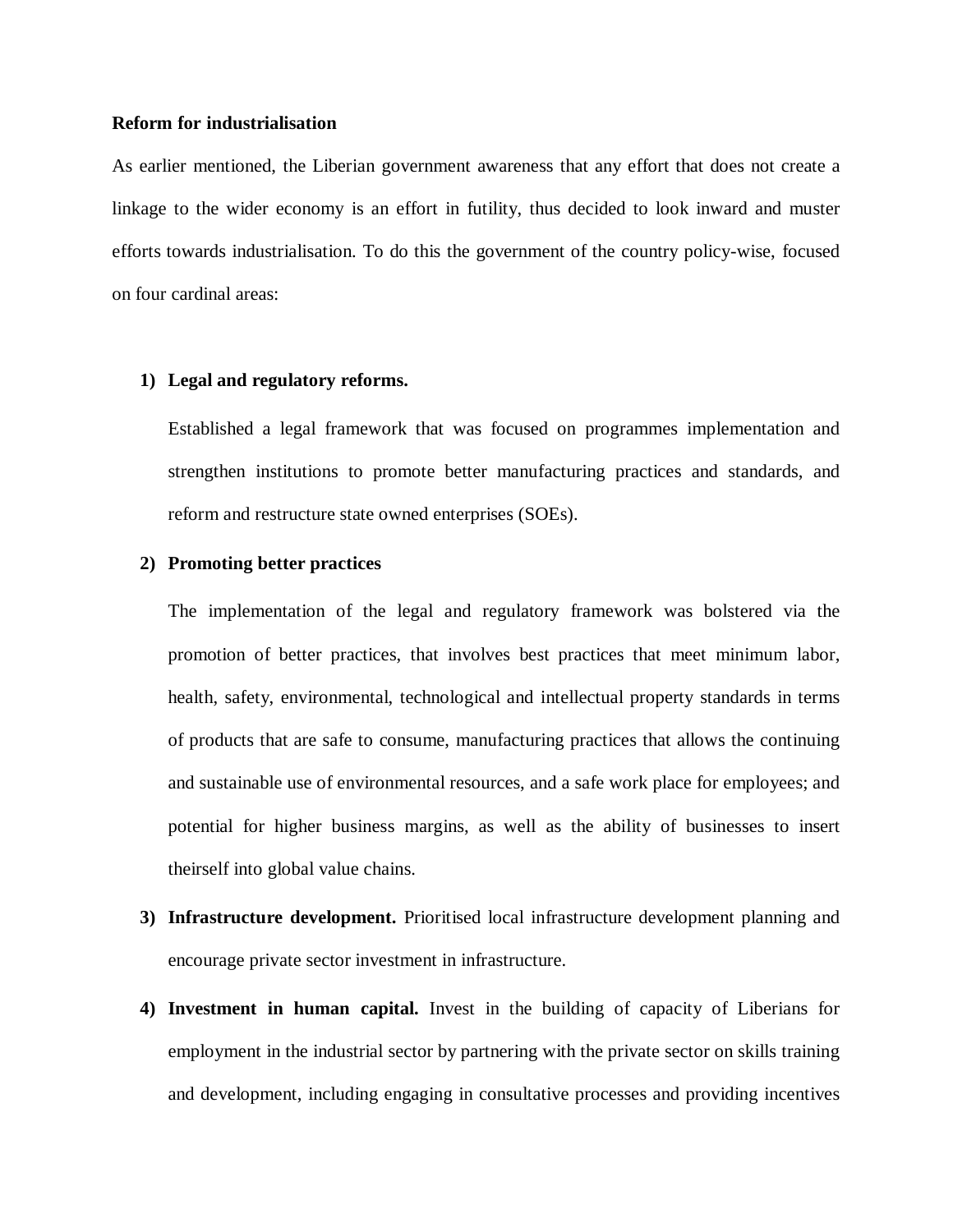**Reform for industrialisation**

As earlier mentioned, the Liberian government awareness that any effort that does not create a linkage to the wider economy is an effort in futility, thus decided to look inward and muster efforts towards industrialisation. To do this the government of the country policy-wise, focused on four cardinal areas:

1) **Legal and regulatory reforms.**

   Established a legal framework that was focused on programmes implementation and strengthen institutions to promote better manufacturing practices and standards, and reform and restructure state owned enterprises (SOEs).

2) **Promoting better practices**

   The implementation of the legal and regulatory framework was bolstered via the promotion of better practices, that involves best practices that meet minimum labor, health, safety, environmental, technological and intellectual property standards in terms of products that are safe to consume, manufacturing practices that allows the continuing and sustainable use of environmental resources, and a safe work place for employees; and potential for higher business margins, as well as the ability of businesses to insert theirself into global value chains.

3) **Infrastructure development.** Prioritised local infrastructure development planning and encourage private sector investment in infrastructure.

4) **Investment in human capital.** Invest in the building of capacity of Liberians for employment in the industrial sector by partnering with the private sector on skills training and development, including engaging in consultative processes and providing incentives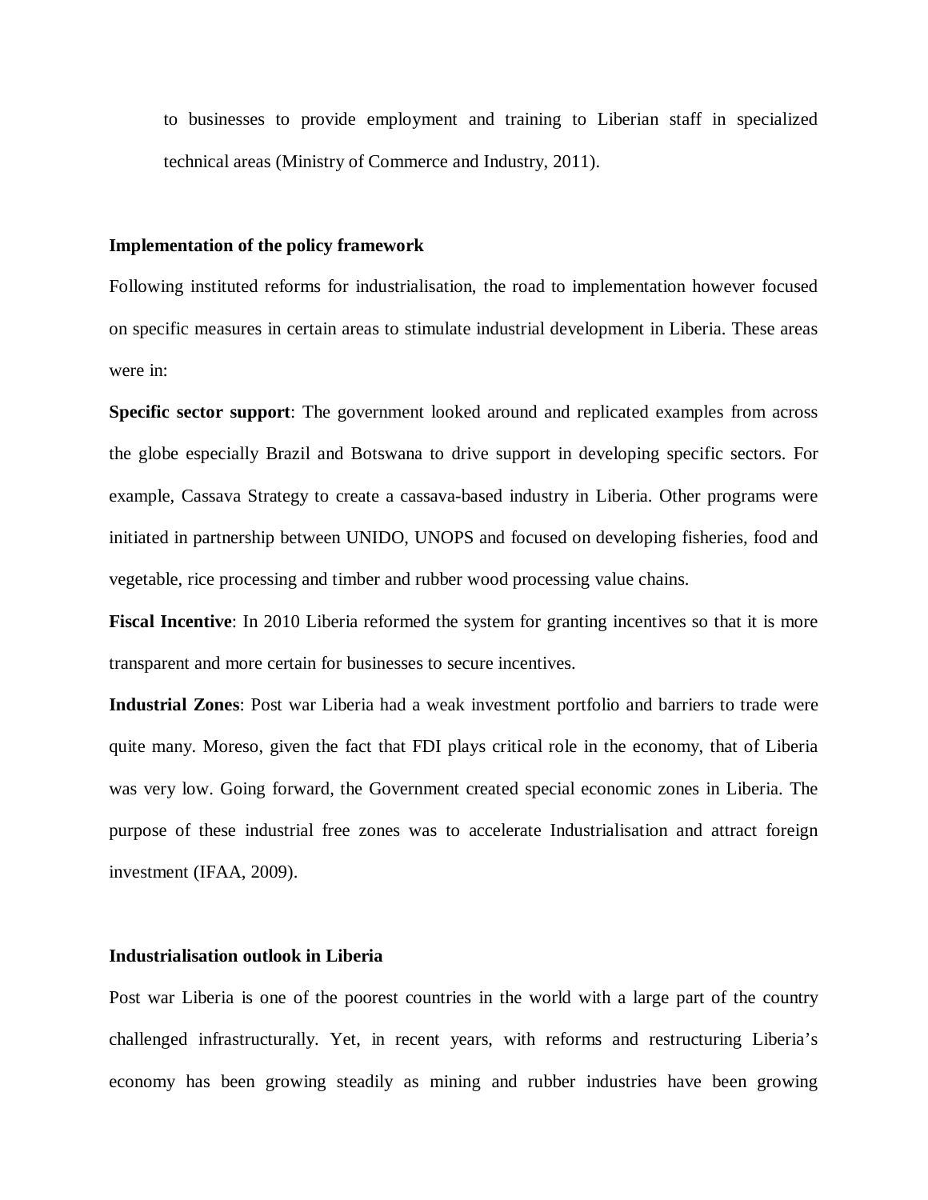to businesses to provide employment and training to Liberian staff in specialized technical areas (Ministry of Commerce and Industry, 2011).

**Implementation of the policy framework**

Following instituted reforms for industrialisation, the road to implementation however focused on specific measures in certain areas to stimulate industrial development in Liberia. These areas were in:

**Specific sector support**: The government looked around and replicated examples from across the globe especially Brazil and Botswana to drive support in developing specific sectors. For example, Cassava Strategy to create a cassava-based industry in Liberia. Other programs were initiated in partnership between UNIDO, UNOPS and focused on developing fisheries, food and vegetable, rice processing and timber and rubber wood processing value chains.

**Fiscal Incentive**: In 2010 Liberia reformed the system for granting incentives so that it is more transparent and more certain for businesses to secure incentives.

**Industrial Zones**: Post war Liberia had a weak investment portfolio and barriers to trade were quite many. Moreso, given the fact that FDI plays critical role in the economy, that of Liberia was very low. Going forward, the Government created special economic zones in Liberia. The purpose of these industrial free zones was to accelerate Industrialisation and attract foreign investment (IFAA, 2009).

**Industrialisation outlook in Liberia**

Post war Liberia is one of the poorest countries in the world with a large part of the country challenged infrastructurally. Yet, in recent years, with reforms and restructuring Liberia's economy has been growing steadily as mining and rubber industries have been growing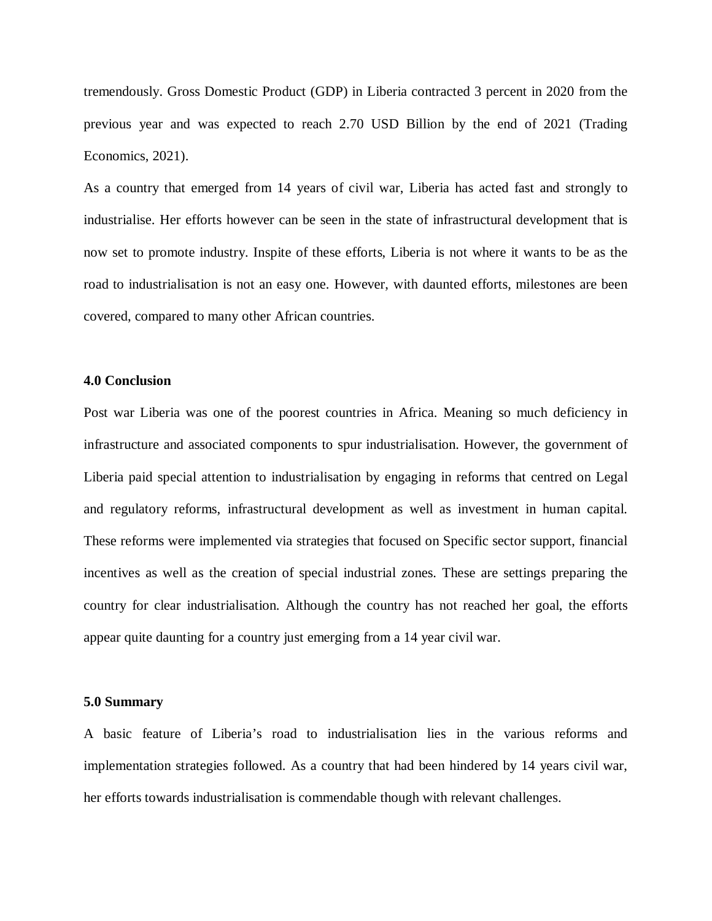tremendously. Gross Domestic Product (GDP) in Liberia contracted 3 percent in 2020 from the previous year and was expected to reach 2.70 USD Billion by the end of 2021 (Trading Economics, 2021).

As a country that emerged from 14 years of civil war, Liberia has acted fast and strongly to industrialise. Her efforts however can be seen in the state of infrastructural development that is now set to promote industry. Inspite of these efforts, Liberia is not where it wants to be as the road to industrialisation is not an easy one. However, with daunted efforts, milestones are been covered, compared to many other African countries.

**4.0 Conclusion**

Post war Liberia was one of the poorest countries in Africa. Meaning so much deficiency in infrastructure and associated components to spur industrialisation. However, the government of Liberia paid special attention to industrialisation by engaging in reforms that centred on Legal and regulatory reforms, infrastructural development as well as investment in human capital. These reforms were implemented via strategies that focused on Specific sector support, financial incentives as well as the creation of special industrial zones. These are settings preparing the country for clear industrialisation. Although the country has not reached her goal, the efforts appear quite daunting for a country just emerging from a 14 year civil war.

**5.0 Summary**

A basic feature of Liberia's road to industrialisation lies in the various reforms and implementation strategies followed. As a country that had been hindered by 14 years civil war, her efforts towards industrialisation is commendable though with relevant challenges.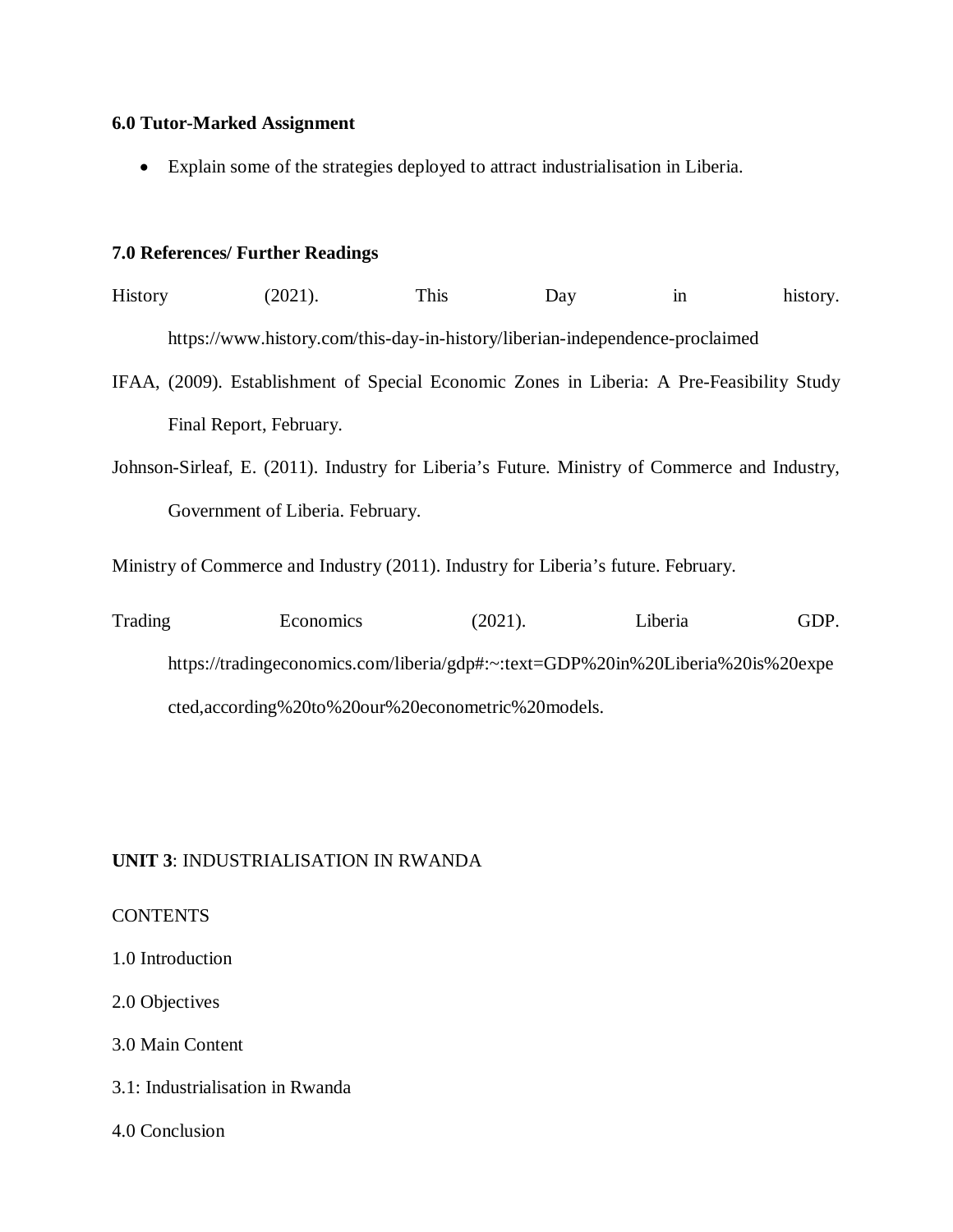**6.0 Tutor-Marked Assignment**

- Explain some of the strategies deployed to attract industrialisation in Liberia.

**7.0 References/ Further Readings**

History (2021). This Day in history. https://www.history.com/this-day-in-history/liberian-independence-proclaimed

IFAA, (2009). Establishment of Special Economic Zones in Liberia: A Pre-Feasibility Study Final Report, February.

Johnson-Sirleaf, E. (2011). Industry for Liberia's Future. Ministry of Commerce and Industry, Government of Liberia. February.

Ministry of Commerce and Industry (2011). Industry for Liberia's future. February.

Trading Economics (2021). Liberia GDP. https://tradingeconomics.com/liberia/gdp#:~:text=GDP%20in%20Liberia%20is%20expected,according%20to%20our%20econometric%20models.

**UNIT 3**: INDUSTRIALISATION IN RWANDA

CONTENTS

1.0 Introduction

2.0 Objectives

3.0 Main Content

3.1: Industrialisation in Rwanda

4.0 Conclusion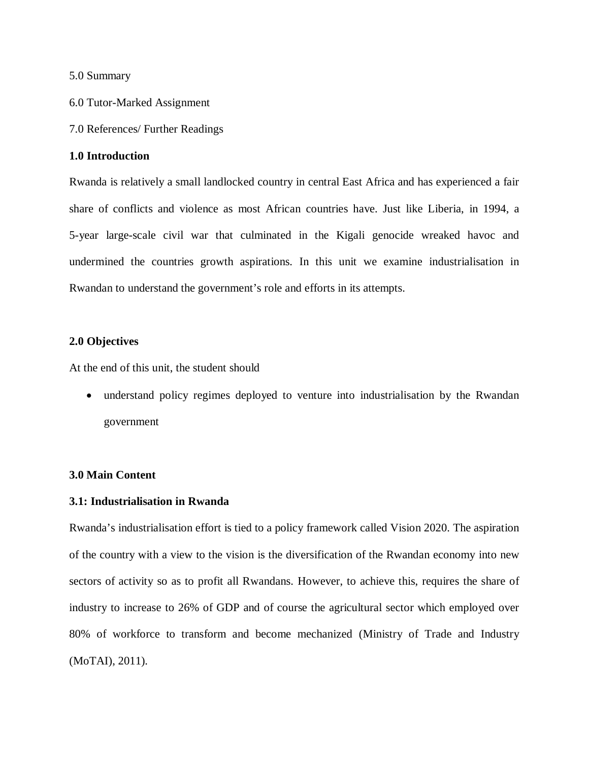5.0 Summary

6.0 Tutor-Marked Assignment

7.0 References/ Further Readings

**1.0 Introduction**

Rwanda is relatively a small landlocked country in central East Africa and has experienced a fair share of conflicts and violence as most African countries have. Just like Liberia, in 1994, a 5-year large-scale civil war that culminated in the Kigali genocide wreaked havoc and undermined the countries growth aspirations. In this unit we examine industrialisation in Rwandan to understand the government's role and efforts in its attempts.

**2.0 Objectives**

At the end of this unit, the student should

- understand policy regimes deployed to venture into industrialisation by the Rwandan government

**3.0 Main Content**

**3.1: Industrialisation in Rwanda**

Rwanda's industrialisation effort is tied to a policy framework called Vision 2020. The aspiration of the country with a view to the vision is the diversification of the Rwandan economy into new sectors of activity so as to profit all Rwandans. However, to achieve this, requires the share of industry to increase to 26% of GDP and of course the agricultural sector which employed over 80% of workforce to transform and become mechanized (Ministry of Trade and Industry (MoTAI), 2011).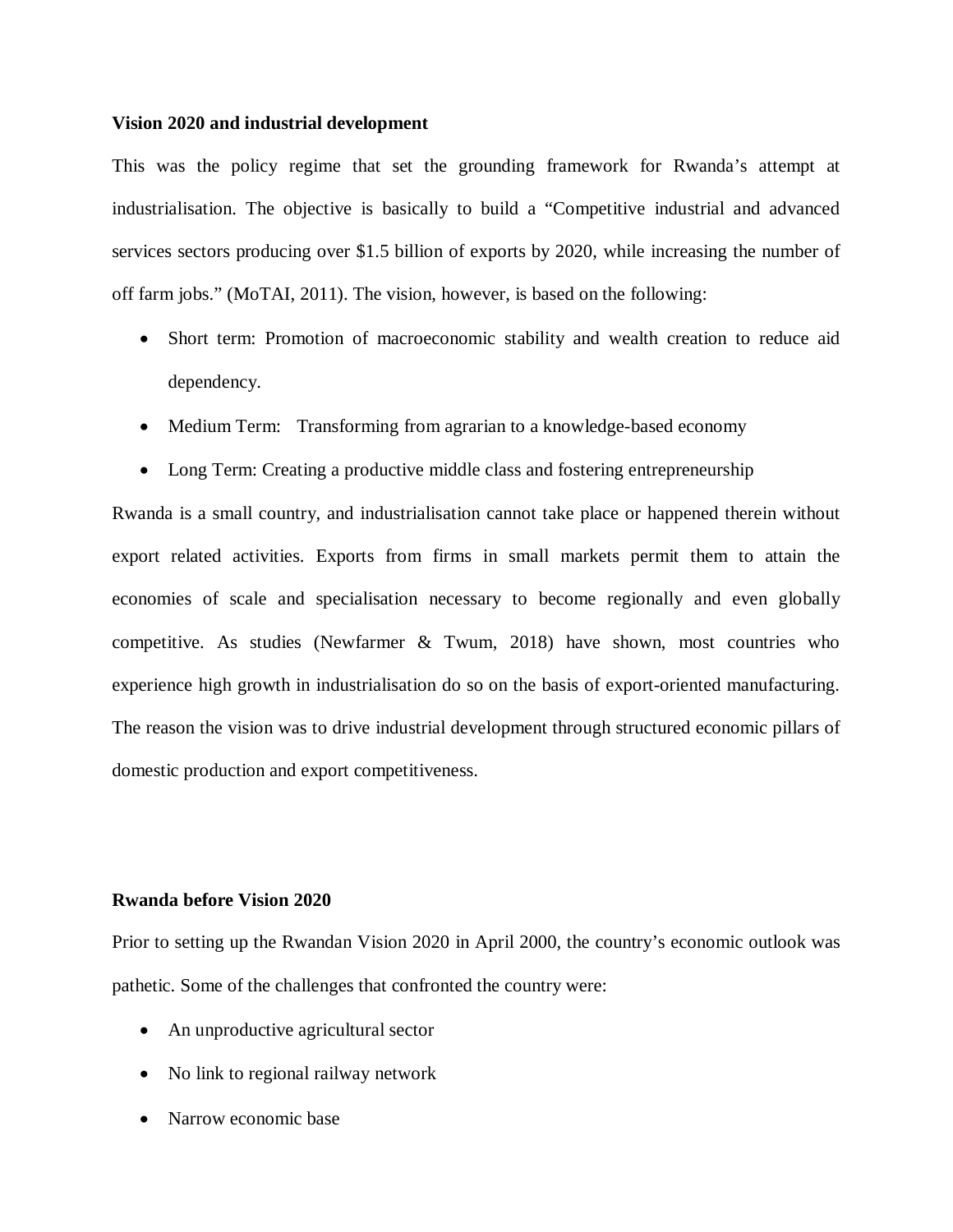**Vision 2020 and industrial development**

This was the policy regime that set the grounding framework for Rwanda's attempt at industrialisation. The objective is basically to build a "Competitive industrial and advanced services sectors producing over $1.5 billion of exports by 2020, while increasing the number of off farm jobs." (MoTAI, 2011). The vision, however, is based on the following:

- Short term: Promotion of macroeconomic stability and wealth creation to reduce aid dependency.
- Medium Term: Transforming from agrarian to a knowledge-based economy
- Long Term: Creating a productive middle class and fostering entrepreneurship

Rwanda is a small country, and industrialisation cannot take place or happened therein without export related activities. Exports from firms in small markets permit them to attain the economies of scale and specialisation necessary to become regionally and even globally competitive. As studies (Newfarmer & Twum, 2018) have shown, most countries who experience high growth in industrialisation do so on the basis of export-oriented manufacturing. The reason the vision was to drive industrial development through structured economic pillars of domestic production and export competitiveness.

**Rwanda before Vision 2020**

Prior to setting up the Rwandan Vision 2020 in April 2000, the country's economic outlook was pathetic. Some of the challenges that confronted the country were:

- An unproductive agricultural sector
- No link to regional railway network
- Narrow economic base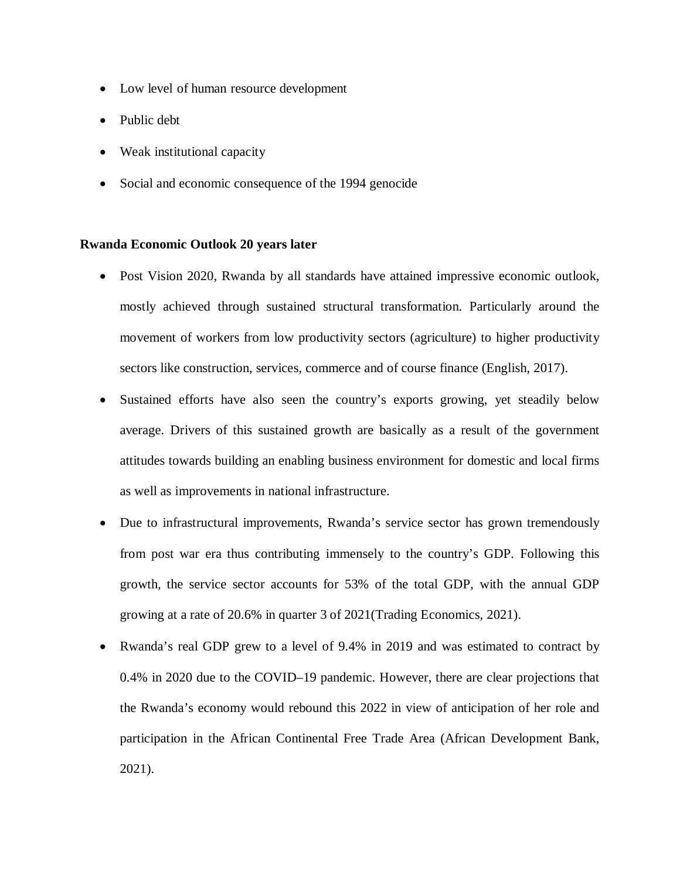- Low level of human resource development
- Public debt
- Weak institutional capacity
- Social and economic consequence of the 1994 genocide

**Rwanda Economic Outlook 20 years later**

- Post Vision 2020, Rwanda by all standards have attained impressive economic outlook, mostly achieved through sustained structural transformation. Particularly around the movement of workers from low productivity sectors (agriculture) to higher productivity sectors like construction, services, commerce and of course finance (English, 2017).
- Sustained efforts have also seen the country's exports growing, yet steadily below average. Drivers of this sustained growth are basically as a result of the government attitudes towards building an enabling business environment for domestic and local firms as well as improvements in national infrastructure.
- Due to infrastructural improvements, Rwanda's service sector has grown tremendously from post war era thus contributing immensely to the country's GDP. Following this growth, the service sector accounts for 53% of the total GDP, with the annual GDP growing at a rate of 20.6% in quarter 3 of 2021(Trading Economics, 2021).
- Rwanda's real GDP grew to a level of 9.4% in 2019 and was estimated to contract by 0.4% in 2020 due to the COVID–19 pandemic. However, there are clear projections that the Rwanda's economy would rebound this 2022 in view of anticipation of her role and participation in the African Continental Free Trade Area (African Development Bank, 2021).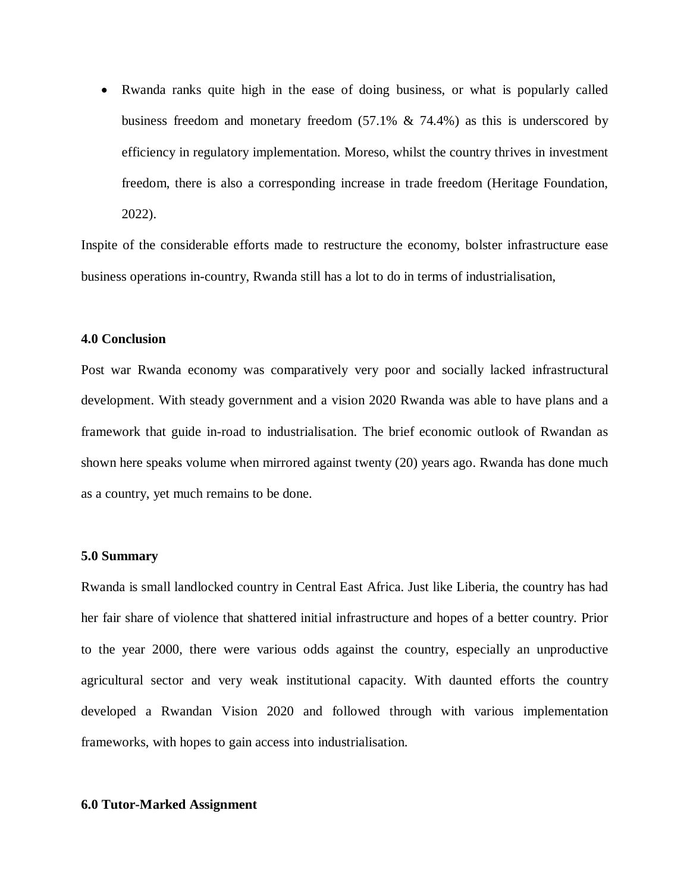- Rwanda ranks quite high in the ease of doing business, or what is popularly called business freedom and monetary freedom (57.1% & 74.4%) as this is underscored by efficiency in regulatory implementation. Moreso, whilst the country thrives in investment freedom, there is also a corresponding increase in trade freedom (Heritage Foundation, 2022).

Inspite of the considerable efforts made to restructure the economy, bolster infrastructure ease business operations in-country, Rwanda still has a lot to do in terms of industrialisation,

**4.0 Conclusion**

Post war Rwanda economy was comparatively very poor and socially lacked infrastructural development. With steady government and a vision 2020 Rwanda was able to have plans and a framework that guide in-road to industrialisation. The brief economic outlook of Rwandan as shown here speaks volume when mirrored against twenty (20) years ago. Rwanda has done much as a country, yet much remains to be done.

**5.0 Summary**

Rwanda is small landlocked country in Central East Africa. Just like Liberia, the country has had her fair share of violence that shattered initial infrastructure and hopes of a better country. Prior to the year 2000, there were various odds against the country, especially an unproductive agricultural sector and very weak institutional capacity. With daunted efforts the country developed a Rwandan Vision 2020 and followed through with various implementation frameworks, with hopes to gain access into industrialisation.

**6.0 Tutor-Marked Assignment**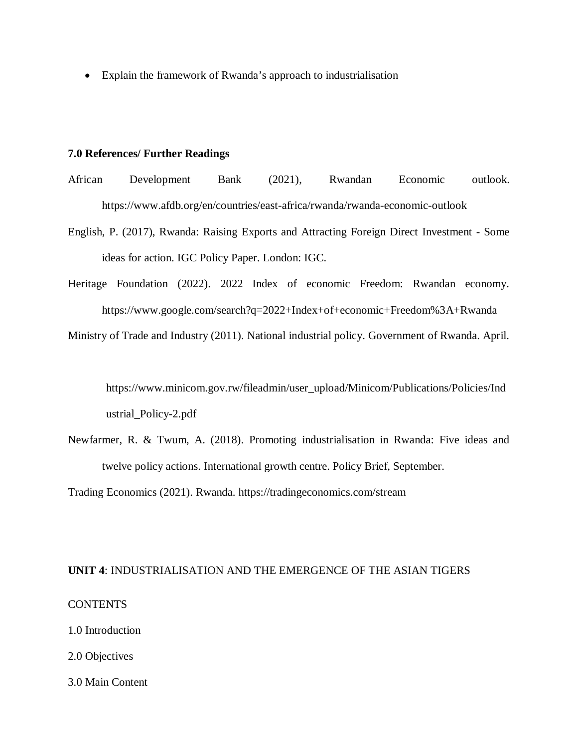- Explain the framework of Rwanda's approach to industrialisation

**7.0 References/ Further Readings**

African Development Bank (2021), Rwandan Economic outlook. https://www.afdb.org/en/countries/east-africa/rwanda/rwanda-economic-outlook

English, P. (2017), Rwanda: Raising Exports and Attracting Foreign Direct Investment - Some ideas for action. IGC Policy Paper. London: IGC.

Heritage Foundation (2022). 2022 Index of economic Freedom: Rwandan economy. https://www.google.com/search?q=2022+Index+of+economic+Freedom%3A+Rwanda

Ministry of Trade and Industry (2011). National industrial policy. Government of Rwanda. April.

https://www.minicom.gov.rw/fileadmin/user_upload/Minicom/Publications/Policies/Industrial_Policy-2.pdf

Newfarmer, R. & Twum, A. (2018). Promoting industrialisation in Rwanda: Five ideas and twelve policy actions. International growth centre. Policy Brief, September.

Trading Economics (2021). Rwanda. https://tradingeconomics.com/stream

**UNIT 4**: INDUSTRIALISATION AND THE EMERGENCE OF THE ASIAN TIGERS

CONTENTS

1.0 Introduction

2.0 Objectives

3.0 Main Content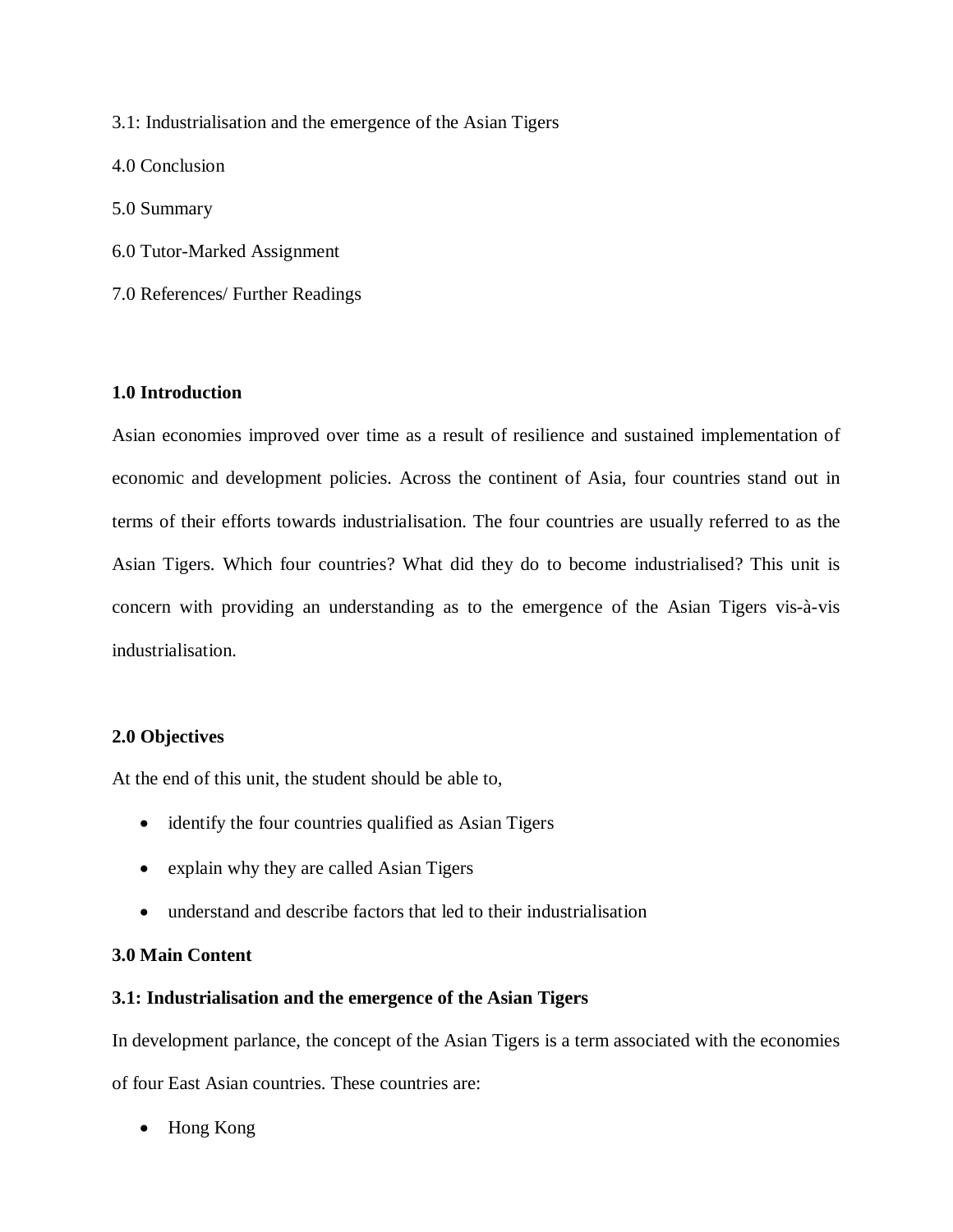3.1: Industrialisation and the emergence of the Asian Tigers

4.0 Conclusion

5.0 Summary

6.0 Tutor-Marked Assignment

7.0 References/ Further Readings

**1.0 Introduction**

Asian economies improved over time as a result of resilience and sustained implementation of economic and development policies. Across the continent of Asia, four countries stand out in terms of their efforts towards industrialisation. The four countries are usually referred to as the Asian Tigers. Which four countries? What did they do to become industrialised? This unit is concern with providing an understanding as to the emergence of the Asian Tigers vis-à-vis industrialisation.

**2.0 Objectives**

At the end of this unit, the student should be able to,

- identify the four countries qualified as Asian Tigers
- explain why they are called Asian Tigers
- understand and describe factors that led to their industrialisation

**3.0 Main Content**

**3.1: Industrialisation and the emergence of the Asian Tigers**

In development parlance, the concept of the Asian Tigers is a term associated with the economies of four East Asian countries. These countries are:

- Hong Kong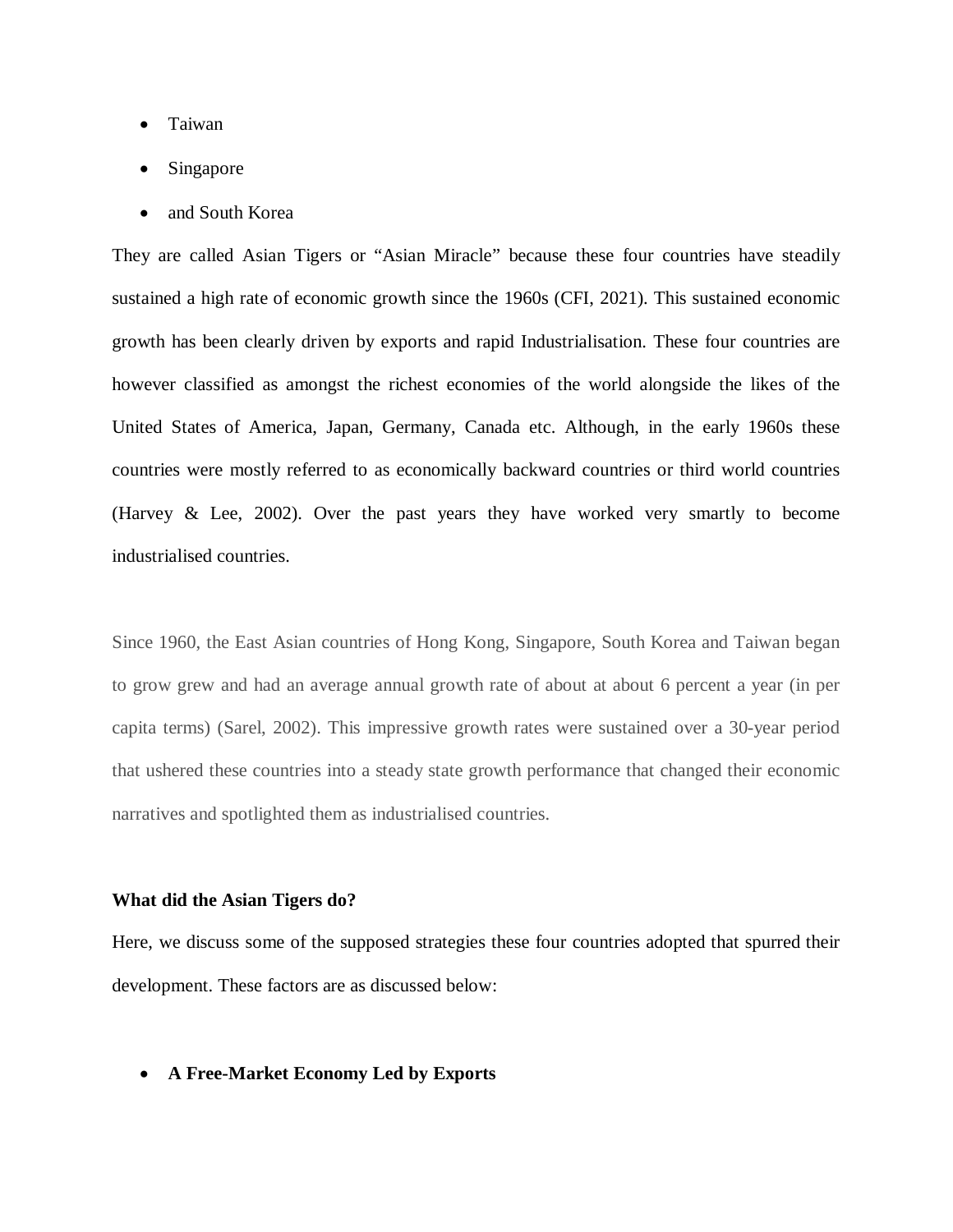- Taiwan
- Singapore
- and South Korea

They are called Asian Tigers or "Asian Miracle" because these four countries have steadily sustained a high rate of economic growth since the 1960s (CFI, 2021). This sustained economic growth has been clearly driven by exports and rapid Industrialisation. These four countries are however classified as amongst the richest economies of the world alongside the likes of the United States of America, Japan, Germany, Canada etc. Although, in the early 1960s these countries were mostly referred to as economically backward countries or third world countries (Harvey & Lee, 2002). Over the past years they have worked very smartly to become industrialised countries.

Since 1960, the East Asian countries of Hong Kong, Singapore, South Korea and Taiwan began to grow grew and had an average annual growth rate of about at about 6 percent a year (in per capita terms) (Sarel, 2002). This impressive growth rates were sustained over a 30-year period that ushered these countries into a steady state growth performance that changed their economic narratives and spotlighted them as industrialised countries.

**What did the Asian Tigers do?**

Here, we discuss some of the supposed strategies these four countries adopted that spurred their development. These factors are as discussed below:

- **A Free-Market Economy Led by Exports**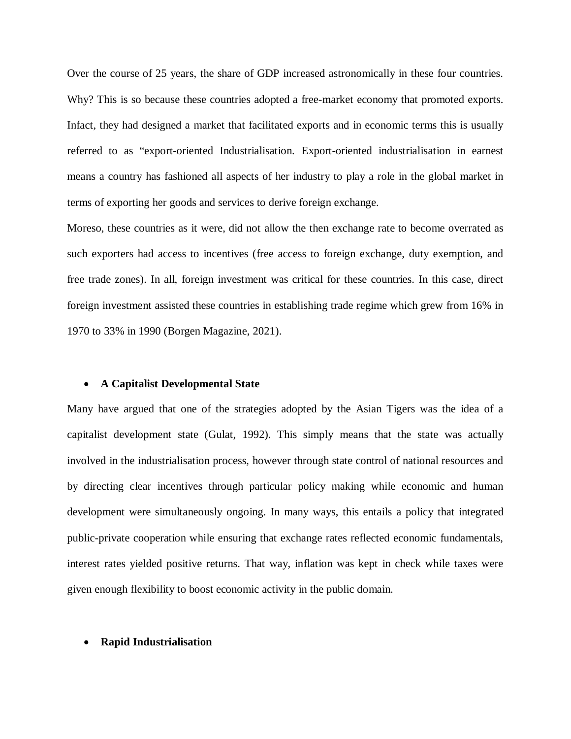Over the course of 25 years, the share of GDP increased astronomically in these four countries. Why? This is so because these countries adopted a free-market economy that promoted exports. Infact, they had designed a market that facilitated exports and in economic terms this is usually referred to as "export-oriented Industrialisation. Export-oriented industrialisation in earnest means a country has fashioned all aspects of her industry to play a role in the global market in terms of exporting her goods and services to derive foreign exchange.

Moreso, these countries as it were, did not allow the then exchange rate to become overrated as such exporters had access to incentives (free access to foreign exchange, duty exemption, and free trade zones). In all, foreign investment was critical for these countries. In this case, direct foreign investment assisted these countries in establishing trade regime which grew from 16% in 1970 to 33% in 1990 (Borgen Magazine, 2021).

- **A Capitalist Developmental State**

Many have argued that one of the strategies adopted by the Asian Tigers was the idea of a capitalist development state (Gulat, 1992). This simply means that the state was actually involved in the industrialisation process, however through state control of national resources and by directing clear incentives through particular policy making while economic and human development were simultaneously ongoing. In many ways, this entails a policy that integrated public-private cooperation while ensuring that exchange rates reflected economic fundamentals, interest rates yielded positive returns. That way, inflation was kept in check while taxes were given enough flexibility to boost economic activity in the public domain.

- **Rapid Industrialisation**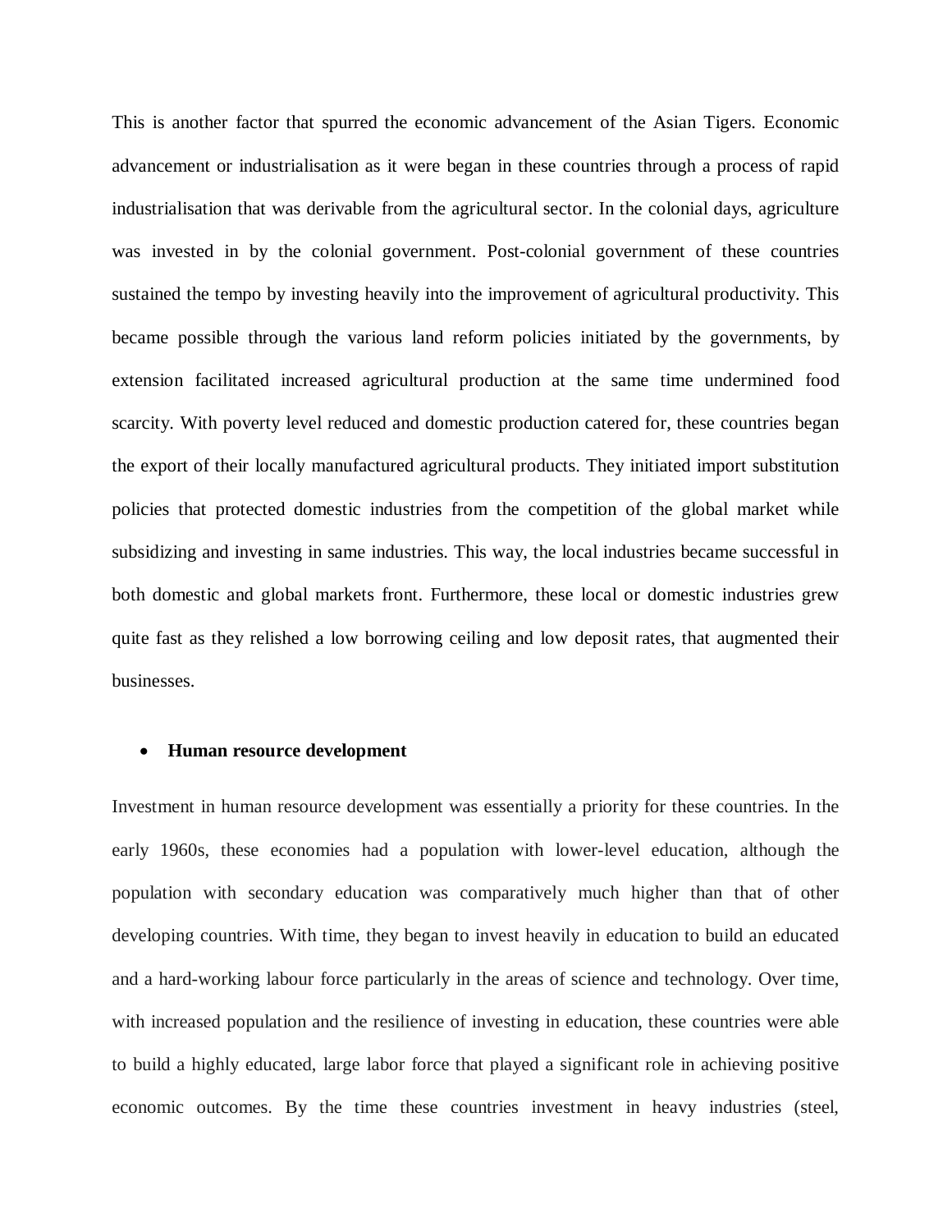This is another factor that spurred the economic advancement of the Asian Tigers. Economic advancement or industrialisation as it were began in these countries through a process of rapid industrialisation that was derivable from the agricultural sector. In the colonial days, agriculture was invested in by the colonial government. Post-colonial government of these countries sustained the tempo by investing heavily into the improvement of agricultural productivity. This became possible through the various land reform policies initiated by the governments, by extension facilitated increased agricultural production at the same time undermined food scarcity. With poverty level reduced and domestic production catered for, these countries began the export of their locally manufactured agricultural products. They initiated import substitution policies that protected domestic industries from the competition of the global market while subsidizing and investing in same industries. This way, the local industries became successful in both domestic and global markets front. Furthermore, these local or domestic industries grew quite fast as they relished a low borrowing ceiling and low deposit rates, that augmented their businesses.

- **Human resource development**

Investment in human resource development was essentially a priority for these countries. In the early 1960s, these economies had a population with lower-level education, although the population with secondary education was comparatively much higher than that of other developing countries. With time, they began to invest heavily in education to build an educated and a hard-working labour force particularly in the areas of science and technology. Over time, with increased population and the resilience of investing in education, these countries were able to build a highly educated, large labor force that played a significant role in achieving positive economic outcomes. By the time these countries investment in heavy industries (steel,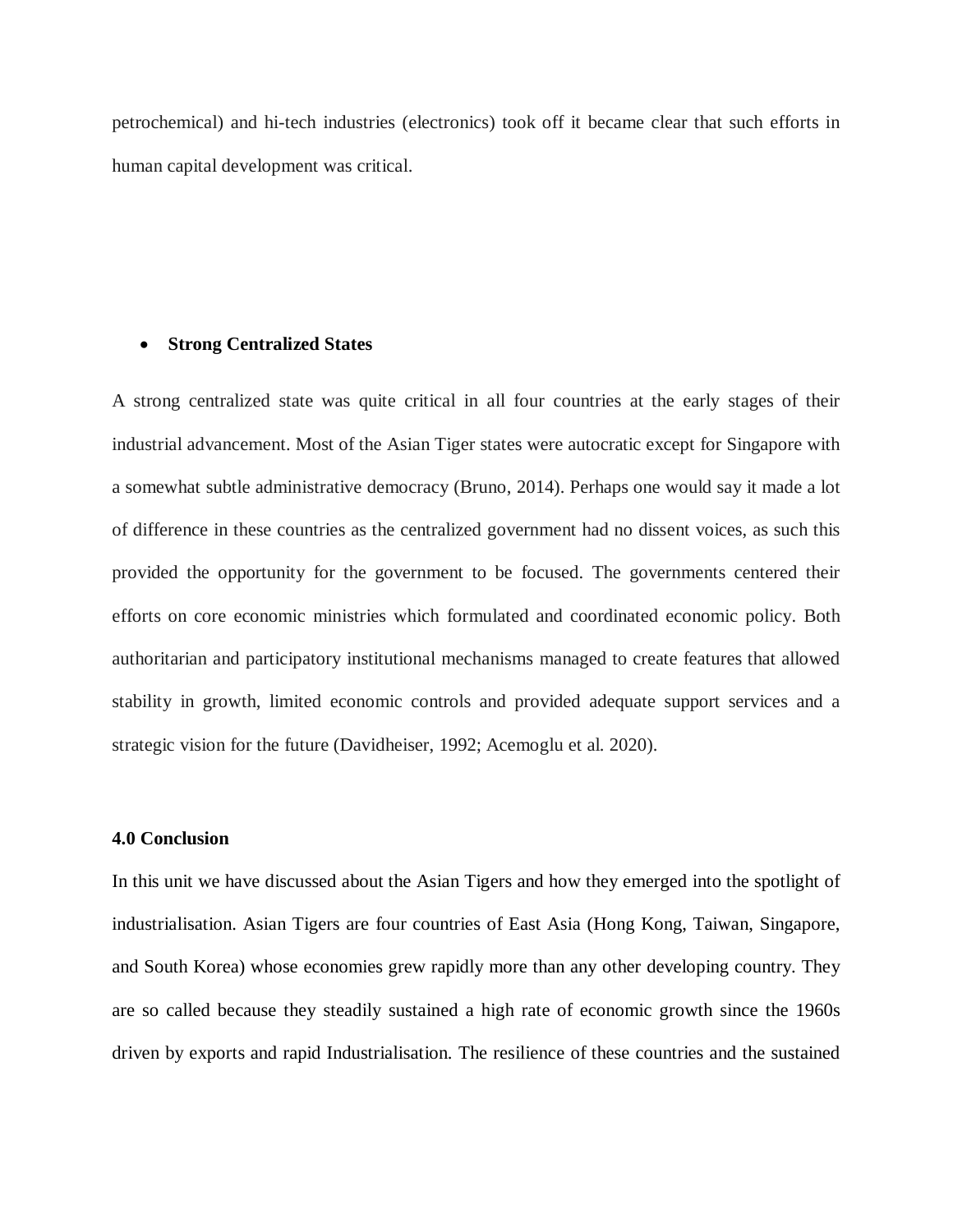petrochemical) and hi-tech industries (electronics) took off it became clear that such efforts in human capital development was critical.

- **Strong Centralized States**

A strong centralized state was quite critical in all four countries at the early stages of their industrial advancement. Most of the Asian Tiger states were autocratic except for Singapore with a somewhat subtle administrative democracy (Bruno, 2014). Perhaps one would say it made a lot of difference in these countries as the centralized government had no dissent voices, as such this provided the opportunity for the government to be focused. The governments centered their efforts on core economic ministries which formulated and coordinated economic policy. Both authoritarian and participatory institutional mechanisms managed to create features that allowed stability in growth, limited economic controls and provided adequate support services and a strategic vision for the future (Davidheiser, 1992; Acemoglu et al. 2020).

**4.0 Conclusion**

In this unit we have discussed about the Asian Tigers and how they emerged into the spotlight of industrialisation. Asian Tigers are four countries of East Asia (Hong Kong, Taiwan, Singapore, and South Korea) whose economies grew rapidly more than any other developing country. They are so called because they steadily sustained a high rate of economic growth since the 1960s driven by exports and rapid Industrialisation. The resilience of these countries and the sustained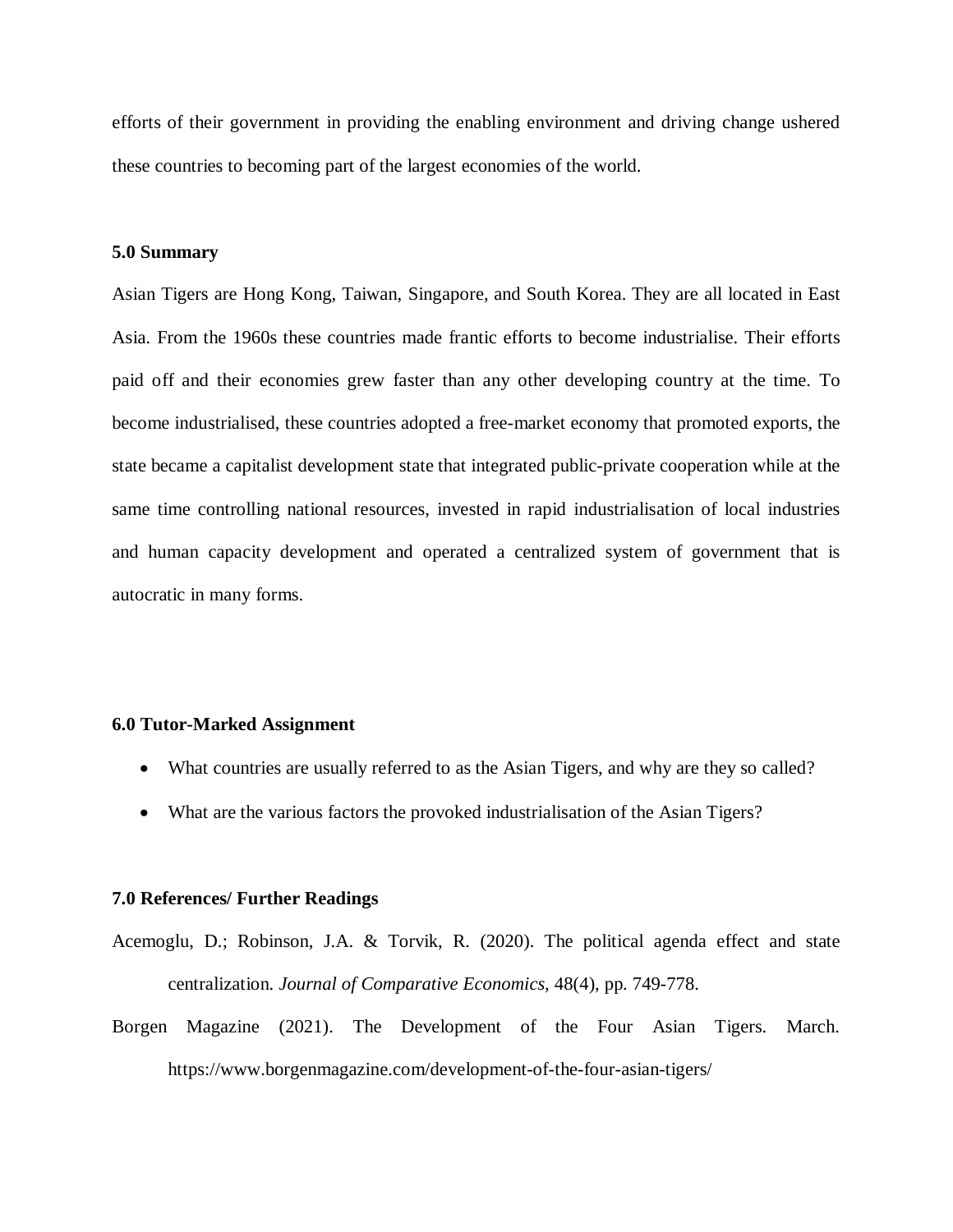efforts of their government in providing the enabling environment and driving change ushered these countries to becoming part of the largest economies of the world.

### 5.0 Summary

Asian Tigers are Hong Kong, Taiwan, Singapore, and South Korea. They are all located in East Asia. From the 1960s these countries made frantic efforts to become industrialise. Their efforts paid off and their economies grew faster than any other developing country at the time. To become industrialised, these countries adopted a free-market economy that promoted exports, the state became a capitalist development state that integrated public-private cooperation while at the same time controlling national resources, invested in rapid industrialisation of local industries and human capacity development and operated a centralized system of government that is autocratic in many forms.

### 6.0 Tutor-Marked Assignment

- What countries are usually referred to as the Asian Tigers, and why are they so called?
- What are the various factors the provoked industrialisation of the Asian Tigers?

### 7.0 References/ Further Readings

Acemoglu, D.; Robinson, J.A. & Torvik, R. (2020). The political agenda effect and state centralization. *Journal of Comparative Economics*, 48(4), pp. 749-778.

Borgen Magazine (2021). The Development of the Four Asian Tigers. March. https://www.borgenmagazine.com/development-of-the-four-asian-tigers/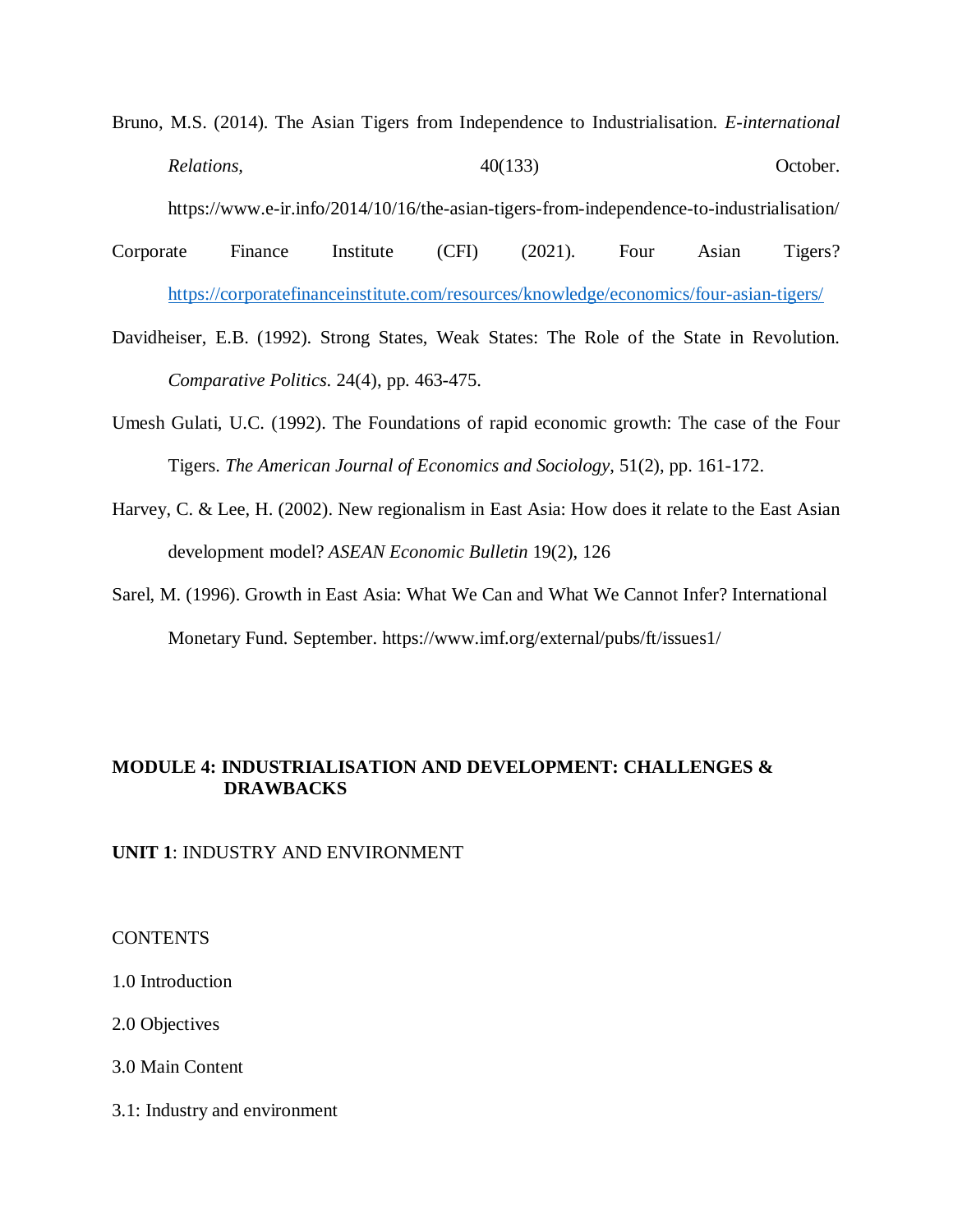Bruno, M.S. (2014). The Asian Tigers from Independence to Industrialisation. *E-international Relations*, 40(133) October. https://www.e-ir.info/2014/10/16/the-asian-tigers-from-independence-to-industrialisation/

Corporate Finance Institute (CFI) (2021). Four Asian Tigers? https://corporatefinanceinstitute.com/resources/knowledge/economics/four-asian-tigers/

Davidheiser, E.B. (1992). Strong States, Weak States: The Role of the State in Revolution. *Comparative Politics*. 24(4), pp. 463-475.

Umesh Gulati, U.C. (1992). The Foundations of rapid economic growth: The case of the Four Tigers. *The American Journal of Economics and Sociology*, 51(2), pp. 161-172.

Harvey, C. & Lee, H. (2002). New regionalism in East Asia: How does it relate to the East Asian development model? *ASEAN Economic Bulletin* 19(2), 126

Sarel, M. (1996). Growth in East Asia: What We Can and What We Cannot Infer? International Monetary Fund. September. https://www.imf.org/external/pubs/ft/issues1/

## MODULE 4: INDUSTRIALISATION AND DEVELOPMENT: CHALLENGES & DRAWBACKS

### UNIT 1: INDUSTRY AND ENVIRONMENT

CONTENTS

1.0 Introduction

2.0 Objectives

3.0 Main Content

3.1: Industry and environment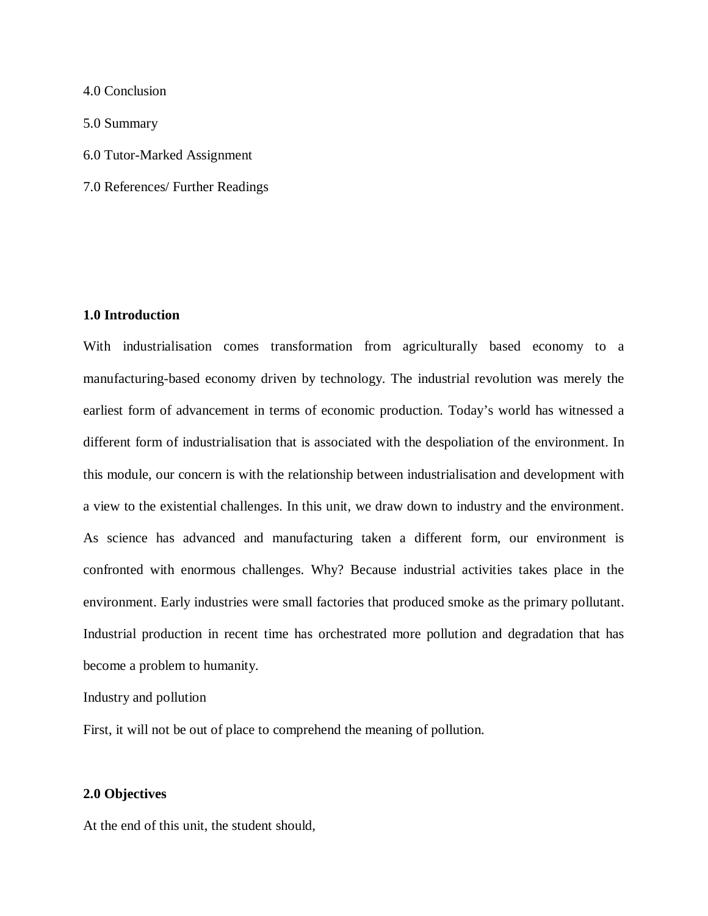4.0 Conclusion

5.0 Summary

6.0 Tutor-Marked Assignment

7.0 References/ Further Readings

**1.0 Introduction**

With industrialisation comes transformation from agriculturally based economy to a manufacturing-based economy driven by technology. The industrial revolution was merely the earliest form of advancement in terms of economic production. Today's world has witnessed a different form of industrialisation that is associated with the despoliation of the environment. In this module, our concern is with the relationship between industrialisation and development with a view to the existential challenges. In this unit, we draw down to industry and the environment. As science has advanced and manufacturing taken a different form, our environment is confronted with enormous challenges. Why? Because industrial activities takes place in the environment. Early industries were small factories that produced smoke as the primary pollutant. Industrial production in recent time has orchestrated more pollution and degradation that has become a problem to humanity.

Industry and pollution

First, it will not be out of place to comprehend the meaning of pollution.

**2.0 Objectives**

At the end of this unit, the student should,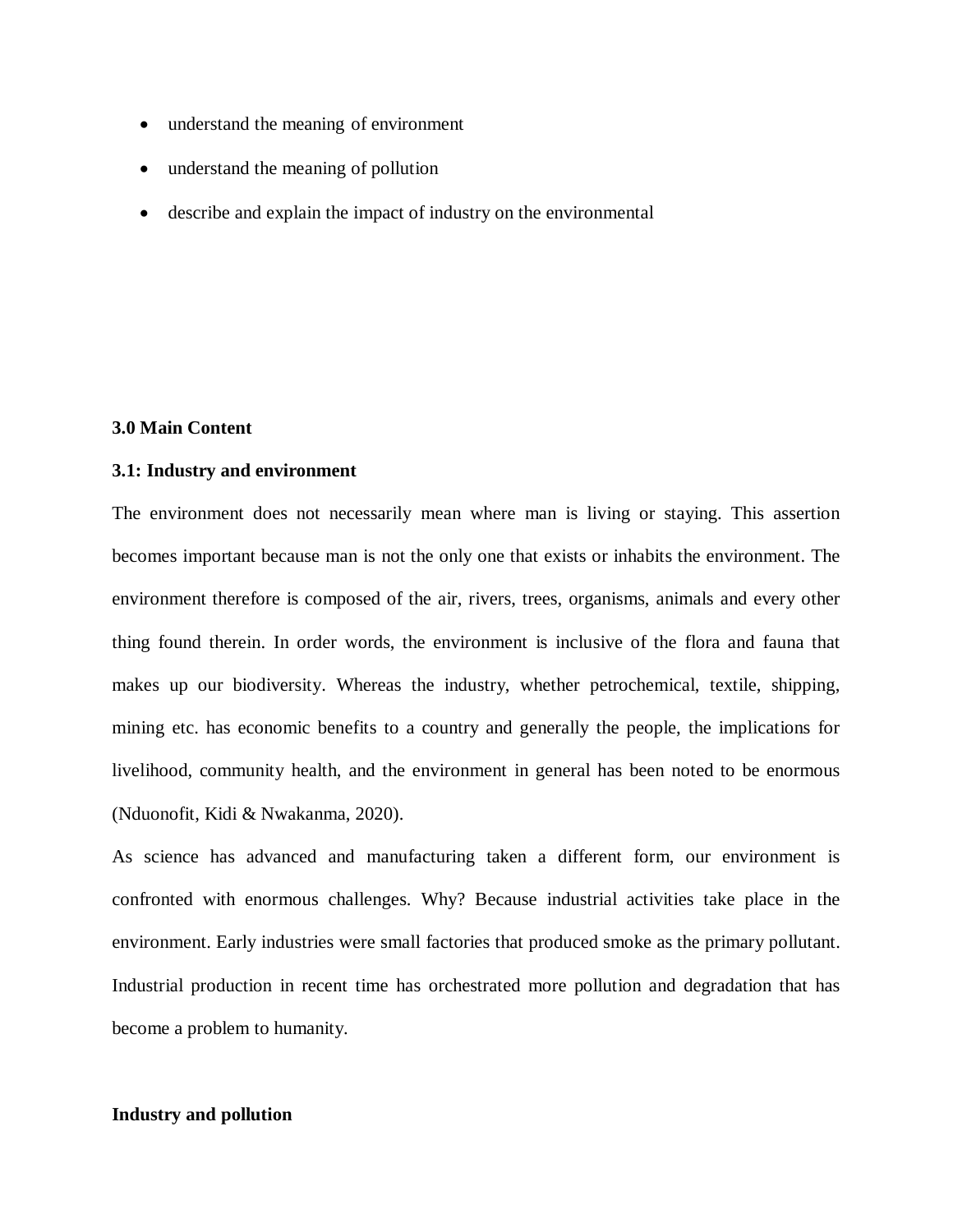- understand the meaning of environment
- understand the meaning of pollution
- describe and explain the impact of industry on the environmental

**3.0 Main Content**

**3.1: Industry and environment**

The environment does not necessarily mean where man is living or staying. This assertion becomes important because man is not the only one that exists or inhabits the environment. The environment therefore is composed of the air, rivers, trees, organisms, animals and every other thing found therein. In order words, the environment is inclusive of the flora and fauna that makes up our biodiversity. Whereas the industry, whether petrochemical, textile, shipping, mining etc. has economic benefits to a country and generally the people, the implications for livelihood, community health, and the environment in general has been noted to be enormous (Nduonofit, Kidi & Nwakanma, 2020).

As science has advanced and manufacturing taken a different form, our environment is confronted with enormous challenges. Why? Because industrial activities take place in the environment. Early industries were small factories that produced smoke as the primary pollutant. Industrial production in recent time has orchestrated more pollution and degradation that has become a problem to humanity.

**Industry and pollution**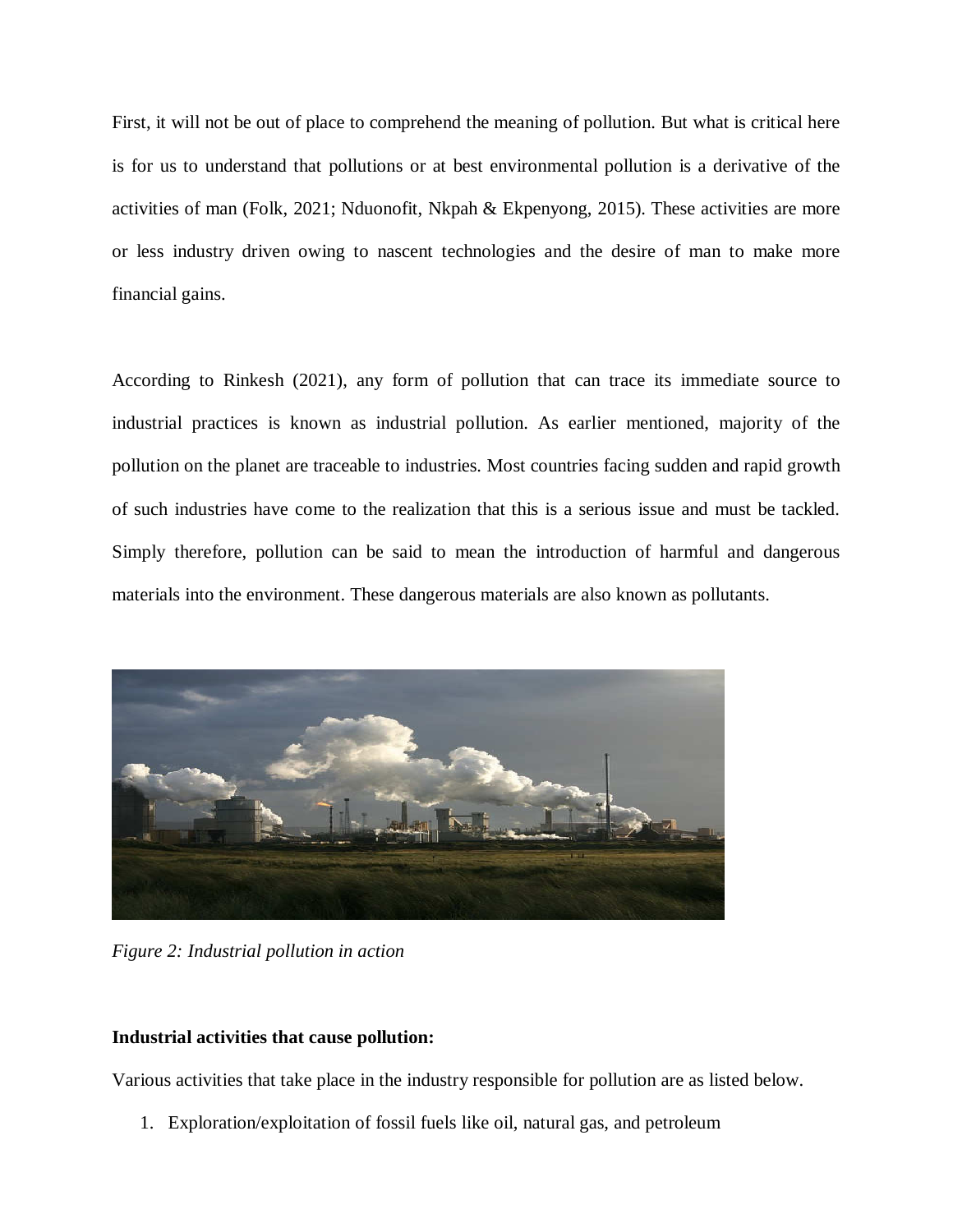First, it will not be out of place to comprehend the meaning of pollution. But what is critical here is for us to understand that pollutions or at best environmental pollution is a derivative of the activities of man (Folk, 2021; Nduonofit, Nkpah & Ekpenyong, 2015). These activities are more or less industry driven owing to nascent technologies and the desire of man to make more financial gains.

According to Rinkesh (2021), any form of pollution that can trace its immediate source to industrial practices is known as industrial pollution. As earlier mentioned, majority of the pollution on the planet are traceable to industries. Most countries facing sudden and rapid growth of such industries have come to the realization that this is a serious issue and must be tackled. Simply therefore, pollution can be said to mean the introduction of harmful and dangerous materials into the environment. These dangerous materials are also known as pollutants.

*Figure 2: Industrial pollution in action*

**Industrial activities that cause pollution:**

Various activities that take place in the industry responsible for pollution are as listed below.

1. Exploration/exploitation of fossil fuels like oil, natural gas, and petroleum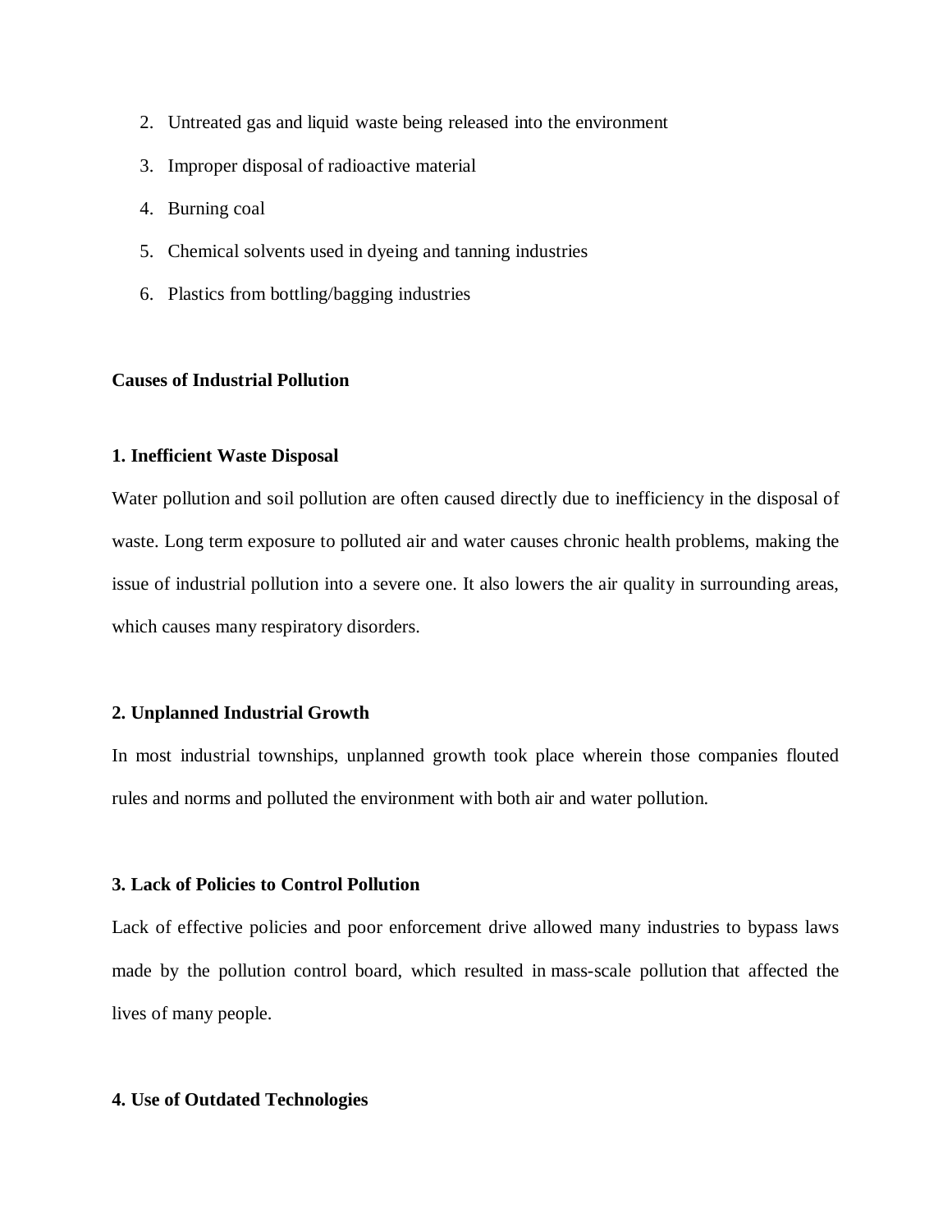2. Untreated gas and liquid waste being released into the environment
3. Improper disposal of radioactive material
4. Burning coal
5. Chemical solvents used in dyeing and tanning industries
6. Plastics from bottling/bagging industries

**Causes of Industrial Pollution**

**1. Inefficient Waste Disposal**

Water pollution and soil pollution are often caused directly due to inefficiency in the disposal of waste. Long term exposure to polluted air and water causes chronic health problems, making the issue of industrial pollution into a severe one. It also lowers the air quality in surrounding areas, which causes many respiratory disorders.

**2. Unplanned Industrial Growth**

In most industrial townships, unplanned growth took place wherein those companies flouted rules and norms and polluted the environment with both air and water pollution.

**3. Lack of Policies to Control Pollution**

Lack of effective policies and poor enforcement drive allowed many industries to bypass laws made by the pollution control board, which resulted in mass-scale pollution that affected the lives of many people.

**4. Use of Outdated Technologies**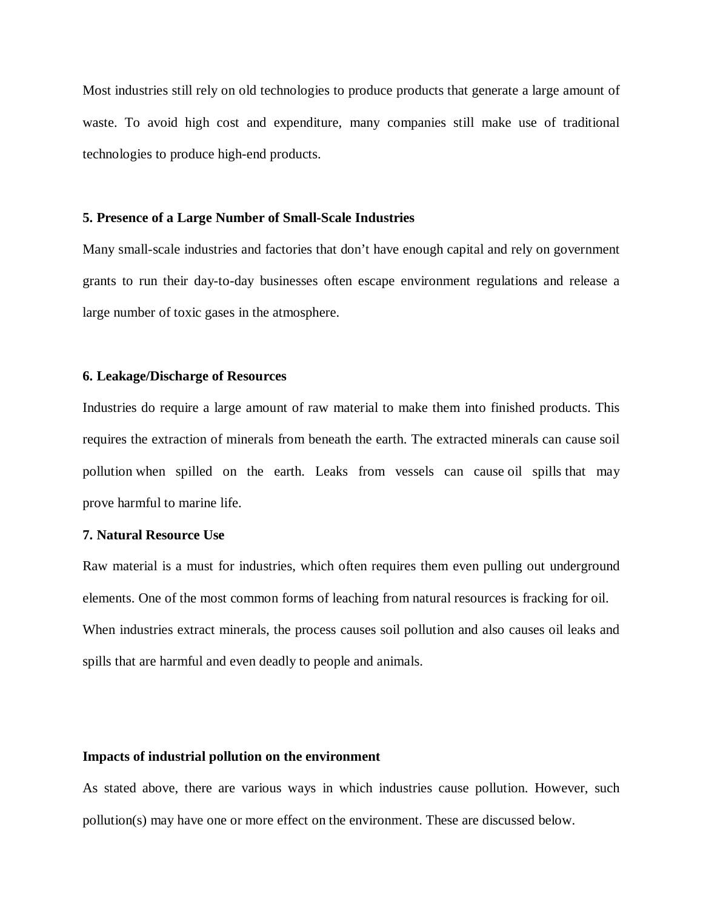Most industries still rely on old technologies to produce products that generate a large amount of waste. To avoid high cost and expenditure, many companies still make use of traditional technologies to produce high-end products.

**5. Presence of a Large Number of Small-Scale Industries**

Many small-scale industries and factories that don't have enough capital and rely on government grants to run their day-to-day businesses often escape environment regulations and release a large number of toxic gases in the atmosphere.

**6. Leakage/Discharge of Resources**

Industries do require a large amount of raw material to make them into finished products. This requires the extraction of minerals from beneath the earth. The extracted minerals can cause soil pollution when spilled on the earth. Leaks from vessels can cause oil spills that may prove harmful to marine life.

**7. Natural Resource Use**

Raw material is a must for industries, which often requires them even pulling out underground elements. One of the most common forms of leaching from natural resources is fracking for oil. When industries extract minerals, the process causes soil pollution and also causes oil leaks and spills that are harmful and even deadly to people and animals.

**Impacts of industrial pollution on the environment**

As stated above, there are various ways in which industries cause pollution. However, such pollution(s) may have one or more effect on the environment. These are discussed below.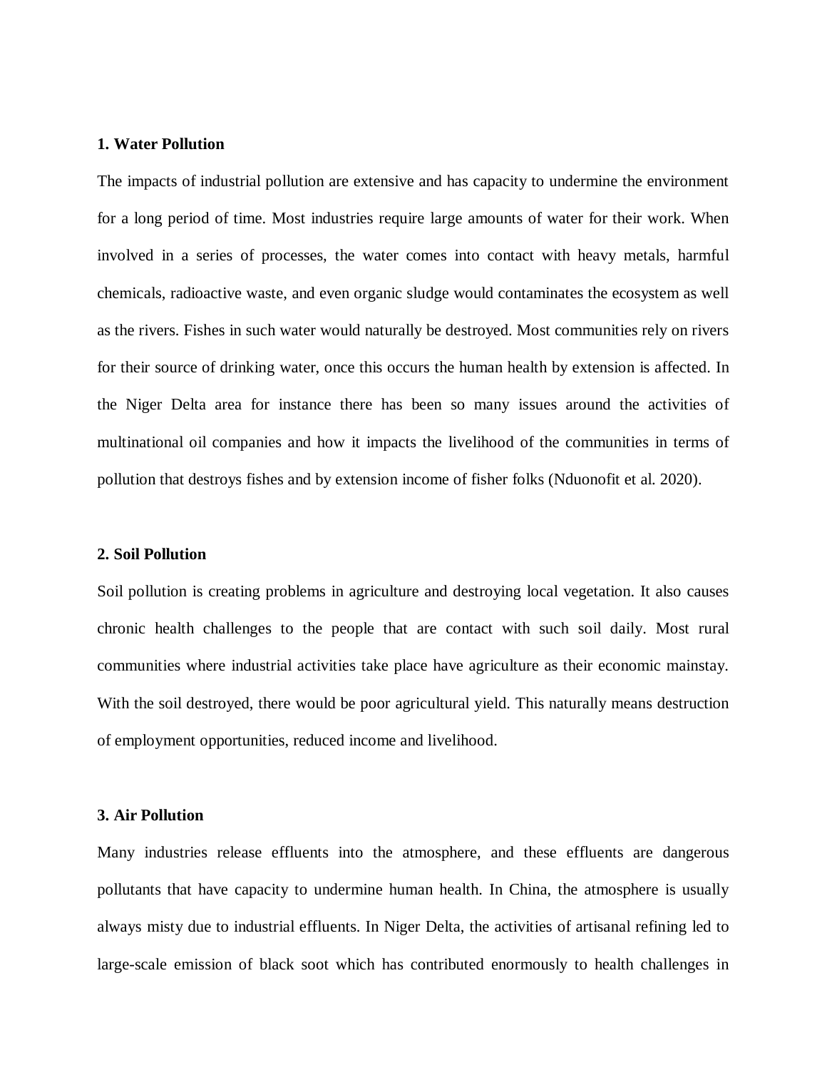**1. Water Pollution**

The impacts of industrial pollution are extensive and has capacity to undermine the environment for a long period of time. Most industries require large amounts of water for their work. When involved in a series of processes, the water comes into contact with heavy metals, harmful chemicals, radioactive waste, and even organic sludge would contaminates the ecosystem as well as the rivers. Fishes in such water would naturally be destroyed. Most communities rely on rivers for their source of drinking water, once this occurs the human health by extension is affected. In the Niger Delta area for instance there has been so many issues around the activities of multinational oil companies and how it impacts the livelihood of the communities in terms of pollution that destroys fishes and by extension income of fisher folks (Nduonofit et al. 2020).

**2. Soil Pollution**

Soil pollution is creating problems in agriculture and destroying local vegetation. It also causes chronic health challenges to the people that are contact with such soil daily. Most rural communities where industrial activities take place have agriculture as their economic mainstay. With the soil destroyed, there would be poor agricultural yield. This naturally means destruction of employment opportunities, reduced income and livelihood.

**3. Air Pollution**

Many industries release effluents into the atmosphere, and these effluents are dangerous pollutants that have capacity to undermine human health. In China, the atmosphere is usually always misty due to industrial effluents. In Niger Delta, the activities of artisanal refining led to large-scale emission of black soot which has contributed enormously to health challenges in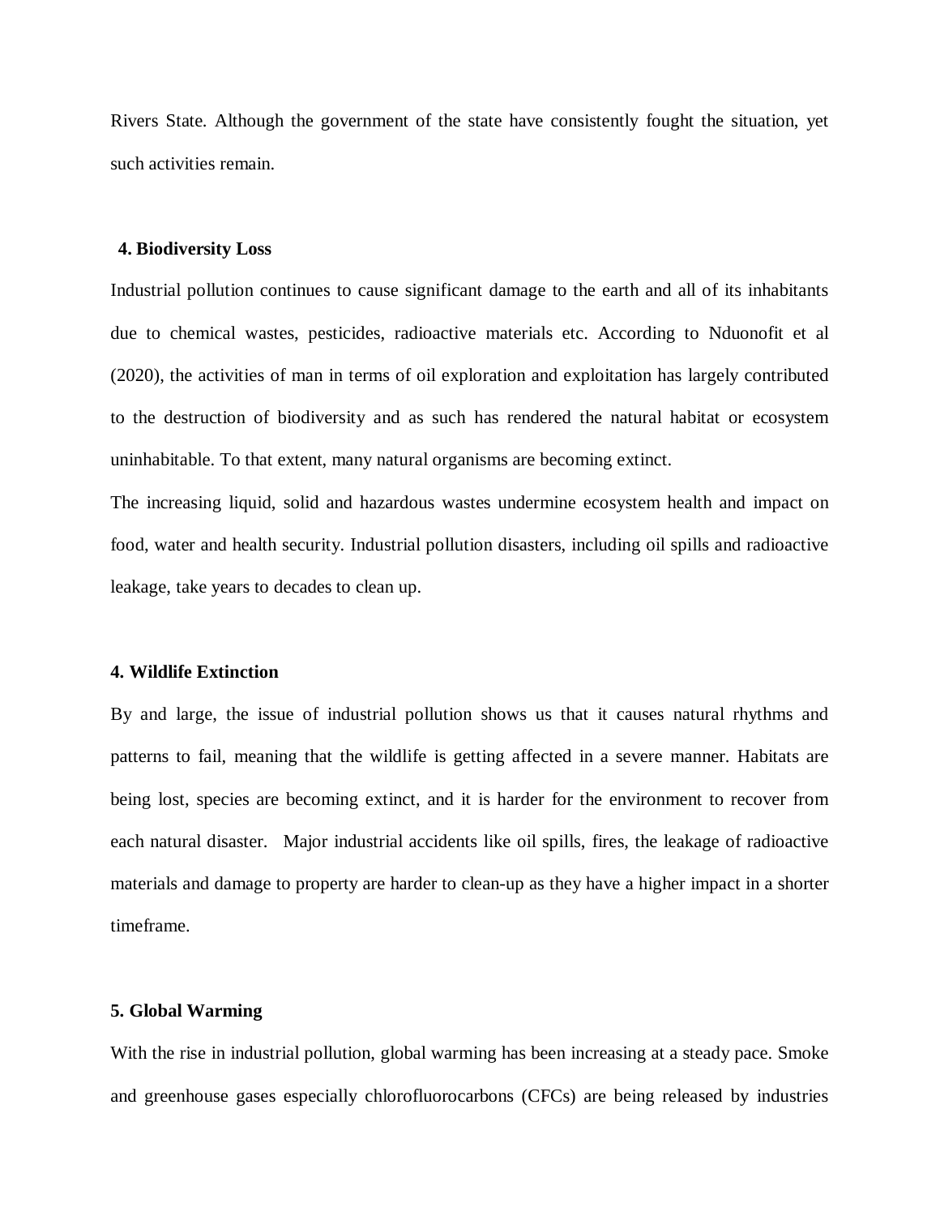Rivers State. Although the government of the state have consistently fought the situation, yet such activities remain.

**4. Biodiversity Loss**

Industrial pollution continues to cause significant damage to the earth and all of its inhabitants due to chemical wastes, pesticides, radioactive materials etc. According to Nduonofit et al (2020), the activities of man in terms of oil exploration and exploitation has largely contributed to the destruction of biodiversity and as such has rendered the natural habitat or ecosystem uninhabitable. To that extent, many natural organisms are becoming extinct.

The increasing liquid, solid and hazardous wastes undermine ecosystem health and impact on food, water and health security. Industrial pollution disasters, including oil spills and radioactive leakage, take years to decades to clean up.

**4. Wildlife Extinction**

By and large, the issue of industrial pollution shows us that it causes natural rhythms and patterns to fail, meaning that the wildlife is getting affected in a severe manner. Habitats are being lost, species are becoming extinct, and it is harder for the environment to recover from each natural disaster. Major industrial accidents like oil spills, fires, the leakage of radioactive materials and damage to property are harder to clean-up as they have a higher impact in a shorter timeframe.

**5. Global Warming**

With the rise in industrial pollution, global warming has been increasing at a steady pace. Smoke and greenhouse gases especially chlorofluorocarbons (CFCs) are being released by industries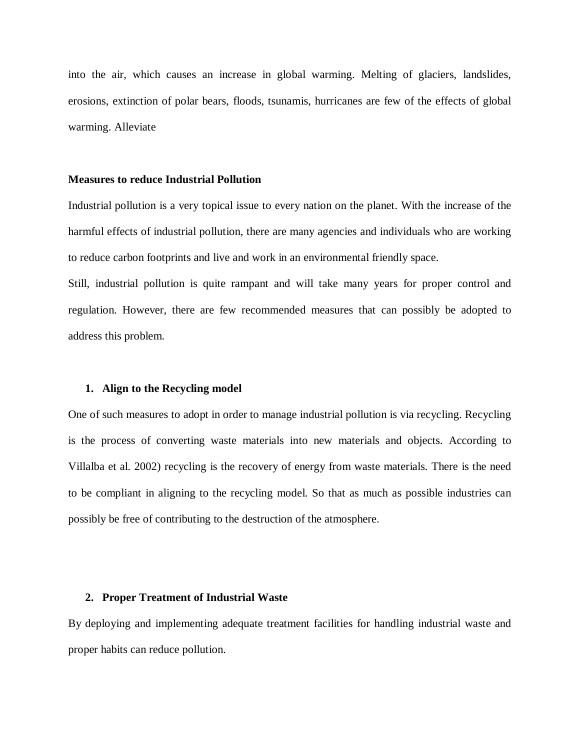into the air, which causes an increase in global warming. Melting of glaciers, landslides, erosions, extinction of polar bears, floods, tsunamis, hurricanes are few of the effects of global warming. Alleviate

**Measures to reduce Industrial Pollution**

Industrial pollution is a very topical issue to every nation on the planet. With the increase of the harmful effects of industrial pollution, there are many agencies and individuals who are working to reduce carbon footprints and live and work in an environmental friendly space.

Still, industrial pollution is quite rampant and will take many years for proper control and regulation. However, there are few recommended measures that can possibly be adopted to address this problem.

1. **Align to the Recycling model**

One of such measures to adopt in order to manage industrial pollution is via recycling. Recycling is the process of converting waste materials into new materials and objects. According to Villalba et al. 2002) recycling is the recovery of energy from waste materials. There is the need to be compliant in aligning to the recycling model. So that as much as possible industries can possibly be free of contributing to the destruction of the atmosphere.

2. **Proper Treatment of Industrial Waste**

By deploying and implementing adequate treatment facilities for handling industrial waste and proper habits can reduce pollution.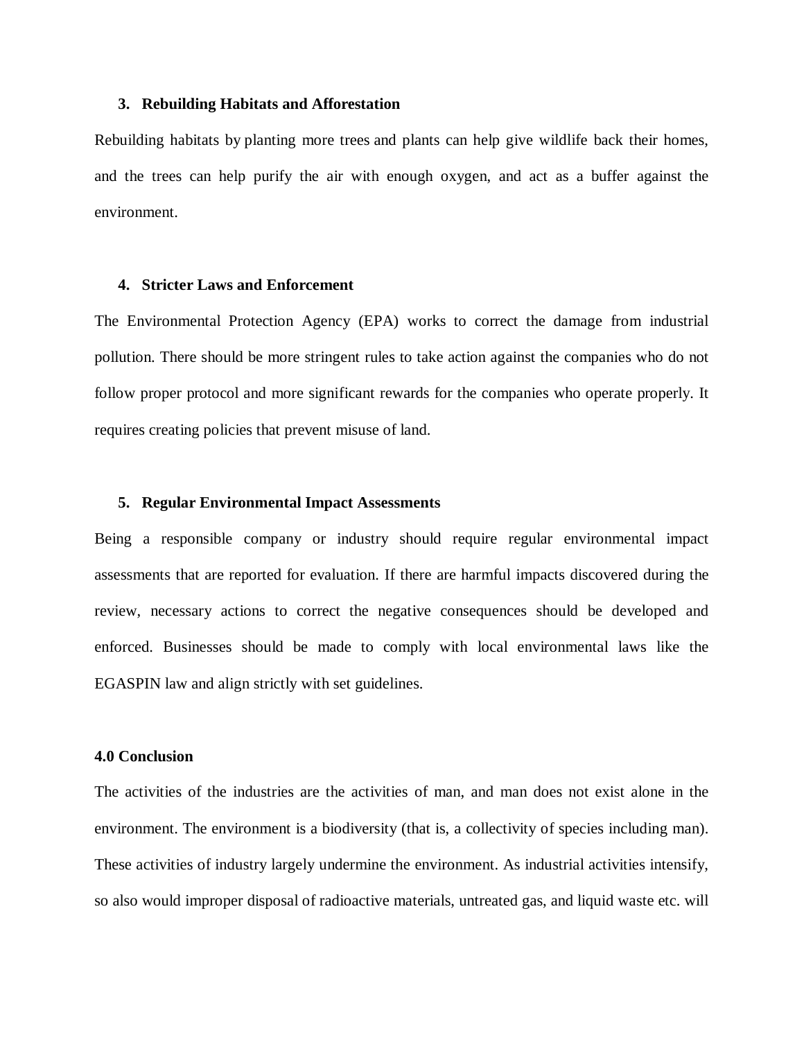3. **Rebuilding Habitats and Afforestation**

Rebuilding habitats by planting more trees and plants can help give wildlife back their homes, and the trees can help purify the air with enough oxygen, and act as a buffer against the environment.

4. **Stricter Laws and Enforcement**

The Environmental Protection Agency (EPA) works to correct the damage from industrial pollution. There should be more stringent rules to take action against the companies who do not follow proper protocol and more significant rewards for the companies who operate properly. It requires creating policies that prevent misuse of land.

5. **Regular Environmental Impact Assessments**

Being a responsible company or industry should require regular environmental impact assessments that are reported for evaluation. If there are harmful impacts discovered during the review, necessary actions to correct the negative consequences should be developed and enforced. Businesses should be made to comply with local environmental laws like the EGASPIN law and align strictly with set guidelines.

## 4.0 Conclusion

The activities of the industries are the activities of man, and man does not exist alone in the environment. The environment is a biodiversity (that is, a collectivity of species including man). These activities of industry largely undermine the environment. As industrial activities intensify, so also would improper disposal of radioactive materials, untreated gas, and liquid waste etc. will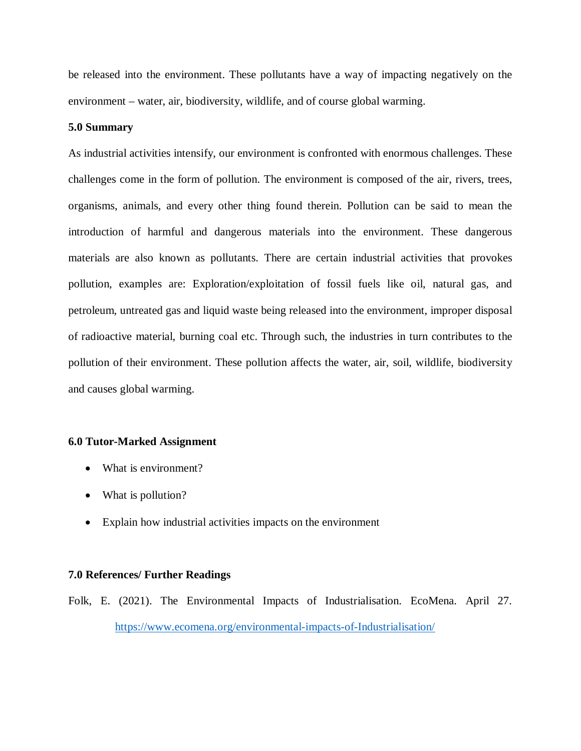be released into the environment. These pollutants have a way of impacting negatively on the environment – water, air, biodiversity, wildlife, and of course global warming.

## 5.0 Summary

As industrial activities intensify, our environment is confronted with enormous challenges. These challenges come in the form of pollution. The environment is composed of the air, rivers, trees, organisms, animals, and every other thing found therein. Pollution can be said to mean the introduction of harmful and dangerous materials into the environment. These dangerous materials are also known as pollutants. There are certain industrial activities that provokes pollution, examples are: Exploration/exploitation of fossil fuels like oil, natural gas, and petroleum, untreated gas and liquid waste being released into the environment, improper disposal of radioactive material, burning coal etc. Through such, the industries in turn contributes to the pollution of their environment. These pollution affects the water, air, soil, wildlife, biodiversity and causes global warming.

## 6.0 Tutor-Marked Assignment

- What is environment?
- What is pollution?
- Explain how industrial activities impacts on the environment

## 7.0 References/ Further Readings

Folk, E. (2021). The Environmental Impacts of Industrialisation. EcoMena. April 27. https://www.ecomena.org/environmental-impacts-of-Industrialisation/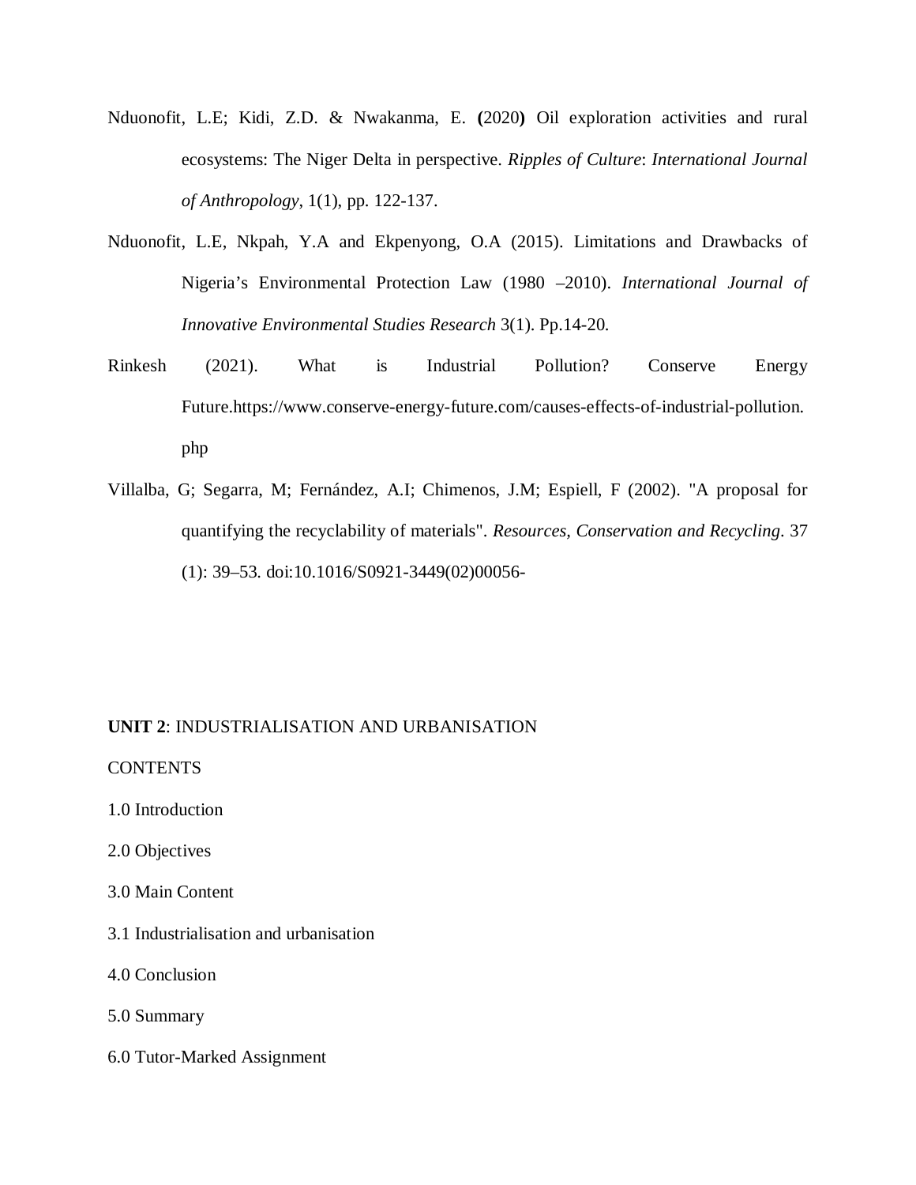Nduonofit, L.E; Kidi, Z.D. & Nwakanma, E. **(**2020**)** Oil exploration activities and rural ecosystems: The Niger Delta in perspective. *Ripples of Culture*: *International Journal of Anthropology*, 1(1), pp. 122-137.

Nduonofit, L.E, Nkpah, Y.A and Ekpenyong, O.A (2015). Limitations and Drawbacks of Nigeria's Environmental Protection Law (1980 –2010). *International Journal of Innovative Environmental Studies Research* 3(1). Pp.14-20.

Rinkesh (2021). What is Industrial Pollution? Conserve Energy Future.https://www.conserve-energy-future.com/causes-effects-of-industrial-pollution.php

Villalba, G; Segarra, M; Fernández, A.I; Chimenos, J.M; Espiell, F (2002). "A proposal for quantifying the recyclability of materials". *Resources, Conservation and Recycling*. 37 (1): 39–53. doi:10.1016/S0921-3449(02)00056-

**UNIT 2**: INDUSTRIALISATION AND URBANISATION

CONTENTS

1.0 Introduction

2.0 Objectives

3.0 Main Content

3.1 Industrialisation and urbanisation

4.0 Conclusion

5.0 Summary

6.0 Tutor-Marked Assignment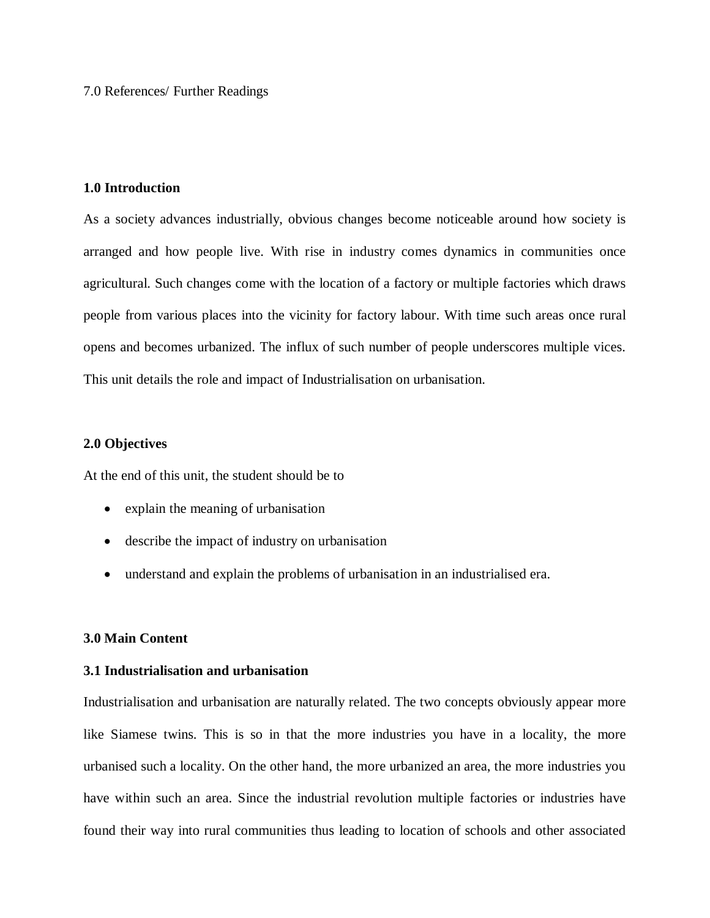7.0 References/ Further Readings

**1.0 Introduction**

As a society advances industrially, obvious changes become noticeable around how society is arranged and how people live. With rise in industry comes dynamics in communities once agricultural. Such changes come with the location of a factory or multiple factories which draws people from various places into the vicinity for factory labour. With time such areas once rural opens and becomes urbanized. The influx of such number of people underscores multiple vices. This unit details the role and impact of Industrialisation on urbanisation.

**2.0 Objectives**

At the end of this unit, the student should be to

- explain the meaning of urbanisation
- describe the impact of industry on urbanisation
- understand and explain the problems of urbanisation in an industrialised era.

**3.0 Main Content**

**3.1 Industrialisation and urbanisation**

Industrialisation and urbanisation are naturally related. The two concepts obviously appear more like Siamese twins. This is so in that the more industries you have in a locality, the more urbanised such a locality. On the other hand, the more urbanized an area, the more industries you have within such an area. Since the industrial revolution multiple factories or industries have found their way into rural communities thus leading to location of schools and other associated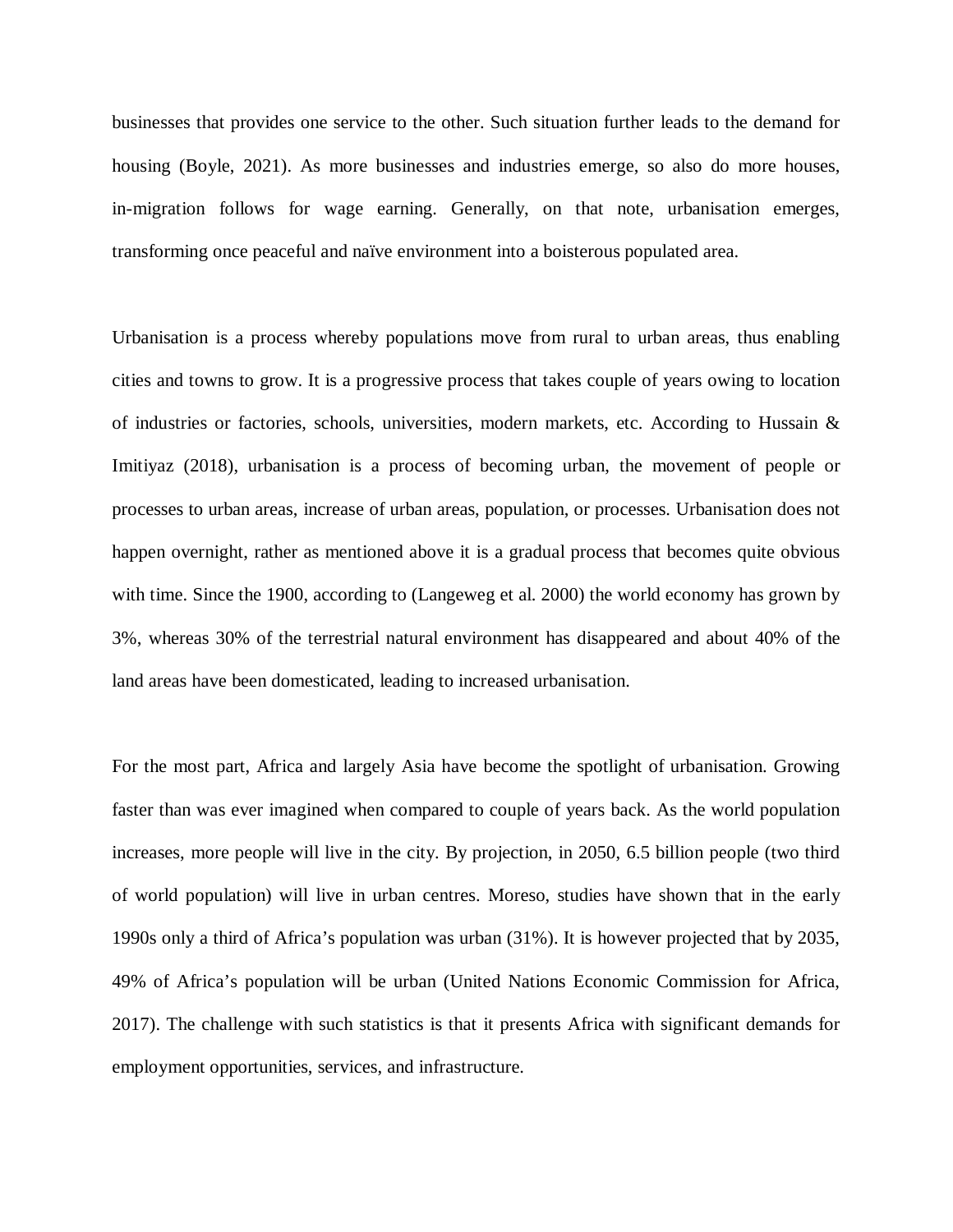businesses that provides one service to the other. Such situation further leads to the demand for housing (Boyle, 2021). As more businesses and industries emerge, so also do more houses, in-migration follows for wage earning. Generally, on that note, urbanisation emerges, transforming once peaceful and naïve environment into a boisterous populated area.

Urbanisation is a process whereby populations move from rural to urban areas, thus enabling cities and towns to grow. It is a progressive process that takes couple of years owing to location of industries or factories, schools, universities, modern markets, etc. According to Hussain & Imitiyaz (2018), urbanisation is a process of becoming urban, the movement of people or processes to urban areas, increase of urban areas, population, or processes. Urbanisation does not happen overnight, rather as mentioned above it is a gradual process that becomes quite obvious with time. Since the 1900, according to (Langeweg et al. 2000) the world economy has grown by 3%, whereas 30% of the terrestrial natural environment has disappeared and about 40% of the land areas have been domesticated, leading to increased urbanisation.

For the most part, Africa and largely Asia have become the spotlight of urbanisation. Growing faster than was ever imagined when compared to couple of years back. As the world population increases, more people will live in the city. By projection, in 2050, 6.5 billion people (two third of world population) will live in urban centres. Moreso, studies have shown that in the early 1990s only a third of Africa's population was urban (31%). It is however projected that by 2035, 49% of Africa's population will be urban (United Nations Economic Commission for Africa, 2017). The challenge with such statistics is that it presents Africa with significant demands for employment opportunities, services, and infrastructure.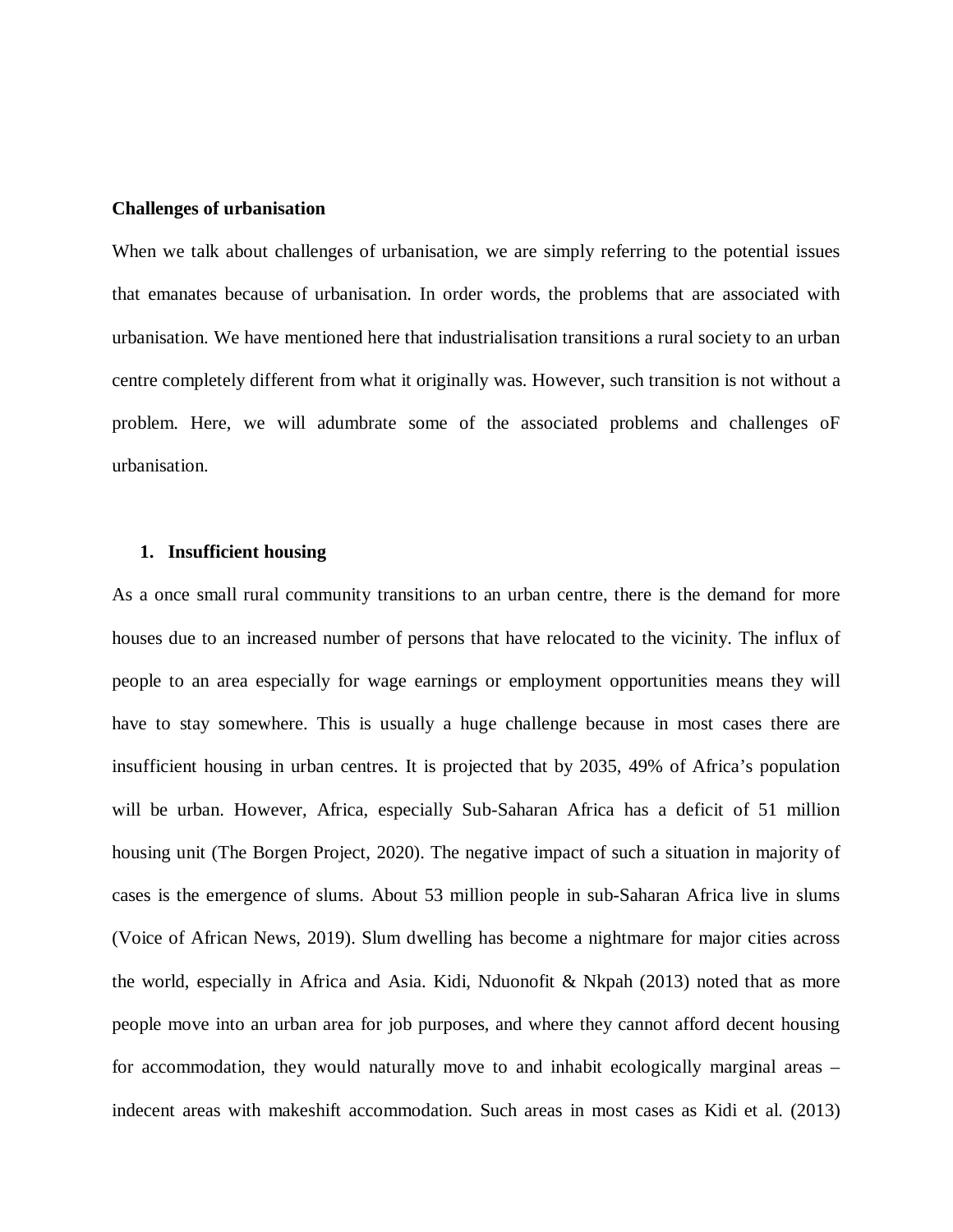**Challenges of urbanisation**

When we talk about challenges of urbanisation, we are simply referring to the potential issues that emanates because of urbanisation. In order words, the problems that are associated with urbanisation. We have mentioned here that industrialisation transitions a rural society to an urban centre completely different from what it originally was. However, such transition is not without a problem. Here, we will adumbrate some of the associated problems and challenges oF urbanisation.

1. **Insufficient housing**

As a once small rural community transitions to an urban centre, there is the demand for more houses due to an increased number of persons that have relocated to the vicinity. The influx of people to an area especially for wage earnings or employment opportunities means they will have to stay somewhere. This is usually a huge challenge because in most cases there are insufficient housing in urban centres. It is projected that by 2035, 49% of Africa's population will be urban. However, Africa, especially Sub-Saharan Africa has a deficit of 51 million housing unit (The Borgen Project, 2020). The negative impact of such a situation in majority of cases is the emergence of slums. About 53 million people in sub-Saharan Africa live in slums (Voice of African News, 2019). Slum dwelling has become a nightmare for major cities across the world, especially in Africa and Asia. Kidi, Nduonofit & Nkpah (2013) noted that as more people move into an urban area for job purposes, and where they cannot afford decent housing for accommodation, they would naturally move to and inhabit ecologically marginal areas – indecent areas with makeshift accommodation. Such areas in most cases as Kidi et al. (2013)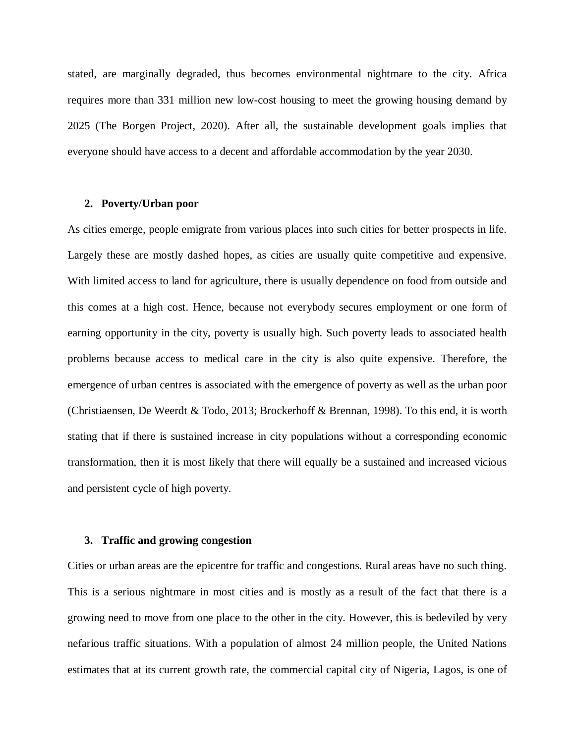stated, are marginally degraded, thus becomes environmental nightmare to the city. Africa requires more than 331 million new low-cost housing to meet the growing housing demand by 2025 (The Borgen Project, 2020). After all, the sustainable development goals implies that everyone should have access to a decent and affordable accommodation by the year 2030.

**2. Poverty/Urban poor**

As cities emerge, people emigrate from various places into such cities for better prospects in life. Largely these are mostly dashed hopes, as cities are usually quite competitive and expensive. With limited access to land for agriculture, there is usually dependence on food from outside and this comes at a high cost. Hence, because not everybody secures employment or one form of earning opportunity in the city, poverty is usually high. Such poverty leads to associated health problems because access to medical care in the city is also quite expensive. Therefore, the emergence of urban centres is associated with the emergence of poverty as well as the urban poor (Christiaensen, De Weerdt & Todo, 2013; Brockerhoff & Brennan, 1998). To this end, it is worth stating that if there is sustained increase in city populations without a corresponding economic transformation, then it is most likely that there will equally be a sustained and increased vicious and persistent cycle of high poverty.

**3. Traffic and growing congestion**

Cities or urban areas are the epicentre for traffic and congestions. Rural areas have no such thing. This is a serious nightmare in most cities and is mostly as a result of the fact that there is a growing need to move from one place to the other in the city. However, this is bedeviled by very nefarious traffic situations. With a population of almost 24 million people, the United Nations estimates that at its current growth rate, the commercial capital city of Nigeria, Lagos, is one of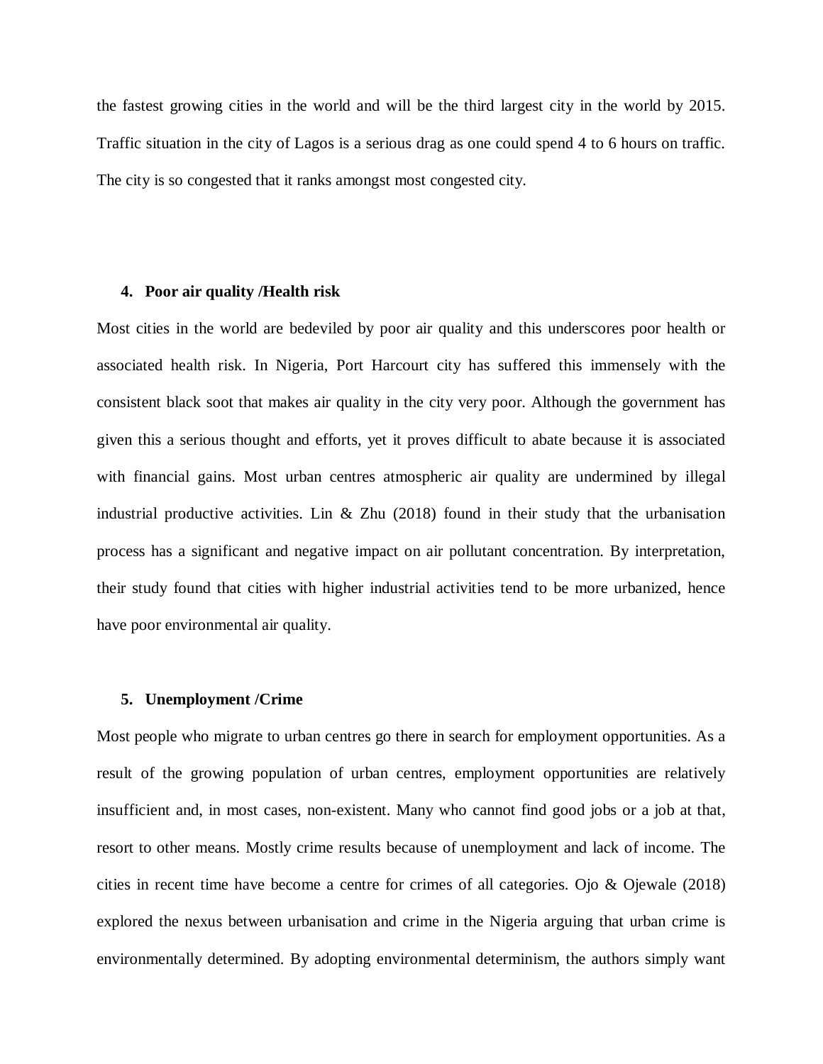the fastest growing cities in the world and will be the third largest city in the world by 2015. Traffic situation in the city of Lagos is a serious drag as one could spend 4 to 6 hours on traffic. The city is so congested that it ranks amongst most congested city.

4. **Poor air quality /Health risk**

Most cities in the world are bedeviled by poor air quality and this underscores poor health or associated health risk. In Nigeria, Port Harcourt city has suffered this immensely with the consistent black soot that makes air quality in the city very poor. Although the government has given this a serious thought and efforts, yet it proves difficult to abate because it is associated with financial gains. Most urban centres atmospheric air quality are undermined by illegal industrial productive activities. Lin & Zhu (2018) found in their study that the urbanisation process has a significant and negative impact on air pollutant concentration. By interpretation, their study found that cities with higher industrial activities tend to be more urbanized, hence have poor environmental air quality.

5. **Unemployment /Crime**

Most people who migrate to urban centres go there in search for employment opportunities. As a result of the growing population of urban centres, employment opportunities are relatively insufficient and, in most cases, non-existent. Many who cannot find good jobs or a job at that, resort to other means. Mostly crime results because of unemployment and lack of income. The cities in recent time have become a centre for crimes of all categories. Ojo & Ojewale (2018) explored the nexus between urbanisation and crime in the Nigeria arguing that urban crime is environmentally determined. By adopting environmental determinism, the authors simply want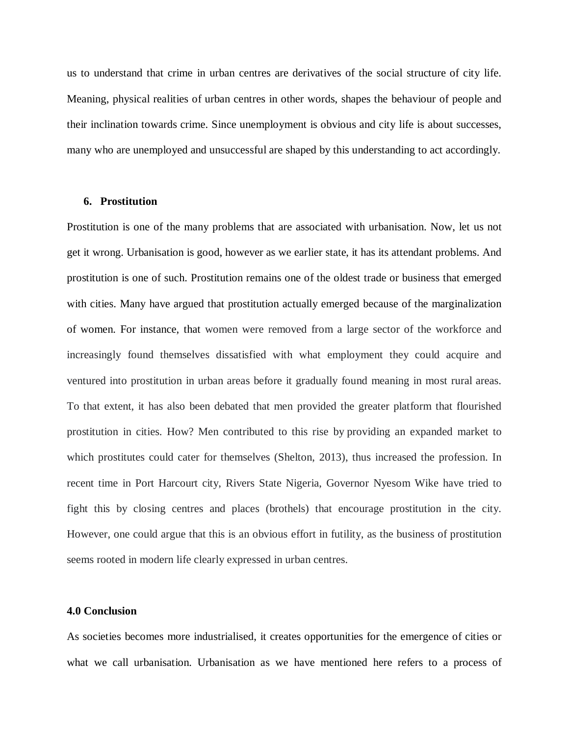us to understand that crime in urban centres are derivatives of the social structure of city life. Meaning, physical realities of urban centres in other words, shapes the behaviour of people and their inclination towards crime. Since unemployment is obvious and city life is about successes, many who are unemployed and unsuccessful are shaped by this understanding to act accordingly.

**6. Prostitution**

Prostitution is one of the many problems that are associated with urbanisation. Now, let us not get it wrong. Urbanisation is good, however as we earlier state, it has its attendant problems. And prostitution is one of such. Prostitution remains one of the oldest trade or business that emerged with cities. Many have argued that prostitution actually emerged because of the marginalization of women. For instance, that women were removed from a large sector of the workforce and increasingly found themselves dissatisfied with what employment they could acquire and ventured into prostitution in urban areas before it gradually found meaning in most rural areas. To that extent, it has also been debated that men provided the greater platform that flourished prostitution in cities. How? Men contributed to this rise by providing an expanded market to which prostitutes could cater for themselves (Shelton, 2013), thus increased the profession. In recent time in Port Harcourt city, Rivers State Nigeria, Governor Nyesom Wike have tried to fight this by closing centres and places (brothels) that encourage prostitution in the city. However, one could argue that this is an obvious effort in futility, as the business of prostitution seems rooted in modern life clearly expressed in urban centres.

## 4.0 Conclusion

As societies becomes more industrialised, it creates opportunities for the emergence of cities or what we call urbanisation. Urbanisation as we have mentioned here refers to a process of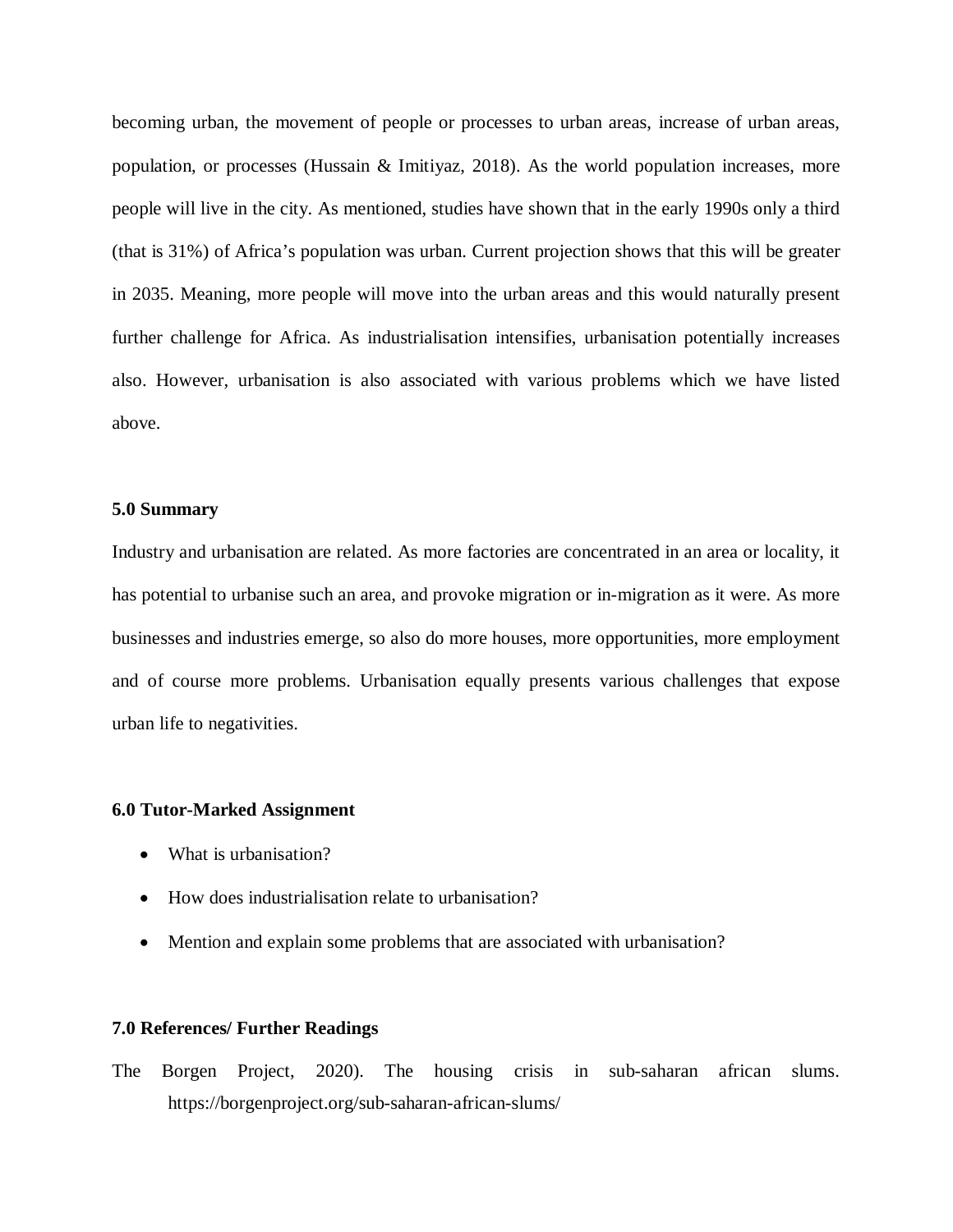becoming urban, the movement of people or processes to urban areas, increase of urban areas, population, or processes (Hussain & Imitiyaz, 2018). As the world population increases, more people will live in the city. As mentioned, studies have shown that in the early 1990s only a third (that is 31%) of Africa's population was urban. Current projection shows that this will be greater in 2035. Meaning, more people will move into the urban areas and this would naturally present further challenge for Africa. As industrialisation intensifies, urbanisation potentially increases also. However, urbanisation is also associated with various problems which we have listed above.

### 5.0 Summary

Industry and urbanisation are related. As more factories are concentrated in an area or locality, it has potential to urbanise such an area, and provoke migration or in-migration as it were. As more businesses and industries emerge, so also do more houses, more opportunities, more employment and of course more problems. Urbanisation equally presents various challenges that expose urban life to negativities.

### 6.0 Tutor-Marked Assignment

- What is urbanisation?
- How does industrialisation relate to urbanisation?
- Mention and explain some problems that are associated with urbanisation?

### 7.0 References/ Further Readings

The Borgen Project, 2020). The housing crisis in sub-saharan african slums. https://borgenproject.org/sub-saharan-african-slums/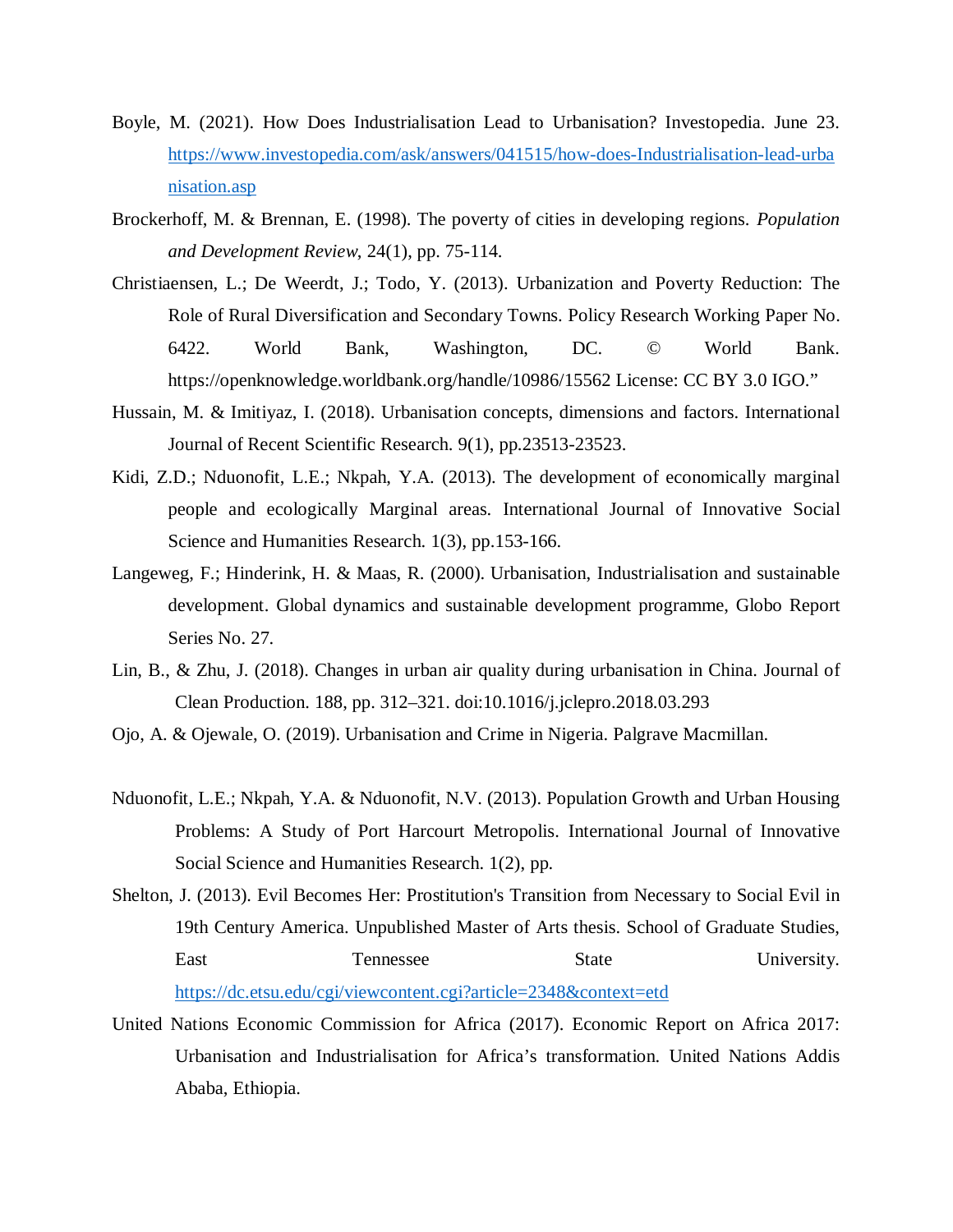Boyle, M. (2021). How Does Industrialisation Lead to Urbanisation? Investopedia. June 23. https://www.investopedia.com/ask/answers/041515/how-does-Industrialisation-lead-urbanisation.asp

Brockerhoff, M. & Brennan, E. (1998). The poverty of cities in developing regions. *Population and Development Review*, 24(1), pp. 75-114.

Christiaensen, L.; De Weerdt, J.; Todo, Y. (2013). Urbanization and Poverty Reduction: The Role of Rural Diversification and Secondary Towns. Policy Research Working Paper No. 6422. World Bank, Washington, DC. © World Bank. https://openknowledge.worldbank.org/handle/10986/15562 License: CC BY 3.0 IGO."

Hussain, M. & Imitiyaz, I. (2018). Urbanisation concepts, dimensions and factors. International Journal of Recent Scientific Research. 9(1), pp.23513-23523.

Kidi, Z.D.; Nduonofit, L.E.; Nkpah, Y.A. (2013). The development of economically marginal people and ecologically Marginal areas. International Journal of Innovative Social Science and Humanities Research. 1(3), pp.153-166.

Langeweg, F.; Hinderink, H. & Maas, R. (2000). Urbanisation, Industrialisation and sustainable development. Global dynamics and sustainable development programme, Globo Report Series No. 27.

Lin, B., & Zhu, J. (2018). Changes in urban air quality during urbanisation in China. Journal of Clean Production. 188, pp. 312–321. doi:10.1016/j.jclepro.2018.03.293

Ojo, A. & Ojewale, O. (2019). Urbanisation and Crime in Nigeria. Palgrave Macmillan.

Nduonofit, L.E.; Nkpah, Y.A. & Nduonofit, N.V. (2013). Population Growth and Urban Housing Problems: A Study of Port Harcourt Metropolis. International Journal of Innovative Social Science and Humanities Research. 1(2), pp.

Shelton, J. (2013). Evil Becomes Her: Prostitution's Transition from Necessary to Social Evil in 19th Century America. Unpublished Master of Arts thesis. School of Graduate Studies, East Tennessee State University. https://dc.etsu.edu/cgi/viewcontent.cgi?article=2348&context=etd

United Nations Economic Commission for Africa (2017). Economic Report on Africa 2017: Urbanisation and Industrialisation for Africa's transformation. United Nations Addis Ababa, Ethiopia.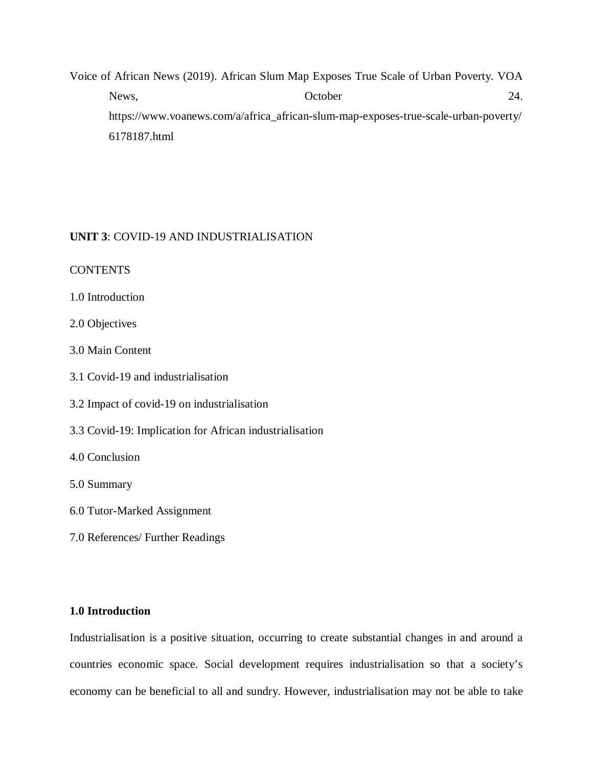Voice of African News (2019). African Slum Map Exposes True Scale of Urban Poverty. VOA News, October 24. https://www.voanews.com/a/africa_african-slum-map-exposes-true-scale-urban-poverty/6178187.html

**UNIT 3**: COVID-19 AND INDUSTRIALISATION

CONTENTS

1.0 Introduction

2.0 Objectives

3.0 Main Content

3.1 Covid-19 and industrialisation

3.2 Impact of covid-19 on industrialisation

3.3 Covid-19: Implication for African industrialisation

4.0 Conclusion

5.0 Summary

6.0 Tutor-Marked Assignment

7.0 References/ Further Readings

**1.0 Introduction**

Industrialisation is a positive situation, occurring to create substantial changes in and around a countries economic space. Social development requires industrialisation so that a society's economy can be beneficial to all and sundry. However, industrialisation may not be able to take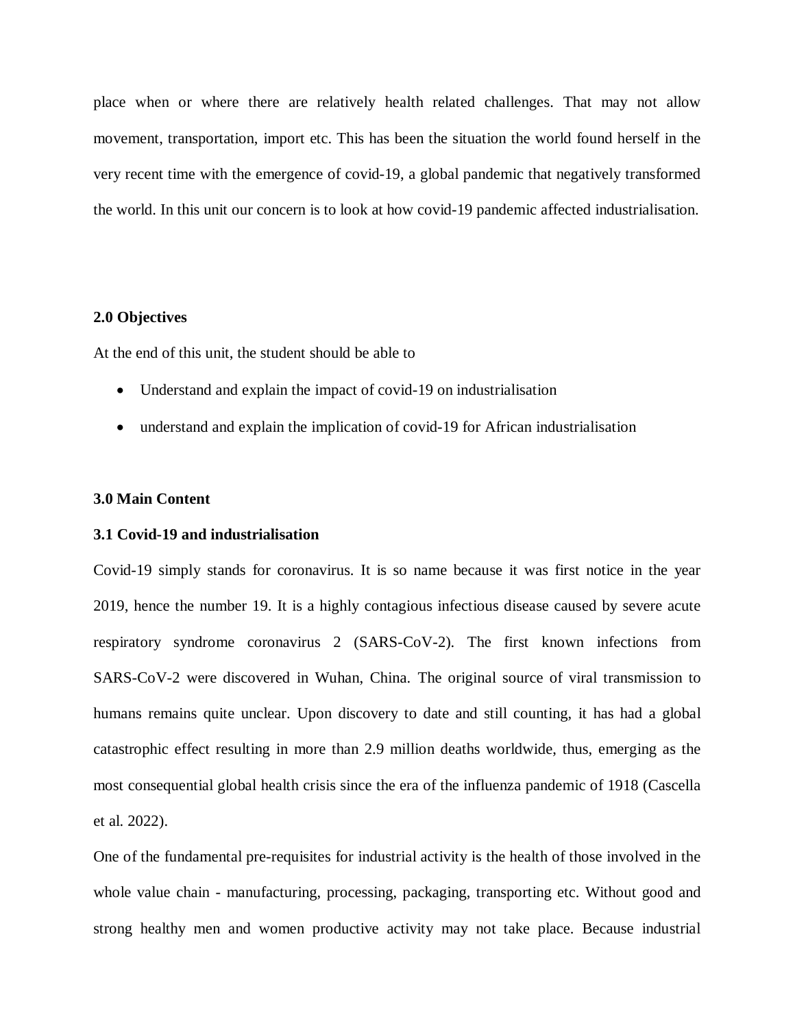place when or where there are relatively health related challenges. That may not allow movement, transportation, import etc. This has been the situation the world found herself in the very recent time with the emergence of covid-19, a global pandemic that negatively transformed the world. In this unit our concern is to look at how covid-19 pandemic affected industrialisation.

**2.0 Objectives**

At the end of this unit, the student should be able to

- Understand and explain the impact of covid-19 on industrialisation
- understand and explain the implication of covid-19 for African industrialisation

**3.0 Main Content**

**3.1 Covid-19 and industrialisation**

Covid-19 simply stands for coronavirus. It is so name because it was first notice in the year 2019, hence the number 19. It is a highly contagious infectious disease caused by severe acute respiratory syndrome coronavirus 2 (SARS-CoV-2). The first known infections from SARS-CoV-2 were discovered in Wuhan, China. The original source of viral transmission to humans remains quite unclear. Upon discovery to date and still counting, it has had a global catastrophic effect resulting in more than 2.9 million deaths worldwide, thus, emerging as the most consequential global health crisis since the era of the influenza pandemic of 1918 (Cascella et al. 2022).

One of the fundamental pre-requisites for industrial activity is the health of those involved in the whole value chain - manufacturing, processing, packaging, transporting etc. Without good and strong healthy men and women productive activity may not take place. Because industrial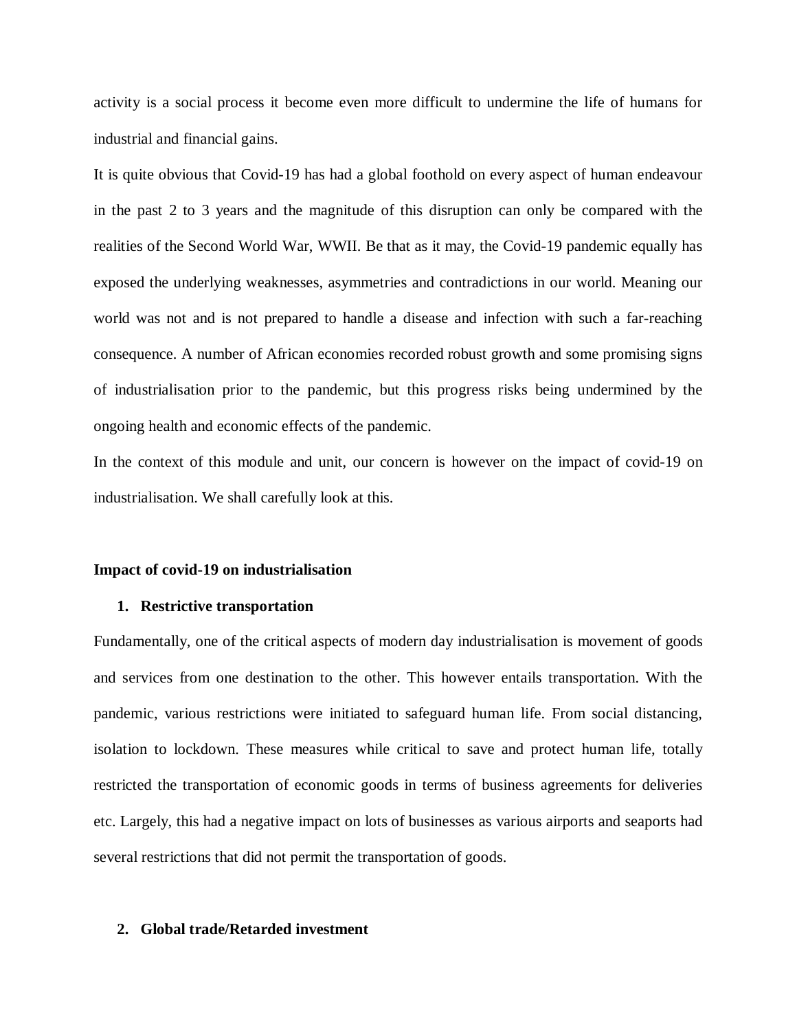activity is a social process it become even more difficult to undermine the life of humans for industrial and financial gains.

It is quite obvious that Covid-19 has had a global foothold on every aspect of human endeavour in the past 2 to 3 years and the magnitude of this disruption can only be compared with the realities of the Second World War, WWII. Be that as it may, the Covid-19 pandemic equally has exposed the underlying weaknesses, asymmetries and contradictions in our world. Meaning our world was not and is not prepared to handle a disease and infection with such a far-reaching consequence. A number of African economies recorded robust growth and some promising signs of industrialisation prior to the pandemic, but this progress risks being undermined by the ongoing health and economic effects of the pandemic.

In the context of this module and unit, our concern is however on the impact of covid-19 on industrialisation. We shall carefully look at this.

**Impact of covid-19 on industrialisation**

1. **Restrictive transportation**

Fundamentally, one of the critical aspects of modern day industrialisation is movement of goods and services from one destination to the other. This however entails transportation. With the pandemic, various restrictions were initiated to safeguard human life. From social distancing, isolation to lockdown. These measures while critical to save and protect human life, totally restricted the transportation of economic goods in terms of business agreements for deliveries etc. Largely, this had a negative impact on lots of businesses as various airports and seaports had several restrictions that did not permit the transportation of goods.

2. **Global trade/Retarded investment**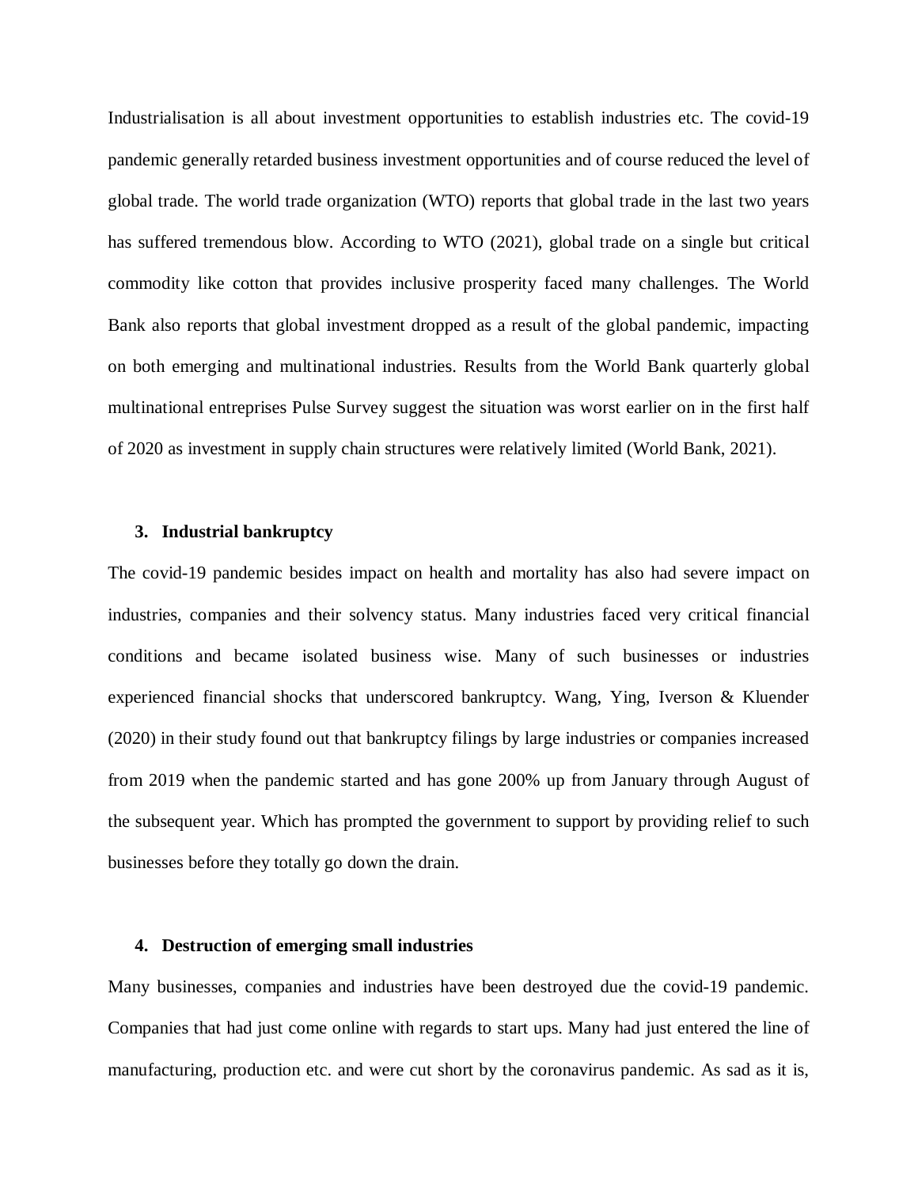Industrialisation is all about investment opportunities to establish industries etc. The covid-19 pandemic generally retarded business investment opportunities and of course reduced the level of global trade. The world trade organization (WTO) reports that global trade in the last two years has suffered tremendous blow. According to WTO (2021), global trade on a single but critical commodity like cotton that provides inclusive prosperity faced many challenges. The World Bank also reports that global investment dropped as a result of the global pandemic, impacting on both emerging and multinational industries. Results from the World Bank quarterly global multinational entreprises Pulse Survey suggest the situation was worst earlier on in the first half of 2020 as investment in supply chain structures were relatively limited (World Bank, 2021).

3. **Industrial bankruptcy**

The covid-19 pandemic besides impact on health and mortality has also had severe impact on industries, companies and their solvency status. Many industries faced very critical financial conditions and became isolated business wise. Many of such businesses or industries experienced financial shocks that underscored bankruptcy. Wang, Ying, Iverson & Kluender (2020) in their study found out that bankruptcy filings by large industries or companies increased from 2019 when the pandemic started and has gone 200% up from January through August of the subsequent year. Which has prompted the government to support by providing relief to such businesses before they totally go down the drain.

4. **Destruction of emerging small industries**

Many businesses, companies and industries have been destroyed due the covid-19 pandemic. Companies that had just come online with regards to start ups. Many had just entered the line of manufacturing, production etc. and were cut short by the coronavirus pandemic. As sad as it is,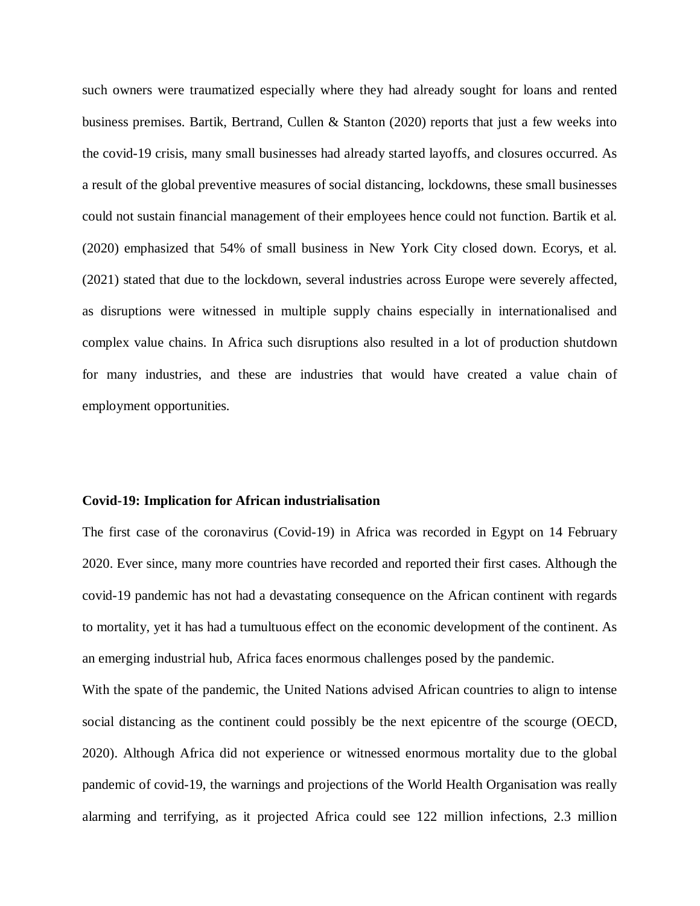such owners were traumatized especially where they had already sought for loans and rented business premises. Bartik, Bertrand, Cullen & Stanton (2020) reports that just a few weeks into the covid-19 crisis, many small businesses had already started layoffs, and closures occurred. As a result of the global preventive measures of social distancing, lockdowns, these small businesses could not sustain financial management of their employees hence could not function. Bartik et al. (2020) emphasized that 54% of small business in New York City closed down. Ecorys, et al. (2021) stated that due to the lockdown, several industries across Europe were severely affected, as disruptions were witnessed in multiple supply chains especially in internationalised and complex value chains. In Africa such disruptions also resulted in a lot of production shutdown for many industries, and these are industries that would have created a value chain of employment opportunities.

**Covid-19: Implication for African industrialisation**

The first case of the coronavirus (Covid-19) in Africa was recorded in Egypt on 14 February 2020. Ever since, many more countries have recorded and reported their first cases. Although the covid-19 pandemic has not had a devastating consequence on the African continent with regards to mortality, yet it has had a tumultuous effect on the economic development of the continent. As an emerging industrial hub, Africa faces enormous challenges posed by the pandemic.

With the spate of the pandemic, the United Nations advised African countries to align to intense social distancing as the continent could possibly be the next epicentre of the scourge (OECD, 2020). Although Africa did not experience or witnessed enormous mortality due to the global pandemic of covid-19, the warnings and projections of the World Health Organisation was really alarming and terrifying, as it projected Africa could see 122 million infections, 2.3 million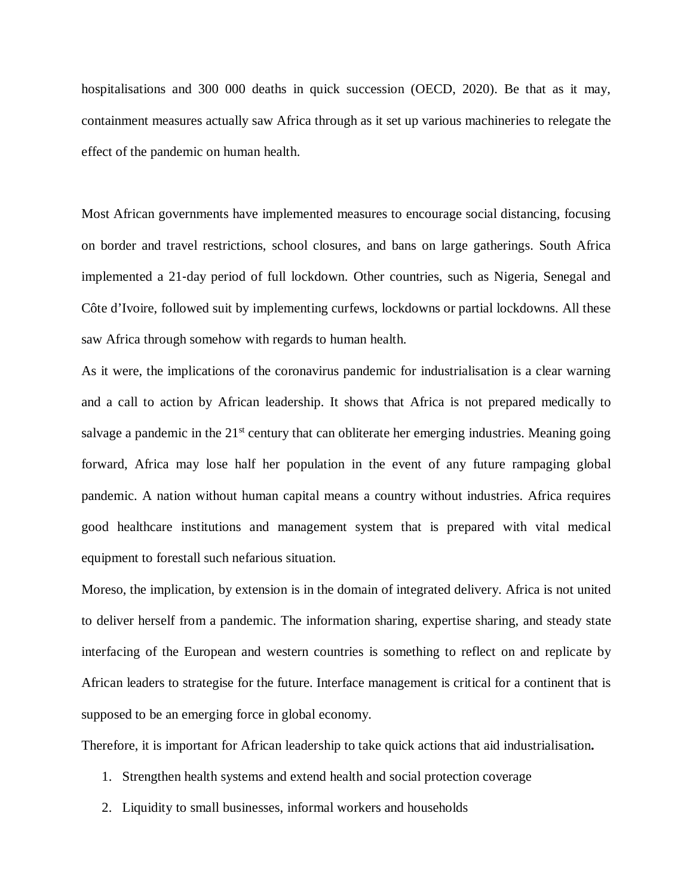hospitalisations and 300 000 deaths in quick succession (OECD, 2020). Be that as it may, containment measures actually saw Africa through as it set up various machineries to relegate the effect of the pandemic on human health.

Most African governments have implemented measures to encourage social distancing, focusing on border and travel restrictions, school closures, and bans on large gatherings. South Africa implemented a 21-day period of full lockdown. Other countries, such as Nigeria, Senegal and Côte d'Ivoire, followed suit by implementing curfews, lockdowns or partial lockdowns. All these saw Africa through somehow with regards to human health.

As it were, the implications of the coronavirus pandemic for industrialisation is a clear warning and a call to action by African leadership. It shows that Africa is not prepared medically to salvage a pandemic in the 21st century that can obliterate her emerging industries. Meaning going forward, Africa may lose half her population in the event of any future rampaging global pandemic. A nation without human capital means a country without industries. Africa requires good healthcare institutions and management system that is prepared with vital medical equipment to forestall such nefarious situation.

Moreso, the implication, by extension is in the domain of integrated delivery. Africa is not united to deliver herself from a pandemic. The information sharing, expertise sharing, and steady state interfacing of the European and western countries is something to reflect on and replicate by African leaders to strategise for the future. Interface management is critical for a continent that is supposed to be an emerging force in global economy.

Therefore, it is important for African leadership to take quick actions that aid industrialisation**.**

1. Strengthen health systems and extend health and social protection coverage
2. Liquidity to small businesses, informal workers and households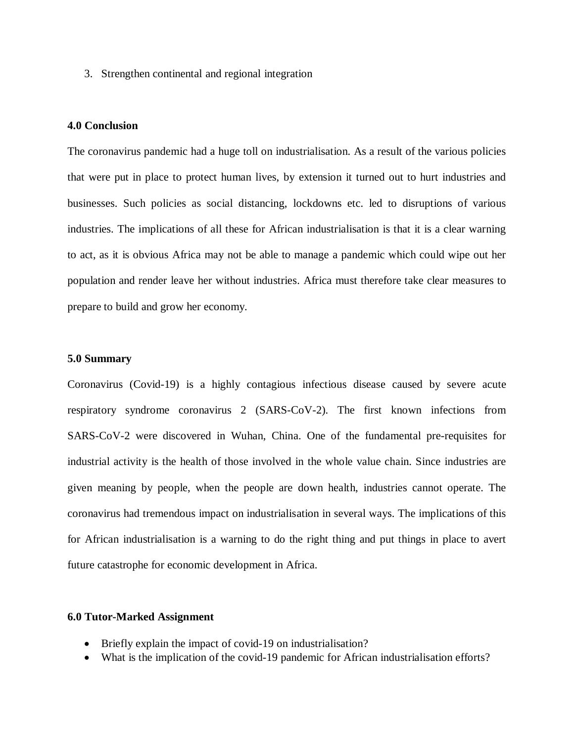3. Strengthen continental and regional integration

**4.0 Conclusion**

The coronavirus pandemic had a huge toll on industrialisation. As a result of the various policies that were put in place to protect human lives, by extension it turned out to hurt industries and businesses. Such policies as social distancing, lockdowns etc. led to disruptions of various industries. The implications of all these for African industrialisation is that it is a clear warning to act, as it is obvious Africa may not be able to manage a pandemic which could wipe out her population and render leave her without industries. Africa must therefore take clear measures to prepare to build and grow her economy.

**5.0 Summary**

Coronavirus (Covid-19) is a highly contagious infectious disease caused by severe acute respiratory syndrome coronavirus 2 (SARS-CoV-2). The first known infections from SARS-CoV-2 were discovered in Wuhan, China. One of the fundamental pre-requisites for industrial activity is the health of those involved in the whole value chain. Since industries are given meaning by people, when the people are down health, industries cannot operate. The coronavirus had tremendous impact on industrialisation in several ways. The implications of this for African industrialisation is a warning to do the right thing and put things in place to avert future catastrophe for economic development in Africa.

**6.0 Tutor-Marked Assignment**

- Briefly explain the impact of covid-19 on industrialisation?
- What is the implication of the covid-19 pandemic for African industrialisation efforts?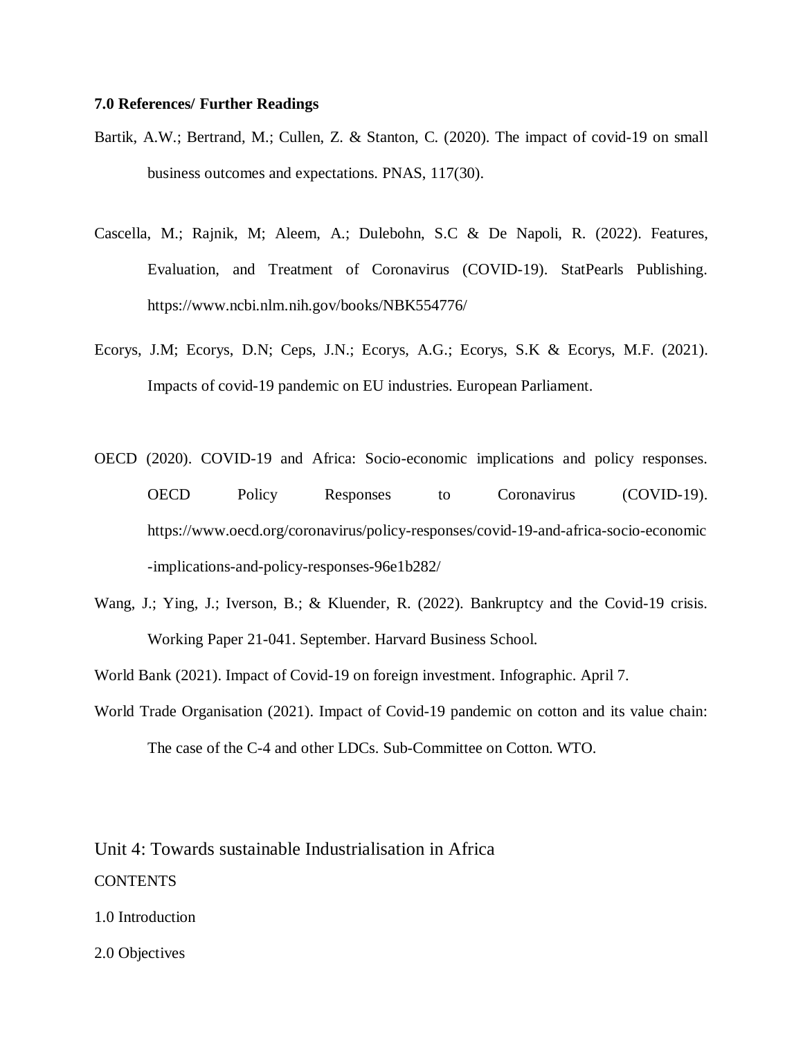**7.0 References/ Further Readings**

Bartik, A.W.; Bertrand, M.; Cullen, Z. & Stanton, C. (2020). The impact of covid-19 on small business outcomes and expectations. PNAS, 117(30).

Cascella, M.; Rajnik, M; Aleem, A.; Dulebohn, S.C & De Napoli, R. (2022). Features, Evaluation, and Treatment of Coronavirus (COVID-19). StatPearls Publishing. https://www.ncbi.nlm.nih.gov/books/NBK554776/

Ecorys, J.M; Ecorys, D.N; Ceps, J.N.; Ecorys, A.G.; Ecorys, S.K & Ecorys, M.F. (2021). Impacts of covid-19 pandemic on EU industries. European Parliament.

OECD (2020). COVID-19 and Africa: Socio-economic implications and policy responses. OECD Policy Responses to Coronavirus (COVID-19). https://www.oecd.org/coronavirus/policy-responses/covid-19-and-africa-socio-economic-implications-and-policy-responses-96e1b282/

Wang, J.; Ying, J.; Iverson, B.; & Kluender, R. (2022). Bankruptcy and the Covid-19 crisis. Working Paper 21-041. September. Harvard Business School.

World Bank (2021). Impact of Covid-19 on foreign investment. Infographic. April 7.

World Trade Organisation (2021). Impact of Covid-19 pandemic on cotton and its value chain: The case of the C-4 and other LDCs. Sub-Committee on Cotton. WTO.

## Unit 4: Towards sustainable Industrialisation in Africa

CONTENTS

1.0 Introduction

2.0 Objectives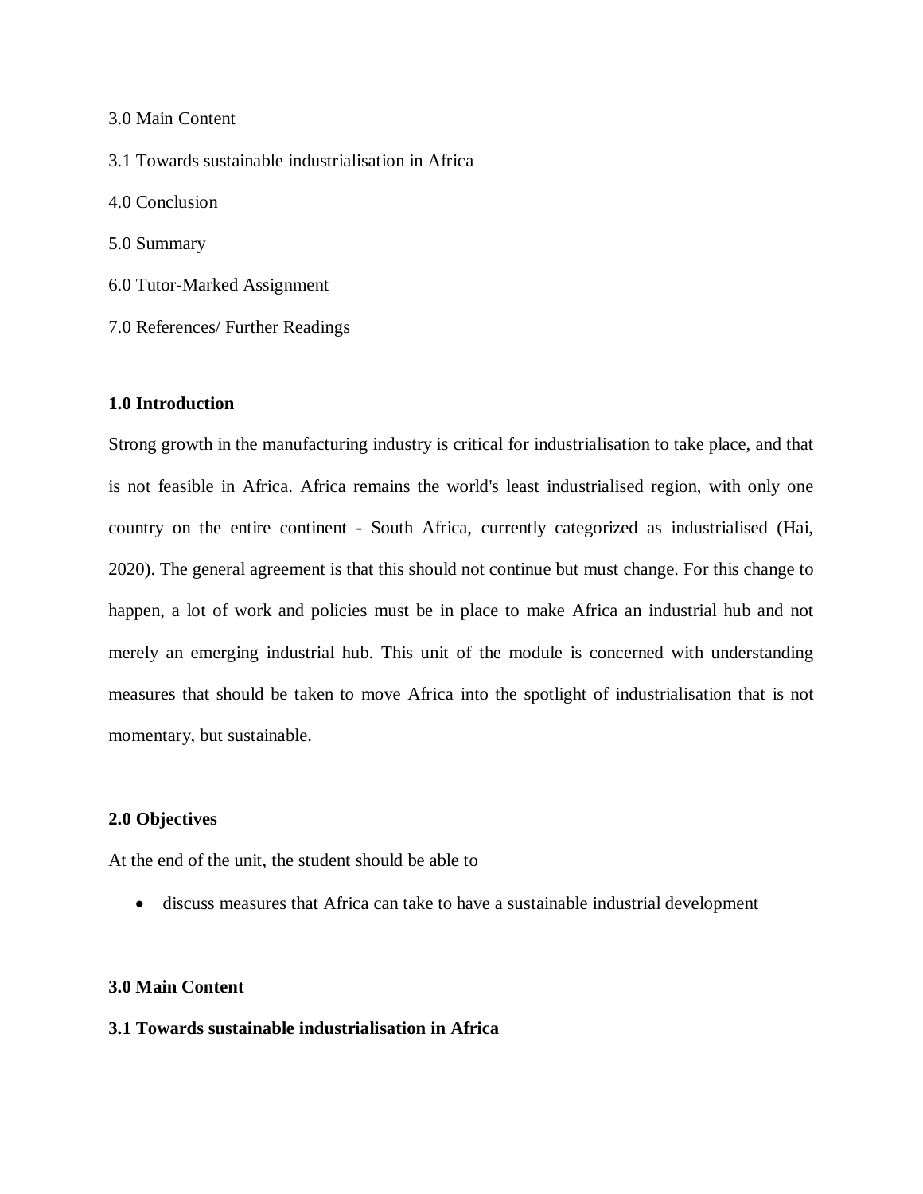3.0 Main Content

3.1 Towards sustainable industrialisation in Africa

4.0 Conclusion

5.0 Summary

6.0 Tutor-Marked Assignment

7.0 References/ Further Readings

## 1.0 Introduction

Strong growth in the manufacturing industry is critical for industrialisation to take place, and that is not feasible in Africa. Africa remains the world's least industrialised region, with only one country on the entire continent - South Africa, currently categorized as industrialised (Hai, 2020). The general agreement is that this should not continue but must change. For this change to happen, a lot of work and policies must be in place to make Africa an industrial hub and not merely an emerging industrial hub. This unit of the module is concerned with understanding measures that should be taken to move Africa into the spotlight of industrialisation that is not momentary, but sustainable.

## 2.0 Objectives

At the end of the unit, the student should be able to

- discuss measures that Africa can take to have a sustainable industrial development

## 3.0 Main Content

### 3.1 Towards sustainable industrialisation in Africa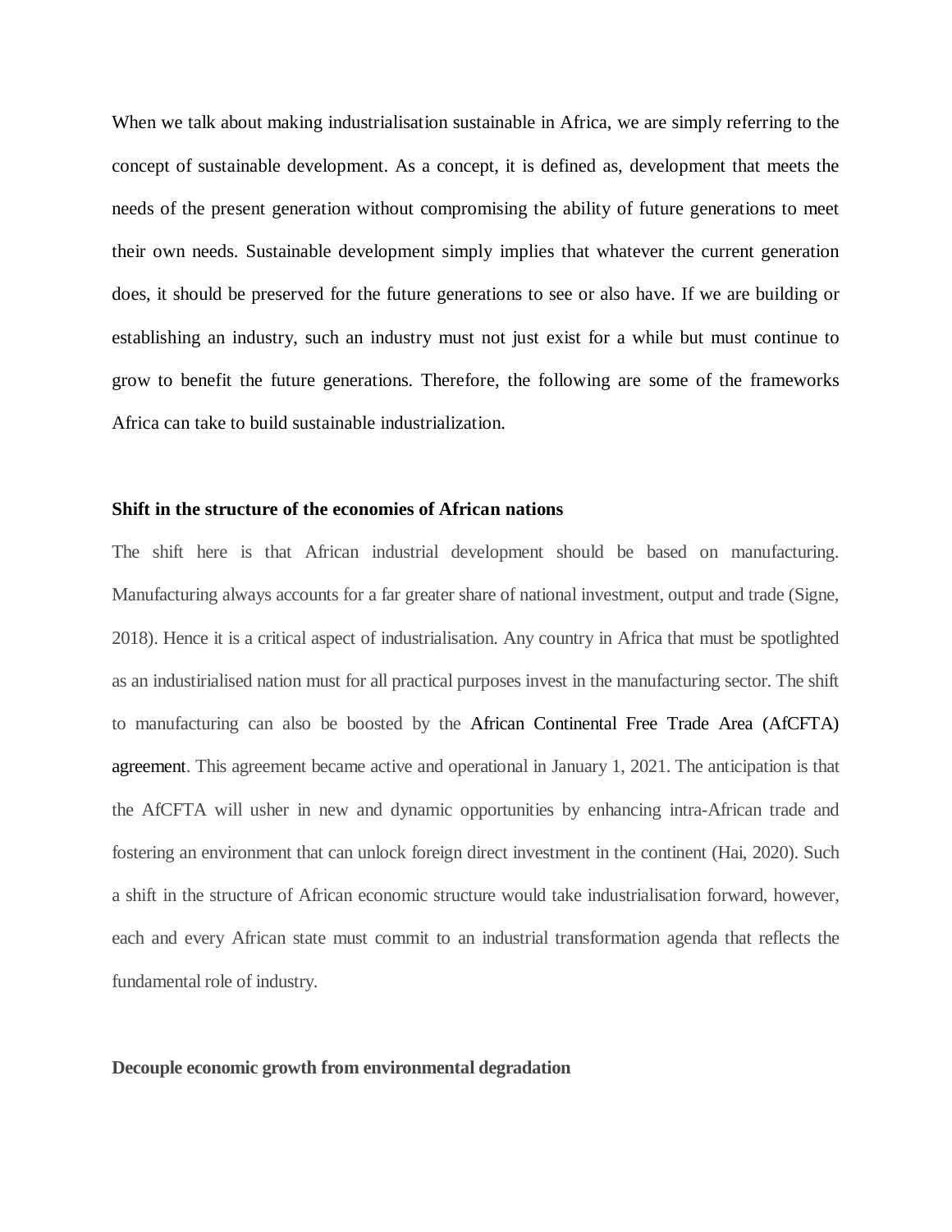When we talk about making industrialisation sustainable in Africa, we are simply referring to the concept of sustainable development. As a concept, it is defined as, development that meets the needs of the present generation without compromising the ability of future generations to meet their own needs. Sustainable development simply implies that whatever the current generation does, it should be preserved for the future generations to see or also have. If we are building or establishing an industry, such an industry must not just exist for a while but must continue to grow to benefit the future generations. Therefore, the following are some of the frameworks Africa can take to build sustainable industrialization.

**Shift in the structure of the economies of African nations**

The shift here is that African industrial development should be based on manufacturing. Manufacturing always accounts for a far greater share of national investment, output and trade (Signe, 2018). Hence it is a critical aspect of industrialisation. Any country in Africa that must be spotlighted as an industirialised nation must for all practical purposes invest in the manufacturing sector. The shift to manufacturing can also be boosted by the African Continental Free Trade Area (AfCFTA) agreement. This agreement became active and operational in January 1, 2021. The anticipation is that the AfCFTA will usher in new and dynamic opportunities by enhancing intra-African trade and fostering an environment that can unlock foreign direct investment in the continent (Hai, 2020). Such a shift in the structure of African economic structure would take industrialisation forward, however, each and every African state must commit to an industrial transformation agenda that reflects the fundamental role of industry.

**Decouple economic growth from environmental degradation**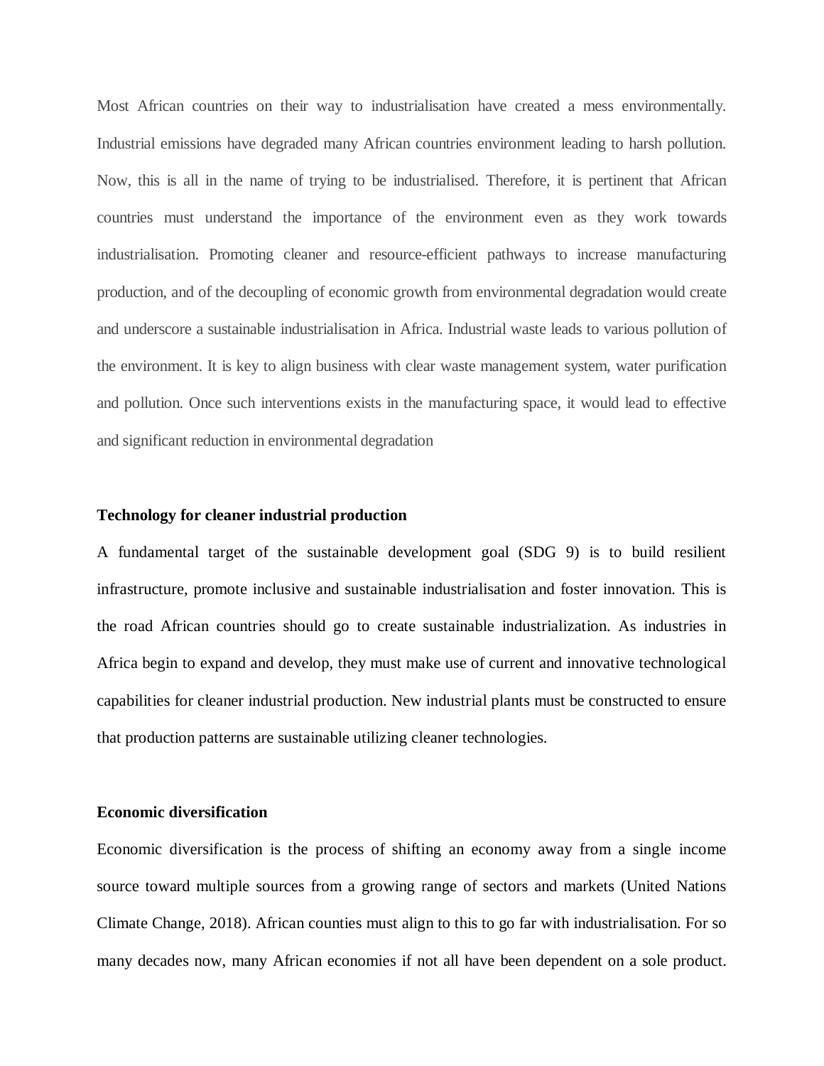Most African countries on their way to industrialisation have created a mess environmentally. Industrial emissions have degraded many African countries environment leading to harsh pollution. Now, this is all in the name of trying to be industrialised. Therefore, it is pertinent that African countries must understand the importance of the environment even as they work towards industrialisation. Promoting cleaner and resource-efficient pathways to increase manufacturing production, and of the decoupling of economic growth from environmental degradation would create and underscore a sustainable industrialisation in Africa. Industrial waste leads to various pollution of the environment. It is key to align business with clear waste management system, water purification and pollution. Once such interventions exists in the manufacturing space, it would lead to effective and significant reduction in environmental degradation

**Technology for cleaner industrial production**

A fundamental target of the sustainable development goal (SDG 9) is to build resilient infrastructure, promote inclusive and sustainable industrialisation and foster innovation. This is the road African countries should go to create sustainable industrialization. As industries in Africa begin to expand and develop, they must make use of current and innovative technological capabilities for cleaner industrial production. New industrial plants must be constructed to ensure that production patterns are sustainable utilizing cleaner technologies.

**Economic diversification**

Economic diversification is the process of shifting an economy away from a single income source toward multiple sources from a growing range of sectors and markets (United Nations Climate Change, 2018). African counties must align to this to go far with industrialisation. For so many decades now, many African economies if not all have been dependent on a sole product.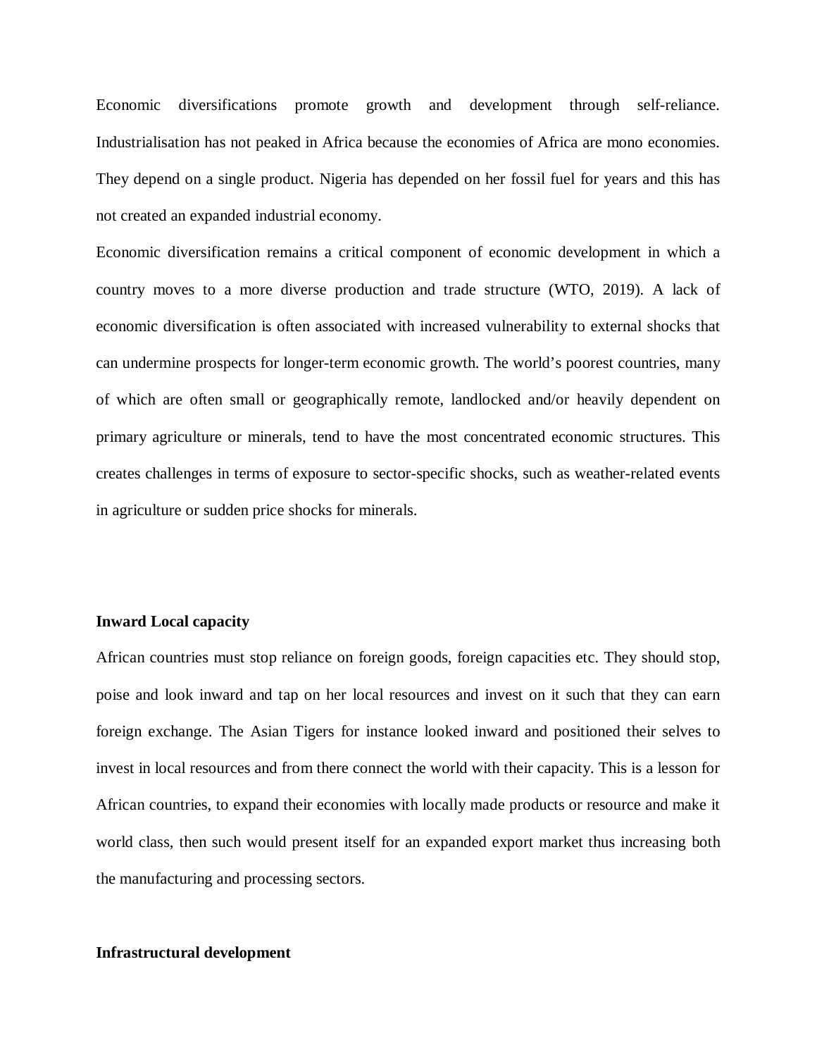Economic diversifications promote growth and development through self-reliance. Industrialisation has not peaked in Africa because the economies of Africa are mono economies. They depend on a single product. Nigeria has depended on her fossil fuel for years and this has not created an expanded industrial economy.

Economic diversification remains a critical component of economic development in which a country moves to a more diverse production and trade structure (WTO, 2019). A lack of economic diversification is often associated with increased vulnerability to external shocks that can undermine prospects for longer-term economic growth. The world's poorest countries, many of which are often small or geographically remote, landlocked and/or heavily dependent on primary agriculture or minerals, tend to have the most concentrated economic structures. This creates challenges in terms of exposure to sector-specific shocks, such as weather-related events in agriculture or sudden price shocks for minerals.

**Inward Local capacity**

African countries must stop reliance on foreign goods, foreign capacities etc. They should stop, poise and look inward and tap on her local resources and invest on it such that they can earn foreign exchange. The Asian Tigers for instance looked inward and positioned their selves to invest in local resources and from there connect the world with their capacity. This is a lesson for African countries, to expand their economies with locally made products or resource and make it world class, then such would present itself for an expanded export market thus increasing both the manufacturing and processing sectors.

**Infrastructural development**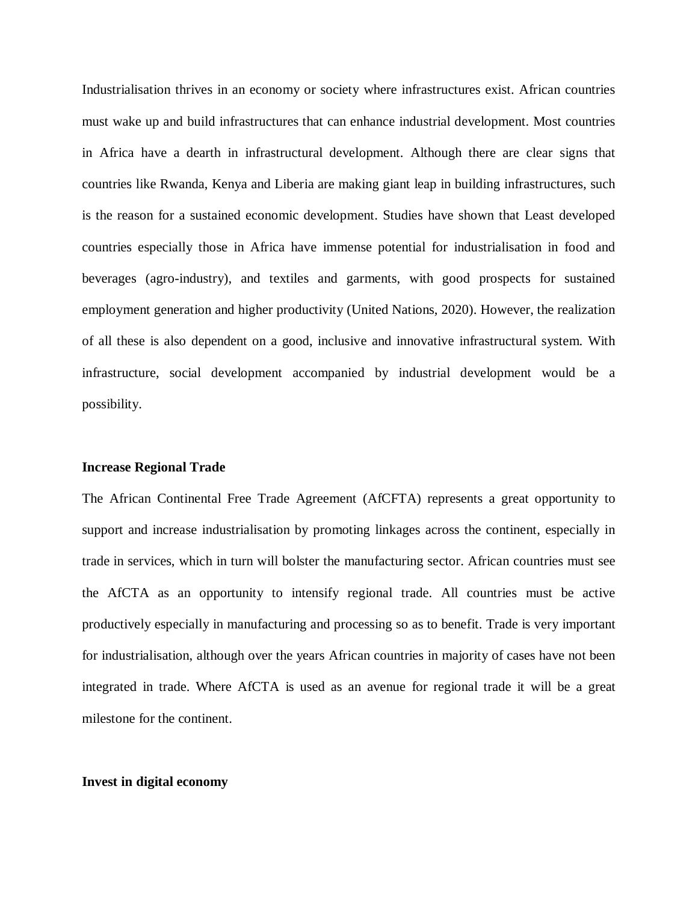Industrialisation thrives in an economy or society where infrastructures exist. African countries must wake up and build infrastructures that can enhance industrial development. Most countries in Africa have a dearth in infrastructural development. Although there are clear signs that countries like Rwanda, Kenya and Liberia are making giant leap in building infrastructures, such is the reason for a sustained economic development. Studies have shown that Least developed countries especially those in Africa have immense potential for industrialisation in food and beverages (agro-industry), and textiles and garments, with good prospects for sustained employment generation and higher productivity (United Nations, 2020). However, the realization of all these is also dependent on a good, inclusive and innovative infrastructural system. With infrastructure, social development accompanied by industrial development would be a possibility.

**Increase Regional Trade**

The African Continental Free Trade Agreement (AfCFTA) represents a great opportunity to support and increase industrialisation by promoting linkages across the continent, especially in trade in services, which in turn will bolster the manufacturing sector. African countries must see the AfCTA as an opportunity to intensify regional trade. All countries must be active productively especially in manufacturing and processing so as to benefit. Trade is very important for industrialisation, although over the years African countries in majority of cases have not been integrated in trade. Where AfCTA is used as an avenue for regional trade it will be a great milestone for the continent.

**Invest in digital economy**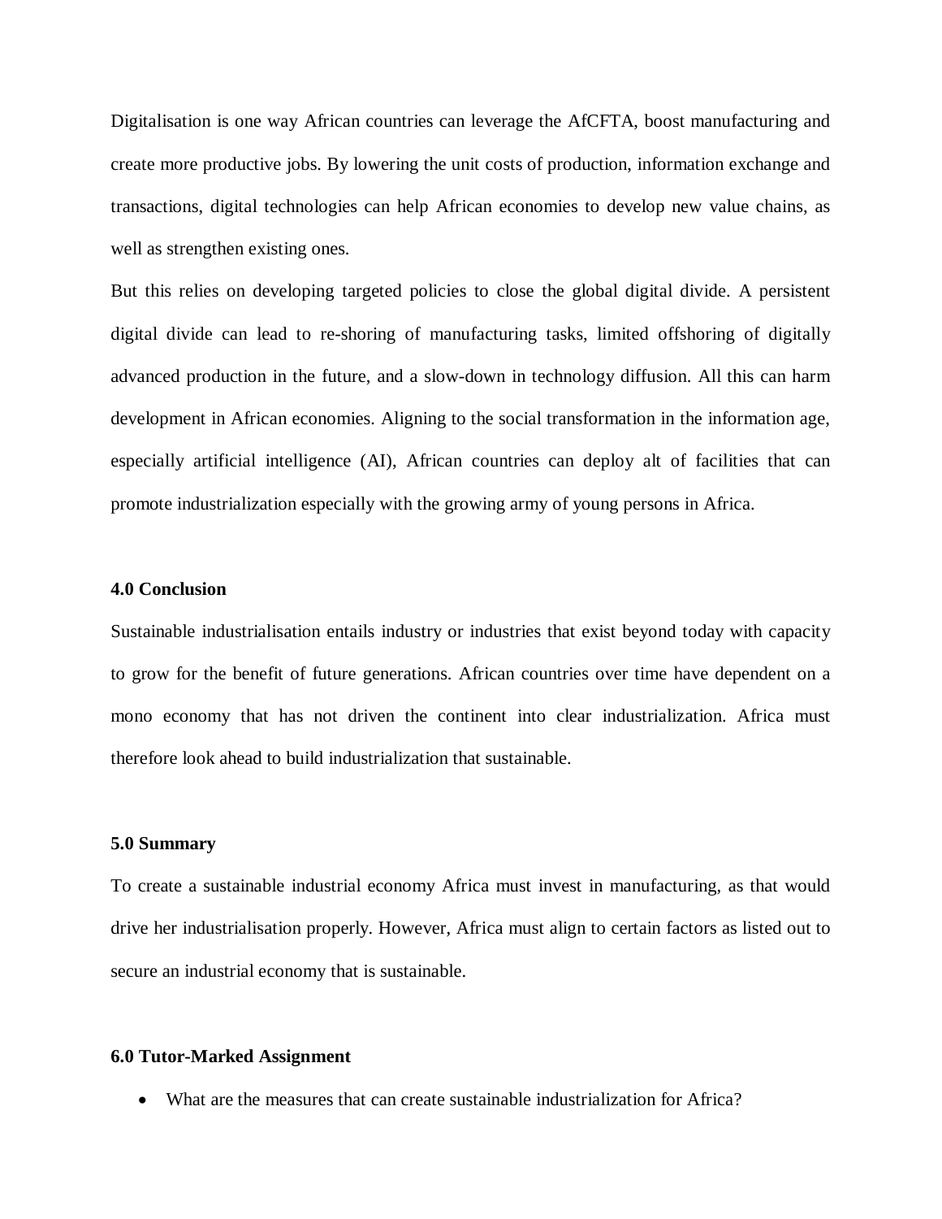Digitalisation is one way African countries can leverage the AfCFTA, boost manufacturing and create more productive jobs. By lowering the unit costs of production, information exchange and transactions, digital technologies can help African economies to develop new value chains, as well as strengthen existing ones.

But this relies on developing targeted policies to close the global digital divide. A persistent digital divide can lead to re-shoring of manufacturing tasks, limited offshoring of digitally advanced production in the future, and a slow-down in technology diffusion. All this can harm development in African economies. Aligning to the social transformation in the information age, especially artificial intelligence (AI), African countries can deploy alt of facilities that can promote industrialization especially with the growing army of young persons in Africa.

**4.0 Conclusion**

Sustainable industrialisation entails industry or industries that exist beyond today with capacity to grow for the benefit of future generations. African countries over time have dependent on a mono economy that has not driven the continent into clear industrialization. Africa must therefore look ahead to build industrialization that sustainable.

**5.0 Summary**

To create a sustainable industrial economy Africa must invest in manufacturing, as that would drive her industrialisation properly. However, Africa must align to certain factors as listed out to secure an industrial economy that is sustainable.

**6.0 Tutor-Marked Assignment**

- What are the measures that can create sustainable industrialization for Africa?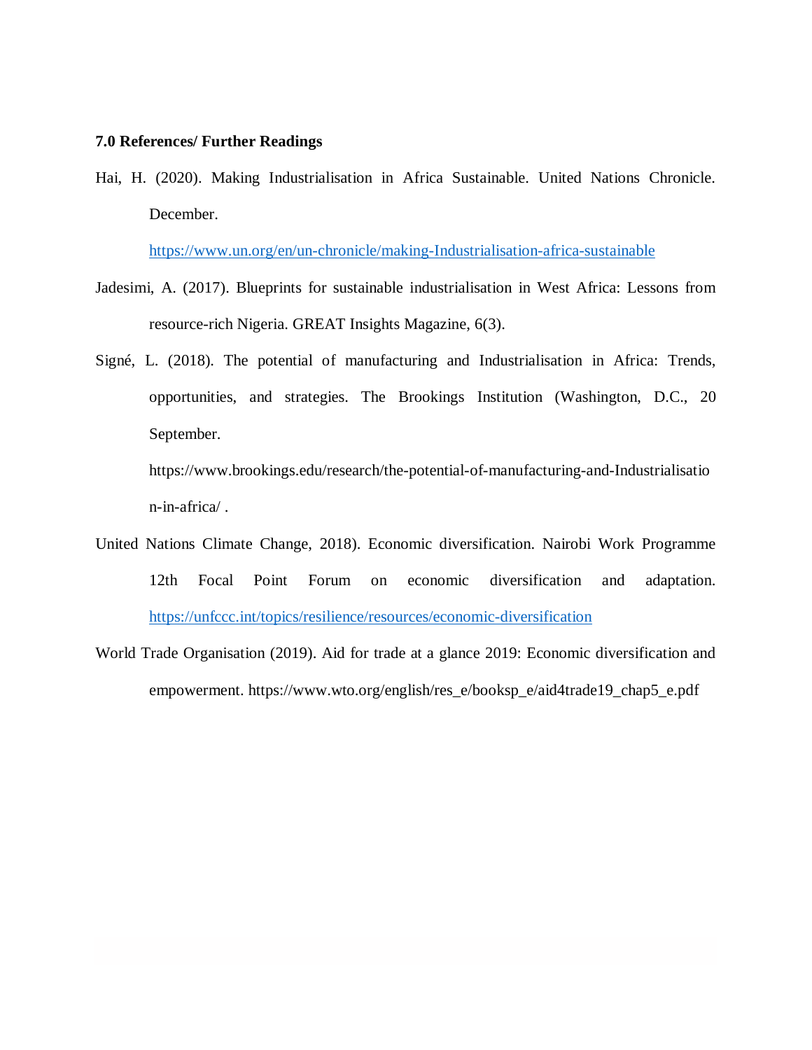**7.0 References/ Further Readings**

Hai, H. (2020). Making Industrialisation in Africa Sustainable. United Nations Chronicle. December. https://www.un.org/en/un-chronicle/making-Industrialisation-africa-sustainable

Jadesimi, A. (2017). Blueprints for sustainable industrialisation in West Africa: Lessons from resource-rich Nigeria. GREAT Insights Magazine, 6(3).

Signé, L. (2018). The potential of manufacturing and Industrialisation in Africa: Trends, opportunities, and strategies. The Brookings Institution (Washington, D.C., 20 September. https://www.brookings.edu/research/the-potential-of-manufacturing-and-Industrialisation-in-africa/ .

United Nations Climate Change, 2018). Economic diversification. Nairobi Work Programme 12th Focal Point Forum on economic diversification and adaptation. https://unfccc.int/topics/resilience/resources/economic-diversification

World Trade Organisation (2019). Aid for trade at a glance 2019: Economic diversification and empowerment. https://www.wto.org/english/res_e/booksp_e/aid4trade19_chap5_e.pdf